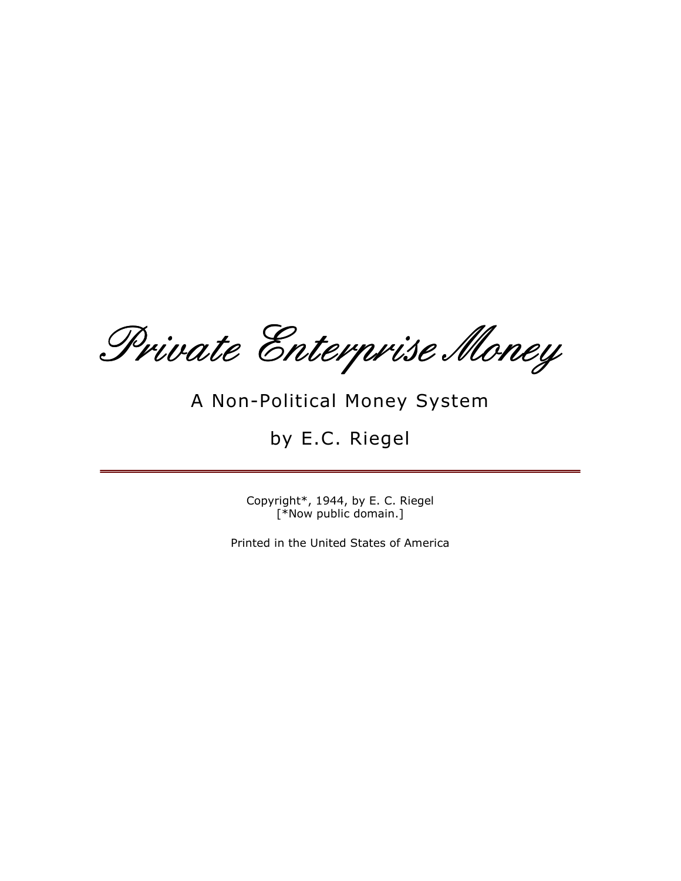# Private Enterprise Money

## A Non-Political Money System

### by E.C. Riegel

---

Copyright*, 1944, by E. C. Riegel
[*Now public domain.]

Printed in the United States of America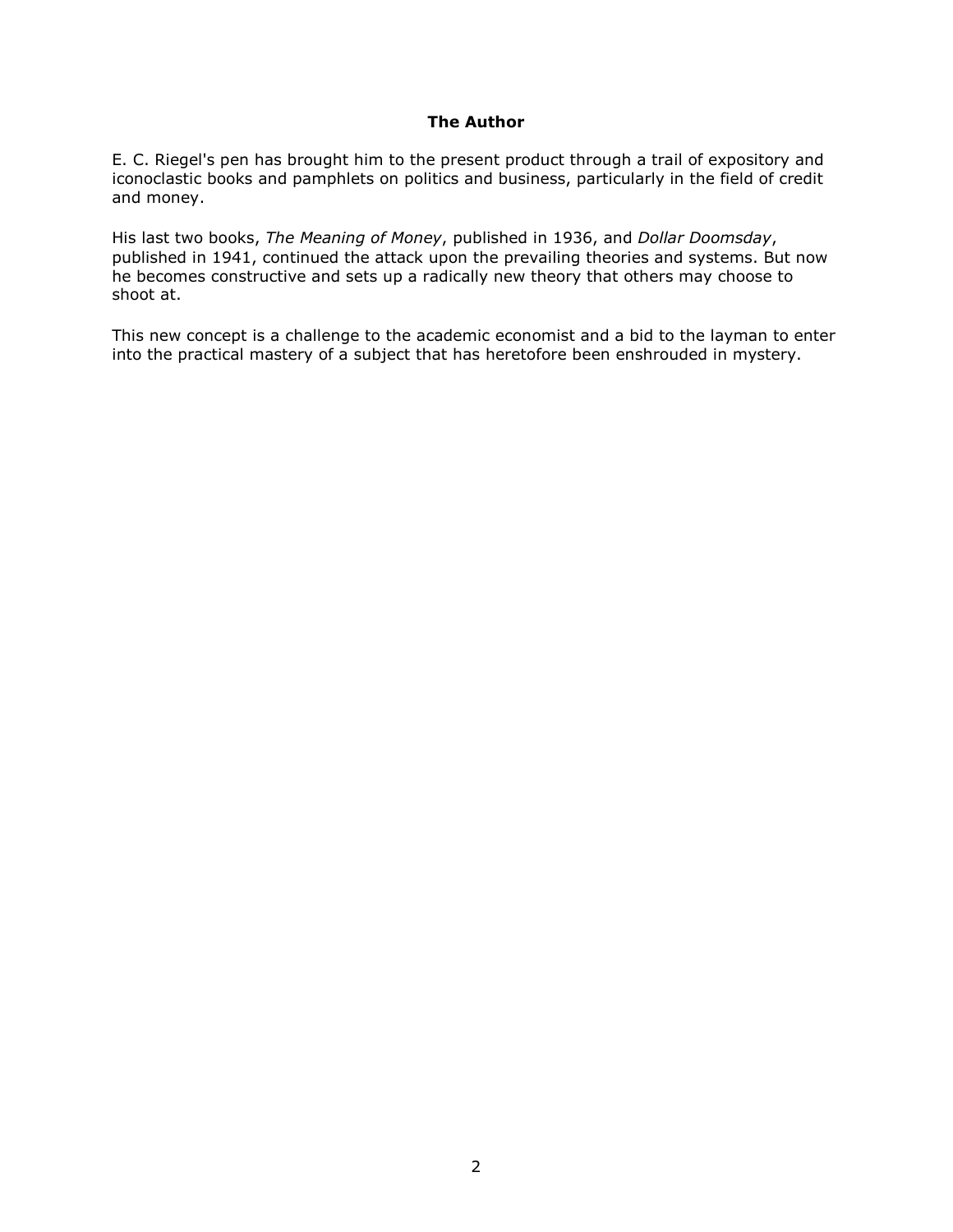## The Author

E. C. Riegel's pen has brought him to the present product through a trail of expository and iconoclastic books and pamphlets on politics and business, particularly in the field of credit and money.

His last two books, *The Meaning of Money*, published in 1936, and *Dollar Doomsday*, published in 1941, continued the attack upon the prevailing theories and systems. But now he becomes constructive and sets up a radically new theory that others may choose to shoot at.

This new concept is a challenge to the academic economist and a bid to the layman to enter into the practical mastery of a subject that has heretofore been enshrouded in mystery.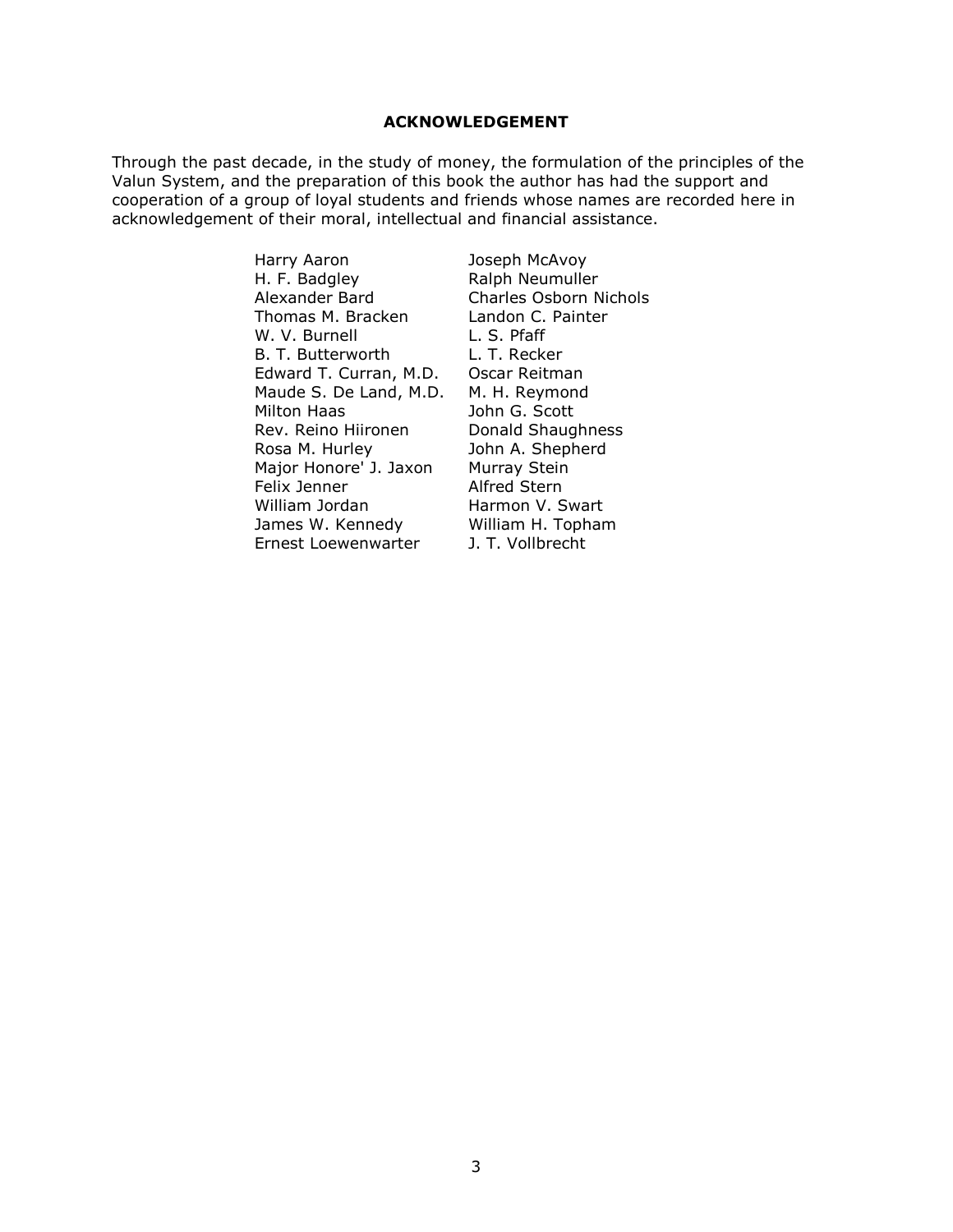## ACKNOWLEDGEMENT

Through the past decade, in the study of money, the formulation of the principles of the Valun System, and the preparation of this book the author has had the support and cooperation of a group of loyal students and friends whose names are recorded here in acknowledgement of their moral, intellectual and financial assistance.

| | |
|---|---|
| Harry Aaron | Joseph McAvoy |
| H. F. Badgley | Ralph Neumuller |
| Alexander Bard | Charles Osborn Nichols |
| Thomas M. Bracken | Landon C. Painter |
| W. V. Burnell | L. S. Pfaff |
| B. T. Butterworth | L. T. Recker |
| Edward T. Curran, M.D. | Oscar Reitman |
| Maude S. De Land, M.D. | M. H. Reymond |
| Milton Haas | John G. Scott |
| Rev. Reino Hiironen | Donald Shaughness |
| Rosa M. Hurley | John A. Shepherd |
| Major Honore' J. Jaxon | Murray Stein |
| Felix Jenner | Alfred Stern |
| William Jordan | Harmon V. Swart |
| James W. Kennedy | William H. Topham |
| Ernest Loewenwarter | J. T. Vollbrecht |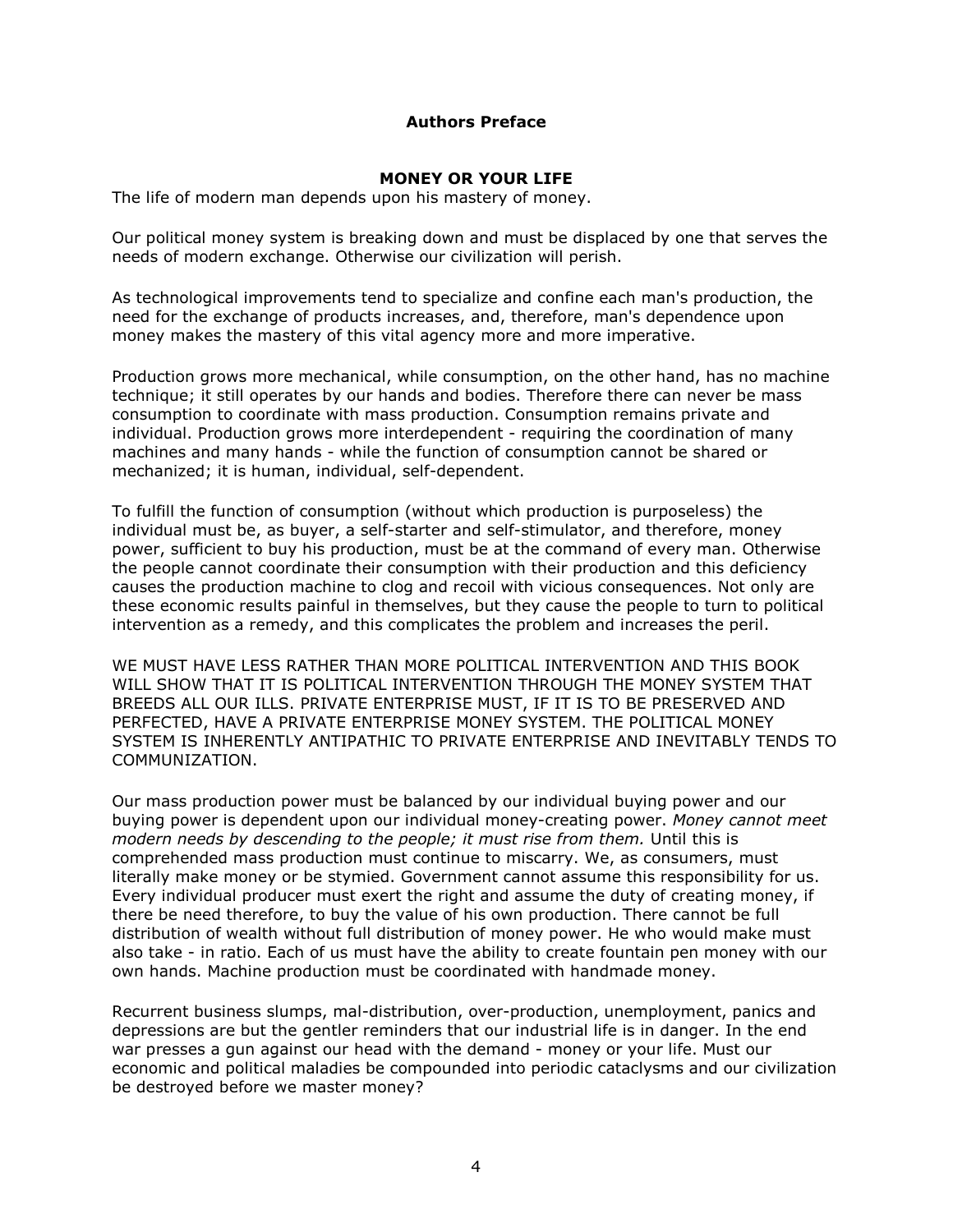**Authors Preface**

## MONEY OR YOUR LIFE

The life of modern man depends upon his mastery of money.

Our political money system is breaking down and must be displaced by one that serves the needs of modern exchange. Otherwise our civilization will perish.

As technological improvements tend to specialize and confine each man's production, the need for the exchange of products increases, and, therefore, man's dependence upon money makes the mastery of this vital agency more and more imperative.

Production grows more mechanical, while consumption, on the other hand, has no machine technique; it still operates by our hands and bodies. Therefore there can never be mass consumption to coordinate with mass production. Consumption remains private and individual. Production grows more interdependent - requiring the coordination of many machines and many hands - while the function of consumption cannot be shared or mechanized; it is human, individual, self-dependent.

To fulfill the function of consumption (without which production is purposeless) the individual must be, as buyer, a self-starter and self-stimulator, and therefore, money power, sufficient to buy his production, must be at the command of every man. Otherwise the people cannot coordinate their consumption with their production and this deficiency causes the production machine to clog and recoil with vicious consequences. Not only are these economic results painful in themselves, but they cause the people to turn to political intervention as a remedy, and this complicates the problem and increases the peril.

WE MUST HAVE LESS RATHER THAN MORE POLITICAL INTERVENTION AND THIS BOOK WILL SHOW THAT IT IS POLITICAL INTERVENTION THROUGH THE MONEY SYSTEM THAT BREEDS ALL OUR ILLS. PRIVATE ENTERPRISE MUST, IF IT IS TO BE PRESERVED AND PERFECTED, HAVE A PRIVATE ENTERPRISE MONEY SYSTEM. THE POLITICAL MONEY SYSTEM IS INHERENTLY ANTIPATHIC TO PRIVATE ENTERPRISE AND INEVITABLY TENDS TO COMMUNIZATION.

Our mass production power must be balanced by our individual buying power and our buying power is dependent upon our individual money-creating power. *Money cannot meet modern needs by descending to the people; it must rise from them.* Until this is comprehended mass production must continue to miscarry. We, as consumers, must literally make money or be stymied. Government cannot assume this responsibility for us. Every individual producer must exert the right and assume the duty of creating money, if there be need therefore, to buy the value of his own production. There cannot be full distribution of wealth without full distribution of money power. He who would make must also take - in ratio. Each of us must have the ability to create fountain pen money with our own hands. Machine production must be coordinated with handmade money.

Recurrent business slumps, mal-distribution, over-production, unemployment, panics and depressions are but the gentler reminders that our industrial life is in danger. In the end war presses a gun against our head with the demand - money or your life. Must our economic and political maladies be compounded into periodic cataclysms and our civilization be destroyed before we master money?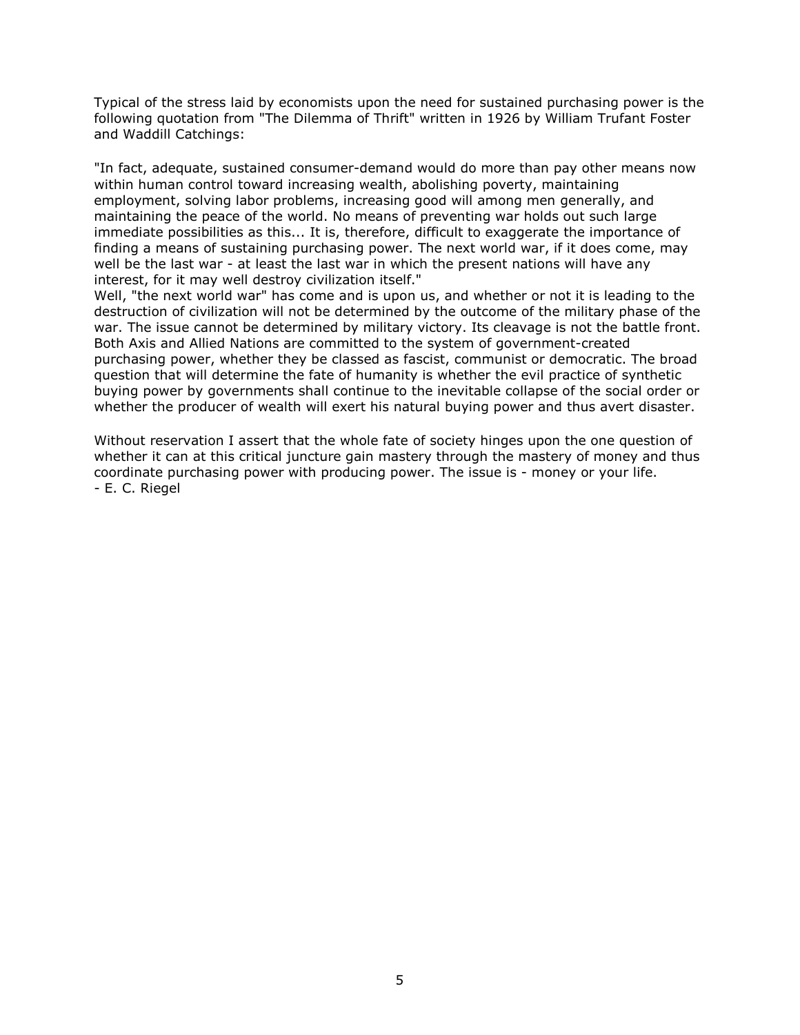Typical of the stress laid by economists upon the need for sustained purchasing power is the following quotation from "The Dilemma of Thrift" written in 1926 by William Trufant Foster and Waddill Catchings:

"In fact, adequate, sustained consumer-demand would do more than pay other means now within human control toward increasing wealth, abolishing poverty, maintaining employment, solving labor problems, increasing good will among men generally, and maintaining the peace of the world. No means of preventing war holds out such large immediate possibilities as this... It is, therefore, difficult to exaggerate the importance of finding a means of sustaining purchasing power. The next world war, if it does come, may well be the last war - at least the last war in which the present nations will have any interest, for it may well destroy civilization itself."

Well, "the next world war" has come and is upon us, and whether or not it is leading to the destruction of civilization will not be determined by the outcome of the military phase of the war. The issue cannot be determined by military victory. Its cleavage is not the battle front. Both Axis and Allied Nations are committed to the system of government-created purchasing power, whether they be classed as fascist, communist or democratic. The broad question that will determine the fate of humanity is whether the evil practice of synthetic buying power by governments shall continue to the inevitable collapse of the social order or whether the producer of wealth will exert his natural buying power and thus avert disaster.

Without reservation I assert that the whole fate of society hinges upon the one question of whether it can at this critical juncture gain mastery through the mastery of money and thus coordinate purchasing power with producing power. The issue is - money or your life.

- E. C. Riegel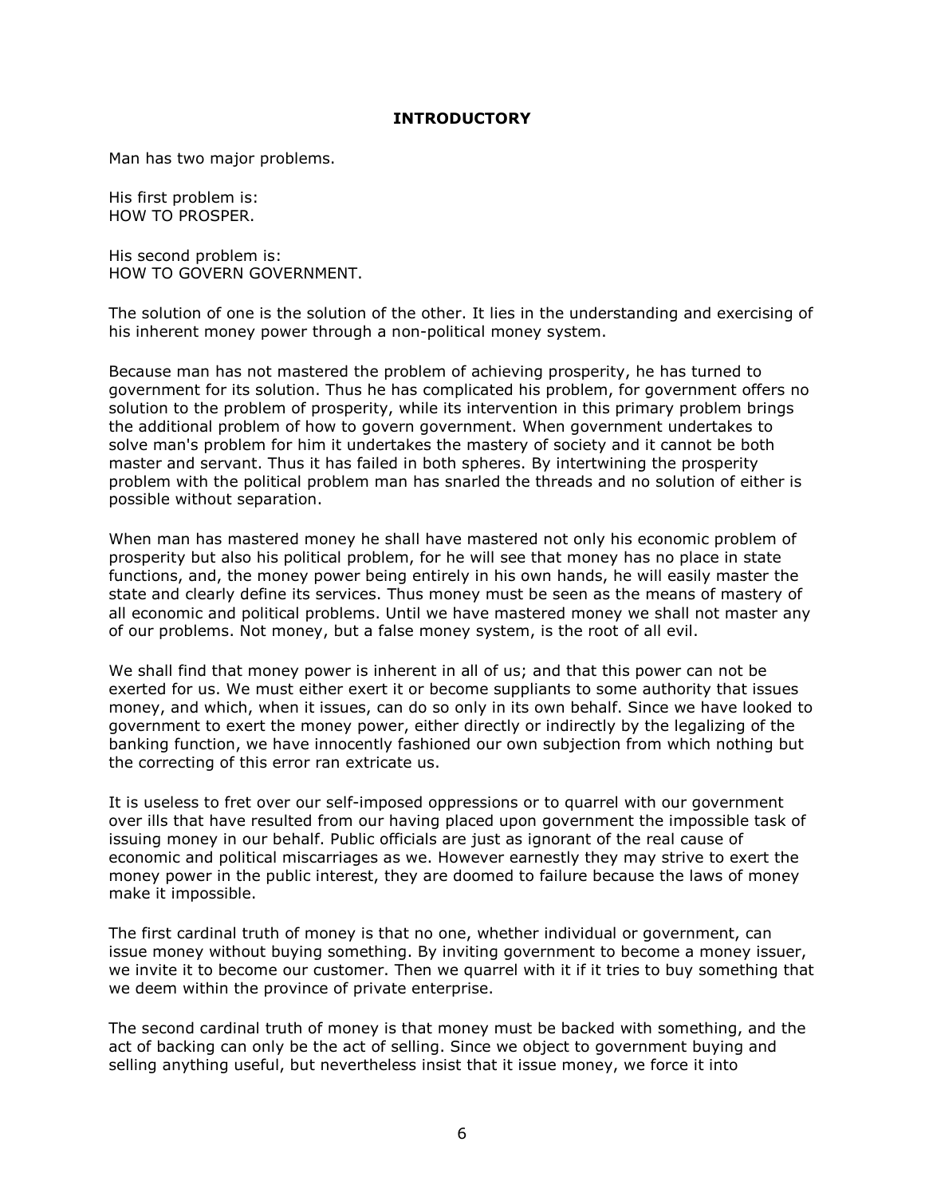## INTRODUCTORY

Man has two major problems.

His first problem is:
HOW TO PROSPER.

His second problem is:
HOW TO GOVERN GOVERNMENT.

The solution of one is the solution of the other. It lies in the understanding and exercising of his inherent money power through a non-political money system.

Because man has not mastered the problem of achieving prosperity, he has turned to government for its solution. Thus he has complicated his problem, for government offers no solution to the problem of prosperity, while its intervention in this primary problem brings the additional problem of how to govern government. When government undertakes to solve man's problem for him it undertakes the mastery of society and it cannot be both master and servant. Thus it has failed in both spheres. By intertwining the prosperity problem with the political problem man has snarled the threads and no solution of either is possible without separation.

When man has mastered money he shall have mastered not only his economic problem of prosperity but also his political problem, for he will see that money has no place in state functions, and, the money power being entirely in his own hands, he will easily master the state and clearly define its services. Thus money must be seen as the means of mastery of all economic and political problems. Until we have mastered money we shall not master any of our problems. Not money, but a false money system, is the root of all evil.

We shall find that money power is inherent in all of us; and that this power can not be exerted for us. We must either exert it or become suppliants to some authority that issues money, and which, when it issues, can do so only in its own behalf. Since we have looked to government to exert the money power, either directly or indirectly by the legalizing of the banking function, we have innocently fashioned our own subjection from which nothing but the correcting of this error ran extricate us.

It is useless to fret over our self-imposed oppressions or to quarrel with our government over ills that have resulted from our having placed upon government the impossible task of issuing money in our behalf. Public officials are just as ignorant of the real cause of economic and political miscarriages as we. However earnestly they may strive to exert the money power in the public interest, they are doomed to failure because the laws of money make it impossible.

The first cardinal truth of money is that no one, whether individual or government, can issue money without buying something. By inviting government to become a money issuer, we invite it to become our customer. Then we quarrel with it if it tries to buy something that we deem within the province of private enterprise.

The second cardinal truth of money is that money must be backed with something, and the act of backing can only be the act of selling. Since we object to government buying and selling anything useful, but nevertheless insist that it issue money, we force it into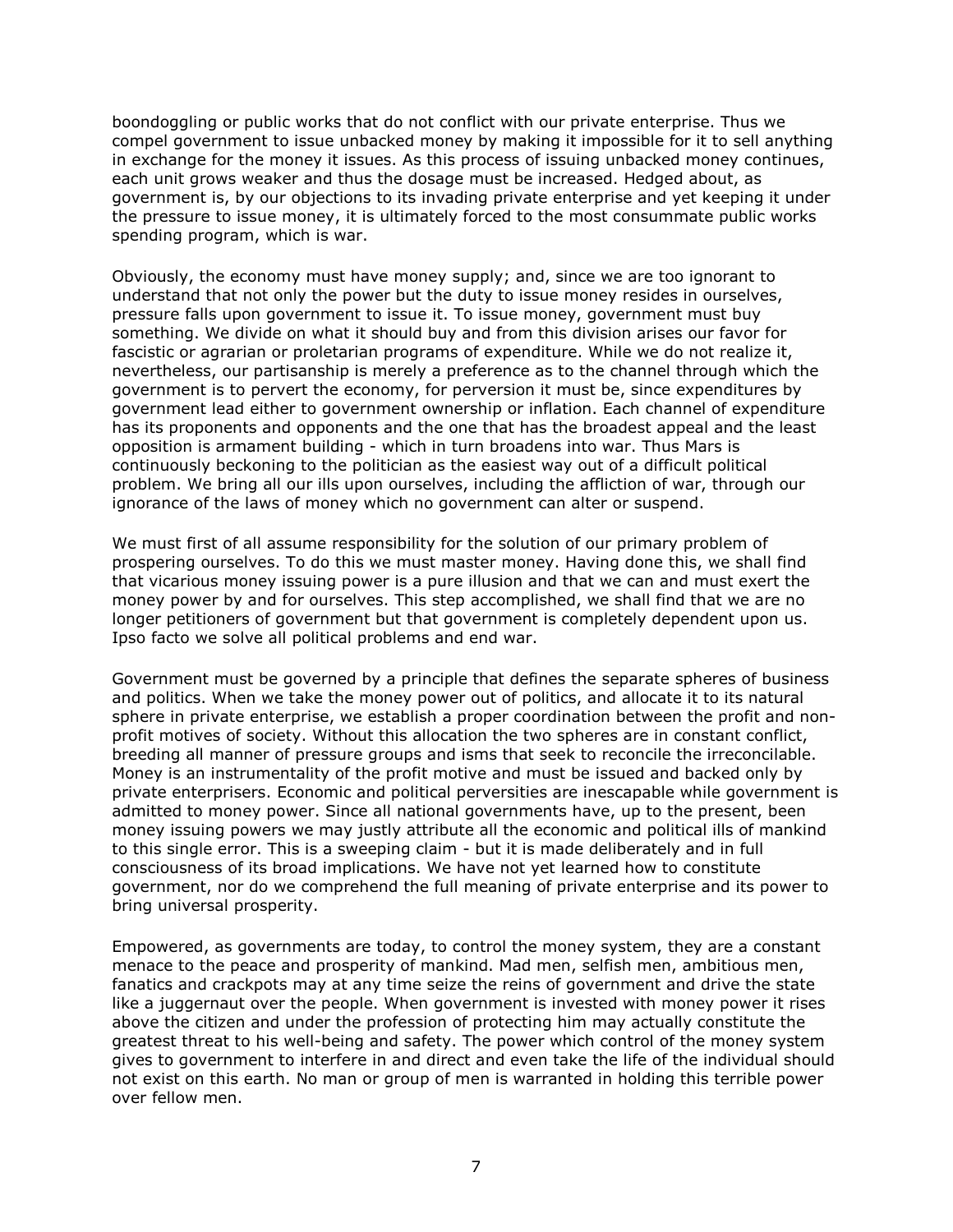boondoggling or public works that do not conflict with our private enterprise. Thus we compel government to issue unbacked money by making it impossible for it to sell anything in exchange for the money it issues. As this process of issuing unbacked money continues, each unit grows weaker and thus the dosage must be increased. Hedged about, as government is, by our objections to its invading private enterprise and yet keeping it under the pressure to issue money, it is ultimately forced to the most consummate public works spending program, which is war.

Obviously, the economy must have money supply; and, since we are too ignorant to understand that not only the power but the duty to issue money resides in ourselves, pressure falls upon government to issue it. To issue money, government must buy something. We divide on what it should buy and from this division arises our favor for fascistic or agrarian or proletarian programs of expenditure. While we do not realize it, nevertheless, our partisanship is merely a preference as to the channel through which the government is to pervert the economy, for perversion it must be, since expenditures by government lead either to government ownership or inflation. Each channel of expenditure has its proponents and opponents and the one that has the broadest appeal and the least opposition is armament building - which in turn broadens into war. Thus Mars is continuously beckoning to the politician as the easiest way out of a difficult political problem. We bring all our ills upon ourselves, including the affliction of war, through our ignorance of the laws of money which no government can alter or suspend.

We must first of all assume responsibility for the solution of our primary problem of prospering ourselves. To do this we must master money. Having done this, we shall find that vicarious money issuing power is a pure illusion and that we can and must exert the money power by and for ourselves. This step accomplished, we shall find that we are no longer petitioners of government but that government is completely dependent upon us. Ipso facto we solve all political problems and end war.

Government must be governed by a principle that defines the separate spheres of business and politics. When we take the money power out of politics, and allocate it to its natural sphere in private enterprise, we establish a proper coordination between the profit and non-profit motives of society. Without this allocation the two spheres are in constant conflict, breeding all manner of pressure groups and isms that seek to reconcile the irreconcilable. Money is an instrumentality of the profit motive and must be issued and backed only by private enterprisers. Economic and political perversities are inescapable while government is admitted to money power. Since all national governments have, up to the present, been money issuing powers we may justly attribute all the economic and political ills of mankind to this single error. This is a sweeping claim - but it is made deliberately and in full consciousness of its broad implications. We have not yet learned how to constitute government, nor do we comprehend the full meaning of private enterprise and its power to bring universal prosperity.

Empowered, as governments are today, to control the money system, they are a constant menace to the peace and prosperity of mankind. Mad men, selfish men, ambitious men, fanatics and crackpots may at any time seize the reins of government and drive the state like a juggernaut over the people. When government is invested with money power it rises above the citizen and under the profession of protecting him may actually constitute the greatest threat to his well-being and safety. The power which control of the money system gives to government to interfere in and direct and even take the life of the individual should not exist on this earth. No man or group of men is warranted in holding this terrible power over fellow men.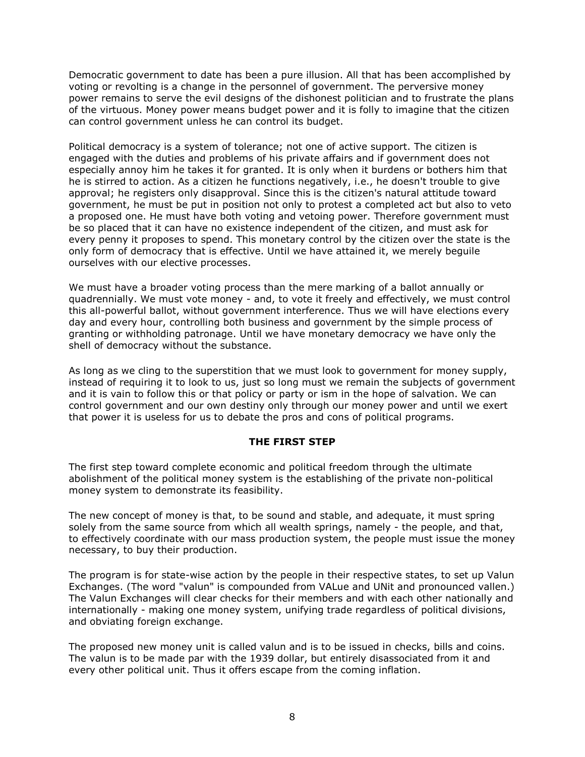Democratic government to date has been a pure illusion. All that has been accomplished by voting or revolting is a change in the personnel of government. The perversive money power remains to serve the evil designs of the dishonest politician and to frustrate the plans of the virtuous. Money power means budget power and it is folly to imagine that the citizen can control government unless he can control its budget.

Political democracy is a system of tolerance; not one of active support. The citizen is engaged with the duties and problems of his private affairs and if government does not especially annoy him he takes it for granted. It is only when it burdens or bothers him that he is stirred to action. As a citizen he functions negatively, i.e., he doesn't trouble to give approval; he registers only disapproval. Since this is the citizen's natural attitude toward government, he must be put in position not only to protest a completed act but also to veto a proposed one. He must have both voting and vetoing power. Therefore government must be so placed that it can have no existence independent of the citizen, and must ask for every penny it proposes to spend. This monetary control by the citizen over the state is the only form of democracy that is effective. Until we have attained it, we merely beguile ourselves with our elective processes.

We must have a broader voting process than the mere marking of a ballot annually or quadrennially. We must vote money - and, to vote it freely and effectively, we must control this all-powerful ballot, without government interference. Thus we will have elections every day and every hour, controlling both business and government by the simple process of granting or withholding patronage. Until we have monetary democracy we have only the shell of democracy without the substance.

As long as we cling to the superstition that we must look to government for money supply, instead of requiring it to look to us, just so long must we remain the subjects of government and it is vain to follow this or that policy or party or ism in the hope of salvation. We can control government and our own destiny only through our money power and until we exert that power it is useless for us to debate the pros and cons of political programs.

**THE FIRST STEP**

The first step toward complete economic and political freedom through the ultimate abolishment of the political money system is the establishing of the private non-political money system to demonstrate its feasibility.

The new concept of money is that, to be sound and stable, and adequate, it must spring solely from the same source from which all wealth springs, namely - the people, and that, to effectively coordinate with our mass production system, the people must issue the money necessary, to buy their production.

The program is for state-wise action by the people in their respective states, to set up Valun Exchanges. (The word "valun" is compounded from VALue and UNit and pronounced vallen.) The Valun Exchanges will clear checks for their members and with each other nationally and internationally - making one money system, unifying trade regardless of political divisions, and obviating foreign exchange.

The proposed new money unit is called valun and is to be issued in checks, bills and coins. The valun is to be made par with the 1939 dollar, but entirely disassociated from it and every other political unit. Thus it offers escape from the coming inflation.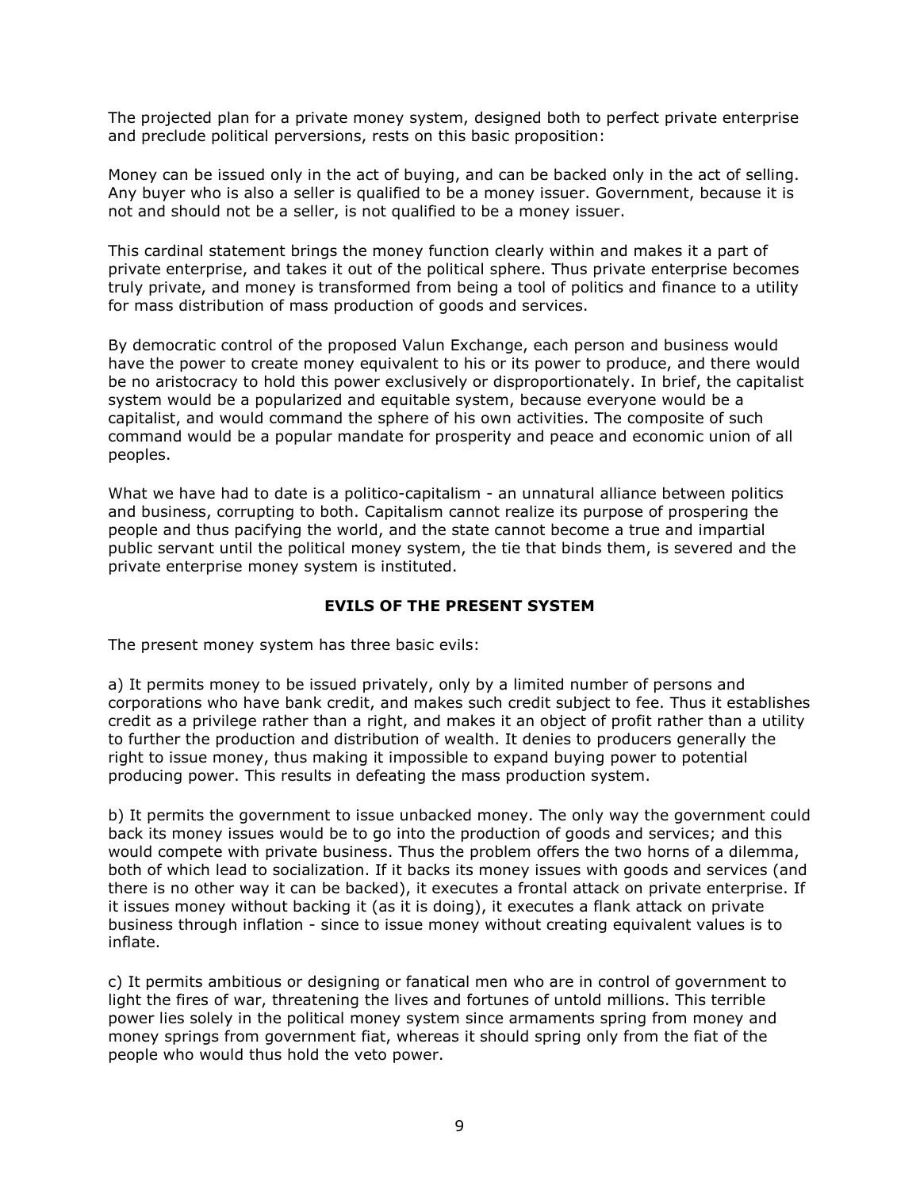The projected plan for a private money system, designed both to perfect private enterprise and preclude political perversions, rests on this basic proposition:

Money can be issued only in the act of buying, and can be backed only in the act of selling. Any buyer who is also a seller is qualified to be a money issuer. Government, because it is not and should not be a seller, is not qualified to be a money issuer.

This cardinal statement brings the money function clearly within and makes it a part of private enterprise, and takes it out of the political sphere. Thus private enterprise becomes truly private, and money is transformed from being a tool of politics and finance to a utility for mass distribution of mass production of goods and services.

By democratic control of the proposed Valun Exchange, each person and business would have the power to create money equivalent to his or its power to produce, and there would be no aristocracy to hold this power exclusively or disproportionately. In brief, the capitalist system would be a popularized and equitable system, because everyone would be a capitalist, and would command the sphere of his own activities. The composite of such command would be a popular mandate for prosperity and peace and economic union of all peoples.

What we have had to date is a politico-capitalism - an unnatural alliance between politics and business, corrupting to both. Capitalism cannot realize its purpose of prospering the people and thus pacifying the world, and the state cannot become a true and impartial public servant until the political money system, the tie that binds them, is severed and the private enterprise money system is instituted.

### EVILS OF THE PRESENT SYSTEM

The present money system has three basic evils:

a) It permits money to be issued privately, only by a limited number of persons and corporations who have bank credit, and makes such credit subject to fee. Thus it establishes credit as a privilege rather than a right, and makes it an object of profit rather than a utility to further the production and distribution of wealth. It denies to producers generally the right to issue money, thus making it impossible to expand buying power to potential producing power. This results in defeating the mass production system.

b) It permits the government to issue unbacked money. The only way the government could back its money issues would be to go into the production of goods and services; and this would compete with private business. Thus the problem offers the two horns of a dilemma, both of which lead to socialization. If it backs its money issues with goods and services (and there is no other way it can be backed), it executes a frontal attack on private enterprise. If it issues money without backing it (as it is doing), it executes a flank attack on private business through inflation - since to issue money without creating equivalent values is to inflate.

c) It permits ambitious or designing or fanatical men who are in control of government to light the fires of war, threatening the lives and fortunes of untold millions. This terrible power lies solely in the political money system since armaments spring from money and money springs from government fiat, whereas it should spring only from the fiat of the people who would thus hold the veto power.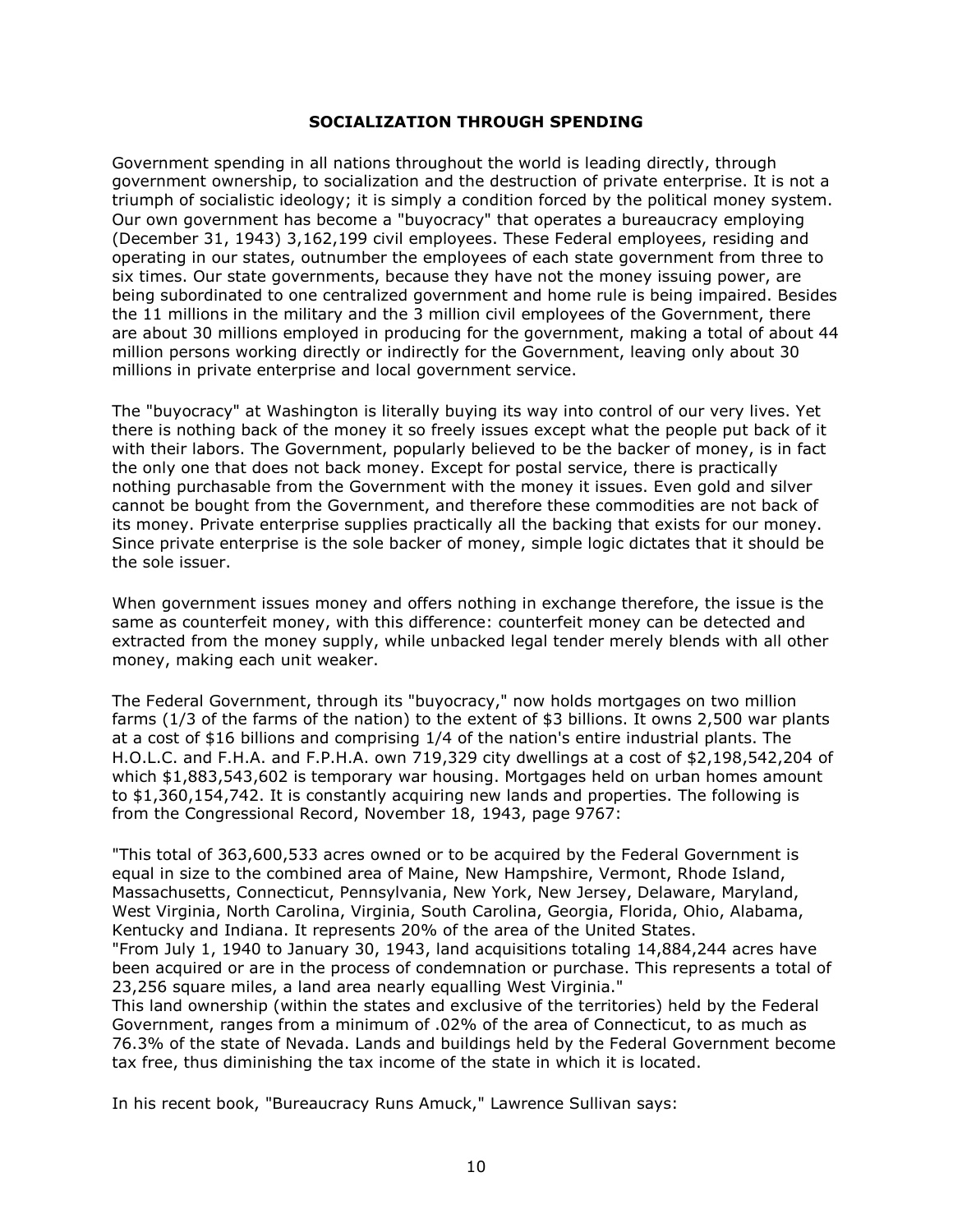## SOCIALIZATION THROUGH SPENDING

Government spending in all nations throughout the world is leading directly, through government ownership, to socialization and the destruction of private enterprise. It is not a triumph of socialistic ideology; it is simply a condition forced by the political money system. Our own government has become a "buyocracy" that operates a bureaucracy employing (December 31, 1943) 3,162,199 civil employees. These Federal employees, residing and operating in our states, outnumber the employees of each state government from three to six times. Our state governments, because they have not the money issuing power, are being subordinated to one centralized government and home rule is being impaired. Besides the 11 millions in the military and the 3 million civil employees of the Government, there are about 30 millions employed in producing for the government, making a total of about 44 million persons working directly or indirectly for the Government, leaving only about 30 millions in private enterprise and local government service.

The "buyocracy" at Washington is literally buying its way into control of our very lives. Yet there is nothing back of the money it so freely issues except what the people put back of it with their labors. The Government, popularly believed to be the backer of money, is in fact the only one that does not back money. Except for postal service, there is practically nothing purchasable from the Government with the money it issues. Even gold and silver cannot be bought from the Government, and therefore these commodities are not back of its money. Private enterprise supplies practically all the backing that exists for our money. Since private enterprise is the sole backer of money, simple logic dictates that it should be the sole issuer.

When government issues money and offers nothing in exchange therefore, the issue is the same as counterfeit money, with this difference: counterfeit money can be detected and extracted from the money supply, while unbacked legal tender merely blends with all other money, making each unit weaker.

The Federal Government, through its "buyocracy," now holds mortgages on two million farms (1/3 of the farms of the nation) to the extent of $3 billions. It owns 2,500 war plants at a cost of $16 billions and comprising 1/4 of the nation's entire industrial plants. The H.O.L.C. and F.H.A. and F.P.H.A. own 719,329 city dwellings at a cost of $2,198,542,204 of which $1,883,543,602 is temporary war housing. Mortgages held on urban homes amount to $1,360,154,742. It is constantly acquiring new lands and properties. The following is from the Congressional Record, November 18, 1943, page 9767:

"This total of 363,600,533 acres owned or to be acquired by the Federal Government is equal in size to the combined area of Maine, New Hampshire, Vermont, Rhode Island, Massachusetts, Connecticut, Pennsylvania, New York, New Jersey, Delaware, Maryland, West Virginia, North Carolina, Virginia, South Carolina, Georgia, Florida, Ohio, Alabama, Kentucky and Indiana. It represents 20% of the area of the United States.
"From July 1, 1940 to January 30, 1943, land acquisitions totaling 14,884,244 acres have been acquired or are in the process of condemnation or purchase. This represents a total of 23,256 square miles, a land area nearly equalling West Virginia."
This land ownership (within the states and exclusive of the territories) held by the Federal Government, ranges from a minimum of .02% of the area of Connecticut, to as much as 76.3% of the state of Nevada. Lands and buildings held by the Federal Government become tax free, thus diminishing the tax income of the state in which it is located.

In his recent book, "Bureaucracy Runs Amuck," Lawrence Sullivan says: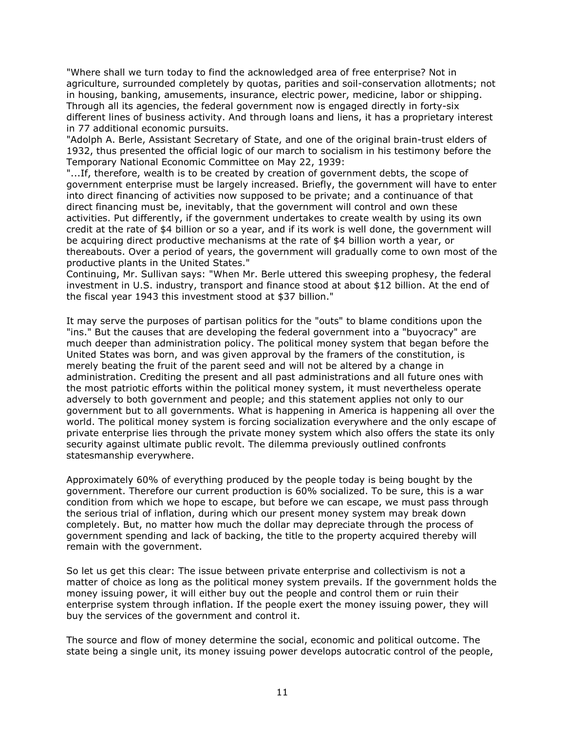"Where shall we turn today to find the acknowledged area of free enterprise? Not in agriculture, surrounded completely by quotas, parities and soil-conservation allotments; not in housing, banking, amusements, insurance, electric power, medicine, labor or shipping. Through all its agencies, the federal government now is engaged directly in forty-six different lines of business activity. And through loans and liens, it has a proprietary interest in 77 additional economic pursuits.

"Adolph A. Berle, Assistant Secretary of State, and one of the original brain-trust elders of 1932, thus presented the official logic of our march to socialism in his testimony before the Temporary National Economic Committee on May 22, 1939:

"...If, therefore, wealth is to be created by creation of government debts, the scope of government enterprise must be largely increased. Briefly, the government will have to enter into direct financing of activities now supposed to be private; and a continuance of that direct financing must be, inevitably, that the government will control and own these activities. Put differently, if the government undertakes to create wealth by using its own credit at the rate of $4 billion or so a year, and if its work is well done, the government will be acquiring direct productive mechanisms at the rate of $4 billion worth a year, or thereabouts. Over a period of years, the government will gradually come to own most of the productive plants in the United States."

Continuing, Mr. Sullivan says: "When Mr. Berle uttered this sweeping prophesy, the federal investment in U.S. industry, transport and finance stood at about $12 billion. At the end of the fiscal year 1943 this investment stood at $37 billion."

It may serve the purposes of partisan politics for the "outs" to blame conditions upon the "ins." But the causes that are developing the federal government into a "buyocracy" are much deeper than administration policy. The political money system that began before the United States was born, and was given approval by the framers of the constitution, is merely beating the fruit of the parent seed and will not be altered by a change in administration. Crediting the present and all past administrations and all future ones with the most patriotic efforts within the political money system, it must nevertheless operate adversely to both government and people; and this statement applies not only to our government but to all governments. What is happening in America is happening all over the world. The political money system is forcing socialization everywhere and the only escape of private enterprise lies through the private money system which also offers the state its only security against ultimate public revolt. The dilemma previously outlined confronts statesmanship everywhere.

Approximately 60% of everything produced by the people today is being bought by the government. Therefore our current production is 60% socialized. To be sure, this is a war condition from which we hope to escape, but before we can escape, we must pass through the serious trial of inflation, during which our present money system may break down completely. But, no matter how much the dollar may depreciate through the process of government spending and lack of backing, the title to the property acquired thereby will remain with the government.

So let us get this clear: The issue between private enterprise and collectivism is not a matter of choice as long as the political money system prevails. If the government holds the money issuing power, it will either buy out the people and control them or ruin their enterprise system through inflation. If the people exert the money issuing power, they will buy the services of the government and control it.

The source and flow of money determine the social, economic and political outcome. The state being a single unit, its money issuing power develops autocratic control of the people,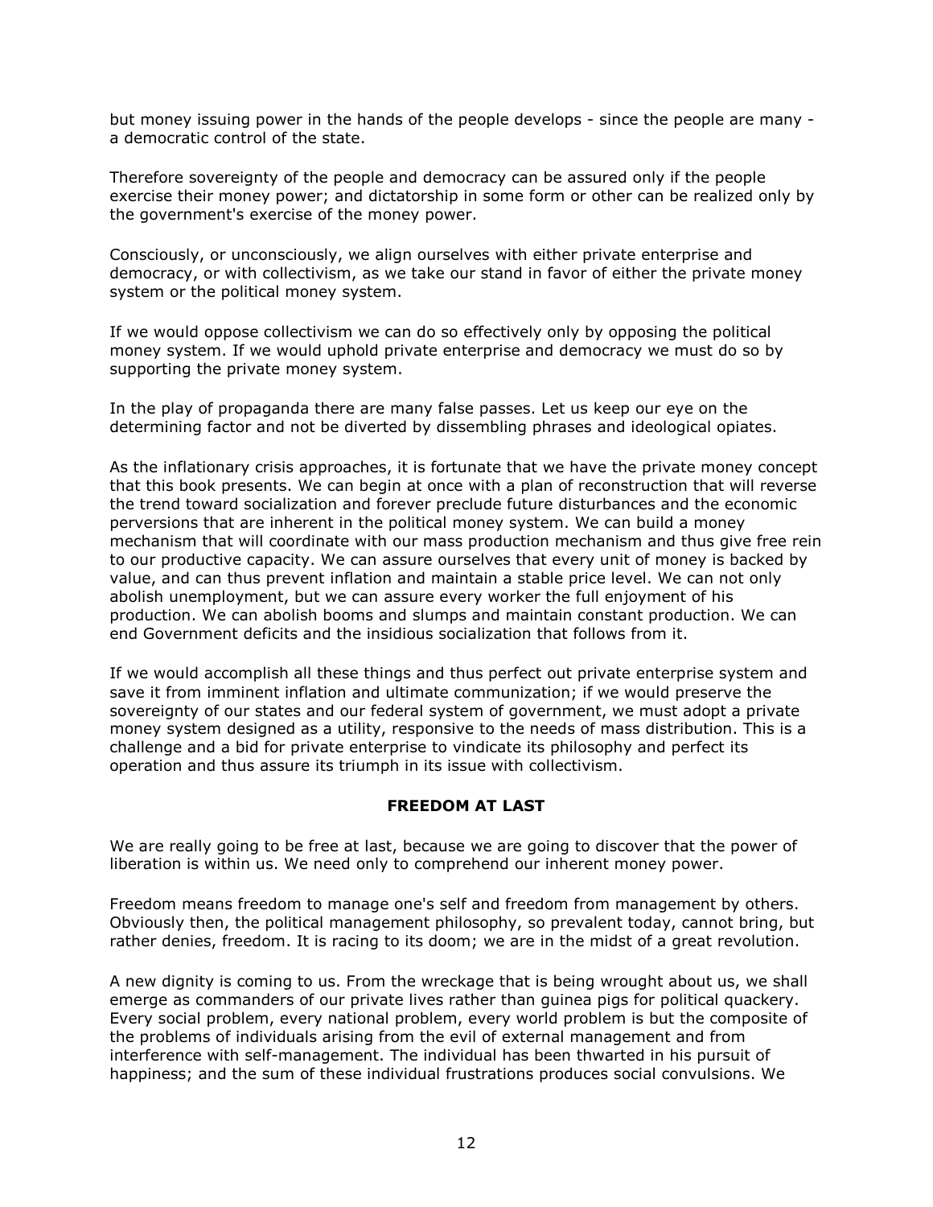but money issuing power in the hands of the people develops - since the people are many - a democratic control of the state.

Therefore sovereignty of the people and democracy can be assured only if the people exercise their money power; and dictatorship in some form or other can be realized only by the government's exercise of the money power.

Consciously, or unconsciously, we align ourselves with either private enterprise and democracy, or with collectivism, as we take our stand in favor of either the private money system or the political money system.

If we would oppose collectivism we can do so effectively only by opposing the political money system. If we would uphold private enterprise and democracy we must do so by supporting the private money system.

In the play of propaganda there are many false passes. Let us keep our eye on the determining factor and not be diverted by dissembling phrases and ideological opiates.

As the inflationary crisis approaches, it is fortunate that we have the private money concept that this book presents. We can begin at once with a plan of reconstruction that will reverse the trend toward socialization and forever preclude future disturbances and the economic perversions that are inherent in the political money system. We can build a money mechanism that will coordinate with our mass production mechanism and thus give free rein to our productive capacity. We can assure ourselves that every unit of money is backed by value, and can thus prevent inflation and maintain a stable price level. We can not only abolish unemployment, but we can assure every worker the full enjoyment of his production. We can abolish booms and slumps and maintain constant production. We can end Government deficits and the insidious socialization that follows from it.

If we would accomplish all these things and thus perfect out private enterprise system and save it from imminent inflation and ultimate communization; if we would preserve the sovereignty of our states and our federal system of government, we must adopt a private money system designed as a utility, responsive to the needs of mass distribution. This is a challenge and a bid for private enterprise to vindicate its philosophy and perfect its operation and thus assure its triumph in its issue with collectivism.

**FREEDOM AT LAST**

We are really going to be free at last, because we are going to discover that the power of liberation is within us. We need only to comprehend our inherent money power.

Freedom means freedom to manage one's self and freedom from management by others. Obviously then, the political management philosophy, so prevalent today, cannot bring, but rather denies, freedom. It is racing to its doom; we are in the midst of a great revolution.

A new dignity is coming to us. From the wreckage that is being wrought about us, we shall emerge as commanders of our private lives rather than guinea pigs for political quackery. Every social problem, every national problem, every world problem is but the composite of the problems of individuals arising from the evil of external management and from interference with self-management. The individual has been thwarted in his pursuit of happiness; and the sum of these individual frustrations produces social convulsions. We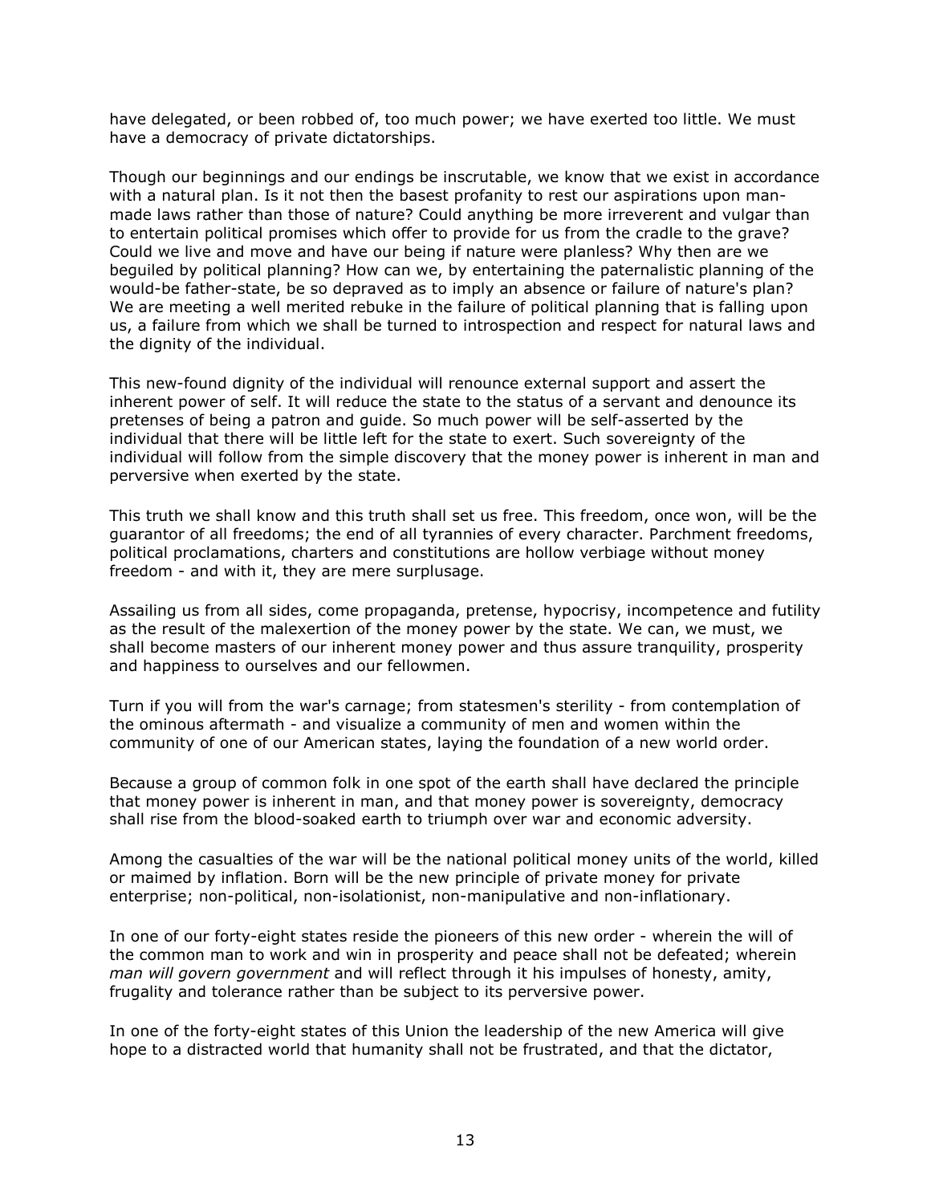have delegated, or been robbed of, too much power; we have exerted too little. We must have a democracy of private dictatorships.

Though our beginnings and our endings be inscrutable, we know that we exist in accordance with a natural plan. Is it not then the basest profanity to rest our aspirations upon man-made laws rather than those of nature? Could anything be more irreverent and vulgar than to entertain political promises which offer to provide for us from the cradle to the grave? Could we live and move and have our being if nature were planless? Why then are we beguiled by political planning? How can we, by entertaining the paternalistic planning of the would-be father-state, be so depraved as to imply an absence or failure of nature's plan? We are meeting a well merited rebuke in the failure of political planning that is falling upon us, a failure from which we shall be turned to introspection and respect for natural laws and the dignity of the individual.

This new-found dignity of the individual will renounce external support and assert the inherent power of self. It will reduce the state to the status of a servant and denounce its pretenses of being a patron and guide. So much power will be self-asserted by the individual that there will be little left for the state to exert. Such sovereignty of the individual will follow from the simple discovery that the money power is inherent in man and perversive when exerted by the state.

This truth we shall know and this truth shall set us free. This freedom, once won, will be the guarantor of all freedoms; the end of all tyrannies of every character. Parchment freedoms, political proclamations, charters and constitutions are hollow verbiage without money freedom - and with it, they are mere surplusage.

Assailing us from all sides, come propaganda, pretense, hypocrisy, incompetence and futility as the result of the malexertion of the money power by the state. We can, we must, we shall become masters of our inherent money power and thus assure tranquility, prosperity and happiness to ourselves and our fellowmen.

Turn if you will from the war's carnage; from statesmen's sterility - from contemplation of the ominous aftermath - and visualize a community of men and women within the community of one of our American states, laying the foundation of a new world order.

Because a group of common folk in one spot of the earth shall have declared the principle that money power is inherent in man, and that money power is sovereignty, democracy shall rise from the blood-soaked earth to triumph over war and economic adversity.

Among the casualties of the war will be the national political money units of the world, killed or maimed by inflation. Born will be the new principle of private money for private enterprise; non-political, non-isolationist, non-manipulative and non-inflationary.

In one of our forty-eight states reside the pioneers of this new order - wherein the will of the common man to work and win in prosperity and peace shall not be defeated; wherein *man will govern government* and will reflect through it his impulses of honesty, amity, frugality and tolerance rather than be subject to its perversive power.

In one of the forty-eight states of this Union the leadership of the new America will give hope to a distracted world that humanity shall not be frustrated, and that the dictator,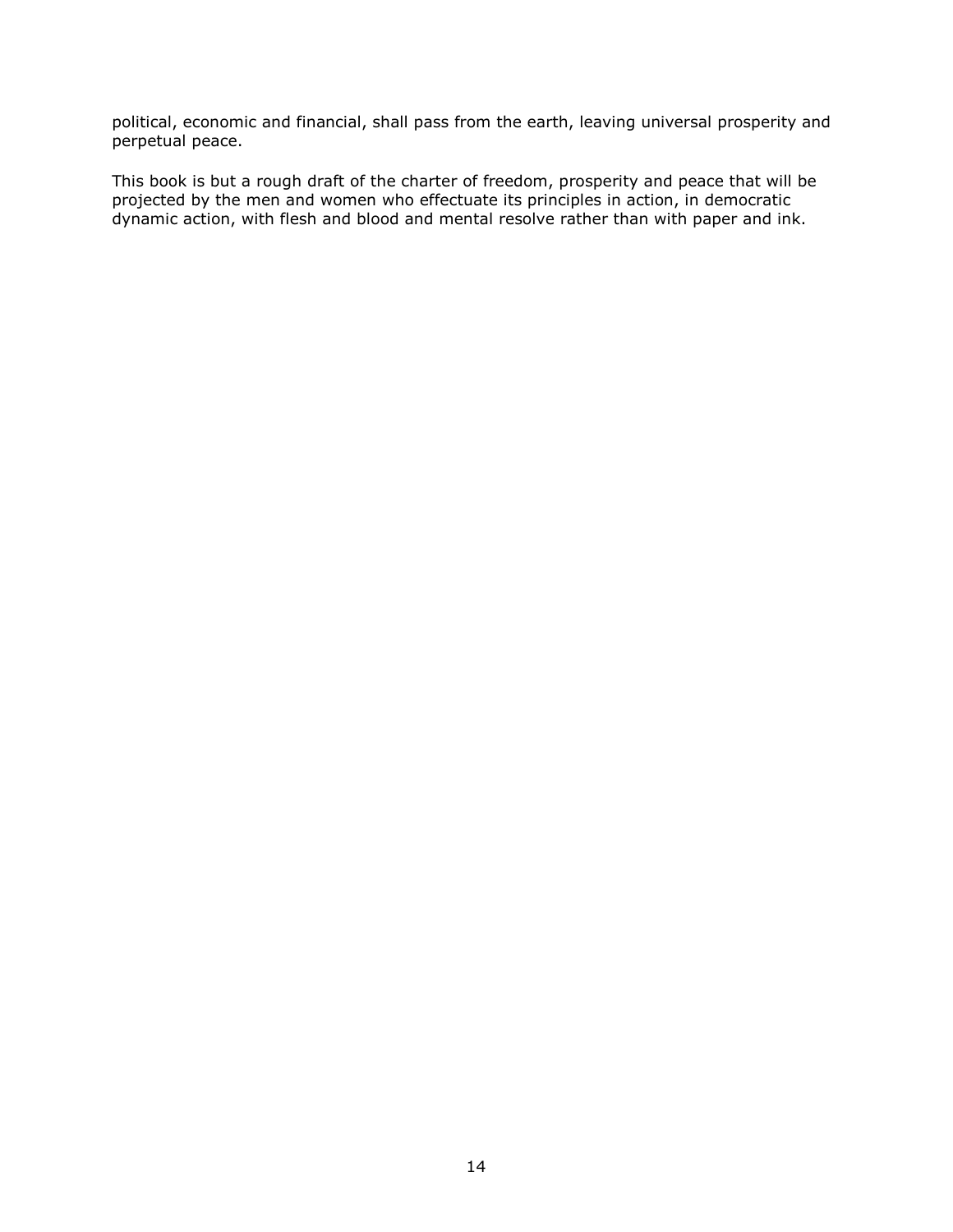political, economic and financial, shall pass from the earth, leaving universal prosperity and perpetual peace.

This book is but a rough draft of the charter of freedom, prosperity and peace that will be projected by the men and women who effectuate its principles in action, in democratic dynamic action, with flesh and blood and mental resolve rather than with paper and ink.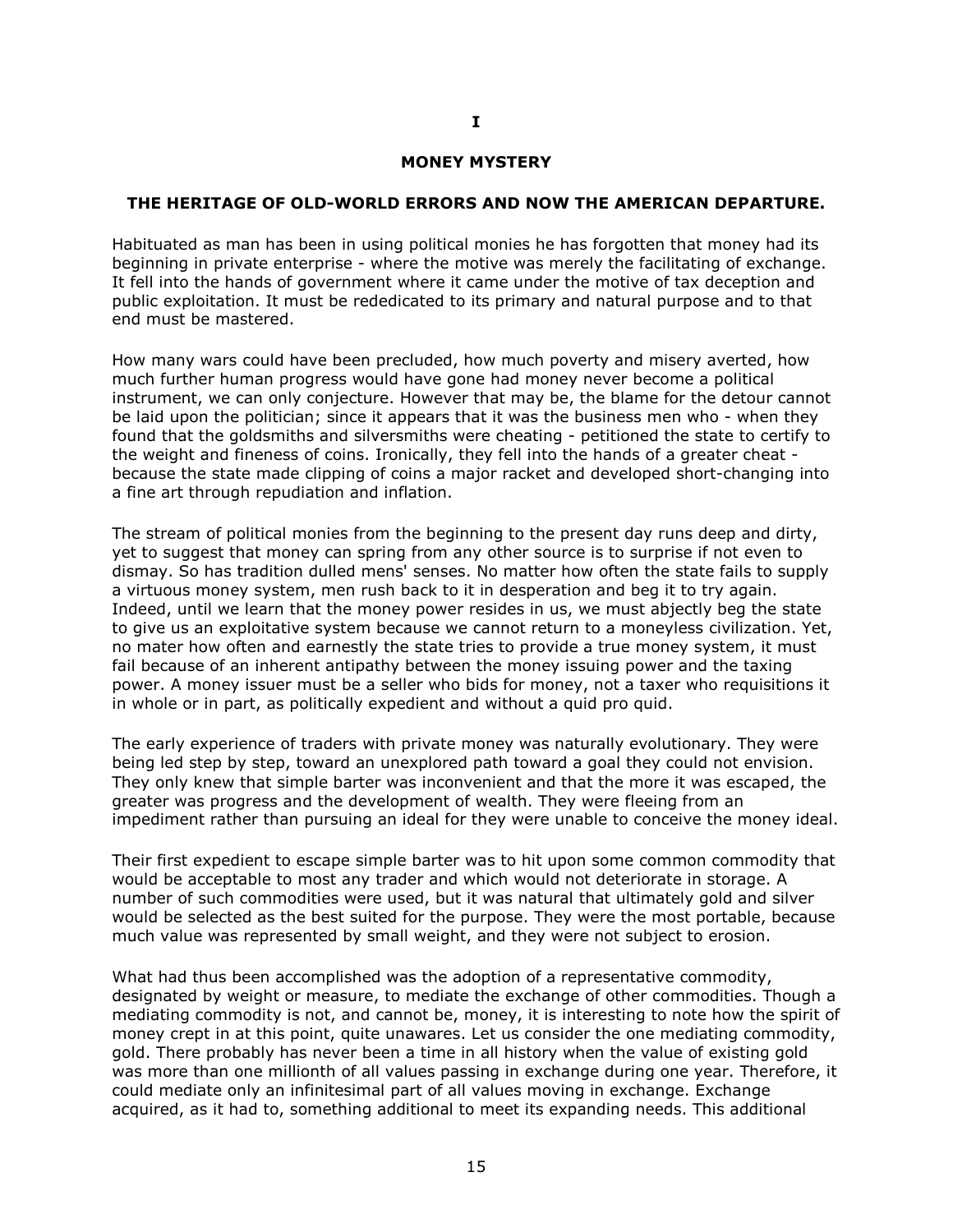# I

## MONEY MYSTERY

### THE HERITAGE OF OLD-WORLD ERRORS AND NOW THE AMERICAN DEPARTURE.

Habituated as man has been in using political monies he has forgotten that money had its beginning in private enterprise - where the motive was merely the facilitating of exchange. It fell into the hands of government where it came under the motive of tax deception and public exploitation. It must be rededicated to its primary and natural purpose and to that end must be mastered.

How many wars could have been precluded, how much poverty and misery averted, how much further human progress would have gone had money never become a political instrument, we can only conjecture. However that may be, the blame for the detour cannot be laid upon the politician; since it appears that it was the business men who - when they found that the goldsmiths and silversmiths were cheating - petitioned the state to certify to the weight and fineness of coins. Ironically, they fell into the hands of a greater cheat - because the state made clipping of coins a major racket and developed short-changing into a fine art through repudiation and inflation.

The stream of political monies from the beginning to the present day runs deep and dirty, yet to suggest that money can spring from any other source is to surprise if not even to dismay. So has tradition dulled mens' senses. No matter how often the state fails to supply a virtuous money system, men rush back to it in desperation and beg it to try again. Indeed, until we learn that the money power resides in us, we must abjectly beg the state to give us an exploitative system because we cannot return to a moneyless civilization. Yet, no mater how often and earnestly the state tries to provide a true money system, it must fail because of an inherent antipathy between the money issuing power and the taxing power. A money issuer must be a seller who bids for money, not a taxer who requisitions it in whole or in part, as politically expedient and without a quid pro quid.

The early experience of traders with private money was naturally evolutionary. They were being led step by step, toward an unexplored path toward a goal they could not envision. They only knew that simple barter was inconvenient and that the more it was escaped, the greater was progress and the development of wealth. They were fleeing from an impediment rather than pursuing an ideal for they were unable to conceive the money ideal.

Their first expedient to escape simple barter was to hit upon some common commodity that would be acceptable to most any trader and which would not deteriorate in storage. A number of such commodities were used, but it was natural that ultimately gold and silver would be selected as the best suited for the purpose. They were the most portable, because much value was represented by small weight, and they were not subject to erosion.

What had thus been accomplished was the adoption of a representative commodity, designated by weight or measure, to mediate the exchange of other commodities. Though a mediating commodity is not, and cannot be, money, it is interesting to note how the spirit of money crept in at this point, quite unawares. Let us consider the one mediating commodity, gold. There probably has never been a time in all history when the value of existing gold was more than one millionth of all values passing in exchange during one year. Therefore, it could mediate only an infinitesimal part of all values moving in exchange. Exchange acquired, as it had to, something additional to meet its expanding needs. This additional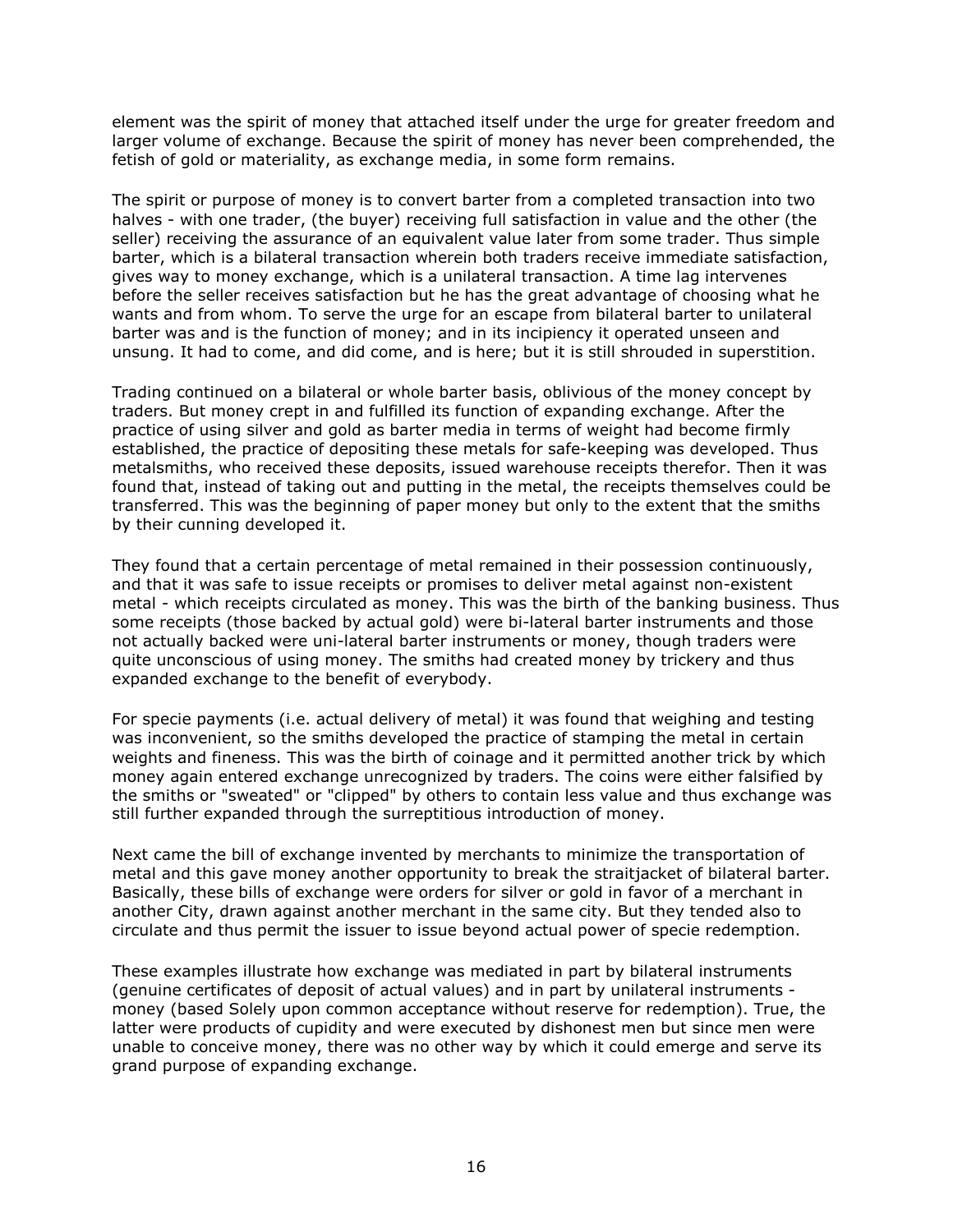element was the spirit of money that attached itself under the urge for greater freedom and larger volume of exchange. Because the spirit of money has never been comprehended, the fetish of gold or materiality, as exchange media, in some form remains.

The spirit or purpose of money is to convert barter from a completed transaction into two halves - with one trader, (the buyer) receiving full satisfaction in value and the other (the seller) receiving the assurance of an equivalent value later from some trader. Thus simple barter, which is a bilateral transaction wherein both traders receive immediate satisfaction, gives way to money exchange, which is a unilateral transaction. A time lag intervenes before the seller receives satisfaction but he has the great advantage of choosing what he wants and from whom. To serve the urge for an escape from bilateral barter to unilateral barter was and is the function of money; and in its incipiency it operated unseen and unsung. It had to come, and did come, and is here; but it is still shrouded in superstition.

Trading continued on a bilateral or whole barter basis, oblivious of the money concept by traders. But money crept in and fulfilled its function of expanding exchange. After the practice of using silver and gold as barter media in terms of weight had become firmly established, the practice of depositing these metals for safe-keeping was developed. Thus metalsmiths, who received these deposits, issued warehouse receipts therefor. Then it was found that, instead of taking out and putting in the metal, the receipts themselves could be transferred. This was the beginning of paper money but only to the extent that the smiths by their cunning developed it.

They found that a certain percentage of metal remained in their possession continuously, and that it was safe to issue receipts or promises to deliver metal against non-existent metal - which receipts circulated as money. This was the birth of the banking business. Thus some receipts (those backed by actual gold) were bi-lateral barter instruments and those not actually backed were uni-lateral barter instruments or money, though traders were quite unconscious of using money. The smiths had created money by trickery and thus expanded exchange to the benefit of everybody.

For specie payments (i.e. actual delivery of metal) it was found that weighing and testing was inconvenient, so the smiths developed the practice of stamping the metal in certain weights and fineness. This was the birth of coinage and it permitted another trick by which money again entered exchange unrecognized by traders. The coins were either falsified by the smiths or "sweated" or "clipped" by others to contain less value and thus exchange was still further expanded through the surreptitious introduction of money.

Next came the bill of exchange invented by merchants to minimize the transportation of metal and this gave money another opportunity to break the straitjacket of bilateral barter. Basically, these bills of exchange were orders for silver or gold in favor of a merchant in another City, drawn against another merchant in the same city. But they tended also to circulate and thus permit the issuer to issue beyond actual power of specie redemption.

These examples illustrate how exchange was mediated in part by bilateral instruments (genuine certificates of deposit of actual values) and in part by unilateral instruments - money (based Solely upon common acceptance without reserve for redemption). True, the latter were products of cupidity and were executed by dishonest men but since men were unable to conceive money, there was no other way by which it could emerge and serve its grand purpose of expanding exchange.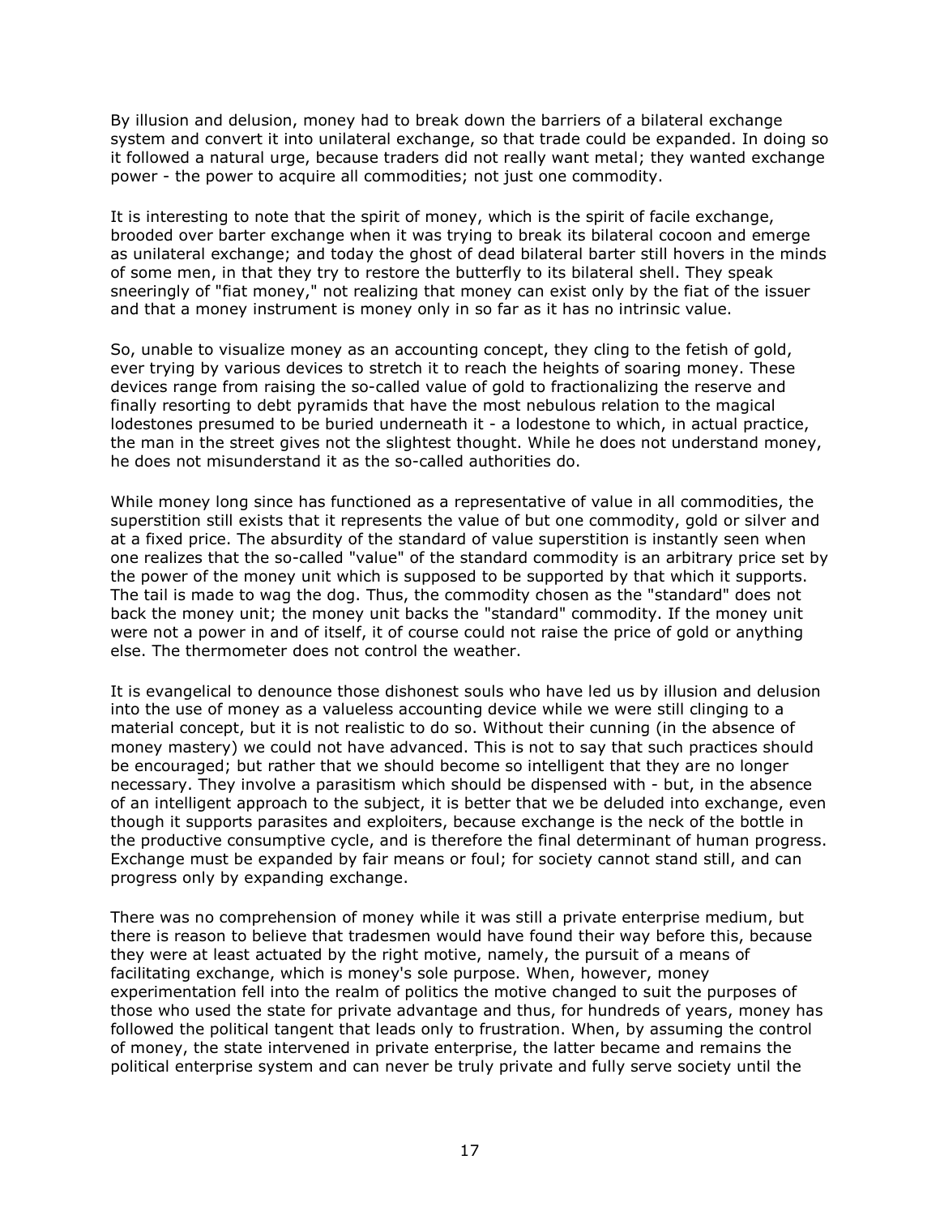By illusion and delusion, money had to break down the barriers of a bilateral exchange system and convert it into unilateral exchange, so that trade could be expanded. In doing so it followed a natural urge, because traders did not really want metal; they wanted exchange power - the power to acquire all commodities; not just one commodity.

It is interesting to note that the spirit of money, which is the spirit of facile exchange, brooded over barter exchange when it was trying to break its bilateral cocoon and emerge as unilateral exchange; and today the ghost of dead bilateral barter still hovers in the minds of some men, in that they try to restore the butterfly to its bilateral shell. They speak sneeringly of "fiat money," not realizing that money can exist only by the fiat of the issuer and that a money instrument is money only in so far as it has no intrinsic value.

So, unable to visualize money as an accounting concept, they cling to the fetish of gold, ever trying by various devices to stretch it to reach the heights of soaring money. These devices range from raising the so-called value of gold to fractionalizing the reserve and finally resorting to debt pyramids that have the most nebulous relation to the magical lodestones presumed to be buried underneath it - a lodestone to which, in actual practice, the man in the street gives not the slightest thought. While he does not understand money, he does not misunderstand it as the so-called authorities do.

While money long since has functioned as a representative of value in all commodities, the superstition still exists that it represents the value of but one commodity, gold or silver and at a fixed price. The absurdity of the standard of value superstition is instantly seen when one realizes that the so-called "value" of the standard commodity is an arbitrary price set by the power of the money unit which is supposed to be supported by that which it supports. The tail is made to wag the dog. Thus, the commodity chosen as the "standard" does not back the money unit; the money unit backs the "standard" commodity. If the money unit were not a power in and of itself, it of course could not raise the price of gold or anything else. The thermometer does not control the weather.

It is evangelical to denounce those dishonest souls who have led us by illusion and delusion into the use of money as a valueless accounting device while we were still clinging to a material concept, but it is not realistic to do so. Without their cunning (in the absence of money mastery) we could not have advanced. This is not to say that such practices should be encouraged; but rather that we should become so intelligent that they are no longer necessary. They involve a parasitism which should be dispensed with - but, in the absence of an intelligent approach to the subject, it is better that we be deluded into exchange, even though it supports parasites and exploiters, because exchange is the neck of the bottle in the productive consumptive cycle, and is therefore the final determinant of human progress. Exchange must be expanded by fair means or foul; for society cannot stand still, and can progress only by expanding exchange.

There was no comprehension of money while it was still a private enterprise medium, but there is reason to believe that tradesmen would have found their way before this, because they were at least actuated by the right motive, namely, the pursuit of a means of facilitating exchange, which is money's sole purpose. When, however, money experimentation fell into the realm of politics the motive changed to suit the purposes of those who used the state for private advantage and thus, for hundreds of years, money has followed the political tangent that leads only to frustration. When, by assuming the control of money, the state intervened in private enterprise, the latter became and remains the political enterprise system and can never be truly private and fully serve society until the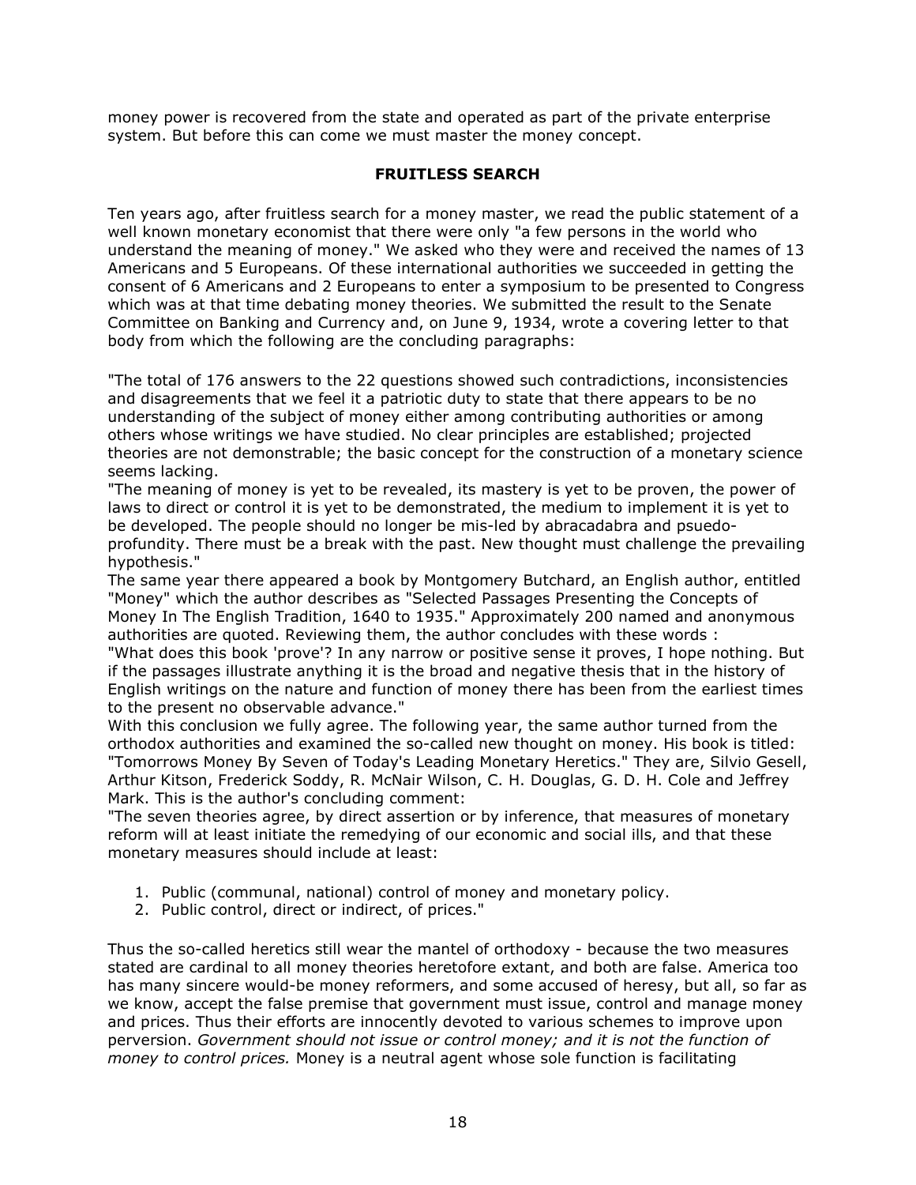money power is recovered from the state and operated as part of the private enterprise system. But before this can come we must master the money concept.

## FRUITLESS SEARCH

Ten years ago, after fruitless search for a money master, we read the public statement of a well known monetary economist that there were only "a few persons in the world who understand the meaning of money." We asked who they were and received the names of 13 Americans and 5 Europeans. Of these international authorities we succeeded in getting the consent of 6 Americans and 2 Europeans to enter a symposium to be presented to Congress which was at that time debating money theories. We submitted the result to the Senate Committee on Banking and Currency and, on June 9, 1934, wrote a covering letter to that body from which the following are the concluding paragraphs:

"The total of 176 answers to the 22 questions showed such contradictions, inconsistencies and disagreements that we feel it a patriotic duty to state that there appears to be no understanding of the subject of money either among contributing authorities or among others whose writings we have studied. No clear principles are established; projected theories are not demonstrable; the basic concept for the construction of a monetary science seems lacking.

"The meaning of money is yet to be revealed, its mastery is yet to be proven, the power of laws to direct or control it is yet to be demonstrated, the medium to implement it is yet to be developed. The people should no longer be mis-led by abracadabra and psuedo-profundity. There must be a break with the past. New thought must challenge the prevailing hypothesis."

The same year there appeared a book by Montgomery Butchard, an English author, entitled "Money" which the author describes as "Selected Passages Presenting the Concepts of Money In The English Tradition, 1640 to 1935." Approximately 200 named and anonymous authorities are quoted. Reviewing them, the author concludes with these words :

"What does this book 'prove'? In any narrow or positive sense it proves, I hope nothing. But if the passages illustrate anything it is the broad and negative thesis that in the history of English writings on the nature and function of money there has been from the earliest times to the present no observable advance."

With this conclusion we fully agree. The following year, the same author turned from the orthodox authorities and examined the so-called new thought on money. His book is titled: "Tomorrows Money By Seven of Today's Leading Monetary Heretics." They are, Silvio Gesell, Arthur Kitson, Frederick Soddy, R. McNair Wilson, C. H. Douglas, G. D. H. Cole and Jeffrey Mark. This is the author's concluding comment:

"The seven theories agree, by direct assertion or by inference, that measures of monetary reform will at least initiate the remedying of our economic and social ills, and that these monetary measures should include at least:

1. Public (communal, national) control of money and monetary policy.
2. Public control, direct or indirect, of prices."

Thus the so-called heretics still wear the mantel of orthodoxy - because the two measures stated are cardinal to all money theories heretofore extant, and both are false. America too has many sincere would-be money reformers, and some accused of heresy, but all, so far as we know, accept the false premise that government must issue, control and manage money and prices. Thus their efforts are innocently devoted to various schemes to improve upon perversion. *Government should not issue or control money; and it is not the function of money to control prices.* Money is a neutral agent whose sole function is facilitating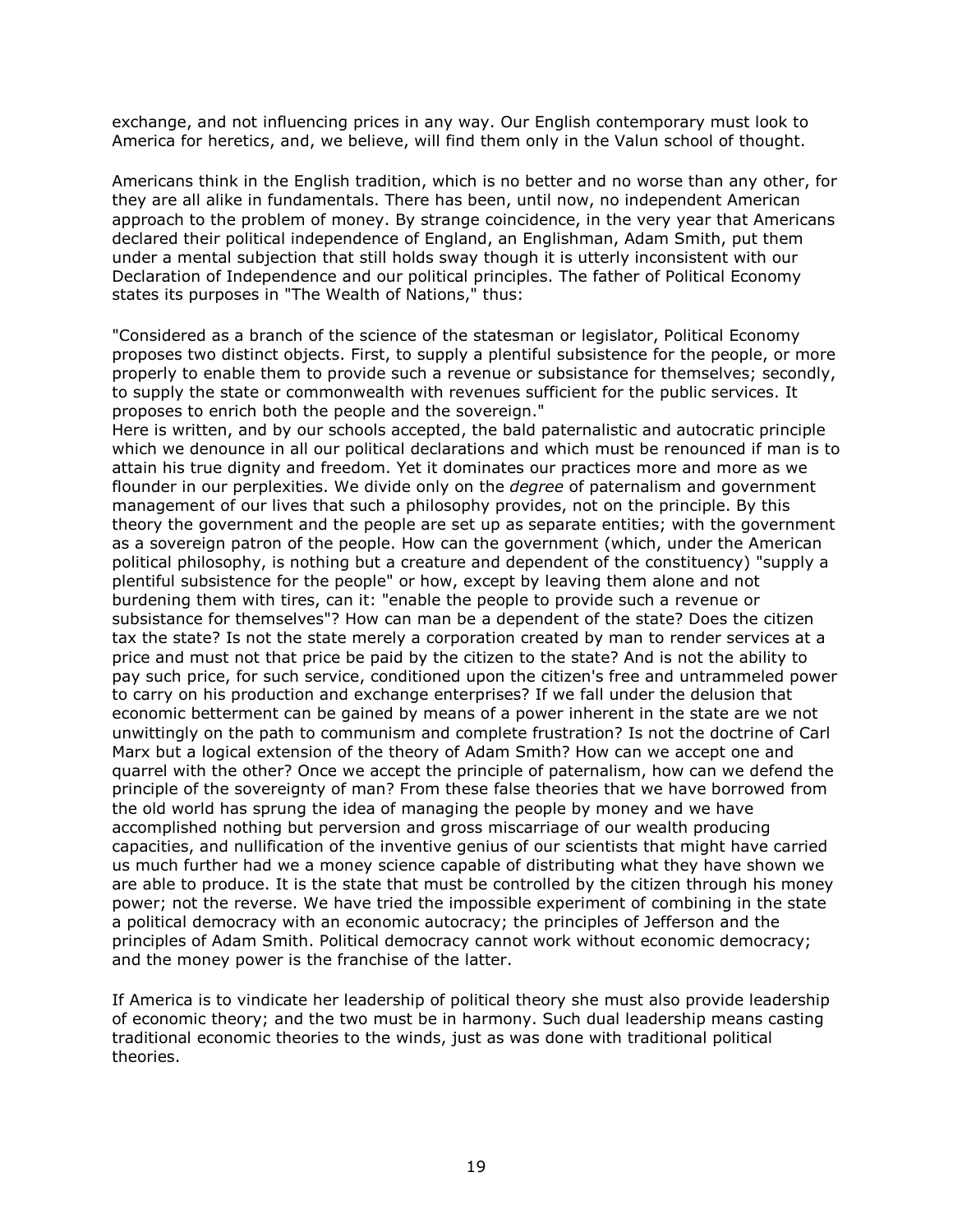exchange, and not influencing prices in any way. Our English contemporary must look to America for heretics, and, we believe, will find them only in the Valun school of thought.

Americans think in the English tradition, which is no better and no worse than any other, for they are all alike in fundamentals. There has been, until now, no independent American approach to the problem of money. By strange coincidence, in the very year that Americans declared their political independence of England, an Englishman, Adam Smith, put them under a mental subjection that still holds sway though it is utterly inconsistent with our Declaration of Independence and our political principles. The father of Political Economy states its purposes in "The Wealth of Nations," thus:

"Considered as a branch of the science of the statesman or legislator, Political Economy proposes two distinct objects. First, to supply a plentiful subsistence for the people, or more properly to enable them to provide such a revenue or subsistance for themselves; secondly, to supply the state or commonwealth with revenues sufficient for the public services. It proposes to enrich both the people and the sovereign."

Here is written, and by our schools accepted, the bald paternalistic and autocratic principle which we denounce in all our political declarations and which must be renounced if man is to attain his true dignity and freedom. Yet it dominates our practices more and more as we flounder in our perplexities. We divide only on the *degree* of paternalism and government management of our lives that such a philosophy provides, not on the principle. By this theory the government and the people are set up as separate entities; with the government as a sovereign patron of the people. How can the government (which, under the American political philosophy, is nothing but a creature and dependent of the constituency) "supply a plentiful subsistence for the people" or how, except by leaving them alone and not burdening them with tires, can it: "enable the people to provide such a revenue or subsistance for themselves"? How can man be a dependent of the state? Does the citizen tax the state? Is not the state merely a corporation created by man to render services at a price and must not that price be paid by the citizen to the state? And is not the ability to pay such price, for such service, conditioned upon the citizen's free and untrammeled power to carry on his production and exchange enterprises? If we fall under the delusion that economic betterment can be gained by means of a power inherent in the state are we not unwittingly on the path to communism and complete frustration? Is not the doctrine of Carl Marx but a logical extension of the theory of Adam Smith? How can we accept one and quarrel with the other? Once we accept the principle of paternalism, how can we defend the principle of the sovereignty of man? From these false theories that we have borrowed from the old world has sprung the idea of managing the people by money and we have accomplished nothing but perversion and gross miscarriage of our wealth producing capacities, and nullification of the inventive genius of our scientists that might have carried us much further had we a money science capable of distributing what they have shown we are able to produce. It is the state that must be controlled by the citizen through his money power; not the reverse. We have tried the impossible experiment of combining in the state a political democracy with an economic autocracy; the principles of Jefferson and the principles of Adam Smith. Political democracy cannot work without economic democracy; and the money power is the franchise of the latter.

If America is to vindicate her leadership of political theory she must also provide leadership of economic theory; and the two must be in harmony. Such dual leadership means casting traditional economic theories to the winds, just as was done with traditional political theories.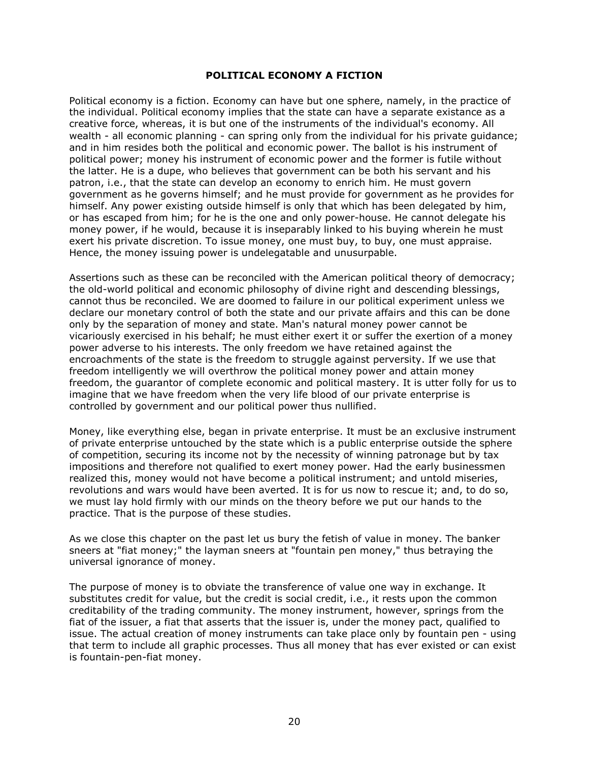## POLITICAL ECONOMY A FICTION

Political economy is a fiction. Economy can have but one sphere, namely, in the practice of the individual. Political economy implies that the state can have a separate existance as a creative force, whereas, it is but one of the instruments of the individual's economy. All wealth - all economic planning - can spring only from the individual for his private guidance; and in him resides both the political and economic power. The ballot is his instrument of political power; money his instrument of economic power and the former is futile without the latter. He is a dupe, who believes that government can be both his servant and his patron, i.e., that the state can develop an economy to enrich him. He must govern government as he governs himself; and he must provide for government as he provides for himself. Any power existing outside himself is only that which has been delegated by him, or has escaped from him; for he is the one and only power-house. He cannot delegate his money power, if he would, because it is inseparably linked to his buying wherein he must exert his private discretion. To issue money, one must buy, to buy, one must appraise. Hence, the money issuing power is undelegatable and unusurpable.

Assertions such as these can be reconciled with the American political theory of democracy; the old-world political and economic philosophy of divine right and descending blessings, cannot thus be reconciled. We are doomed to failure in our political experiment unless we declare our monetary control of both the state and our private affairs and this can be done only by the separation of money and state. Man's natural money power cannot be vicariously exercised in his behalf; he must either exert it or suffer the exertion of a money power adverse to his interests. The only freedom we have retained against the encroachments of the state is the freedom to struggle against perversity. If we use that freedom intelligently we will overthrow the political money power and attain money freedom, the guarantor of complete economic and political mastery. It is utter folly for us to imagine that we have freedom when the very life blood of our private enterprise is controlled by government and our political power thus nullified.

Money, like everything else, began in private enterprise. It must be an exclusive instrument of private enterprise untouched by the state which is a public enterprise outside the sphere of competition, securing its income not by the necessity of winning patronage but by tax impositions and therefore not qualified to exert money power. Had the early businessmen realized this, money would not have become a political instrument; and untold miseries, revolutions and wars would have been averted. It is for us now to rescue it; and, to do so, we must lay hold firmly with our minds on the theory before we put our hands to the practice. That is the purpose of these studies.

As we close this chapter on the past let us bury the fetish of value in money. The banker sneers at "fiat money;" the layman sneers at "fountain pen money," thus betraying the universal ignorance of money.

The purpose of money is to obviate the transference of value one way in exchange. It substitutes credit for value, but the credit is social credit, i.e., it rests upon the common creditability of the trading community. The money instrument, however, springs from the fiat of the issuer, a fiat that asserts that the issuer is, under the money pact, qualified to issue. The actual creation of money instruments can take place only by fountain pen - using that term to include all graphic processes. Thus all money that has ever existed or can exist is fountain-pen-fiat money.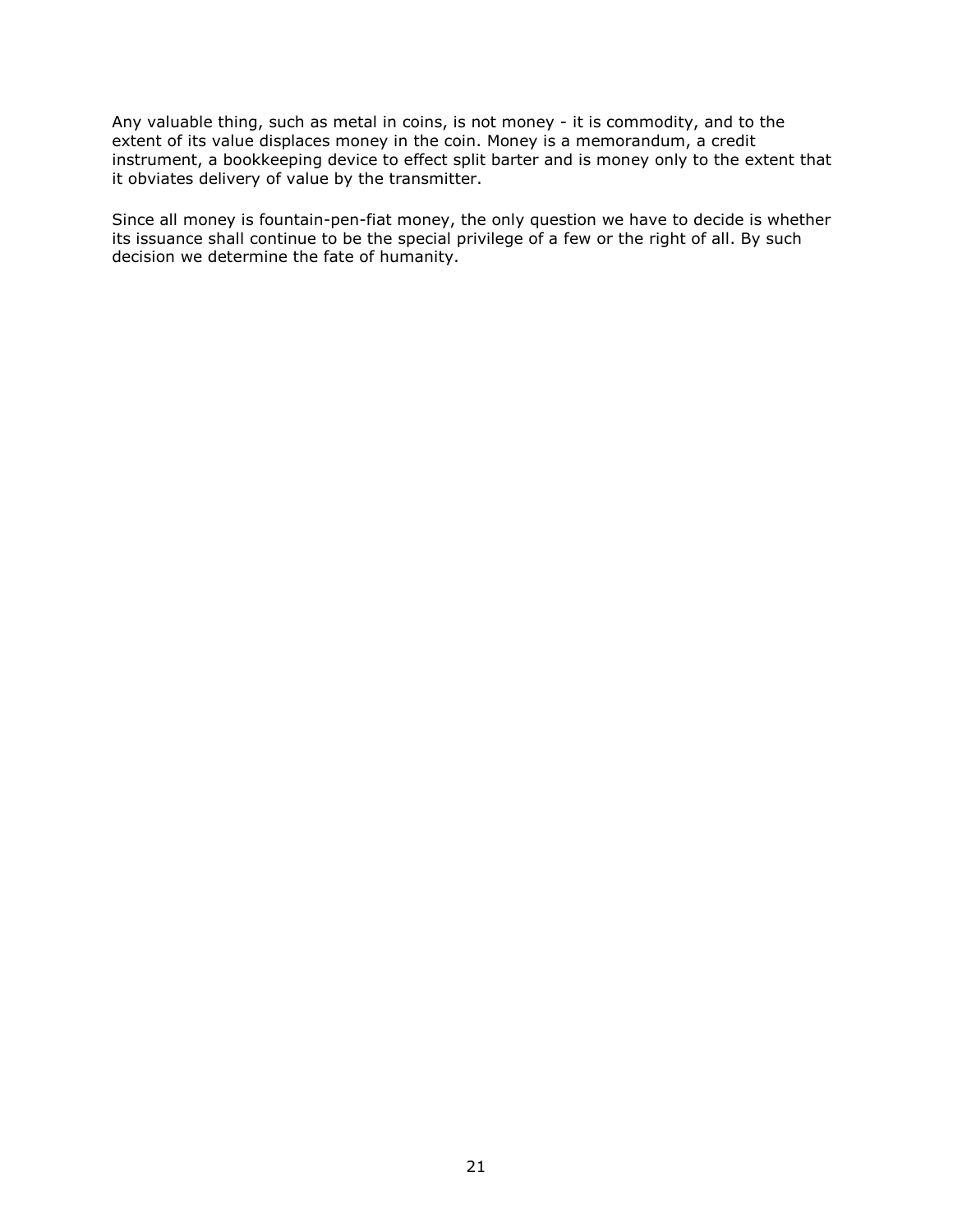Any valuable thing, such as metal in coins, is not money - it is commodity, and to the extent of its value displaces money in the coin. Money is a memorandum, a credit instrument, a bookkeeping device to effect split barter and is money only to the extent that it obviates delivery of value by the transmitter.

Since all money is fountain-pen-fiat money, the only question we have to decide is whether its issuance shall continue to be the special privilege of a few or the right of all. By such decision we determine the fate of humanity.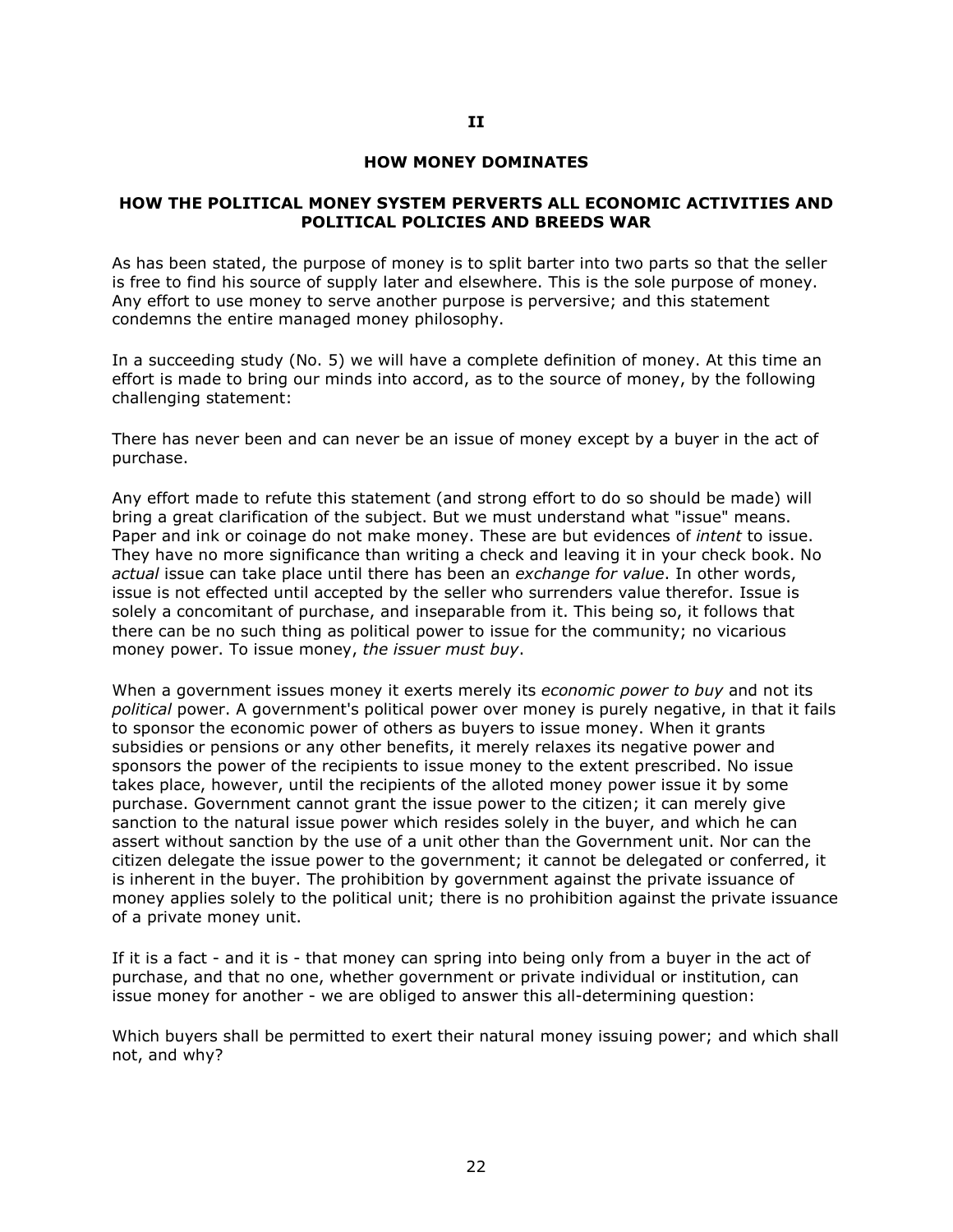# II

## HOW MONEY DOMINATES

### HOW THE POLITICAL MONEY SYSTEM PERVERTS ALL ECONOMIC ACTIVITIES AND POLITICAL POLICIES AND BREEDS WAR

As has been stated, the purpose of money is to split barter into two parts so that the seller is free to find his source of supply later and elsewhere. This is the sole purpose of money. Any effort to use money to serve another purpose is perversive; and this statement condemns the entire managed money philosophy.

In a succeeding study (No. 5) we will have a complete definition of money. At this time an effort is made to bring our minds into accord, as to the source of money, by the following challenging statement:

There has never been and can never be an issue of money except by a buyer in the act of purchase.

Any effort made to refute this statement (and strong effort to do so should be made) will bring a great clarification of the subject. But we must understand what "issue" means. Paper and ink or coinage do not make money. These are but evidences of *intent* to issue. They have no more significance than writing a check and leaving it in your check book. No *actual* issue can take place until there has been an *exchange for value*. In other words, issue is not effected until accepted by the seller who surrenders value therefor. Issue is solely a concomitant of purchase, and inseparable from it. This being so, it follows that there can be no such thing as political power to issue for the community; no vicarious money power. To issue money, *the issuer must buy*.

When a government issues money it exerts merely its *economic power to buy* and not its *political* power. A government's political power over money is purely negative, in that it fails to sponsor the economic power of others as buyers to issue money. When it grants subsidies or pensions or any other benefits, it merely relaxes its negative power and sponsors the power of the recipients to issue money to the extent prescribed. No issue takes place, however, until the recipients of the alloted money power issue it by some purchase. Government cannot grant the issue power to the citizen; it can merely give sanction to the natural issue power which resides solely in the buyer, and which he can assert without sanction by the use of a unit other than the Government unit. Nor can the citizen delegate the issue power to the government; it cannot be delegated or conferred, it is inherent in the buyer. The prohibition by government against the private issuance of money applies solely to the political unit; there is no prohibition against the private issuance of a private money unit.

If it is a fact - and it is - that money can spring into being only from a buyer in the act of purchase, and that no one, whether government or private individual or institution, can issue money for another - we are obliged to answer this all-determining question:

Which buyers shall be permitted to exert their natural money issuing power; and which shall not, and why?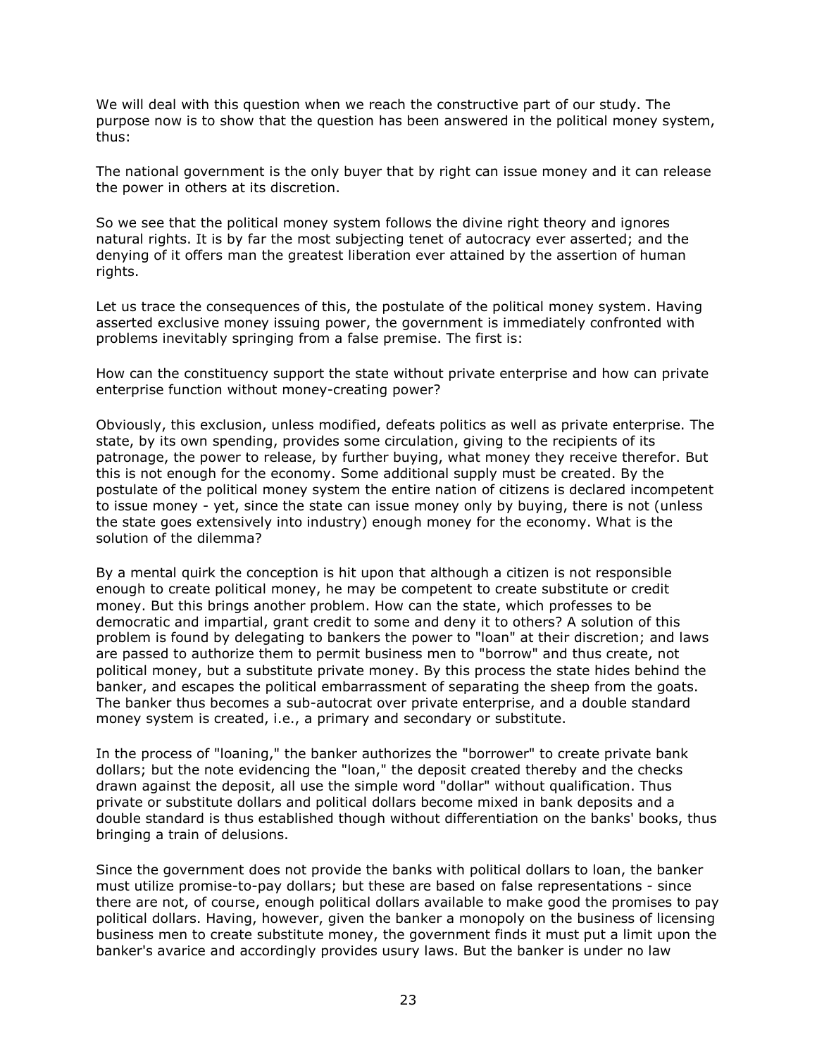We will deal with this question when we reach the constructive part of our study. The purpose now is to show that the question has been answered in the political money system, thus:

The national government is the only buyer that by right can issue money and it can release the power in others at its discretion.

So we see that the political money system follows the divine right theory and ignores natural rights. It is by far the most subjecting tenet of autocracy ever asserted; and the denying of it offers man the greatest liberation ever attained by the assertion of human rights.

Let us trace the consequences of this, the postulate of the political money system. Having asserted exclusive money issuing power, the government is immediately confronted with problems inevitably springing from a false premise. The first is:

How can the constituency support the state without private enterprise and how can private enterprise function without money-creating power?

Obviously, this exclusion, unless modified, defeats politics as well as private enterprise. The state, by its own spending, provides some circulation, giving to the recipients of its patronage, the power to release, by further buying, what money they receive therefor. But this is not enough for the economy. Some additional supply must be created. By the postulate of the political money system the entire nation of citizens is declared incompetent to issue money - yet, since the state can issue money only by buying, there is not (unless the state goes extensively into industry) enough money for the economy. What is the solution of the dilemma?

By a mental quirk the conception is hit upon that although a citizen is not responsible enough to create political money, he may be competent to create substitute or credit money. But this brings another problem. How can the state, which professes to be democratic and impartial, grant credit to some and deny it to others? A solution of this problem is found by delegating to bankers the power to "loan" at their discretion; and laws are passed to authorize them to permit business men to "borrow" and thus create, not political money, but a substitute private money. By this process the state hides behind the banker, and escapes the political embarrassment of separating the sheep from the goats. The banker thus becomes a sub-autocrat over private enterprise, and a double standard money system is created, i.e., a primary and secondary or substitute.

In the process of "loaning," the banker authorizes the "borrower" to create private bank dollars; but the note evidencing the "loan," the deposit created thereby and the checks drawn against the deposit, all use the simple word "dollar" without qualification. Thus private or substitute dollars and political dollars become mixed in bank deposits and a double standard is thus established though without differentiation on the banks' books, thus bringing a train of delusions.

Since the government does not provide the banks with political dollars to loan, the banker must utilize promise-to-pay dollars; but these are based on false representations - since there are not, of course, enough political dollars available to make good the promises to pay political dollars. Having, however, given the banker a monopoly on the business of licensing business men to create substitute money, the government finds it must put a limit upon the banker's avarice and accordingly provides usury laws. But the banker is under no law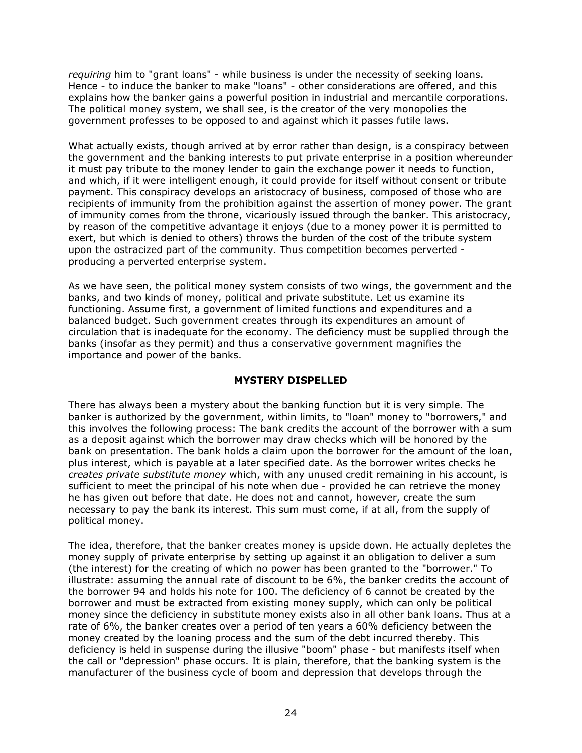*requiring* him to "grant loans" - while business is under the necessity of seeking loans. Hence - to induce the banker to make "loans" - other considerations are offered, and this explains how the banker gains a powerful position in industrial and mercantile corporations. The political money system, we shall see, is the creator of the very monopolies the government professes to be opposed to and against which it passes futile laws.

What actually exists, though arrived at by error rather than design, is a conspiracy between the government and the banking interests to put private enterprise in a position whereunder it must pay tribute to the money lender to gain the exchange power it needs to function, and which, if it were intelligent enough, it could provide for itself without consent or tribute payment. This conspiracy develops an aristocracy of business, composed of those who are recipients of immunity from the prohibition against the assertion of money power. The grant of immunity comes from the throne, vicariously issued through the banker. This aristocracy, by reason of the competitive advantage it enjoys (due to a money power it is permitted to exert, but which is denied to others) throws the burden of the cost of the tribute system upon the ostracized part of the community. Thus competition becomes perverted - producing a perverted enterprise system.

As we have seen, the political money system consists of two wings, the government and the banks, and two kinds of money, political and private substitute. Let us examine its functioning. Assume first, a government of limited functions and expenditures and a balanced budget. Such government creates through its expenditures an amount of circulation that is inadequate for the economy. The deficiency must be supplied through the banks (insofar as they permit) and thus a conservative government magnifies the importance and power of the banks.

## MYSTERY DISPELLED

There has always been a mystery about the banking function but it is very simple. The banker is authorized by the government, within limits, to "loan" money to "borrowers," and this involves the following process: The bank credits the account of the borrower with a sum as a deposit against which the borrower may draw checks which will be honored by the bank on presentation. The bank holds a claim upon the borrower for the amount of the loan, plus interest, which is payable at a later specified date. As the borrower writes checks he *creates private substitute money* which, with any unused credit remaining in his account, is sufficient to meet the principal of his note when due - provided he can retrieve the money he has given out before that date. He does not and cannot, however, create the sum necessary to pay the bank its interest. This sum must come, if at all, from the supply of political money.

The idea, therefore, that the banker creates money is upside down. He actually depletes the money supply of private enterprise by setting up against it an obligation to deliver a sum (the interest) for the creating of which no power has been granted to the "borrower." To illustrate: assuming the annual rate of discount to be 6%, the banker credits the account of the borrower 94 and holds his note for 100. The deficiency of 6 cannot be created by the borrower and must be extracted from existing money supply, which can only be political money since the deficiency in substitute money exists also in all other bank loans. Thus at a rate of 6%, the banker creates over a period of ten years a 60% deficiency between the money created by the loaning process and the sum of the debt incurred thereby. This deficiency is held in suspense during the illusive "boom" phase - but manifests itself when the call or "depression" phase occurs. It is plain, therefore, that the banking system is the manufacturer of the business cycle of boom and depression that develops through the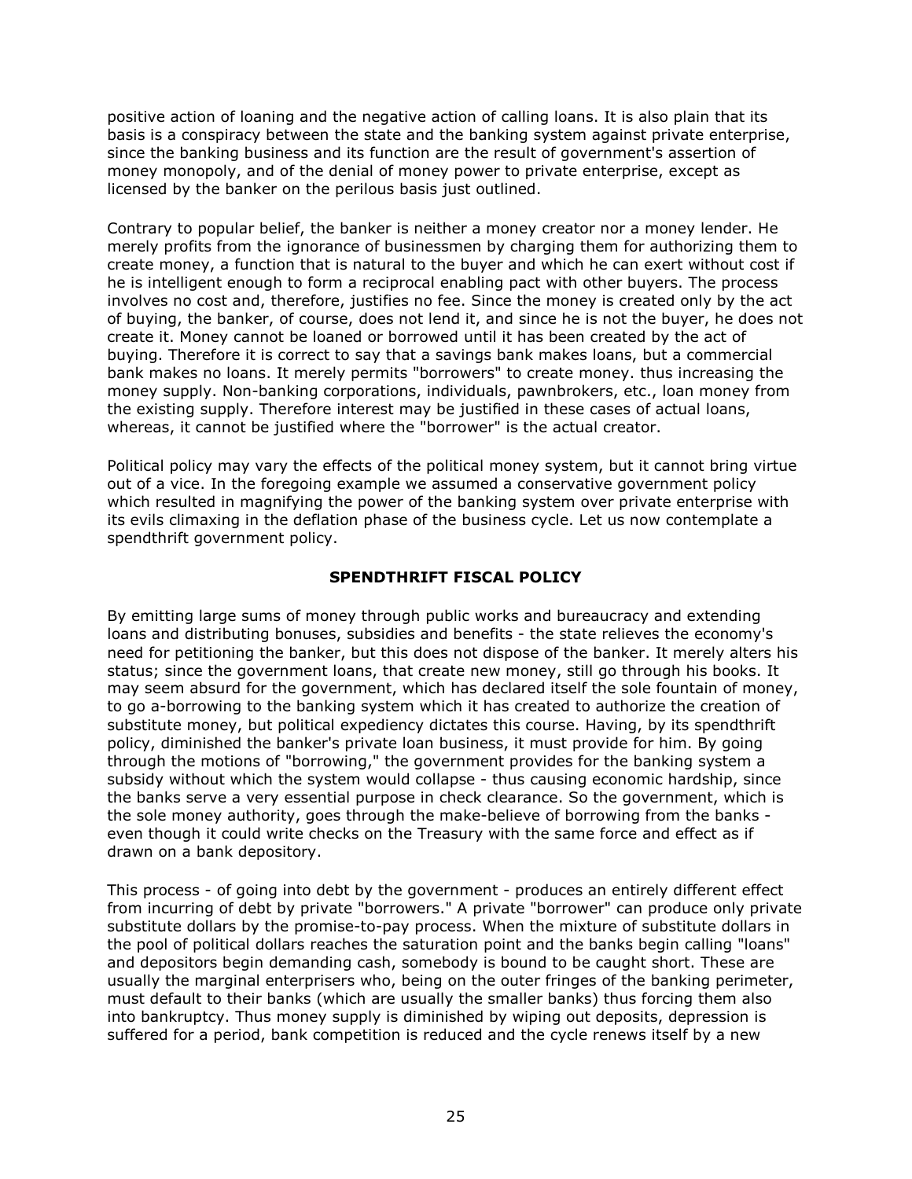positive action of loaning and the negative action of calling loans. It is also plain that its basis is a conspiracy between the state and the banking system against private enterprise, since the banking business and its function are the result of government's assertion of money monopoly, and of the denial of money power to private enterprise, except as licensed by the banker on the perilous basis just outlined.

Contrary to popular belief, the banker is neither a money creator nor a money lender. He merely profits from the ignorance of businessmen by charging them for authorizing them to create money, a function that is natural to the buyer and which he can exert without cost if he is intelligent enough to form a reciprocal enabling pact with other buyers. The process involves no cost and, therefore, justifies no fee. Since the money is created only by the act of buying, the banker, of course, does not lend it, and since he is not the buyer, he does not create it. Money cannot be loaned or borrowed until it has been created by the act of buying. Therefore it is correct to say that a savings bank makes loans, but a commercial bank makes no loans. It merely permits "borrowers" to create money. thus increasing the money supply. Non-banking corporations, individuals, pawnbrokers, etc., loan money from the existing supply. Therefore interest may be justified in these cases of actual loans, whereas, it cannot be justified where the "borrower" is the actual creator.

Political policy may vary the effects of the political money system, but it cannot bring virtue out of a vice. In the foregoing example we assumed a conservative government policy which resulted in magnifying the power of the banking system over private enterprise with its evils climaxing in the deflation phase of the business cycle. Let us now contemplate a spendthrift government policy.

## SPENDTHRIFT FISCAL POLICY

By emitting large sums of money through public works and bureaucracy and extending loans and distributing bonuses, subsidies and benefits - the state relieves the economy's need for petitioning the banker, but this does not dispose of the banker. It merely alters his status; since the government loans, that create new money, still go through his books. It may seem absurd for the government, which has declared itself the sole fountain of money, to go a-borrowing to the banking system which it has created to authorize the creation of substitute money, but political expediency dictates this course. Having, by its spendthrift policy, diminished the banker's private loan business, it must provide for him. By going through the motions of "borrowing," the government provides for the banking system a subsidy without which the system would collapse - thus causing economic hardship, since the banks serve a very essential purpose in check clearance. So the government, which is the sole money authority, goes through the make-believe of borrowing from the banks - even though it could write checks on the Treasury with the same force and effect as if drawn on a bank depository.

This process - of going into debt by the government - produces an entirely different effect from incurring of debt by private "borrowers." A private "borrower" can produce only private substitute dollars by the promise-to-pay process. When the mixture of substitute dollars in the pool of political dollars reaches the saturation point and the banks begin calling "loans" and depositors begin demanding cash, somebody is bound to be caught short. These are usually the marginal enterprisers who, being on the outer fringes of the banking perimeter, must default to their banks (which are usually the smaller banks) thus forcing them also into bankruptcy. Thus money supply is diminished by wiping out deposits, depression is suffered for a period, bank competition is reduced and the cycle renews itself by a new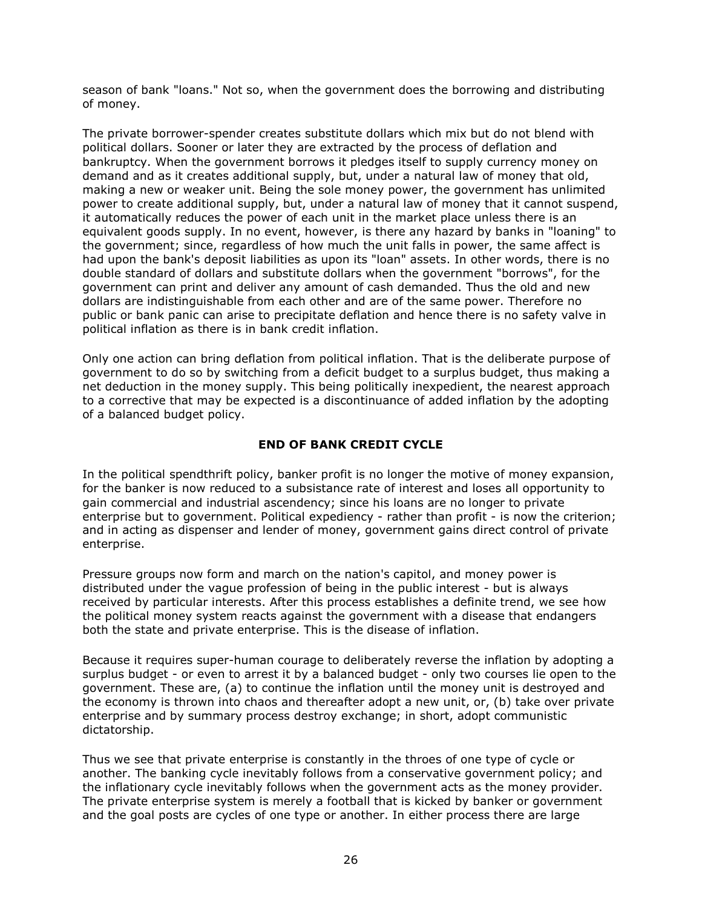season of bank "loans." Not so, when the government does the borrowing and distributing of money.

The private borrower-spender creates substitute dollars which mix but do not blend with political dollars. Sooner or later they are extracted by the process of deflation and bankruptcy. When the government borrows it pledges itself to supply currency money on demand and as it creates additional supply, but, under a natural law of money that old, making a new or weaker unit. Being the sole money power, the government has unlimited power to create additional supply, but, under a natural law of money that it cannot suspend, it automatically reduces the power of each unit in the market place unless there is an equivalent goods supply. In no event, however, is there any hazard by banks in "loaning" to the government; since, regardless of how much the unit falls in power, the same affect is had upon the bank's deposit liabilities as upon its "loan" assets. In other words, there is no double standard of dollars and substitute dollars when the government "borrows", for the government can print and deliver any amount of cash demanded. Thus the old and new dollars are indistinguishable from each other and are of the same power. Therefore no public or bank panic can arise to precipitate deflation and hence there is no safety valve in political inflation as there is in bank credit inflation.

Only one action can bring deflation from political inflation. That is the deliberate purpose of government to do so by switching from a deficit budget to a surplus budget, thus making a net deduction in the money supply. This being politically inexpedient, the nearest approach to a corrective that may be expected is a discontinuance of added inflation by the adopting of a balanced budget policy.

### END OF BANK CREDIT CYCLE

In the political spendthrift policy, banker profit is no longer the motive of money expansion, for the banker is now reduced to a subsistance rate of interest and loses all opportunity to gain commercial and industrial ascendency; since his loans are no longer to private enterprise but to government. Political expediency - rather than profit - is now the criterion; and in acting as dispenser and lender of money, government gains direct control of private enterprise.

Pressure groups now form and march on the nation's capitol, and money power is distributed under the vague profession of being in the public interest - but is always received by particular interests. After this process establishes a definite trend, we see how the political money system reacts against the government with a disease that endangers both the state and private enterprise. This is the disease of inflation.

Because it requires super-human courage to deliberately reverse the inflation by adopting a surplus budget - or even to arrest it by a balanced budget - only two courses lie open to the government. These are, (a) to continue the inflation until the money unit is destroyed and the economy is thrown into chaos and thereafter adopt a new unit, or, (b) take over private enterprise and by summary process destroy exchange; in short, adopt communistic dictatorship.

Thus we see that private enterprise is constantly in the throes of one type of cycle or another. The banking cycle inevitably follows from a conservative government policy; and the inflationary cycle inevitably follows when the government acts as the money provider. The private enterprise system is merely a football that is kicked by banker or government and the goal posts are cycles of one type or another. In either process there are large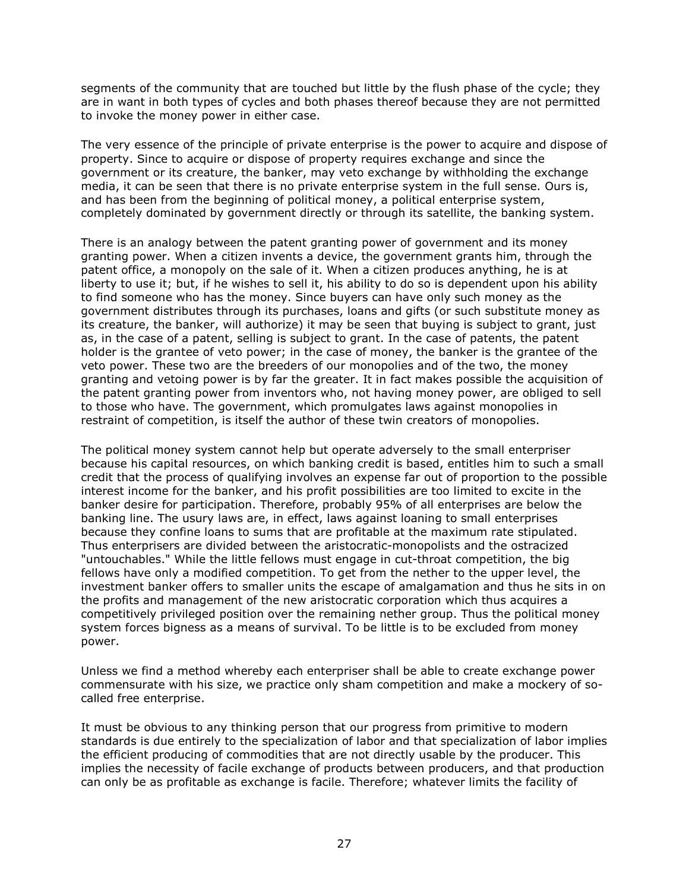segments of the community that are touched but little by the flush phase of the cycle; they are in want in both types of cycles and both phases thereof because they are not permitted to invoke the money power in either case.

The very essence of the principle of private enterprise is the power to acquire and dispose of property. Since to acquire or dispose of property requires exchange and since the government or its creature, the banker, may veto exchange by withholding the exchange media, it can be seen that there is no private enterprise system in the full sense. Ours is, and has been from the beginning of political money, a political enterprise system, completely dominated by government directly or through its satellite, the banking system.

There is an analogy between the patent granting power of government and its money granting power. When a citizen invents a device, the government grants him, through the patent office, a monopoly on the sale of it. When a citizen produces anything, he is at liberty to use it; but, if he wishes to sell it, his ability to do so is dependent upon his ability to find someone who has the money. Since buyers can have only such money as the government distributes through its purchases, loans and gifts (or such substitute money as its creature, the banker, will authorize) it may be seen that buying is subject to grant, just as, in the case of a patent, selling is subject to grant. In the case of patents, the patent holder is the grantee of veto power; in the case of money, the banker is the grantee of the veto power. These two are the breeders of our monopolies and of the two, the money granting and vetoing power is by far the greater. It in fact makes possible the acquisition of the patent granting power from inventors who, not having money power, are obliged to sell to those who have. The government, which promulgates laws against monopolies in restraint of competition, is itself the author of these twin creators of monopolies.

The political money system cannot help but operate adversely to the small enterpriser because his capital resources, on which banking credit is based, entitles him to such a small credit that the process of qualifying involves an expense far out of proportion to the possible interest income for the banker, and his profit possibilities are too limited to excite in the banker desire for participation. Therefore, probably 95% of all enterprises are below the banking line. The usury laws are, in effect, laws against loaning to small enterprises because they confine loans to sums that are profitable at the maximum rate stipulated. Thus enterprisers are divided between the aristocratic-monopolists and the ostracized "untouchables." While the little fellows must engage in cut-throat competition, the big fellows have only a modified competition. To get from the nether to the upper level, the investment banker offers to smaller units the escape of amalgamation and thus he sits in on the profits and management of the new aristocratic corporation which thus acquires a competitively privileged position over the remaining nether group. Thus the political money system forces bigness as a means of survival. To be little is to be excluded from money power.

Unless we find a method whereby each enterpriser shall be able to create exchange power commensurate with his size, we practice only sham competition and make a mockery of so-called free enterprise.

It must be obvious to any thinking person that our progress from primitive to modern standards is due entirely to the specialization of labor and that specialization of labor implies the efficient producing of commodities that are not directly usable by the producer. This implies the necessity of facile exchange of products between producers, and that production can only be as profitable as exchange is facile. Therefore; whatever limits the facility of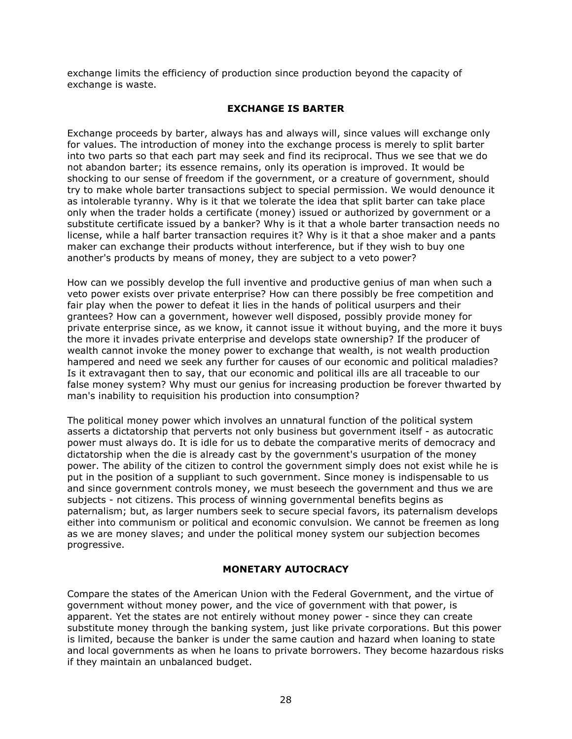exchange limits the efficiency of production since production beyond the capacity of exchange is waste.

## EXCHANGE IS BARTER

Exchange proceeds by barter, always has and always will, since values will exchange only for values. The introduction of money into the exchange process is merely to split barter into two parts so that each part may seek and find its reciprocal. Thus we see that we do not abandon barter; its essence remains, only its operation is improved. It would be shocking to our sense of freedom if the government, or a creature of government, should try to make whole barter transactions subject to special permission. We would denounce it as intolerable tyranny. Why is it that we tolerate the idea that split barter can take place only when the trader holds a certificate (money) issued or authorized by government or a substitute certificate issued by a banker? Why is it that a whole barter transaction needs no license, while a half barter transaction requires it? Why is it that a shoe maker and a pants maker can exchange their products without interference, but if they wish to buy one another's products by means of money, they are subject to a veto power?

How can we possibly develop the full inventive and productive genius of man when such a veto power exists over private enterprise? How can there possibly be free competition and fair play when the power to defeat it lies in the hands of political usurpers and their grantees? How can a government, however well disposed, possibly provide money for private enterprise since, as we know, it cannot issue it without buying, and the more it buys the more it invades private enterprise and develops state ownership? If the producer of wealth cannot invoke the money power to exchange that wealth, is not wealth production hampered and need we seek any further for causes of our economic and political maladies? Is it extravagant then to say, that our economic and political ills are all traceable to our false money system? Why must our genius for increasing production be forever thwarted by man's inability to requisition his production into consumption?

The political money power which involves an unnatural function of the political system asserts a dictatorship that perverts not only business but government itself - as autocratic power must always do. It is idle for us to debate the comparative merits of democracy and dictatorship when the die is already cast by the government's usurpation of the money power. The ability of the citizen to control the government simply does not exist while he is put in the position of a suppliant to such government. Since money is indispensable to us and since government controls money, we must beseech the government and thus we are subjects - not citizens. This process of winning governmental benefits begins as paternalism; but, as larger numbers seek to secure special favors, its paternalism develops either into communism or political and economic convulsion. We cannot be freemen as long as we are money slaves; and under the political money system our subjection becomes progressive.

## MONETARY AUTOCRACY

Compare the states of the American Union with the Federal Government, and the virtue of government without money power, and the vice of government with that power, is apparent. Yet the states are not entirely without money power - since they can create substitute money through the banking system, just like private corporations. But this power is limited, because the banker is under the same caution and hazard when loaning to state and local governments as when he loans to private borrowers. They become hazardous risks if they maintain an unbalanced budget.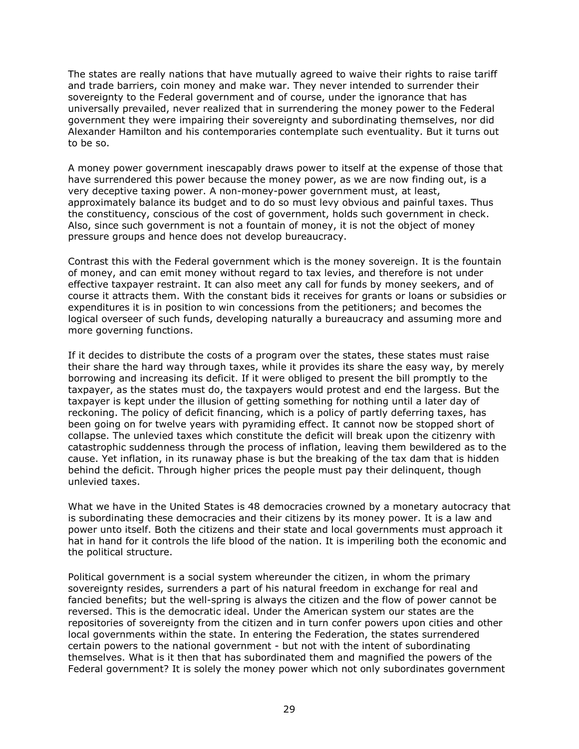The states are really nations that have mutually agreed to waive their rights to raise tariff and trade barriers, coin money and make war. They never intended to surrender their sovereignty to the Federal government and of course, under the ignorance that has universally prevailed, never realized that in surrendering the money power to the Federal government they were impairing their sovereignty and subordinating themselves, nor did Alexander Hamilton and his contemporaries contemplate such eventuality. But it turns out to be so.

A money power government inescapably draws power to itself at the expense of those that have surrendered this power because the money power, as we are now finding out, is a very deceptive taxing power. A non-money-power government must, at least, approximately balance its budget and to do so must levy obvious and painful taxes. Thus the constituency, conscious of the cost of government, holds such government in check. Also, since such government is not a fountain of money, it is not the object of money pressure groups and hence does not develop bureaucracy.

Contrast this with the Federal government which is the money sovereign. It is the fountain of money, and can emit money without regard to tax levies, and therefore is not under effective taxpayer restraint. It can also meet any call for funds by money seekers, and of course it attracts them. With the constant bids it receives for grants or loans or subsidies or expenditures it is in position to win concessions from the petitioners; and becomes the logical overseer of such funds, developing naturally a bureaucracy and assuming more and more governing functions.

If it decides to distribute the costs of a program over the states, these states must raise their share the hard way through taxes, while it provides its share the easy way, by merely borrowing and increasing its deficit. If it were obliged to present the bill promptly to the taxpayer, as the states must do, the taxpayers would protest and end the largess. But the taxpayer is kept under the illusion of getting something for nothing until a later day of reckoning. The policy of deficit financing, which is a policy of partly deferring taxes, has been going on for twelve years with pyramiding effect. It cannot now be stopped short of collapse. The unlevied taxes which constitute the deficit will break upon the citizenry with catastrophic suddenness through the process of inflation, leaving them bewildered as to the cause. Yet inflation, in its runaway phase is but the breaking of the tax dam that is hidden behind the deficit. Through higher prices the people must pay their delinquent, though unlevied taxes.

What we have in the United States is 48 democracies crowned by a monetary autocracy that is subordinating these democracies and their citizens by its money power. It is a law and power unto itself. Both the citizens and their state and local governments must approach it hat in hand for it controls the life blood of the nation. It is imperiling both the economic and the political structure.

Political government is a social system whereunder the citizen, in whom the primary sovereignty resides, surrenders a part of his natural freedom in exchange for real and fancied benefits; but the well-spring is always the citizen and the flow of power cannot be reversed. This is the democratic ideal. Under the American system our states are the repositories of sovereignty from the citizen and in turn confer powers upon cities and other local governments within the state. In entering the Federation, the states surrendered certain powers to the national government - but not with the intent of subordinating themselves. What is it then that has subordinated them and magnified the powers of the Federal government? It is solely the money power which not only subordinates government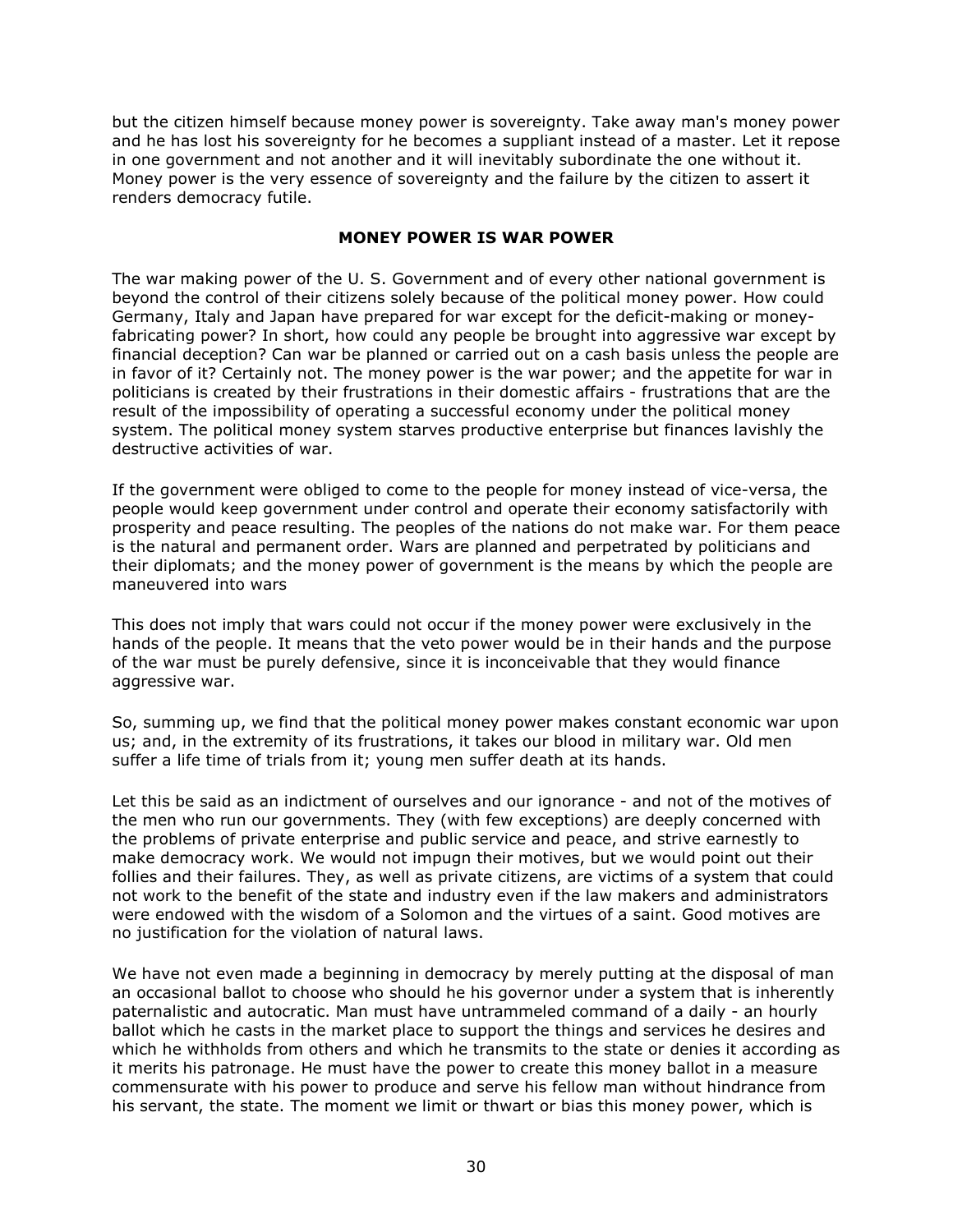but the citizen himself because money power is sovereignty. Take away man's money power and he has lost his sovereignty for he becomes a suppliant instead of a master. Let it repose in one government and not another and it will inevitably subordinate the one without it. Money power is the very essence of sovereignty and the failure by the citizen to assert it renders democracy futile.

## MONEY POWER IS WAR POWER

The war making power of the U. S. Government and of every other national government is beyond the control of their citizens solely because of the political money power. How could Germany, Italy and Japan have prepared for war except for the deficit-making or money-fabricating power? In short, how could any people be brought into aggressive war except by financial deception? Can war be planned or carried out on a cash basis unless the people are in favor of it? Certainly not. The money power is the war power; and the appetite for war in politicians is created by their frustrations in their domestic affairs - frustrations that are the result of the impossibility of operating a successful economy under the political money system. The political money system starves productive enterprise but finances lavishly the destructive activities of war.

If the government were obliged to come to the people for money instead of vice-versa, the people would keep government under control and operate their economy satisfactorily with prosperity and peace resulting. The peoples of the nations do not make war. For them peace is the natural and permanent order. Wars are planned and perpetrated by politicians and their diplomats; and the money power of government is the means by which the people are maneuvered into wars

This does not imply that wars could not occur if the money power were exclusively in the hands of the people. It means that the veto power would be in their hands and the purpose of the war must be purely defensive, since it is inconceivable that they would finance aggressive war.

So, summing up, we find that the political money power makes constant economic war upon us; and, in the extremity of its frustrations, it takes our blood in military war. Old men suffer a life time of trials from it; young men suffer death at its hands.

Let this be said as an indictment of ourselves and our ignorance - and not of the motives of the men who run our governments. They (with few exceptions) are deeply concerned with the problems of private enterprise and public service and peace, and strive earnestly to make democracy work. We would not impugn their motives, but we would point out their follies and their failures. They, as well as private citizens, are victims of a system that could not work to the benefit of the state and industry even if the law makers and administrators were endowed with the wisdom of a Solomon and the virtues of a saint. Good motives are no justification for the violation of natural laws.

We have not even made a beginning in democracy by merely putting at the disposal of man an occasional ballot to choose who should he his governor under a system that is inherently paternalistic and autocratic. Man must have untrammeled command of a daily - an hourly ballot which he casts in the market place to support the things and services he desires and which he withholds from others and which he transmits to the state or denies it according as it merits his patronage. He must have the power to create this money ballot in a measure commensurate with his power to produce and serve his fellow man without hindrance from his servant, the state. The moment we limit or thwart or bias this money power, which is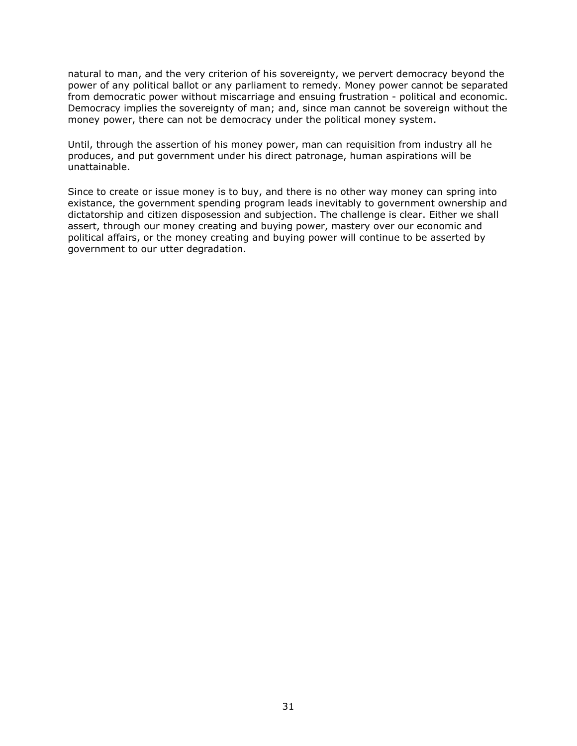natural to man, and the very criterion of his sovereignty, we pervert democracy beyond the power of any political ballot or any parliament to remedy. Money power cannot be separated from democratic power without miscarriage and ensuing frustration - political and economic. Democracy implies the sovereignty of man; and, since man cannot be sovereign without the money power, there can not be democracy under the political money system.

Until, through the assertion of his money power, man can requisition from industry all he produces, and put government under his direct patronage, human aspirations will be unattainable.

Since to create or issue money is to buy, and there is no other way money can spring into existance, the government spending program leads inevitably to government ownership and dictatorship and citizen disposession and subjection. The challenge is clear. Either we shall assert, through our money creating and buying power, mastery over our economic and political affairs, or the money creating and buying power will continue to be asserted by government to our utter degradation.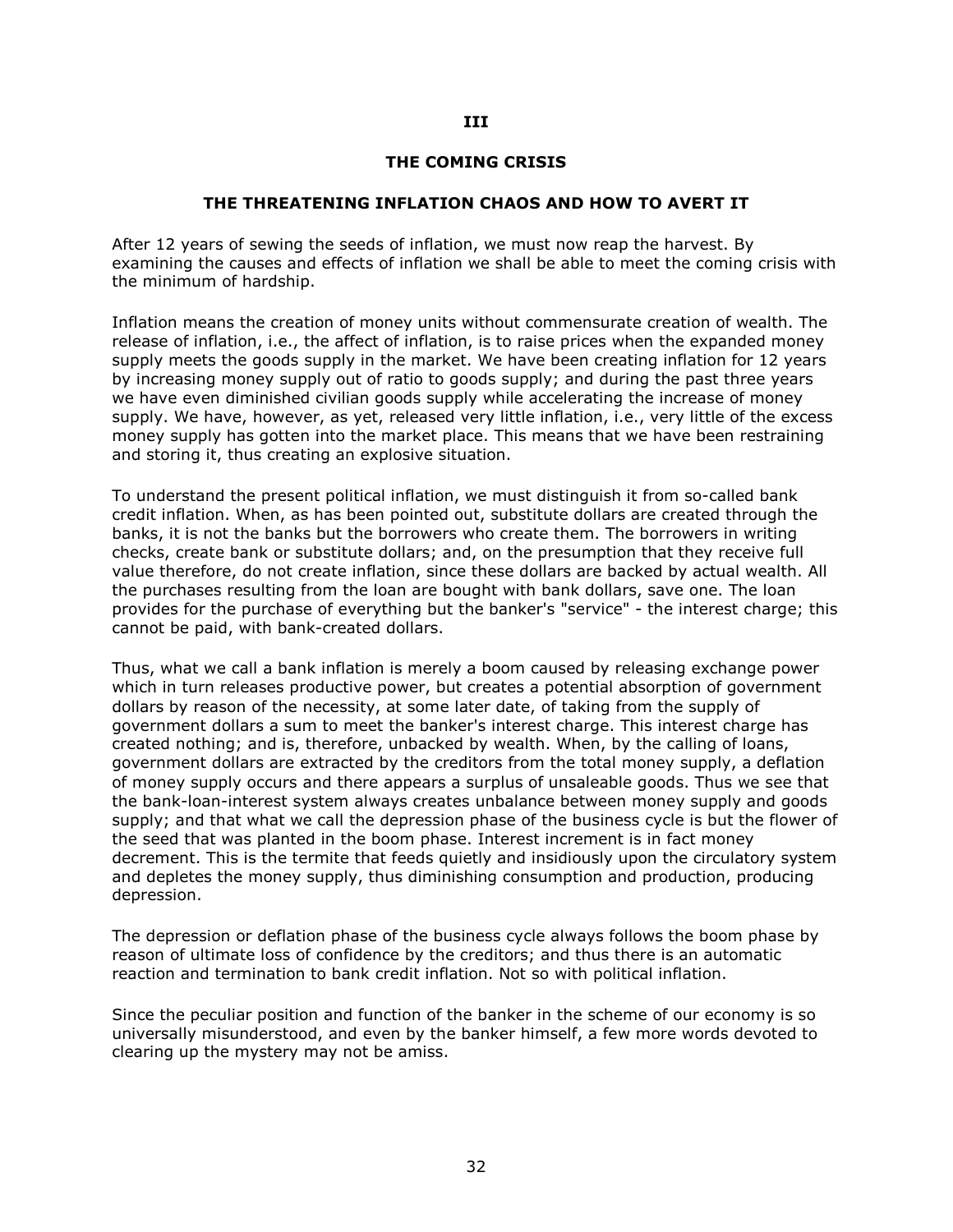## III

## THE COMING CRISIS

### THE THREATENING INFLATION CHAOS AND HOW TO AVERT IT

After 12 years of sewing the seeds of inflation, we must now reap the harvest. By examining the causes and effects of inflation we shall be able to meet the coming crisis with the minimum of hardship.

Inflation means the creation of money units without commensurate creation of wealth. The release of inflation, i.e., the affect of inflation, is to raise prices when the expanded money supply meets the goods supply in the market. We have been creating inflation for 12 years by increasing money supply out of ratio to goods supply; and during the past three years we have even diminished civilian goods supply while accelerating the increase of money supply. We have, however, as yet, released very little inflation, i.e., very little of the excess money supply has gotten into the market place. This means that we have been restraining and storing it, thus creating an explosive situation.

To understand the present political inflation, we must distinguish it from so-called bank credit inflation. When, as has been pointed out, substitute dollars are created through the banks, it is not the banks but the borrowers who create them. The borrowers in writing checks, create bank or substitute dollars; and, on the presumption that they receive full value therefore, do not create inflation, since these dollars are backed by actual wealth. All the purchases resulting from the loan are bought with bank dollars, save one. The loan provides for the purchase of everything but the banker's "service" - the interest charge; this cannot be paid, with bank-created dollars.

Thus, what we call a bank inflation is merely a boom caused by releasing exchange power which in turn releases productive power, but creates a potential absorption of government dollars by reason of the necessity, at some later date, of taking from the supply of government dollars a sum to meet the banker's interest charge. This interest charge has created nothing; and is, therefore, unbacked by wealth. When, by the calling of loans, government dollars are extracted by the creditors from the total money supply, a deflation of money supply occurs and there appears a surplus of unsaleable goods. Thus we see that the bank-loan-interest system always creates unbalance between money supply and goods supply; and that what we call the depression phase of the business cycle is but the flower of the seed that was planted in the boom phase. Interest increment is in fact money decrement. This is the termite that feeds quietly and insidiously upon the circulatory system and depletes the money supply, thus diminishing consumption and production, producing depression.

The depression or deflation phase of the business cycle always follows the boom phase by reason of ultimate loss of confidence by the creditors; and thus there is an automatic reaction and termination to bank credit inflation. Not so with political inflation.

Since the peculiar position and function of the banker in the scheme of our economy is so universally misunderstood, and even by the banker himself, a few more words devoted to clearing up the mystery may not be amiss.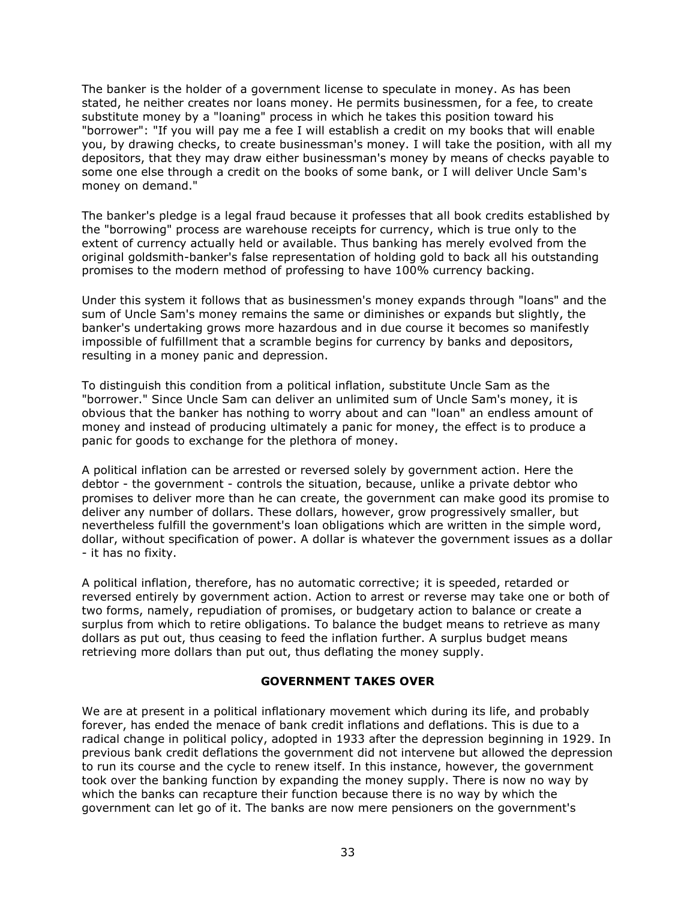The banker is the holder of a government license to speculate in money. As has been stated, he neither creates nor loans money. He permits businessmen, for a fee, to create substitute money by a "loaning" process in which he takes this position toward his "borrower": "If you will pay me a fee I will establish a credit on my books that will enable you, by drawing checks, to create businessman's money. I will take the position, with all my depositors, that they may draw either businessman's money by means of checks payable to some one else through a credit on the books of some bank, or I will deliver Uncle Sam's money on demand."

The banker's pledge is a legal fraud because it professes that all book credits established by the "borrowing" process are warehouse receipts for currency, which is true only to the extent of currency actually held or available. Thus banking has merely evolved from the original goldsmith-banker's false representation of holding gold to back all his outstanding promises to the modern method of professing to have 100% currency backing.

Under this system it follows that as businessmen's money expands through "loans" and the sum of Uncle Sam's money remains the same or diminishes or expands but slightly, the banker's undertaking grows more hazardous and in due course it becomes so manifestly impossible of fulfillment that a scramble begins for currency by banks and depositors, resulting in a money panic and depression.

To distinguish this condition from a political inflation, substitute Uncle Sam as the "borrower." Since Uncle Sam can deliver an unlimited sum of Uncle Sam's money, it is obvious that the banker has nothing to worry about and can "loan" an endless amount of money and instead of producing ultimately a panic for money, the effect is to produce a panic for goods to exchange for the plethora of money.

A political inflation can be arrested or reversed solely by government action. Here the debtor - the government - controls the situation, because, unlike a private debtor who promises to deliver more than he can create, the government can make good its promise to deliver any number of dollars. These dollars, however, grow progressively smaller, but nevertheless fulfill the government's loan obligations which are written in the simple word, dollar, without specification of power. A dollar is whatever the government issues as a dollar - it has no fixity.

A political inflation, therefore, has no automatic corrective; it is speeded, retarded or reversed entirely by government action. Action to arrest or reverse may take one or both of two forms, namely, repudiation of promises, or budgetary action to balance or create a surplus from which to retire obligations. To balance the budget means to retrieve as many dollars as put out, thus ceasing to feed the inflation further. A surplus budget means retrieving more dollars than put out, thus deflating the money supply.

## GOVERNMENT TAKES OVER

We are at present in a political inflationary movement which during its life, and probably forever, has ended the menace of bank credit inflations and deflations. This is due to a radical change in political policy, adopted in 1933 after the depression beginning in 1929. In previous bank credit deflations the government did not intervene but allowed the depression to run its course and the cycle to renew itself. In this instance, however, the government took over the banking function by expanding the money supply. There is now no way by which the banks can recapture their function because there is no way by which the government can let go of it. The banks are now mere pensioners on the government's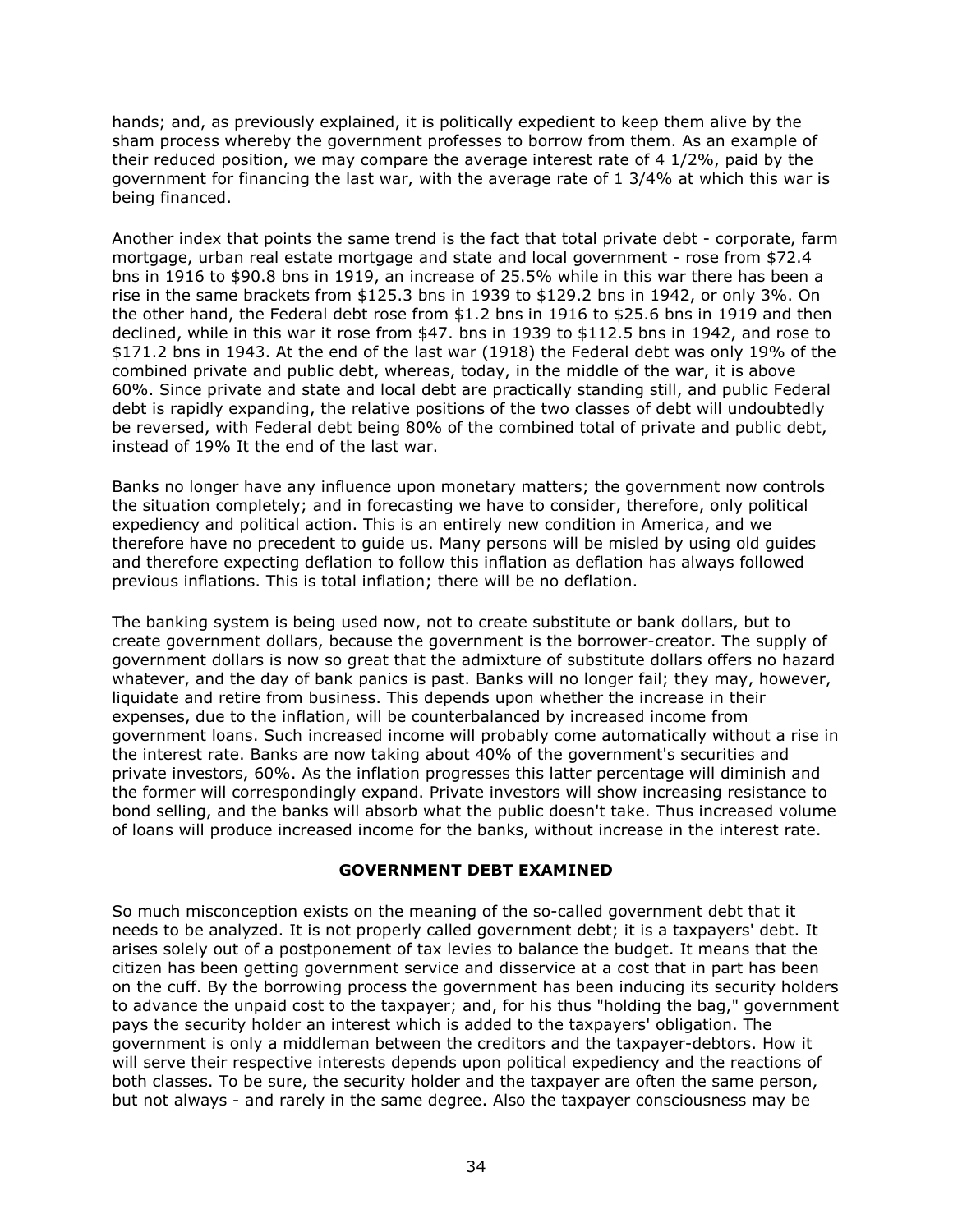hands; and, as previously explained, it is politically expedient to keep them alive by the sham process whereby the government professes to borrow from them. As an example of their reduced position, we may compare the average interest rate of 4 1/2%, paid by the government for financing the last war, with the average rate of 1 3/4% at which this war is being financed.

Another index that points the same trend is the fact that total private debt - corporate, farm mortgage, urban real estate mortgage and state and local government - rose from $72.4 bns in 1916 to $90.8 bns in 1919, an increase of 25.5% while in this war there has been a rise in the same brackets from $125.3 bns in 1939 to $129.2 bns in 1942, or only 3%. On the other hand, the Federal debt rose from $1.2 bns in 1916 to $25.6 bns in 1919 and then declined, while in this war it rose from $47. bns in 1939 to $112.5 bns in 1942, and rose to $171.2 bns in 1943. At the end of the last war (1918) the Federal debt was only 19% of the combined private and public debt, whereas, today, in the middle of the war, it is above 60%. Since private and state and local debt are practically standing still, and public Federal debt is rapidly expanding, the relative positions of the two classes of debt will undoubtedly be reversed, with Federal debt being 80% of the combined total of private and public debt, instead of 19% It the end of the last war.

Banks no longer have any influence upon monetary matters; the government now controls the situation completely; and in forecasting we have to consider, therefore, only political expediency and political action. This is an entirely new condition in America, and we therefore have no precedent to guide us. Many persons will be misled by using old guides and therefore expecting deflation to follow this inflation as deflation has always followed previous inflations. This is total inflation; there will be no deflation.

The banking system is being used now, not to create substitute or bank dollars, but to create government dollars, because the government is the borrower-creator. The supply of government dollars is now so great that the admixture of substitute dollars offers no hazard whatever, and the day of bank panics is past. Banks will no longer fail; they may, however, liquidate and retire from business. This depends upon whether the increase in their expenses, due to the inflation, will be counterbalanced by increased income from government loans. Such increased income will probably come automatically without a rise in the interest rate. Banks are now taking about 40% of the government's securities and private investors, 60%. As the inflation progresses this latter percentage will diminish and the former will correspondingly expand. Private investors will show increasing resistance to bond selling, and the banks will absorb what the public doesn't take. Thus increased volume of loans will produce increased income for the banks, without increase in the interest rate.

## GOVERNMENT DEBT EXAMINED

So much misconception exists on the meaning of the so-called government debt that it needs to be analyzed. It is not properly called government debt; it is a taxpayers' debt. It arises solely out of a postponement of tax levies to balance the budget. It means that the citizen has been getting government service and disservice at a cost that in part has been on the cuff. By the borrowing process the government has been inducing its security holders to advance the unpaid cost to the taxpayer; and, for his thus "holding the bag," government pays the security holder an interest which is added to the taxpayers' obligation. The government is only a middleman between the creditors and the taxpayer-debtors. How it will serve their respective interests depends upon political expediency and the reactions of both classes. To be sure, the security holder and the taxpayer are often the same person, but not always - and rarely in the same degree. Also the taxpayer consciousness may be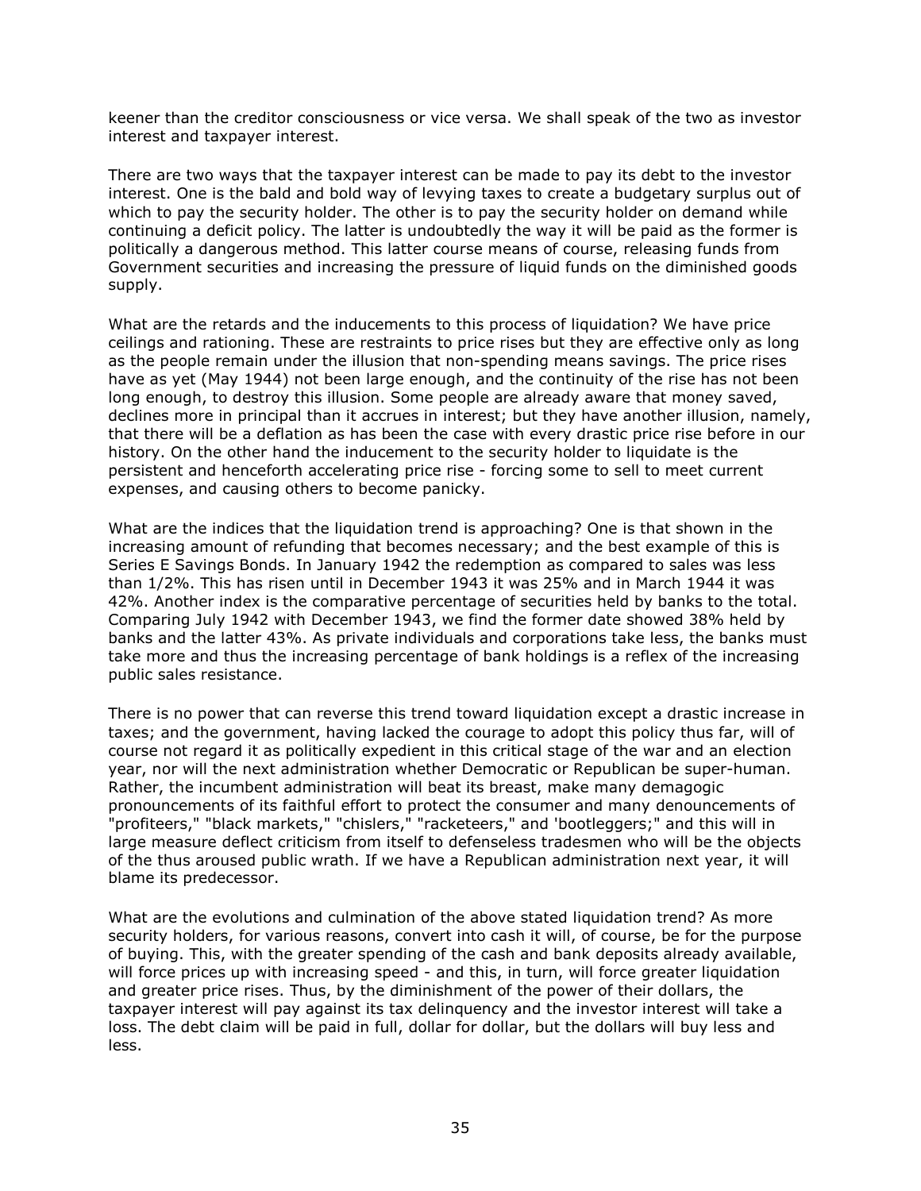keener than the creditor consciousness or vice versa. We shall speak of the two as investor interest and taxpayer interest.

There are two ways that the taxpayer interest can be made to pay its debt to the investor interest. One is the bald and bold way of levying taxes to create a budgetary surplus out of which to pay the security holder. The other is to pay the security holder on demand while continuing a deficit policy. The latter is undoubtedly the way it will be paid as the former is politically a dangerous method. This latter course means of course, releasing funds from Government securities and increasing the pressure of liquid funds on the diminished goods supply.

What are the retards and the inducements to this process of liquidation? We have price ceilings and rationing. These are restraints to price rises but they are effective only as long as the people remain under the illusion that non-spending means savings. The price rises have as yet (May 1944) not been large enough, and the continuity of the rise has not been long enough, to destroy this illusion. Some people are already aware that money saved, declines more in principal than it accrues in interest; but they have another illusion, namely, that there will be a deflation as has been the case with every drastic price rise before in our history. On the other hand the inducement to the security holder to liquidate is the persistent and henceforth accelerating price rise - forcing some to sell to meet current expenses, and causing others to become panicky.

What are the indices that the liquidation trend is approaching? One is that shown in the increasing amount of refunding that becomes necessary; and the best example of this is Series E Savings Bonds. In January 1942 the redemption as compared to sales was less than 1/2%. This has risen until in December 1943 it was 25% and in March 1944 it was 42%. Another index is the comparative percentage of securities held by banks to the total. Comparing July 1942 with December 1943, we find the former date showed 38% held by banks and the latter 43%. As private individuals and corporations take less, the banks must take more and thus the increasing percentage of bank holdings is a reflex of the increasing public sales resistance.

There is no power that can reverse this trend toward liquidation except a drastic increase in taxes; and the government, having lacked the courage to adopt this policy thus far, will of course not regard it as politically expedient in this critical stage of the war and an election year, nor will the next administration whether Democratic or Republican be super-human. Rather, the incumbent administration will beat its breast, make many demagogic pronouncements of its faithful effort to protect the consumer and many denouncements of "profiteers," "black markets," "chislers," "racketeers," and 'bootleggers;" and this will in large measure deflect criticism from itself to defenseless tradesmen who will be the objects of the thus aroused public wrath. If we have a Republican administration next year, it will blame its predecessor.

What are the evolutions and culmination of the above stated liquidation trend? As more security holders, for various reasons, convert into cash it will, of course, be for the purpose of buying. This, with the greater spending of the cash and bank deposits already available, will force prices up with increasing speed - and this, in turn, will force greater liquidation and greater price rises. Thus, by the diminishment of the power of their dollars, the taxpayer interest will pay against its tax delinquency and the investor interest will take a loss. The debt claim will be paid in full, dollar for dollar, but the dollars will buy less and less.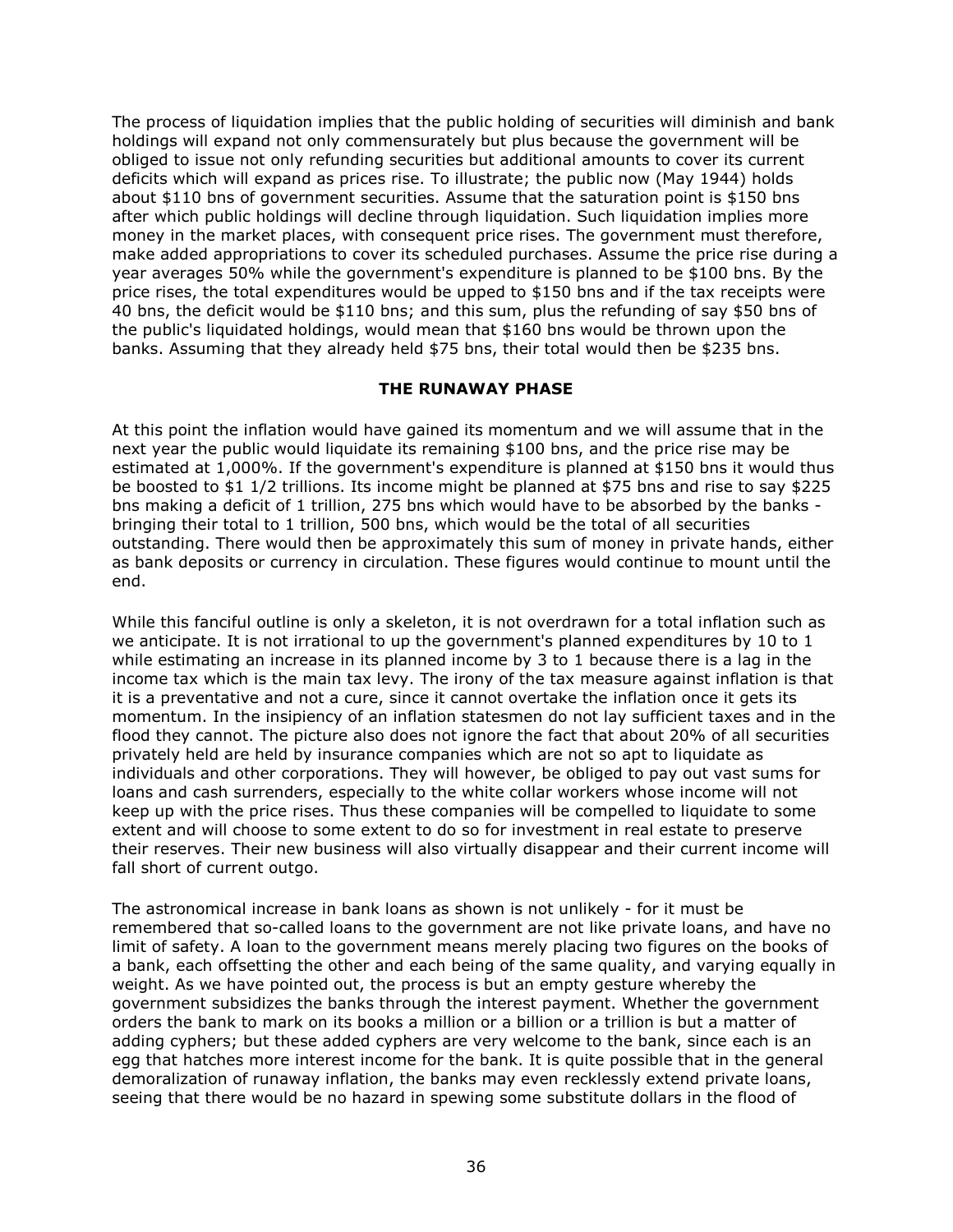The process of liquidation implies that the public holding of securities will diminish and bank holdings will expand not only commensurately but plus because the government will be obliged to issue not only refunding securities but additional amounts to cover its current deficits which will expand as prices rise. To illustrate; the public now (May 1944) holds about $110 bns of government securities. Assume that the saturation point is $150 bns after which public holdings will decline through liquidation. Such liquidation implies more money in the market places, with consequent price rises. The government must therefore, make added appropriations to cover its scheduled purchases. Assume the price rise during a year averages 50% while the government's expenditure is planned to be $100 bns. By the price rises, the total expenditures would be upped to $150 bns and if the tax receipts were 40 bns, the deficit would be $110 bns; and this sum, plus the refunding of say $50 bns of the public's liquidated holdings, would mean that $160 bns would be thrown upon the banks. Assuming that they already held $75 bns, their total would then be $235 bns.

## THE RUNAWAY PHASE

At this point the inflation would have gained its momentum and we will assume that in the next year the public would liquidate its remaining $100 bns, and the price rise may be estimated at 1,000%. If the government's expenditure is planned at $150 bns it would thus be boosted to $1 1/2 trillions. Its income might be planned at $75 bns and rise to say $225 bns making a deficit of 1 trillion, 275 bns which would have to be absorbed by the banks - bringing their total to 1 trillion, 500 bns, which would be the total of all securities outstanding. There would then be approximately this sum of money in private hands, either as bank deposits or currency in circulation. These figures would continue to mount until the end.

While this fanciful outline is only a skeleton, it is not overdrawn for a total inflation such as we anticipate. It is not irrational to up the government's planned expenditures by 10 to 1 while estimating an increase in its planned income by 3 to 1 because there is a lag in the income tax which is the main tax levy. The irony of the tax measure against inflation is that it is a preventative and not a cure, since it cannot overtake the inflation once it gets its momentum. In the insipiency of an inflation statesmen do not lay sufficient taxes and in the flood they cannot. The picture also does not ignore the fact that about 20% of all securities privately held are held by insurance companies which are not so apt to liquidate as individuals and other corporations. They will however, be obliged to pay out vast sums for loans and cash surrenders, especially to the white collar workers whose income will not keep up with the price rises. Thus these companies will be compelled to liquidate to some extent and will choose to some extent to do so for investment in real estate to preserve their reserves. Their new business will also virtually disappear and their current income will fall short of current outgo.

The astronomical increase in bank loans as shown is not unlikely - for it must be remembered that so-called loans to the government are not like private loans, and have no limit of safety. A loan to the government means merely placing two figures on the books of a bank, each offsetting the other and each being of the same quality, and varying equally in weight. As we have pointed out, the process is but an empty gesture whereby the government subsidizes the banks through the interest payment. Whether the government orders the bank to mark on its books a million or a billion or a trillion is but a matter of adding cyphers; but these added cyphers are very welcome to the bank, since each is an egg that hatches more interest income for the bank. It is quite possible that in the general demoralization of runaway inflation, the banks may even recklessly extend private loans, seeing that there would be no hazard in spewing some substitute dollars in the flood of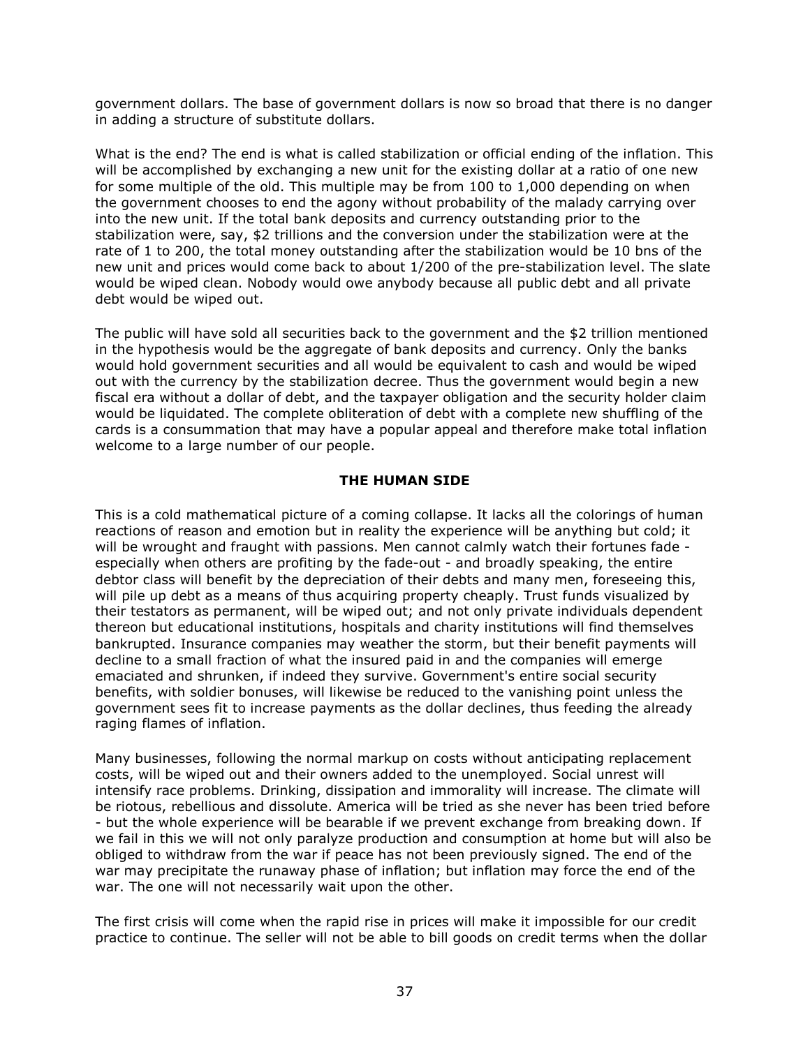government dollars. The base of government dollars is now so broad that there is no danger in adding a structure of substitute dollars.

What is the end? The end is what is called stabilization or official ending of the inflation. This will be accomplished by exchanging a new unit for the existing dollar at a ratio of one new for some multiple of the old. This multiple may be from 100 to 1,000 depending on when the government chooses to end the agony without probability of the malady carrying over into the new unit. If the total bank deposits and currency outstanding prior to the stabilization were, say, $2 trillions and the conversion under the stabilization were at the rate of 1 to 200, the total money outstanding after the stabilization would be 10 bns of the new unit and prices would come back to about 1/200 of the pre-stabilization level. The slate would be wiped clean. Nobody would owe anybody because all public debt and all private debt would be wiped out.

The public will have sold all securities back to the government and the $2 trillion mentioned in the hypothesis would be the aggregate of bank deposits and currency. Only the banks would hold government securities and all would be equivalent to cash and would be wiped out with the currency by the stabilization decree. Thus the government would begin a new fiscal era without a dollar of debt, and the taxpayer obligation and the security holder claim would be liquidated. The complete obliteration of debt with a complete new shuffling of the cards is a consummation that may have a popular appeal and therefore make total inflation welcome to a large number of our people.

**THE HUMAN SIDE**

This is a cold mathematical picture of a coming collapse. It lacks all the colorings of human reactions of reason and emotion but in reality the experience will be anything but cold; it will be wrought and fraught with passions. Men cannot calmly watch their fortunes fade - especially when others are profiting by the fade-out - and broadly speaking, the entire debtor class will benefit by the depreciation of their debts and many men, foreseeing this, will pile up debt as a means of thus acquiring property cheaply. Trust funds visualized by their testators as permanent, will be wiped out; and not only private individuals dependent thereon but educational institutions, hospitals and charity institutions will find themselves bankrupted. Insurance companies may weather the storm, but their benefit payments will decline to a small fraction of what the insured paid in and the companies will emerge emaciated and shrunken, if indeed they survive. Government's entire social security benefits, with soldier bonuses, will likewise be reduced to the vanishing point unless the government sees fit to increase payments as the dollar declines, thus feeding the already raging flames of inflation.

Many businesses, following the normal markup on costs without anticipating replacement costs, will be wiped out and their owners added to the unemployed. Social unrest will intensify race problems. Drinking, dissipation and immorality will increase. The climate will be riotous, rebellious and dissolute. America will be tried as she never has been tried before - but the whole experience will be bearable if we prevent exchange from breaking down. If we fail in this we will not only paralyze production and consumption at home but will also be obliged to withdraw from the war if peace has not been previously signed. The end of the war may precipitate the runaway phase of inflation; but inflation may force the end of the war. The one will not necessarily wait upon the other.

The first crisis will come when the rapid rise in prices will make it impossible for our credit practice to continue. The seller will not be able to bill goods on credit terms when the dollar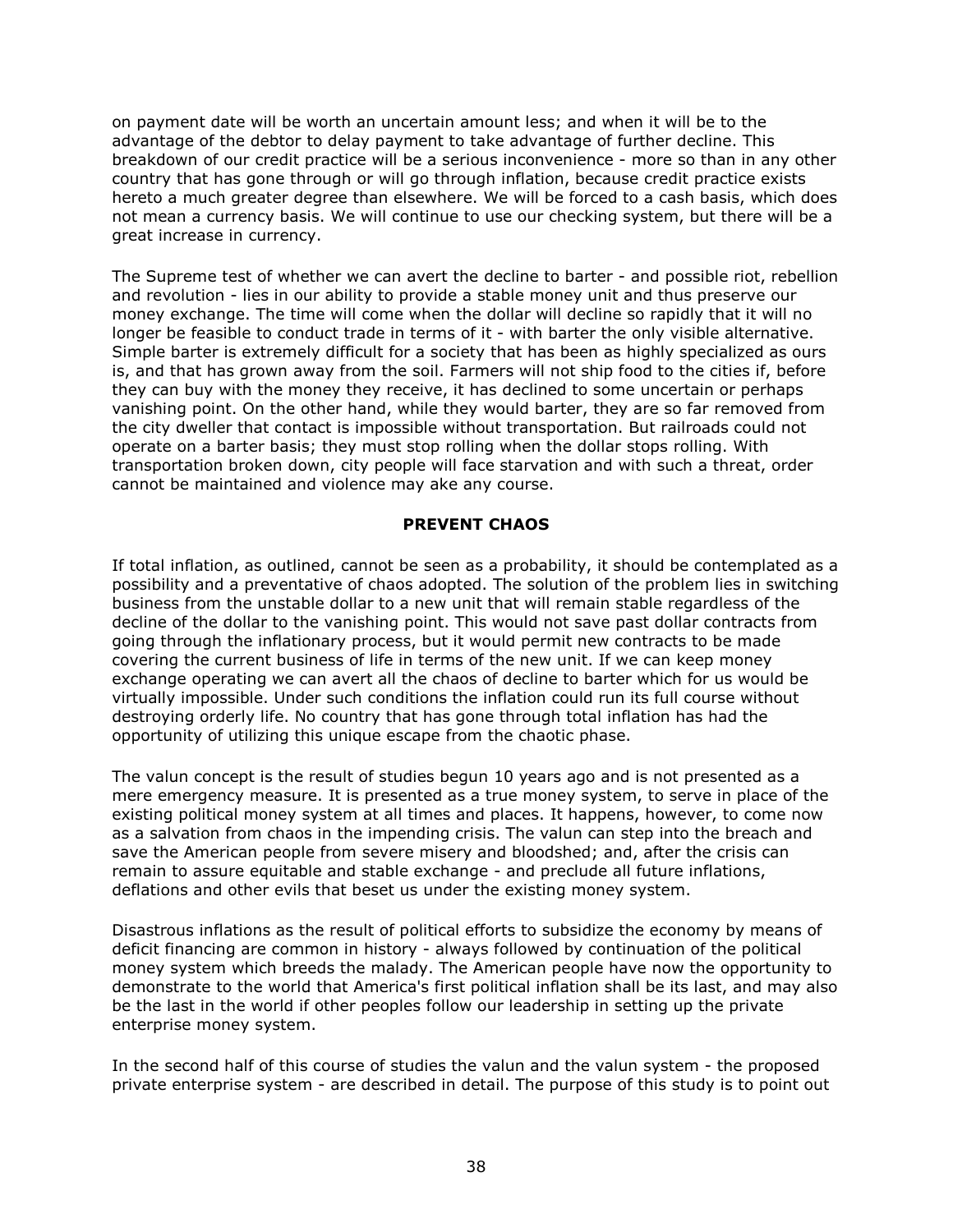on payment date will be worth an uncertain amount less; and when it will be to the advantage of the debtor to delay payment to take advantage of further decline. This breakdown of our credit practice will be a serious inconvenience - more so than in any other country that has gone through or will go through inflation, because credit practice exists hereto a much greater degree than elsewhere. We will be forced to a cash basis, which does not mean a currency basis. We will continue to use our checking system, but there will be a great increase in currency.

The Supreme test of whether we can avert the decline to barter - and possible riot, rebellion and revolution - lies in our ability to provide a stable money unit and thus preserve our money exchange. The time will come when the dollar will decline so rapidly that it will no longer be feasible to conduct trade in terms of it - with barter the only visible alternative. Simple barter is extremely difficult for a society that has been as highly specialized as ours is, and that has grown away from the soil. Farmers will not ship food to the cities if, before they can buy with the money they receive, it has declined to some uncertain or perhaps vanishing point. On the other hand, while they would barter, they are so far removed from the city dweller that contact is impossible without transportation. But railroads could not operate on a barter basis; they must stop rolling when the dollar stops rolling. With transportation broken down, city people will face starvation and with such a threat, order cannot be maintained and violence may ake any course.

**PREVENT CHAOS**

If total inflation, as outlined, cannot be seen as a probability, it should be contemplated as a possibility and a preventative of chaos adopted. The solution of the problem lies in switching business from the unstable dollar to a new unit that will remain stable regardless of the decline of the dollar to the vanishing point. This would not save past dollar contracts from going through the inflationary process, but it would permit new contracts to be made covering the current business of life in terms of the new unit. If we can keep money exchange operating we can avert all the chaos of decline to barter which for us would be virtually impossible. Under such conditions the inflation could run its full course without destroying orderly life. No country that has gone through total inflation has had the opportunity of utilizing this unique escape from the chaotic phase.

The valun concept is the result of studies begun 10 years ago and is not presented as a mere emergency measure. It is presented as a true money system, to serve in place of the existing political money system at all times and places. It happens, however, to come now as a salvation from chaos in the impending crisis. The valun can step into the breach and save the American people from severe misery and bloodshed; and, after the crisis can remain to assure equitable and stable exchange - and preclude all future inflations, deflations and other evils that beset us under the existing money system.

Disastrous inflations as the result of political efforts to subsidize the economy by means of deficit financing are common in history - always followed by continuation of the political money system which breeds the malady. The American people have now the opportunity to demonstrate to the world that America's first political inflation shall be its last, and may also be the last in the world if other peoples follow our leadership in setting up the private enterprise money system.

In the second half of this course of studies the valun and the valun system - the proposed private enterprise system - are described in detail. The purpose of this study is to point out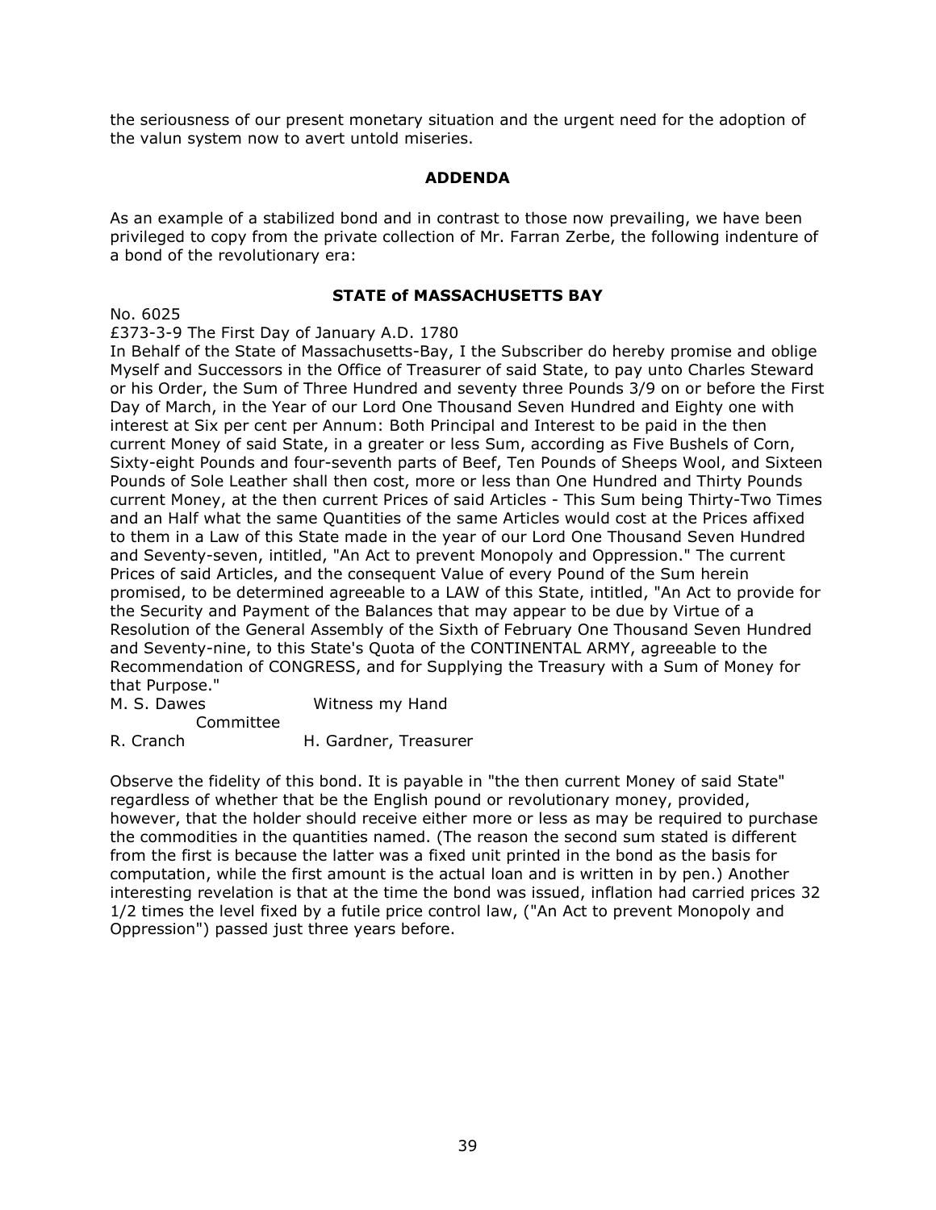the seriousness of our present monetary situation and the urgent need for the adoption of the valun system now to avert untold miseries.

## ADDENDA

As an example of a stabilized bond and in contrast to those now prevailing, we have been privileged to copy from the private collection of Mr. Farran Zerbe, the following indenture of a bond of the revolutionary era:

### STATE of MASSACHUSETTS BAY

No. 6025
£373-3-9 The First Day of January A.D. 1780
In Behalf of the State of Massachusetts-Bay, I the Subscriber do hereby promise and oblige Myself and Successors in the Office of Treasurer of said State, to pay unto Charles Steward or his Order, the Sum of Three Hundred and seventy three Pounds 3/9 on or before the First Day of March, in the Year of our Lord One Thousand Seven Hundred and Eighty one with interest at Six per cent per Annum: Both Principal and Interest to be paid in the then current Money of said State, in a greater or less Sum, according as Five Bushels of Corn, Sixty-eight Pounds and four-seventh parts of Beef, Ten Pounds of Sheeps Wool, and Sixteen Pounds of Sole Leather shall then cost, more or less than One Hundred and Thirty Pounds current Money, at the then current Prices of said Articles - This Sum being Thirty-Two Times and an Half what the same Quantities of the same Articles would cost at the Prices affixed to them in a Law of this State made in the year of our Lord One Thousand Seven Hundred and Seventy-seven, intitled, "An Act to prevent Monopoly and Oppression." The current Prices of said Articles, and the consequent Value of every Pound of the Sum herein promised, to be determined agreeable to a LAW of this State, intitled, "An Act to provide for the Security and Payment of the Balances that may appear to be due by Virtue of a Resolution of the General Assembly of the Sixth of February One Thousand Seven Hundred and Seventy-nine, to this State's Quota of the CONTINENTAL ARMY, agreeable to the Recommendation of CONGRESS, and for Supplying the Treasury with a Sum of Money for that Purpose."

M. S. Dawes — Witness my Hand
Committee
R. Cranch — H. Gardner, Treasurer

Observe the fidelity of this bond. It is payable in "the then current Money of said State" regardless of whether that be the English pound or revolutionary money, provided, however, that the holder should receive either more or less as may be required to purchase the commodities in the quantities named. (The reason the second sum stated is different from the first is because the latter was a fixed unit printed in the bond as the basis for computation, while the first amount is the actual loan and is written in by pen.) Another interesting revelation is that at the time the bond was issued, inflation had carried prices 32 1/2 times the level fixed by a futile price control law, ("An Act to prevent Monopoly and Oppression") passed just three years before.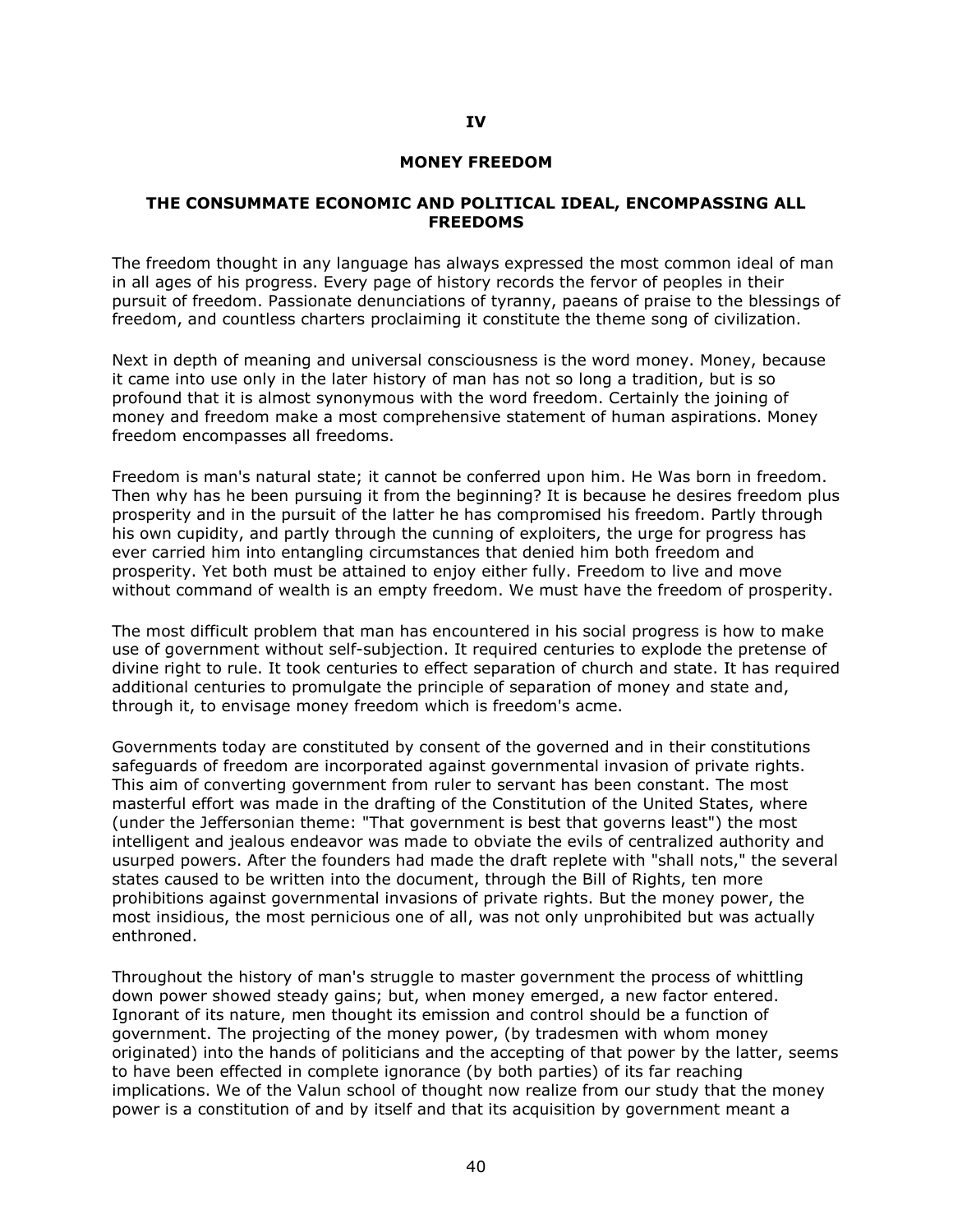# IV

## MONEY FREEDOM

### THE CONSUMMATE ECONOMIC AND POLITICAL IDEAL, ENCOMPASSING ALL FREEDOMS

The freedom thought in any language has always expressed the most common ideal of man in all ages of his progress. Every page of history records the fervor of peoples in their pursuit of freedom. Passionate denunciations of tyranny, paeans of praise to the blessings of freedom, and countless charters proclaiming it constitute the theme song of civilization.

Next in depth of meaning and universal consciousness is the word money. Money, because it came into use only in the later history of man has not so long a tradition, but is so profound that it is almost synonymous with the word freedom. Certainly the joining of money and freedom make a most comprehensive statement of human aspirations. Money freedom encompasses all freedoms.

Freedom is man's natural state; it cannot be conferred upon him. He Was born in freedom. Then why has he been pursuing it from the beginning? It is because he desires freedom plus prosperity and in the pursuit of the latter he has compromised his freedom. Partly through his own cupidity, and partly through the cunning of exploiters, the urge for progress has ever carried him into entangling circumstances that denied him both freedom and prosperity. Yet both must be attained to enjoy either fully. Freedom to live and move without command of wealth is an empty freedom. We must have the freedom of prosperity.

The most difficult problem that man has encountered in his social progress is how to make use of government without self-subjection. It required centuries to explode the pretense of divine right to rule. It took centuries to effect separation of church and state. It has required additional centuries to promulgate the principle of separation of money and state and, through it, to envisage money freedom which is freedom's acme.

Governments today are constituted by consent of the governed and in their constitutions safeguards of freedom are incorporated against governmental invasion of private rights. This aim of converting government from ruler to servant has been constant. The most masterful effort was made in the drafting of the Constitution of the United States, where (under the Jeffersonian theme: "That government is best that governs least") the most intelligent and jealous endeavor was made to obviate the evils of centralized authority and usurped powers. After the founders had made the draft replete with "shall nots," the several states caused to be written into the document, through the Bill of Rights, ten more prohibitions against governmental invasions of private rights. But the money power, the most insidious, the most pernicious one of all, was not only unprohibited but was actually enthroned.

Throughout the history of man's struggle to master government the process of whittling down power showed steady gains; but, when money emerged, a new factor entered. Ignorant of its nature, men thought its emission and control should be a function of government. The projecting of the money power, (by tradesmen with whom money originated) into the hands of politicians and the accepting of that power by the latter, seems to have been effected in complete ignorance (by both parties) of its far reaching implications. We of the Valun school of thought now realize from our study that the money power is a constitution of and by itself and that its acquisition by government meant a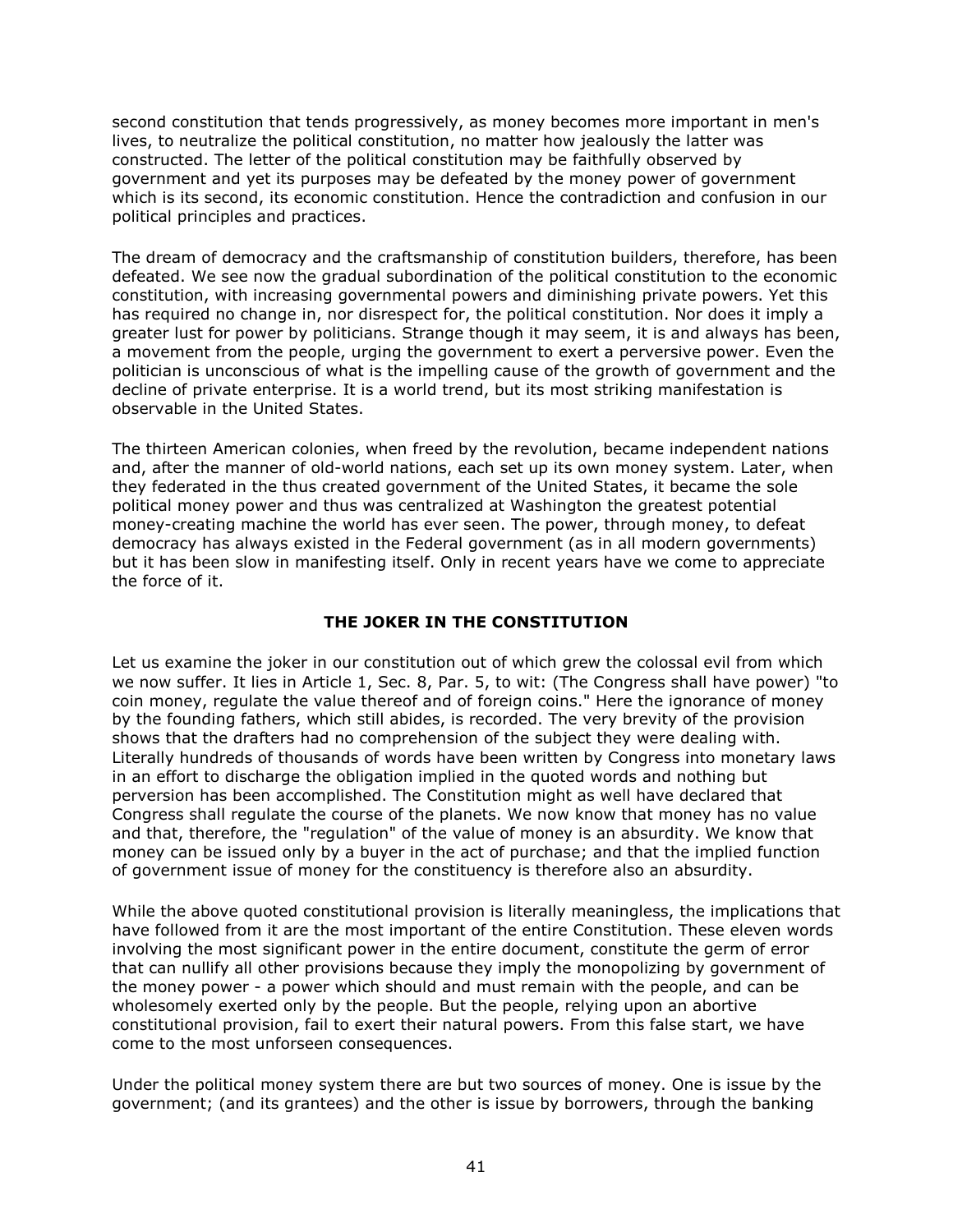second constitution that tends progressively, as money becomes more important in men's lives, to neutralize the political constitution, no matter how jealously the latter was constructed. The letter of the political constitution may be faithfully observed by government and yet its purposes may be defeated by the money power of government which is its second, its economic constitution. Hence the contradiction and confusion in our political principles and practices.

The dream of democracy and the craftsmanship of constitution builders, therefore, has been defeated. We see now the gradual subordination of the political constitution to the economic constitution, with increasing governmental powers and diminishing private powers. Yet this has required no change in, nor disrespect for, the political constitution. Nor does it imply a greater lust for power by politicians. Strange though it may seem, it is and always has been, a movement from the people, urging the government to exert a perversive power. Even the politician is unconscious of what is the impelling cause of the growth of government and the decline of private enterprise. It is a world trend, but its most striking manifestation is observable in the United States.

The thirteen American colonies, when freed by the revolution, became independent nations and, after the manner of old-world nations, each set up its own money system. Later, when they federated in the thus created government of the United States, it became the sole political money power and thus was centralized at Washington the greatest potential money-creating machine the world has ever seen. The power, through money, to defeat democracy has always existed in the Federal government (as in all modern governments) but it has been slow in manifesting itself. Only in recent years have we come to appreciate the force of it.

## THE JOKER IN THE CONSTITUTION

Let us examine the joker in our constitution out of which grew the colossal evil from which we now suffer. It lies in Article 1, Sec. 8, Par. 5, to wit: (The Congress shall have power) "to coin money, regulate the value thereof and of foreign coins." Here the ignorance of money by the founding fathers, which still abides, is recorded. The very brevity of the provision shows that the drafters had no comprehension of the subject they were dealing with. Literally hundreds of thousands of words have been written by Congress into monetary laws in an effort to discharge the obligation implied in the quoted words and nothing but perversion has been accomplished. The Constitution might as well have declared that Congress shall regulate the course of the planets. We now know that money has no value and that, therefore, the "regulation" of the value of money is an absurdity. We know that money can be issued only by a buyer in the act of purchase; and that the implied function of government issue of money for the constituency is therefore also an absurdity.

While the above quoted constitutional provision is literally meaningless, the implications that have followed from it are the most important of the entire Constitution. These eleven words involving the most significant power in the entire document, constitute the germ of error that can nullify all other provisions because they imply the monopolizing by government of the money power - a power which should and must remain with the people, and can be wholesomely exerted only by the people. But the people, relying upon an abortive constitutional provision, fail to exert their natural powers. From this false start, we have come to the most unforseen consequences.

Under the political money system there are but two sources of money. One is issue by the government; (and its grantees) and the other is issue by borrowers, through the banking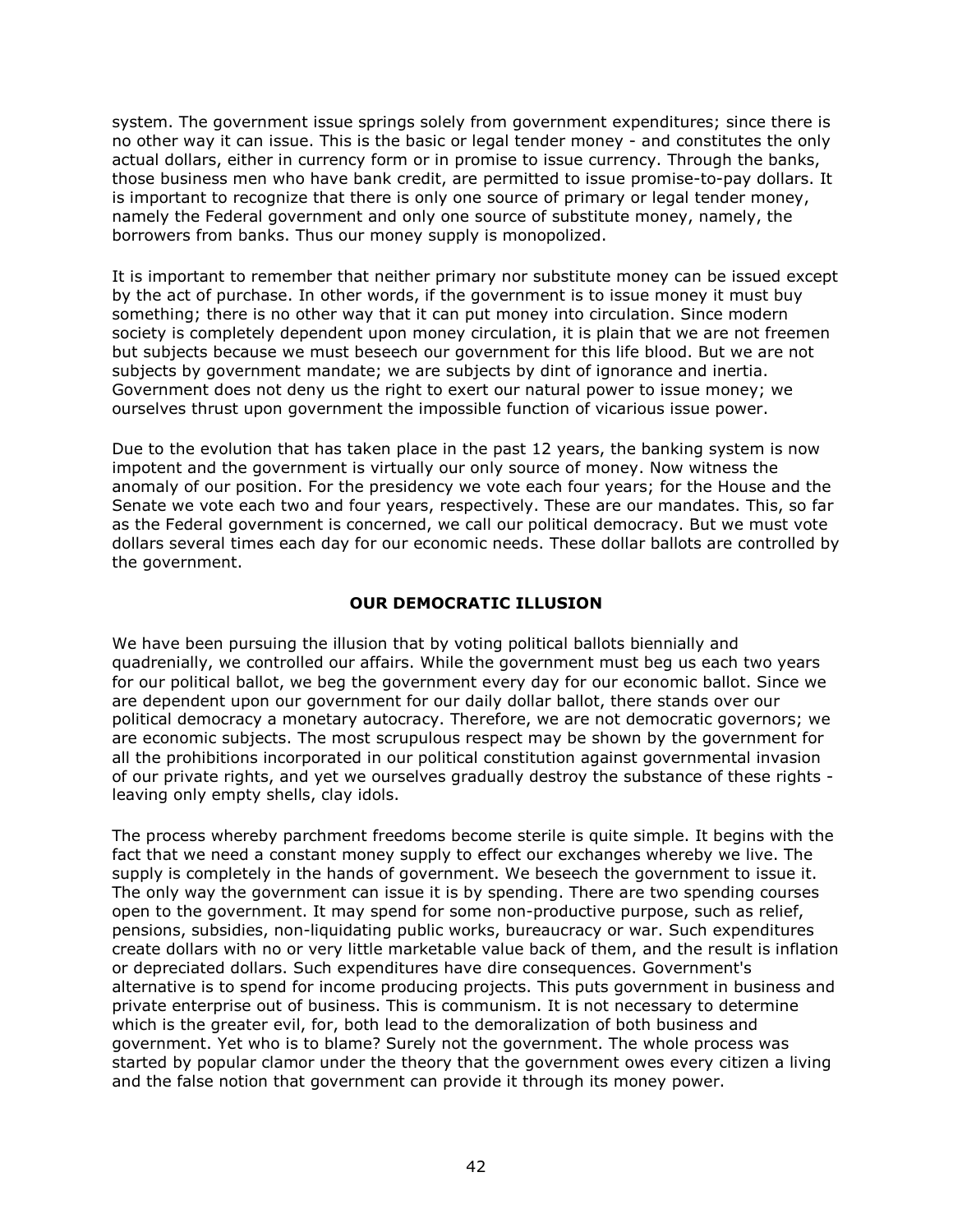system. The government issue springs solely from government expenditures; since there is no other way it can issue. This is the basic or legal tender money - and constitutes the only actual dollars, either in currency form or in promise to issue currency. Through the banks, those business men who have bank credit, are permitted to issue promise-to-pay dollars. It is important to recognize that there is only one source of primary or legal tender money, namely the Federal government and only one source of substitute money, namely, the borrowers from banks. Thus our money supply is monopolized.

It is important to remember that neither primary nor substitute money can be issued except by the act of purchase. In other words, if the government is to issue money it must buy something; there is no other way that it can put money into circulation. Since modern society is completely dependent upon money circulation, it is plain that we are not freemen but subjects because we must beseech our government for this life blood. But we are not subjects by government mandate; we are subjects by dint of ignorance and inertia. Government does not deny us the right to exert our natural power to issue money; we ourselves thrust upon government the impossible function of vicarious issue power.

Due to the evolution that has taken place in the past 12 years, the banking system is now impotent and the government is virtually our only source of money. Now witness the anomaly of our position. For the presidency we vote each four years; for the House and the Senate we vote each two and four years, respectively. These are our mandates. This, so far as the Federal government is concerned, we call our political democracy. But we must vote dollars several times each day for our economic needs. These dollar ballots are controlled by the government.

## OUR DEMOCRATIC ILLUSION

We have been pursuing the illusion that by voting political ballots biennially and quadrenially, we controlled our affairs. While the government must beg us each two years for our political ballot, we beg the government every day for our economic ballot. Since we are dependent upon our government for our daily dollar ballot, there stands over our political democracy a monetary autocracy. Therefore, we are not democratic governors; we are economic subjects. The most scrupulous respect may be shown by the government for all the prohibitions incorporated in our political constitution against governmental invasion of our private rights, and yet we ourselves gradually destroy the substance of these rights - leaving only empty shells, clay idols.

The process whereby parchment freedoms become sterile is quite simple. It begins with the fact that we need a constant money supply to effect our exchanges whereby we live. The supply is completely in the hands of government. We beseech the government to issue it. The only way the government can issue it is by spending. There are two spending courses open to the government. It may spend for some non-productive purpose, such as relief, pensions, subsidies, non-liquidating public works, bureaucracy or war. Such expenditures create dollars with no or very little marketable value back of them, and the result is inflation or depreciated dollars. Such expenditures have dire consequences. Government's alternative is to spend for income producing projects. This puts government in business and private enterprise out of business. This is communism. It is not necessary to determine which is the greater evil, for, both lead to the demoralization of both business and government. Yet who is to blame? Surely not the government. The whole process was started by popular clamor under the theory that the government owes every citizen a living and the false notion that government can provide it through its money power.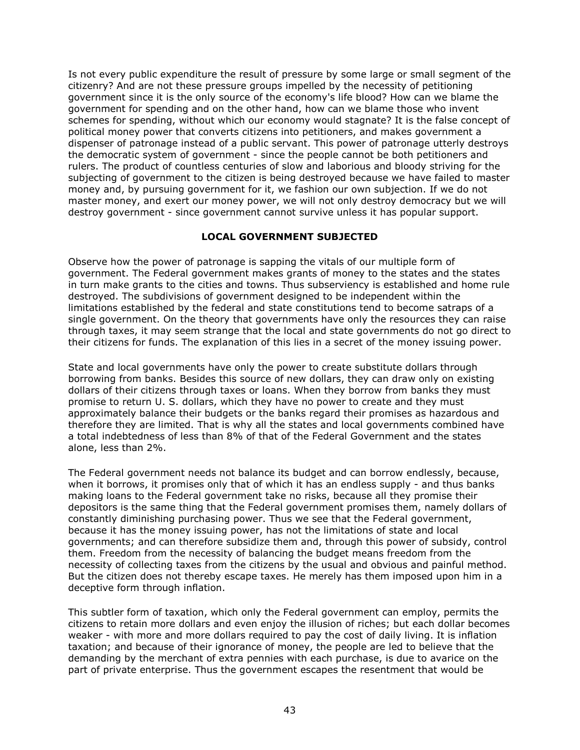Is not every public expenditure the result of pressure by some large or small segment of the citizenry? And are not these pressure groups impelled by the necessity of petitioning government since it is the only source of the economy's life blood? How can we blame the government for spending and on the other hand, how can we blame those who invent schemes for spending, without which our economy would stagnate? It is the false concept of political money power that converts citizens into petitioners, and makes government a dispenser of patronage instead of a public servant. This power of patronage utterly destroys the democratic system of government - since the people cannot be both petitioners and rulers. The product of countless centuries of slow and laborious and bloody striving for the subjecting of government to the citizen is being destroyed because we have failed to master money and, by pursuing government for it, we fashion our own subjection. If we do not master money, and exert our money power, we will not only destroy democracy but we will destroy government - since government cannot survive unless it has popular support.

## LOCAL GOVERNMENT SUBJECTED

Observe how the power of patronage is sapping the vitals of our multiple form of government. The Federal government makes grants of money to the states and the states in turn make grants to the cities and towns. Thus subserviency is established and home rule destroyed. The subdivisions of government designed to be independent within the limitations established by the federal and state constitutions tend to become satraps of a single government. On the theory that governments have only the resources they can raise through taxes, it may seem strange that the local and state governments do not go direct to their citizens for funds. The explanation of this lies in a secret of the money issuing power.

State and local governments have only the power to create substitute dollars through borrowing from banks. Besides this source of new dollars, they can draw only on existing dollars of their citizens through taxes or loans. When they borrow from banks they must promise to return U. S. dollars, which they have no power to create and they must approximately balance their budgets or the banks regard their promises as hazardous and therefore they are limited. That is why all the states and local governments combined have a total indebtedness of less than 8% of that of the Federal Government and the states alone, less than 2%.

The Federal government needs not balance its budget and can borrow endlessly, because, when it borrows, it promises only that of which it has an endless supply - and thus banks making loans to the Federal government take no risks, because all they promise their depositors is the same thing that the Federal government promises them, namely dollars of constantly diminishing purchasing power. Thus we see that the Federal government, because it has the money issuing power, has not the limitations of state and local governments; and can therefore subsidize them and, through this power of subsidy, control them. Freedom from the necessity of balancing the budget means freedom from the necessity of collecting taxes from the citizens by the usual and obvious and painful method. But the citizen does not thereby escape taxes. He merely has them imposed upon him in a deceptive form through inflation.

This subtler form of taxation, which only the Federal government can employ, permits the citizens to retain more dollars and even enjoy the illusion of riches; but each dollar becomes weaker - with more and more dollars required to pay the cost of daily living. It is inflation taxation; and because of their ignorance of money, the people are led to believe that the demanding by the merchant of extra pennies with each purchase, is due to avarice on the part of private enterprise. Thus the government escapes the resentment that would be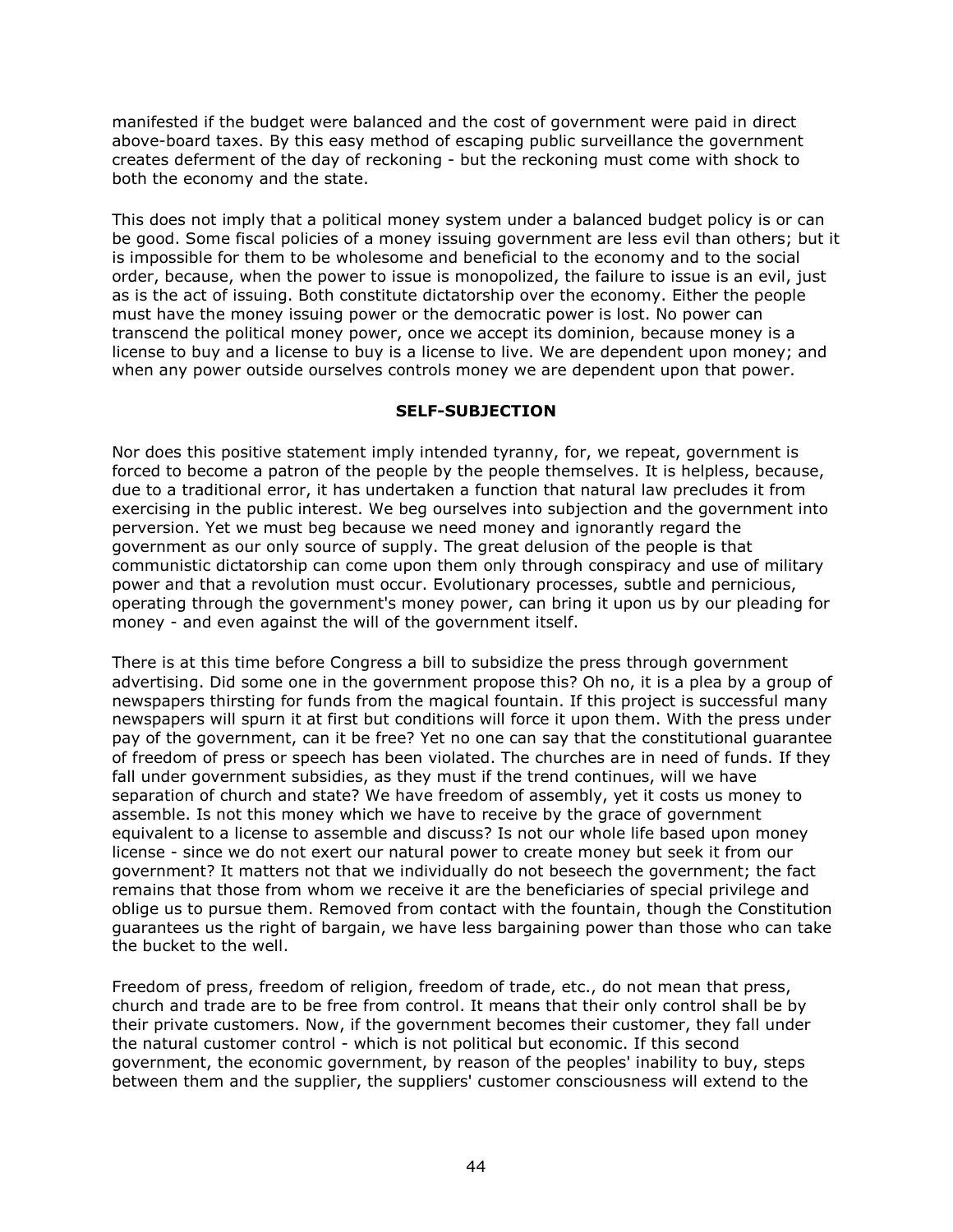manifested if the budget were balanced and the cost of government were paid in direct above-board taxes. By this easy method of escaping public surveillance the government creates deferment of the day of reckoning - but the reckoning must come with shock to both the economy and the state.

This does not imply that a political money system under a balanced budget policy is or can be good. Some fiscal policies of a money issuing government are less evil than others; but it is impossible for them to be wholesome and beneficial to the economy and to the social order, because, when the power to issue is monopolized, the failure to issue is an evil, just as is the act of issuing. Both constitute dictatorship over the economy. Either the people must have the money issuing power or the democratic power is lost. No power can transcend the political money power, once we accept its dominion, because money is a license to buy and a license to buy is a license to live. We are dependent upon money; and when any power outside ourselves controls money we are dependent upon that power.

## SELF-SUBJECTION

Nor does this positive statement imply intended tyranny, for, we repeat, government is forced to become a patron of the people by the people themselves. It is helpless, because, due to a traditional error, it has undertaken a function that natural law precludes it from exercising in the public interest. We beg ourselves into subjection and the government into perversion. Yet we must beg because we need money and ignorantly regard the government as our only source of supply. The great delusion of the people is that communistic dictatorship can come upon them only through conspiracy and use of military power and that a revolution must occur. Evolutionary processes, subtle and pernicious, operating through the government's money power, can bring it upon us by our pleading for money - and even against the will of the government itself.

There is at this time before Congress a bill to subsidize the press through government advertising. Did some one in the government propose this? Oh no, it is a plea by a group of newspapers thirsting for funds from the magical fountain. If this project is successful many newspapers will spurn it at first but conditions will force it upon them. With the press under pay of the government, can it be free? Yet no one can say that the constitutional guarantee of freedom of press or speech has been violated. The churches are in need of funds. If they fall under government subsidies, as they must if the trend continues, will we have separation of church and state? We have freedom of assembly, yet it costs us money to assemble. Is not this money which we have to receive by the grace of government equivalent to a license to assemble and discuss? Is not our whole life based upon money license - since we do not exert our natural power to create money but seek it from our government? It matters not that we individually do not beseech the government; the fact remains that those from whom we receive it are the beneficiaries of special privilege and oblige us to pursue them. Removed from contact with the fountain, though the Constitution guarantees us the right of bargain, we have less bargaining power than those who can take the bucket to the well.

Freedom of press, freedom of religion, freedom of trade, etc., do not mean that press, church and trade are to be free from control. It means that their only control shall be by their private customers. Now, if the government becomes their customer, they fall under the natural customer control - which is not political but economic. If this second government, the economic government, by reason of the peoples' inability to buy, steps between them and the supplier, the suppliers' customer consciousness will extend to the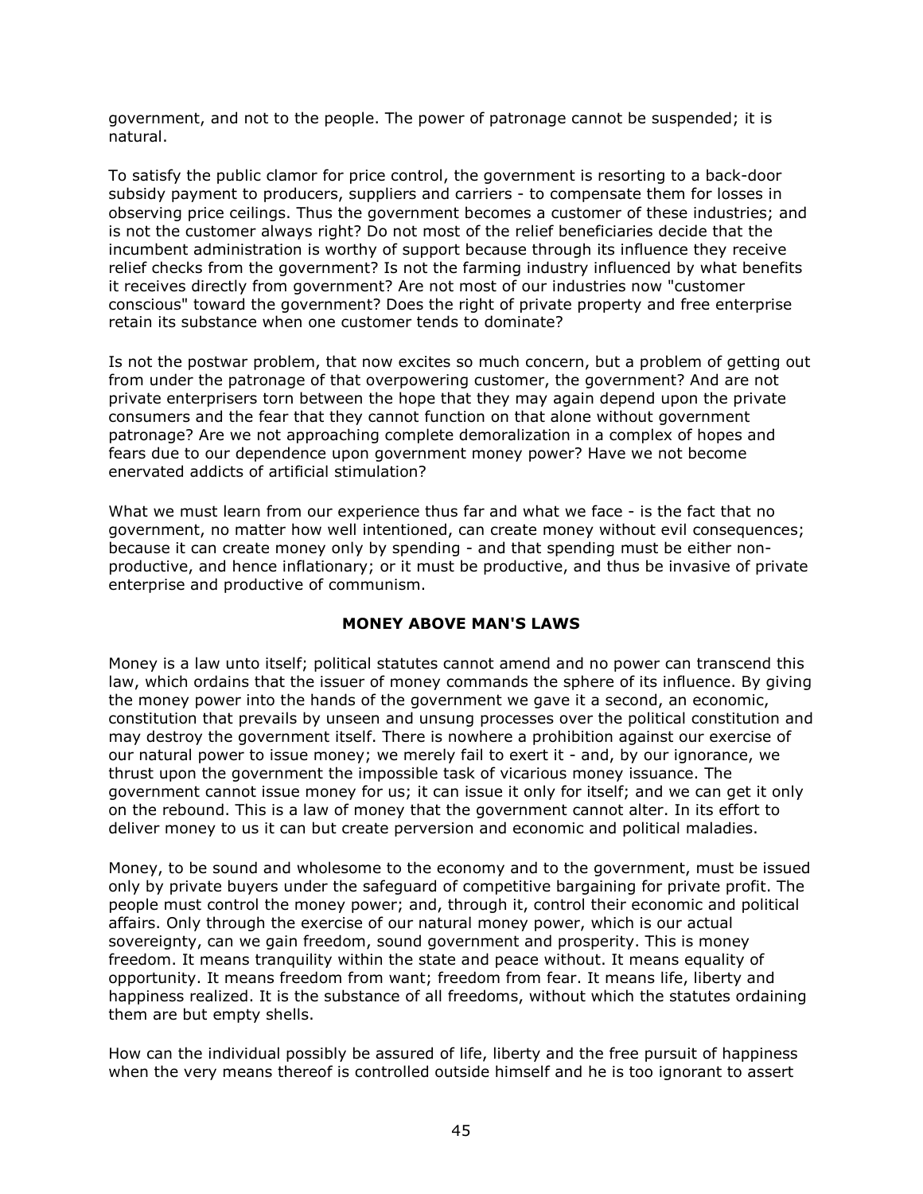government, and not to the people. The power of patronage cannot be suspended; it is natural.

To satisfy the public clamor for price control, the government is resorting to a back-door subsidy payment to producers, suppliers and carriers - to compensate them for losses in observing price ceilings. Thus the government becomes a customer of these industries; and is not the customer always right? Do not most of the relief beneficiaries decide that the incumbent administration is worthy of support because through its influence they receive relief checks from the government? Is not the farming industry influenced by what benefits it receives directly from government? Are not most of our industries now "customer conscious" toward the government? Does the right of private property and free enterprise retain its substance when one customer tends to dominate?

Is not the postwar problem, that now excites so much concern, but a problem of getting out from under the patronage of that overpowering customer, the government? And are not private enterprisers torn between the hope that they may again depend upon the private consumers and the fear that they cannot function on that alone without government patronage? Are we not approaching complete demoralization in a complex of hopes and fears due to our dependence upon government money power? Have we not become enervated addicts of artificial stimulation?

What we must learn from our experience thus far and what we face - is the fact that no government, no matter how well intentioned, can create money without evil consequences; because it can create money only by spending - and that spending must be either non-productive, and hence inflationary; or it must be productive, and thus be invasive of private enterprise and productive of communism.

## MONEY ABOVE MAN'S LAWS

Money is a law unto itself; political statutes cannot amend and no power can transcend this law, which ordains that the issuer of money commands the sphere of its influence. By giving the money power into the hands of the government we gave it a second, an economic, constitution that prevails by unseen and unsung processes over the political constitution and may destroy the government itself. There is nowhere a prohibition against our exercise of our natural power to issue money; we merely fail to exert it - and, by our ignorance, we thrust upon the government the impossible task of vicarious money issuance. The government cannot issue money for us; it can issue it only for itself; and we can get it only on the rebound. This is a law of money that the government cannot alter. In its effort to deliver money to us it can but create perversion and economic and political maladies.

Money, to be sound and wholesome to the economy and to the government, must be issued only by private buyers under the safeguard of competitive bargaining for private profit. The people must control the money power; and, through it, control their economic and political affairs. Only through the exercise of our natural money power, which is our actual sovereignty, can we gain freedom, sound government and prosperity. This is money freedom. It means tranquility within the state and peace without. It means equality of opportunity. It means freedom from want; freedom from fear. It means life, liberty and happiness realized. It is the substance of all freedoms, without which the statutes ordaining them are but empty shells.

How can the individual possibly be assured of life, liberty and the free pursuit of happiness when the very means thereof is controlled outside himself and he is too ignorant to assert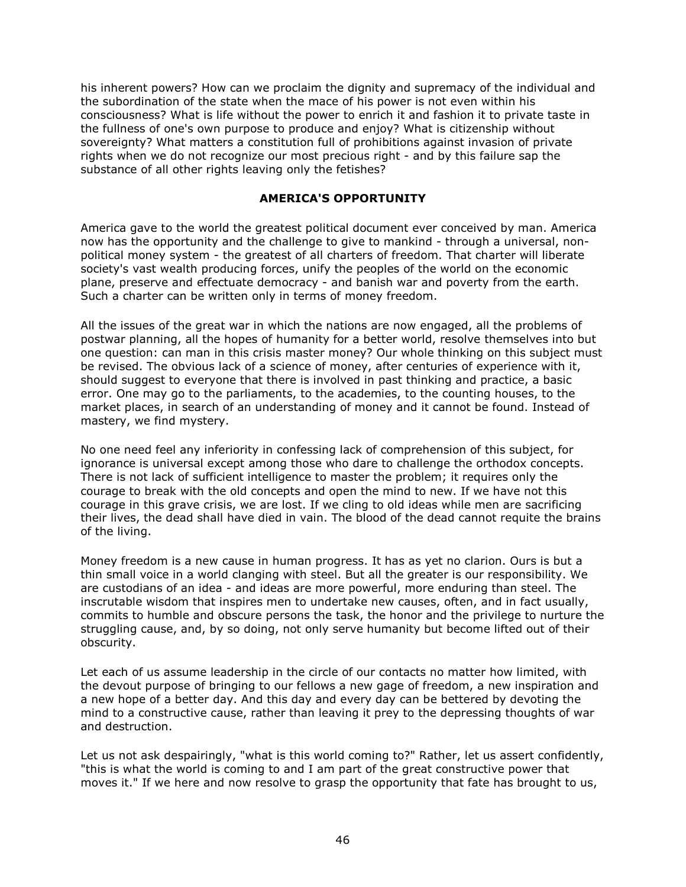his inherent powers? How can we proclaim the dignity and supremacy of the individual and the subordination of the state when the mace of his power is not even within his consciousness? What is life without the power to enrich it and fashion it to private taste in the fullness of one's own purpose to produce and enjoy? What is citizenship without sovereignty? What matters a constitution full of prohibitions against invasion of private rights when we do not recognize our most precious right - and by this failure sap the substance of all other rights leaving only the fetishes?

## AMERICA'S OPPORTUNITY

America gave to the world the greatest political document ever conceived by man. America now has the opportunity and the challenge to give to mankind - through a universal, non-political money system - the greatest of all charters of freedom. That charter will liberate society's vast wealth producing forces, unify the peoples of the world on the economic plane, preserve and effectuate democracy - and banish war and poverty from the earth. Such a charter can be written only in terms of money freedom.

All the issues of the great war in which the nations are now engaged, all the problems of postwar planning, all the hopes of humanity for a better world, resolve themselves into but one question: can man in this crisis master money? Our whole thinking on this subject must be revised. The obvious lack of a science of money, after centuries of experience with it, should suggest to everyone that there is involved in past thinking and practice, a basic error. One may go to the parliaments, to the academies, to the counting houses, to the market places, in search of an understanding of money and it cannot be found. Instead of mastery, we find mystery.

No one need feel any inferiority in confessing lack of comprehension of this subject, for ignorance is universal except among those who dare to challenge the orthodox concepts. There is not lack of sufficient intelligence to master the problem; it requires only the courage to break with the old concepts and open the mind to new. If we have not this courage in this grave crisis, we are lost. If we cling to old ideas while men are sacrificing their lives, the dead shall have died in vain. The blood of the dead cannot requite the brains of the living.

Money freedom is a new cause in human progress. It has as yet no clarion. Ours is but a thin small voice in a world clanging with steel. But all the greater is our responsibility. We are custodians of an idea - and ideas are more powerful, more enduring than steel. The inscrutable wisdom that inspires men to undertake new causes, often, and in fact usually, commits to humble and obscure persons the task, the honor and the privilege to nurture the struggling cause, and, by so doing, not only serve humanity but become lifted out of their obscurity.

Let each of us assume leadership in the circle of our contacts no matter how limited, with the devout purpose of bringing to our fellows a new gage of freedom, a new inspiration and a new hope of a better day. And this day and every day can be bettered by devoting the mind to a constructive cause, rather than leaving it prey to the depressing thoughts of war and destruction.

Let us not ask despairingly, "what is this world coming to?" Rather, let us assert confidently, "this is what the world is coming to and I am part of the great constructive power that moves it." If we here and now resolve to grasp the opportunity that fate has brought to us,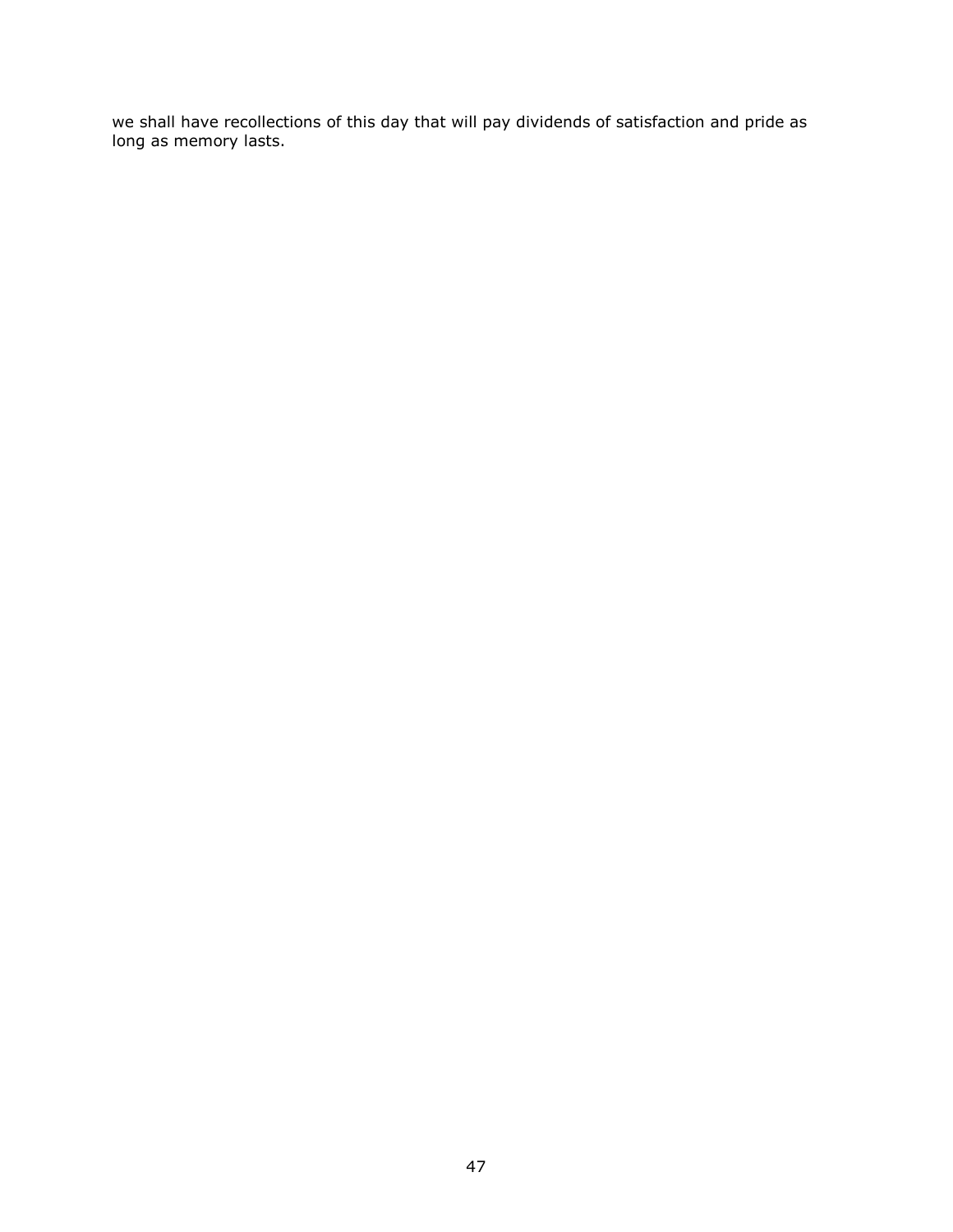we shall have recollections of this day that will pay dividends of satisfaction and pride as long as memory lasts.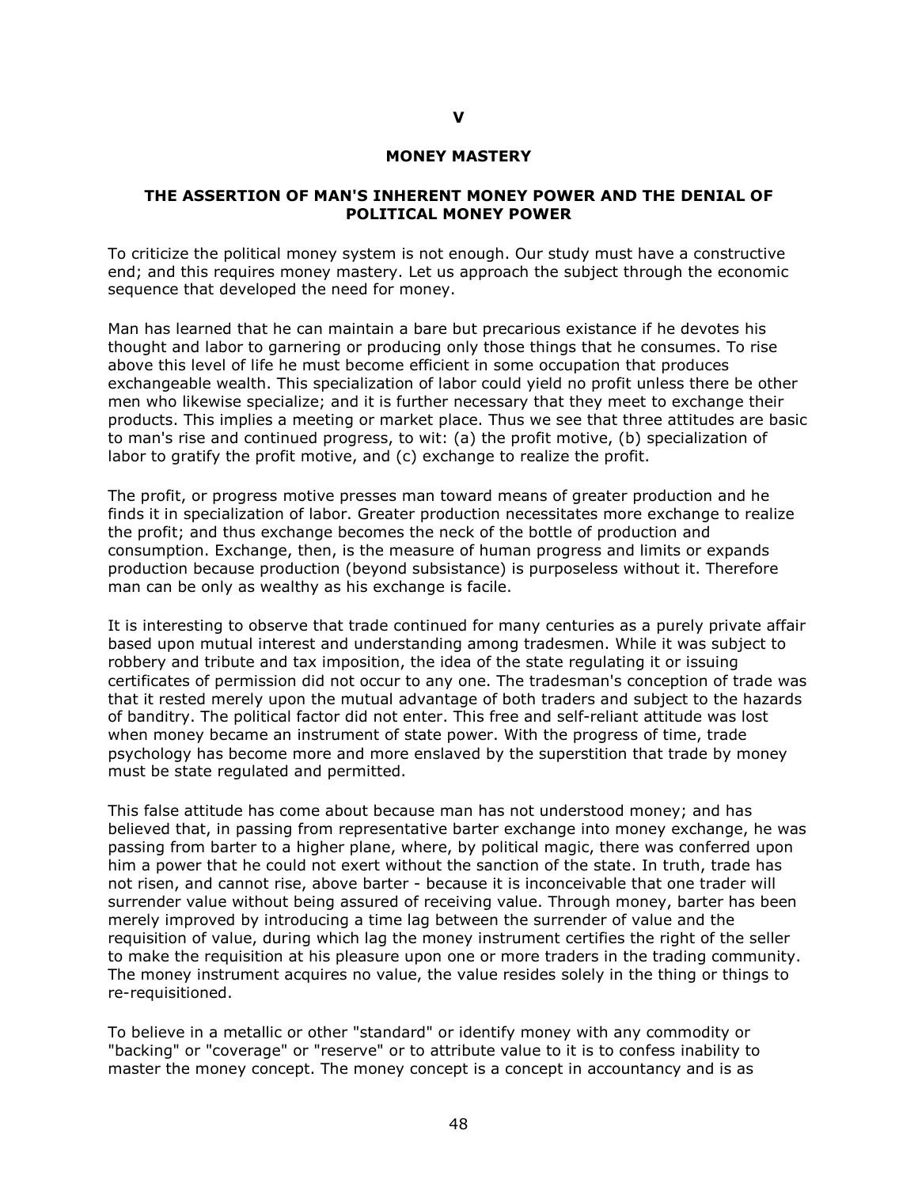# V

## MONEY MASTERY

### THE ASSERTION OF MAN'S INHERENT MONEY POWER AND THE DENIAL OF POLITICAL MONEY POWER

To criticize the political money system is not enough. Our study must have a constructive end; and this requires money mastery. Let us approach the subject through the economic sequence that developed the need for money.

Man has learned that he can maintain a bare but precarious existance if he devotes his thought and labor to garnering or producing only those things that he consumes. To rise above this level of life he must become efficient in some occupation that produces exchangeable wealth. This specialization of labor could yield no profit unless there be other men who likewise specialize; and it is further necessary that they meet to exchange their products. This implies a meeting or market place. Thus we see that three attitudes are basic to man's rise and continued progress, to wit: (a) the profit motive, (b) specialization of labor to gratify the profit motive, and (c) exchange to realize the profit.

The profit, or progress motive presses man toward means of greater production and he finds it in specialization of labor. Greater production necessitates more exchange to realize the profit; and thus exchange becomes the neck of the bottle of production and consumption. Exchange, then, is the measure of human progress and limits or expands production because production (beyond subsistance) is purposeless without it. Therefore man can be only as wealthy as his exchange is facile.

It is interesting to observe that trade continued for many centuries as a purely private affair based upon mutual interest and understanding among tradesmen. While it was subject to robbery and tribute and tax imposition, the idea of the state regulating it or issuing certificates of permission did not occur to any one. The tradesman's conception of trade was that it rested merely upon the mutual advantage of both traders and subject to the hazards of banditry. The political factor did not enter. This free and self-reliant attitude was lost when money became an instrument of state power. With the progress of time, trade psychology has become more and more enslaved by the superstition that trade by money must be state regulated and permitted.

This false attitude has come about because man has not understood money; and has believed that, in passing from representative barter exchange into money exchange, he was passing from barter to a higher plane, where, by political magic, there was conferred upon him a power that he could not exert without the sanction of the state. In truth, trade has not risen, and cannot rise, above barter - because it is inconceivable that one trader will surrender value without being assured of receiving value. Through money, barter has been merely improved by introducing a time lag between the surrender of value and the requisition of value, during which lag the money instrument certifies the right of the seller to make the requisition at his pleasure upon one or more traders in the trading community. The money instrument acquires no value, the value resides solely in the thing or things to re-requisitioned.

To believe in a metallic or other "standard" or identify money with any commodity or "backing" or "coverage" or "reserve" or to attribute value to it is to confess inability to master the money concept. The money concept is a concept in accountancy and is as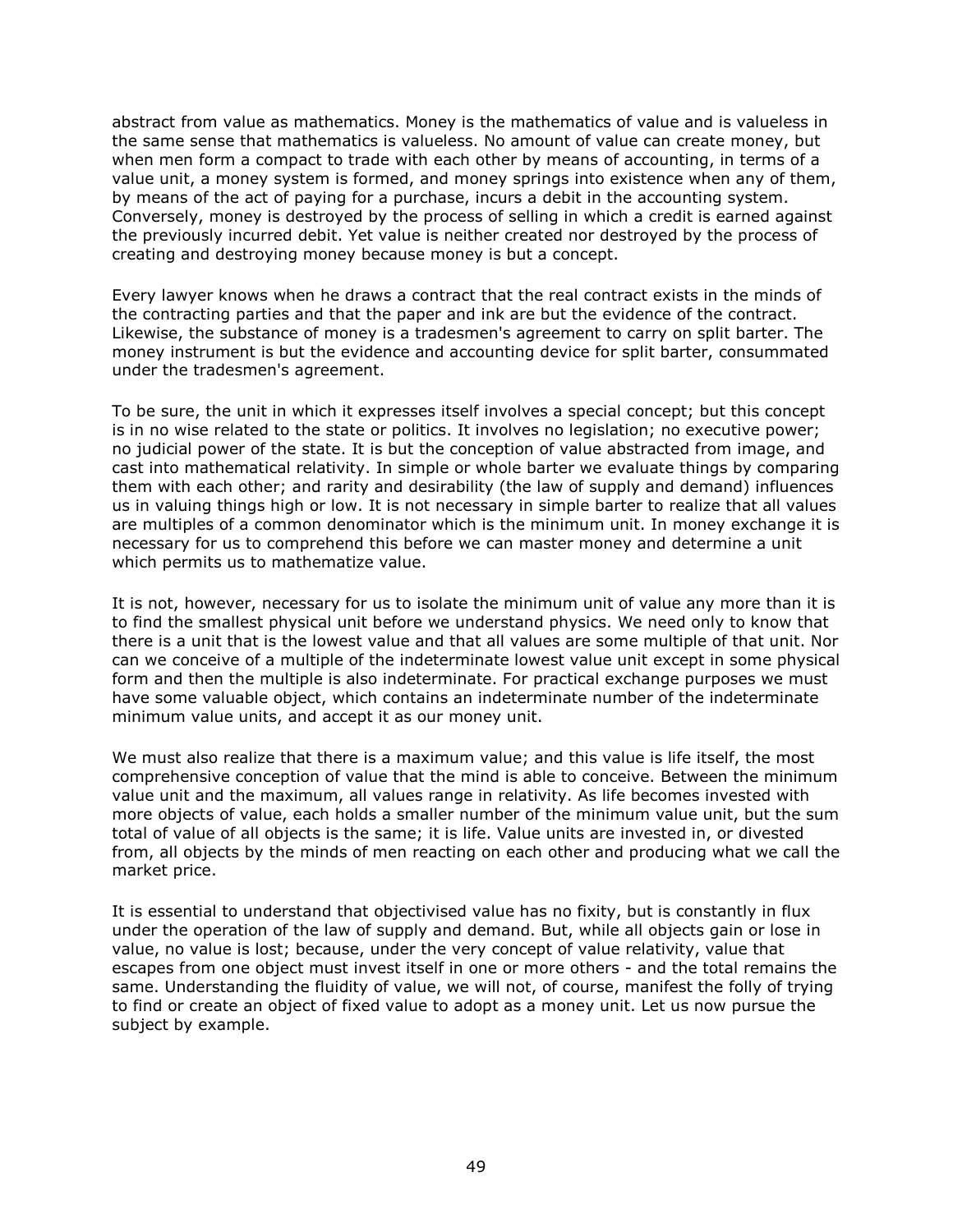abstract from value as mathematics. Money is the mathematics of value and is valueless in the same sense that mathematics is valueless. No amount of value can create money, but when men form a compact to trade with each other by means of accounting, in terms of a value unit, a money system is formed, and money springs into existence when any of them, by means of the act of paying for a purchase, incurs a debit in the accounting system. Conversely, money is destroyed by the process of selling in which a credit is earned against the previously incurred debit. Yet value is neither created nor destroyed by the process of creating and destroying money because money is but a concept.

Every lawyer knows when he draws a contract that the real contract exists in the minds of the contracting parties and that the paper and ink are but the evidence of the contract. Likewise, the substance of money is a tradesmen's agreement to carry on split barter. The money instrument is but the evidence and accounting device for split barter, consummated under the tradesmen's agreement.

To be sure, the unit in which it expresses itself involves a special concept; but this concept is in no wise related to the state or politics. It involves no legislation; no executive power; no judicial power of the state. It is but the conception of value abstracted from image, and cast into mathematical relativity. In simple or whole barter we evaluate things by comparing them with each other; and rarity and desirability (the law of supply and demand) influences us in valuing things high or low. It is not necessary in simple barter to realize that all values are multiples of a common denominator which is the minimum unit. In money exchange it is necessary for us to comprehend this before we can master money and determine a unit which permits us to mathematize value.

It is not, however, necessary for us to isolate the minimum unit of value any more than it is to find the smallest physical unit before we understand physics. We need only to know that there is a unit that is the lowest value and that all values are some multiple of that unit. Nor can we conceive of a multiple of the indeterminate lowest value unit except in some physical form and then the multiple is also indeterminate. For practical exchange purposes we must have some valuable object, which contains an indeterminate number of the indeterminate minimum value units, and accept it as our money unit.

We must also realize that there is a maximum value; and this value is life itself, the most comprehensive conception of value that the mind is able to conceive. Between the minimum value unit and the maximum, all values range in relativity. As life becomes invested with more objects of value, each holds a smaller number of the minimum value unit, but the sum total of value of all objects is the same; it is life. Value units are invested in, or divested from, all objects by the minds of men reacting on each other and producing what we call the market price.

It is essential to understand that objectivised value has no fixity, but is constantly in flux under the operation of the law of supply and demand. But, while all objects gain or lose in value, no value is lost; because, under the very concept of value relativity, value that escapes from one object must invest itself in one or more others - and the total remains the same. Understanding the fluidity of value, we will not, of course, manifest the folly of trying to find or create an object of fixed value to adopt as a money unit. Let us now pursue the subject by example.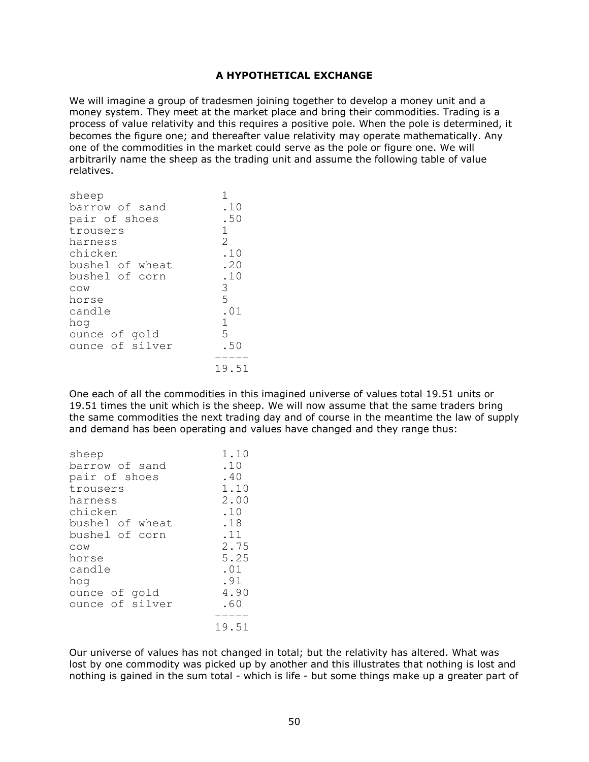### A HYPOTHETICAL EXCHANGE

We will imagine a group of tradesmen joining together to develop a money unit and a money system. They meet at the market place and bring their commodities. Trading is a process of value relativity and this requires a positive pole. When the pole is determined, it becomes the figure one; and thereafter value relativity may operate mathematically. Any one of the commodities in the market could serve as the pole or figure one. We will arbitrarily name the sheep as the trading unit and assume the following table of value relatives.

```
sheep              1
barrow of sand     .10
pair of shoes      .50
trousers           1
harness            2
chicken            .10
bushel of wheat    .20
bushel of corn     .10
cow                3
horse              5
candle             .01
hog                1
ounce of gold      5
ounce of silver    .50
                   -----
                   19.51
```

One each of all the commodities in this imagined universe of values total 19.51 units or 19.51 times the unit which is the sheep. We will now assume that the same traders bring the same commodities the next trading day and of course in the meantime the law of supply and demand has been operating and values have changed and they range thus:

```
sheep              1.10
barrow of sand     .10
pair of shoes      .40
trousers           1.10
harness            2.00
chicken            .10
bushel of wheat    .18
bushel of corn     .11
cow                2.75
horse              5.25
candle             .01
hog                .91
ounce of gold      4.90
ounce of silver    .60
                   -----
                   19.51
```

Our universe of values has not changed in total; but the relativity has altered. What was lost by one commodity was picked up by another and this illustrates that nothing is lost and nothing is gained in the sum total - which is life - but some things make up a greater part of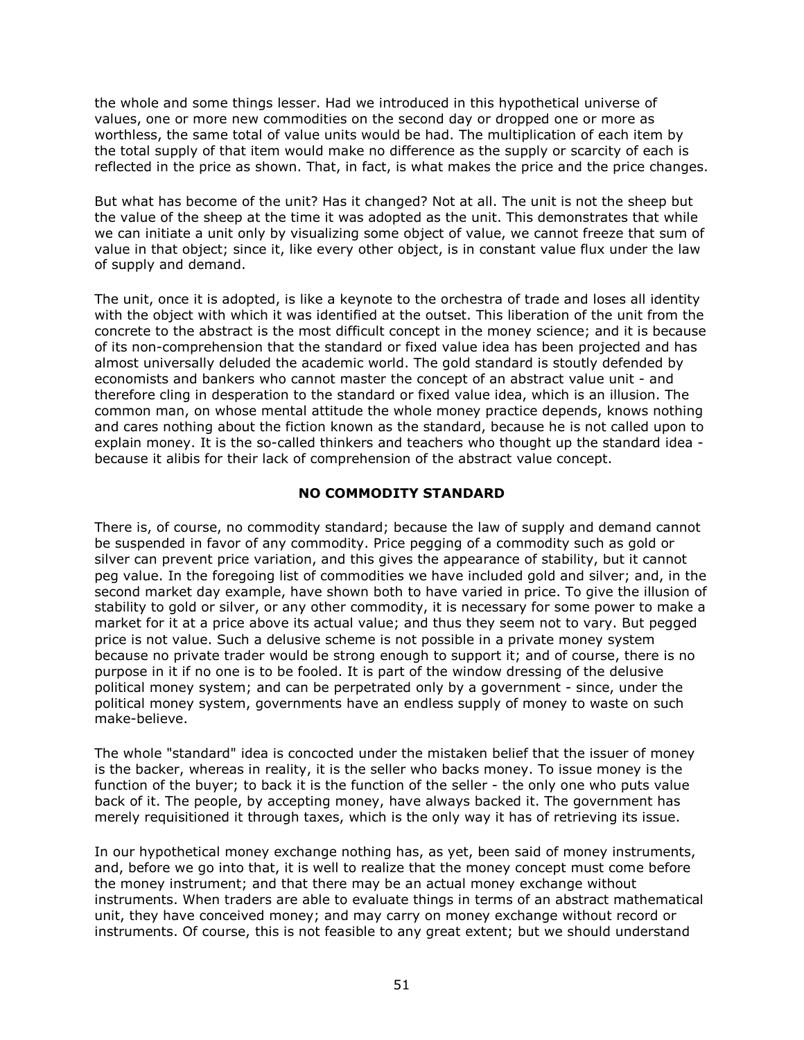the whole and some things lesser. Had we introduced in this hypothetical universe of values, one or more new commodities on the second day or dropped one or more as worthless, the same total of value units would be had. The multiplication of each item by the total supply of that item would make no difference as the supply or scarcity of each is reflected in the price as shown. That, in fact, is what makes the price and the price changes.

But what has become of the unit? Has it changed? Not at all. The unit is not the sheep but the value of the sheep at the time it was adopted as the unit. This demonstrates that while we can initiate a unit only by visualizing some object of value, we cannot freeze that sum of value in that object; since it, like every other object, is in constant value flux under the law of supply and demand.

The unit, once it is adopted, is like a keynote to the orchestra of trade and loses all identity with the object with which it was identified at the outset. This liberation of the unit from the concrete to the abstract is the most difficult concept in the money science; and it is because of its non-comprehension that the standard or fixed value idea has been projected and has almost universally deluded the academic world. The gold standard is stoutly defended by economists and bankers who cannot master the concept of an abstract value unit - and therefore cling in desperation to the standard or fixed value idea, which is an illusion. The common man, on whose mental attitude the whole money practice depends, knows nothing and cares nothing about the fiction known as the standard, because he is not called upon to explain money. It is the so-called thinkers and teachers who thought up the standard idea - because it alibis for their lack of comprehension of the abstract value concept.

## NO COMMODITY STANDARD

There is, of course, no commodity standard; because the law of supply and demand cannot be suspended in favor of any commodity. Price pegging of a commodity such as gold or silver can prevent price variation, and this gives the appearance of stability, but it cannot peg value. In the foregoing list of commodities we have included gold and silver; and, in the second market day example, have shown both to have varied in price. To give the illusion of stability to gold or silver, or any other commodity, it is necessary for some power to make a market for it at a price above its actual value; and thus they seem not to vary. But pegged price is not value. Such a delusive scheme is not possible in a private money system because no private trader would be strong enough to support it; and of course, there is no purpose in it if no one is to be fooled. It is part of the window dressing of the delusive political money system; and can be perpetrated only by a government - since, under the political money system, governments have an endless supply of money to waste on such make-believe.

The whole "standard" idea is concocted under the mistaken belief that the issuer of money is the backer, whereas in reality, it is the seller who backs money. To issue money is the function of the buyer; to back it is the function of the seller - the only one who puts value back of it. The people, by accepting money, have always backed it. The government has merely requisitioned it through taxes, which is the only way it has of retrieving its issue.

In our hypothetical money exchange nothing has, as yet, been said of money instruments, and, before we go into that, it is well to realize that the money concept must come before the money instrument; and that there may be an actual money exchange without instruments. When traders are able to evaluate things in terms of an abstract mathematical unit, they have conceived money; and may carry on money exchange without record or instruments. Of course, this is not feasible to any great extent; but we should understand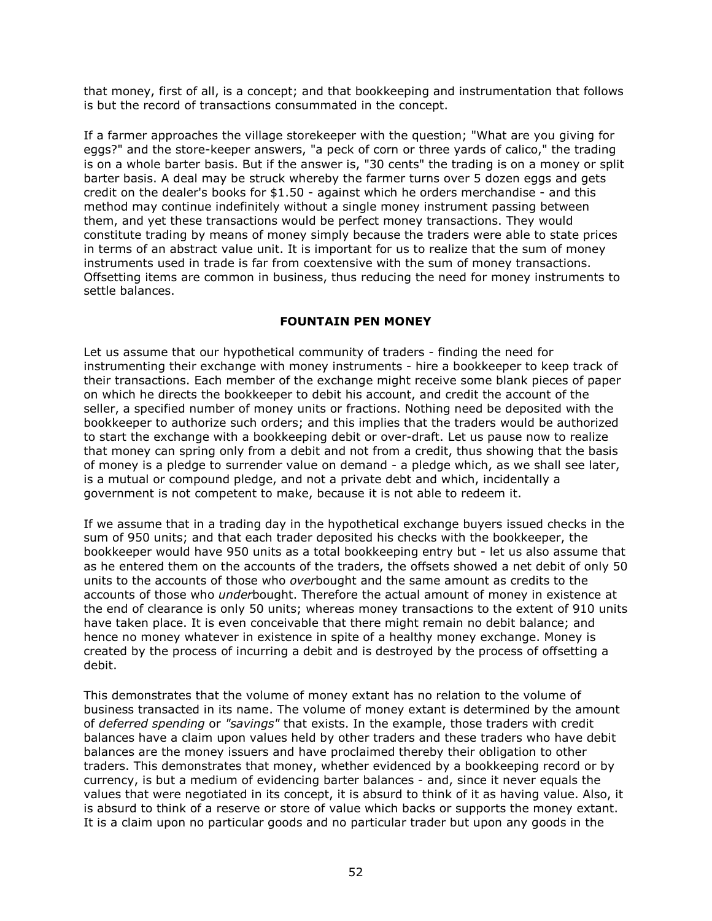that money, first of all, is a concept; and that bookkeeping and instrumentation that follows is but the record of transactions consummated in the concept.

If a farmer approaches the village storekeeper with the question; "What are you giving for eggs?" and the store-keeper answers, "a peck of corn or three yards of calico," the trading is on a whole barter basis. But if the answer is, "30 cents" the trading is on a money or split barter basis. A deal may be struck whereby the farmer turns over 5 dozen eggs and gets credit on the dealer's books for $1.50 - against which he orders merchandise - and this method may continue indefinitely without a single money instrument passing between them, and yet these transactions would be perfect money transactions. They would constitute trading by means of money simply because the traders were able to state prices in terms of an abstract value unit. It is important for us to realize that the sum of money instruments used in trade is far from coextensive with the sum of money transactions. Offsetting items are common in business, thus reducing the need for money instruments to settle balances.

## FOUNTAIN PEN MONEY

Let us assume that our hypothetical community of traders - finding the need for instrumenting their exchange with money instruments - hire a bookkeeper to keep track of their transactions. Each member of the exchange might receive some blank pieces of paper on which he directs the bookkeeper to debit his account, and credit the account of the seller, a specified number of money units or fractions. Nothing need be deposited with the bookkeeper to authorize such orders; and this implies that the traders would be authorized to start the exchange with a bookkeeping debit or over-draft. Let us pause now to realize that money can spring only from a debit and not from a credit, thus showing that the basis of money is a pledge to surrender value on demand - a pledge which, as we shall see later, is a mutual or compound pledge, and not a private debt and which, incidentally a government is not competent to make, because it is not able to redeem it.

If we assume that in a trading day in the hypothetical exchange buyers issued checks in the sum of 950 units; and that each trader deposited his checks with the bookkeeper, the bookkeeper would have 950 units as a total bookkeeping entry but - let us also assume that as he entered them on the accounts of the traders, the offsets showed a net debit of only 50 units to the accounts of those who *over*bought and the same amount as credits to the accounts of those who *under*bought. Therefore the actual amount of money in existence at the end of clearance is only 50 units; whereas money transactions to the extent of 910 units have taken place. It is even conceivable that there might remain no debit balance; and hence no money whatever in existence in spite of a healthy money exchange. Money is created by the process of incurring a debit and is destroyed by the process of offsetting a debit.

This demonstrates that the volume of money extant has no relation to the volume of business transacted in its name. The volume of money extant is determined by the amount of *deferred spending* or *"savings"* that exists. In the example, those traders with credit balances have a claim upon values held by other traders and these traders who have debit balances are the money issuers and have proclaimed thereby their obligation to other traders. This demonstrates that money, whether evidenced by a bookkeeping record or by currency, is but a medium of evidencing barter balances - and, since it never equals the values that were negotiated in its concept, it is absurd to think of it as having value. Also, it is absurd to think of a reserve or store of value which backs or supports the money extant. It is a claim upon no particular goods and no particular trader but upon any goods in the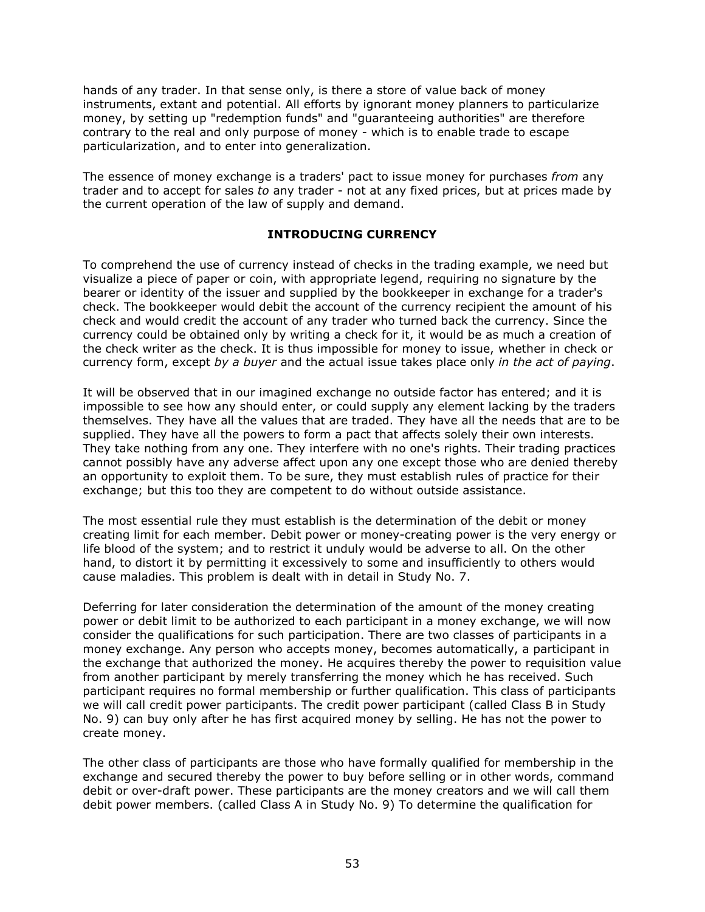hands of any trader. In that sense only, is there a store of value back of money instruments, extant and potential. All efforts by ignorant money planners to particularize money, by setting up "redemption funds" and "guaranteeing authorities" are therefore contrary to the real and only purpose of money - which is to enable trade to escape particularization, and to enter into generalization.

The essence of money exchange is a traders' pact to issue money for purchases *from* any trader and to accept for sales *to* any trader - not at any fixed prices, but at prices made by the current operation of the law of supply and demand.

### INTRODUCING CURRENCY

To comprehend the use of currency instead of checks in the trading example, we need but visualize a piece of paper or coin, with appropriate legend, requiring no signature by the bearer or identity of the issuer and supplied by the bookkeeper in exchange for a trader's check. The bookkeeper would debit the account of the currency recipient the amount of his check and would credit the account of any trader who turned back the currency. Since the currency could be obtained only by writing a check for it, it would be as much a creation of the check writer as the check. It is thus impossible for money to issue, whether in check or currency form, except *by a buyer* and the actual issue takes place only *in the act of paying*.

It will be observed that in our imagined exchange no outside factor has entered; and it is impossible to see how any should enter, or could supply any element lacking by the traders themselves. They have all the values that are traded. They have all the needs that are to be supplied. They have all the powers to form a pact that affects solely their own interests. They take nothing from any one. They interfere with no one's rights. Their trading practices cannot possibly have any adverse affect upon any one except those who are denied thereby an opportunity to exploit them. To be sure, they must establish rules of practice for their exchange; but this too they are competent to do without outside assistance.

The most essential rule they must establish is the determination of the debit or money creating limit for each member. Debit power or money-creating power is the very energy or life blood of the system; and to restrict it unduly would be adverse to all. On the other hand, to distort it by permitting it excessively to some and insufficiently to others would cause maladies. This problem is dealt with in detail in Study No. 7.

Deferring for later consideration the determination of the amount of the money creating power or debit limit to be authorized to each participant in a money exchange, we will now consider the qualifications for such participation. There are two classes of participants in a money exchange. Any person who accepts money, becomes automatically, a participant in the exchange that authorized the money. He acquires thereby the power to requisition value from another participant by merely transferring the money which he has received. Such participant requires no formal membership or further qualification. This class of participants we will call credit power participants. The credit power participant (called Class B in Study No. 9) can buy only after he has first acquired money by selling. He has not the power to create money.

The other class of participants are those who have formally qualified for membership in the exchange and secured thereby the power to buy before selling or in other words, command debit or over-draft power. These participants are the money creators and we will call them debit power members. (called Class A in Study No. 9) To determine the qualification for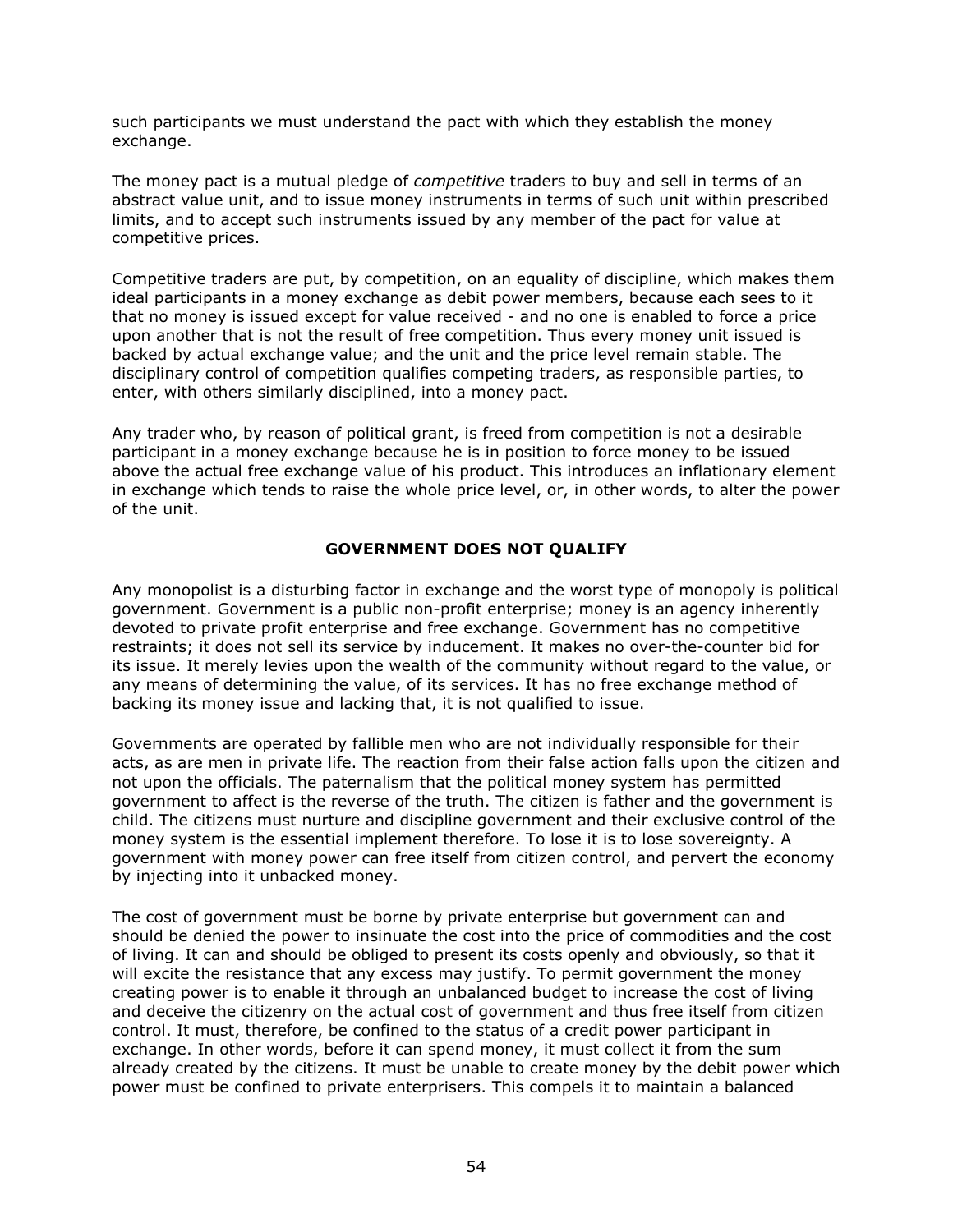such participants we must understand the pact with which they establish the money exchange.

The money pact is a mutual pledge of *competitive* traders to buy and sell in terms of an abstract value unit, and to issue money instruments in terms of such unit within prescribed limits, and to accept such instruments issued by any member of the pact for value at competitive prices.

Competitive traders are put, by competition, on an equality of discipline, which makes them ideal participants in a money exchange as debit power members, because each sees to it that no money is issued except for value received - and no one is enabled to force a price upon another that is not the result of free competition. Thus every money unit issued is backed by actual exchange value; and the unit and the price level remain stable. The disciplinary control of competition qualifies competing traders, as responsible parties, to enter, with others similarly disciplined, into a money pact.

Any trader who, by reason of political grant, is freed from competition is not a desirable participant in a money exchange because he is in position to force money to be issued above the actual free exchange value of his product. This introduces an inflationary element in exchange which tends to raise the whole price level, or, in other words, to alter the power of the unit.

## GOVERNMENT DOES NOT QUALIFY

Any monopolist is a disturbing factor in exchange and the worst type of monopoly is political government. Government is a public non-profit enterprise; money is an agency inherently devoted to private profit enterprise and free exchange. Government has no competitive restraints; it does not sell its service by inducement. It makes no over-the-counter bid for its issue. It merely levies upon the wealth of the community without regard to the value, or any means of determining the value, of its services. It has no free exchange method of backing its money issue and lacking that, it is not qualified to issue.

Governments are operated by fallible men who are not individually responsible for their acts, as are men in private life. The reaction from their false action falls upon the citizen and not upon the officials. The paternalism that the political money system has permitted government to affect is the reverse of the truth. The citizen is father and the government is child. The citizens must nurture and discipline government and their exclusive control of the money system is the essential implement therefore. To lose it is to lose sovereignty. A government with money power can free itself from citizen control, and pervert the economy by injecting into it unbacked money.

The cost of government must be borne by private enterprise but government can and should be denied the power to insinuate the cost into the price of commodities and the cost of living. It can and should be obliged to present its costs openly and obviously, so that it will excite the resistance that any excess may justify. To permit government the money creating power is to enable it through an unbalanced budget to increase the cost of living and deceive the citizenry on the actual cost of government and thus free itself from citizen control. It must, therefore, be confined to the status of a credit power participant in exchange. In other words, before it can spend money, it must collect it from the sum already created by the citizens. It must be unable to create money by the debit power which power must be confined to private enterprisers. This compels it to maintain a balanced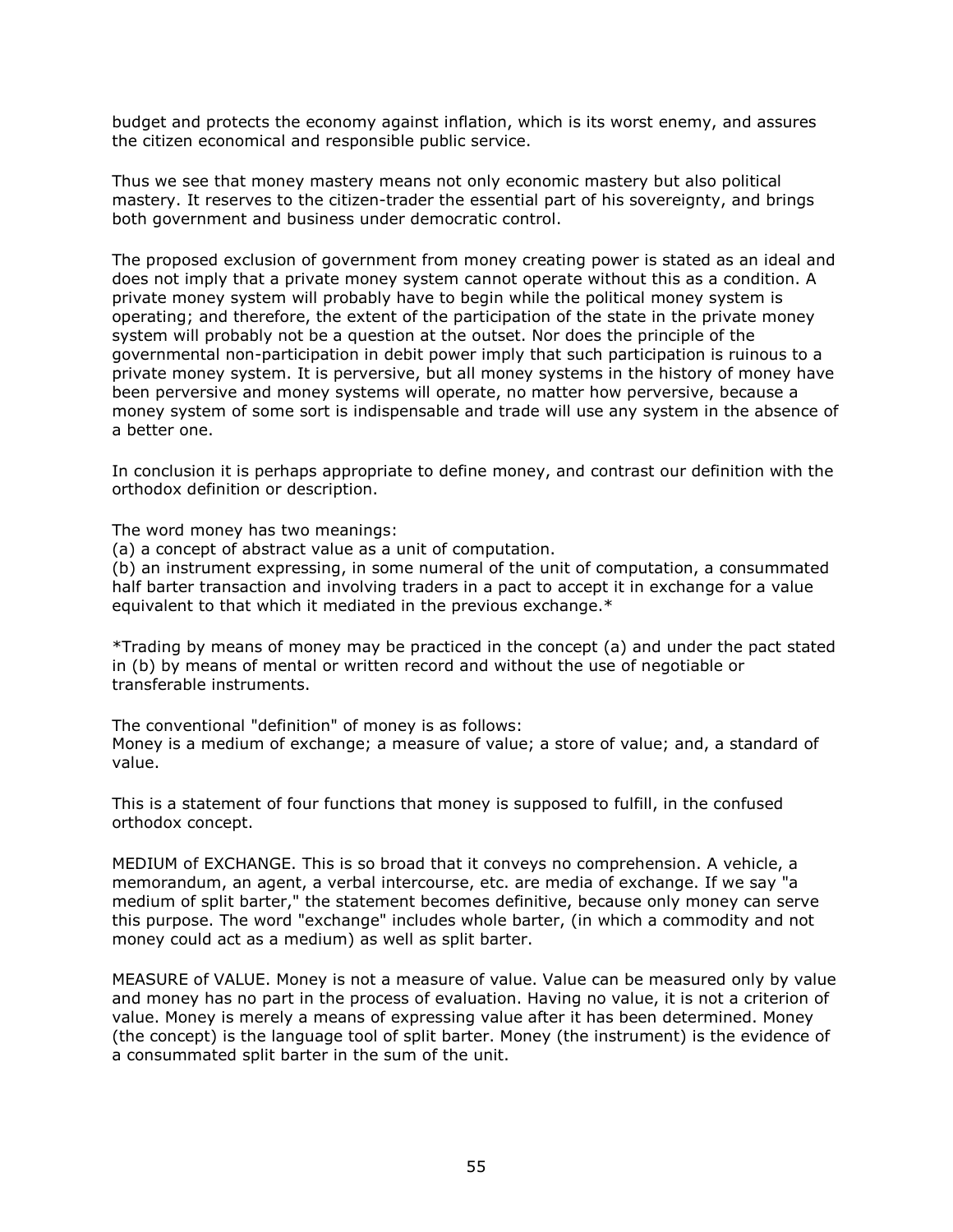budget and protects the economy against inflation, which is its worst enemy, and assures the citizen economical and responsible public service.

Thus we see that money mastery means not only economic mastery but also political mastery. It reserves to the citizen-trader the essential part of his sovereignty, and brings both government and business under democratic control.

The proposed exclusion of government from money creating power is stated as an ideal and does not imply that a private money system cannot operate without this as a condition. A private money system will probably have to begin while the political money system is operating; and therefore, the extent of the participation of the state in the private money system will probably not be a question at the outset. Nor does the principle of the governmental non-participation in debit power imply that such participation is ruinous to a private money system. It is perversive, but all money systems in the history of money have been perversive and money systems will operate, no matter how perversive, because a money system of some sort is indispensable and trade will use any system in the absence of a better one.

In conclusion it is perhaps appropriate to define money, and contrast our definition with the orthodox definition or description.

The word money has two meanings:
(a) a concept of abstract value as a unit of computation.
(b) an instrument expressing, in some numeral of the unit of computation, a consummated half barter transaction and involving traders in a pact to accept it in exchange for a value equivalent to that which it mediated in the previous exchange.*

*Trading by means of money may be practiced in the concept (a) and under the pact stated in (b) by means of mental or written record and without the use of negotiable or transferable instruments.

The conventional "definition" of money is as follows:
Money is a medium of exchange; a measure of value; a store of value; and, a standard of value.

This is a statement of four functions that money is supposed to fulfill, in the confused orthodox concept.

MEDIUM of EXCHANGE. This is so broad that it conveys no comprehension. A vehicle, a memorandum, an agent, a verbal intercourse, etc. are media of exchange. If we say "a medium of split barter," the statement becomes definitive, because only money can serve this purpose. The word "exchange" includes whole barter, (in which a commodity and not money could act as a medium) as well as split barter.

MEASURE of VALUE. Money is not a measure of value. Value can be measured only by value and money has no part in the process of evaluation. Having no value, it is not a criterion of value. Money is merely a means of expressing value after it has been determined. Money (the concept) is the language tool of split barter. Money (the instrument) is the evidence of a consummated split barter in the sum of the unit.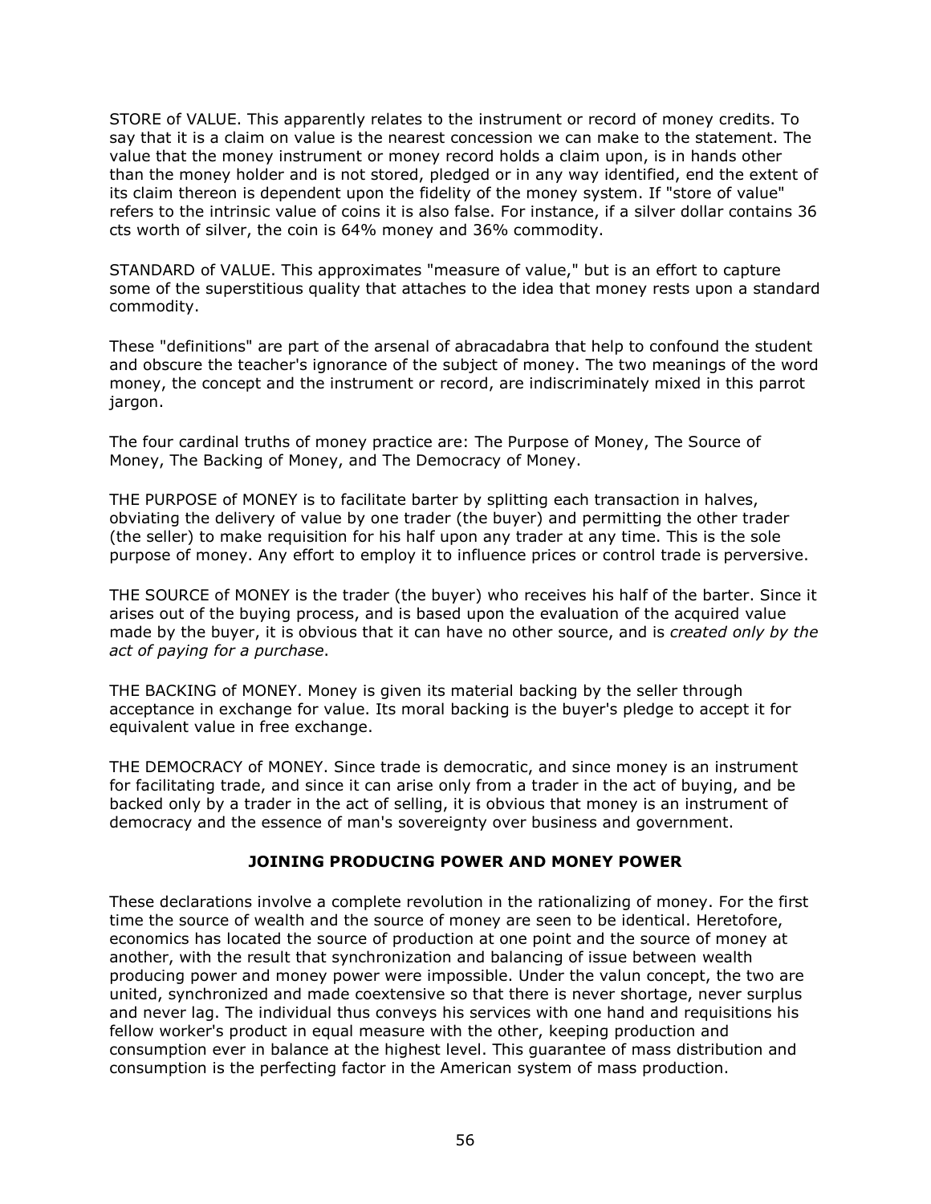STORE of VALUE. This apparently relates to the instrument or record of money credits. To say that it is a claim on value is the nearest concession we can make to the statement. The value that the money instrument or money record holds a claim upon, is in hands other than the money holder and is not stored, pledged or in any way identified, end the extent of its claim thereon is dependent upon the fidelity of the money system. If "store of value" refers to the intrinsic value of coins it is also false. For instance, if a silver dollar contains 36 cts worth of silver, the coin is 64% money and 36% commodity.

STANDARD of VALUE. This approximates "measure of value," but is an effort to capture some of the superstitious quality that attaches to the idea that money rests upon a standard commodity.

These "definitions" are part of the arsenal of abracadabra that help to confound the student and obscure the teacher's ignorance of the subject of money. The two meanings of the word money, the concept and the instrument or record, are indiscriminately mixed in this parrot jargon.

The four cardinal truths of money practice are: The Purpose of Money, The Source of Money, The Backing of Money, and The Democracy of Money.

THE PURPOSE of MONEY is to facilitate barter by splitting each transaction in halves, obviating the delivery of value by one trader (the buyer) and permitting the other trader (the seller) to make requisition for his half upon any trader at any time. This is the sole purpose of money. Any effort to employ it to influence prices or control trade is perversive.

THE SOURCE of MONEY is the trader (the buyer) who receives his half of the barter. Since it arises out of the buying process, and is based upon the evaluation of the acquired value made by the buyer, it is obvious that it can have no other source, and is *created only by the act of paying for a purchase*.

THE BACKING of MONEY. Money is given its material backing by the seller through acceptance in exchange for value. Its moral backing is the buyer's pledge to accept it for equivalent value in free exchange.

THE DEMOCRACY of MONEY. Since trade is democratic, and since money is an instrument for facilitating trade, and since it can arise only from a trader in the act of buying, and be backed only by a trader in the act of selling, it is obvious that money is an instrument of democracy and the essence of man's sovereignty over business and government.

## JOINING PRODUCING POWER AND MONEY POWER

These declarations involve a complete revolution in the rationalizing of money. For the first time the source of wealth and the source of money are seen to be identical. Heretofore, economics has located the source of production at one point and the source of money at another, with the result that synchronization and balancing of issue between wealth producing power and money power were impossible. Under the valun concept, the two are united, synchronized and made coextensive so that there is never shortage, never surplus and never lag. The individual thus conveys his services with one hand and requisitions his fellow worker's product in equal measure with the other, keeping production and consumption ever in balance at the highest level. This guarantee of mass distribution and consumption is the perfecting factor in the American system of mass production.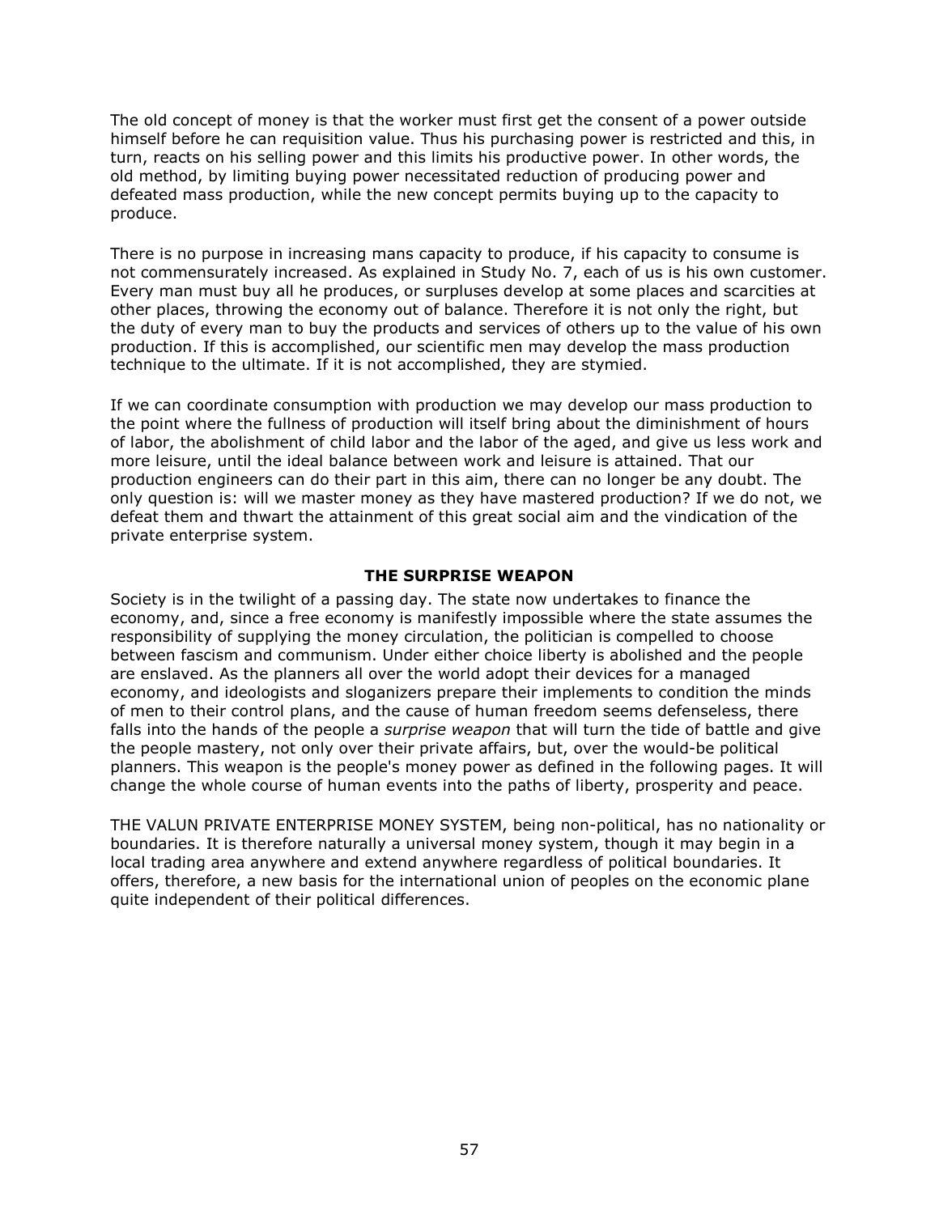The old concept of money is that the worker must first get the consent of a power outside himself before he can requisition value. Thus his purchasing power is restricted and this, in turn, reacts on his selling power and this limits his productive power. In other words, the old method, by limiting buying power necessitated reduction of producing power and defeated mass production, while the new concept permits buying up to the capacity to produce.

There is no purpose in increasing mans capacity to produce, if his capacity to consume is not commensurately increased. As explained in Study No. 7, each of us is his own customer. Every man must buy all he produces, or surpluses develop at some places and scarcities at other places, throwing the economy out of balance. Therefore it is not only the right, but the duty of every man to buy the products and services of others up to the value of his own production. If this is accomplished, our scientific men may develop the mass production technique to the ultimate. If it is not accomplished, they are stymied.

If we can coordinate consumption with production we may develop our mass production to the point where the fullness of production will itself bring about the diminishment of hours of labor, the abolishment of child labor and the labor of the aged, and give us less work and more leisure, until the ideal balance between work and leisure is attained. That our production engineers can do their part in this aim, there can no longer be any doubt. The only question is: will we master money as they have mastered production? If we do not, we defeat them and thwart the attainment of this great social aim and the vindication of the private enterprise system.

## THE SURPRISE WEAPON

Society is in the twilight of a passing day. The state now undertakes to finance the economy, and, since a free economy is manifestly impossible where the state assumes the responsibility of supplying the money circulation, the politician is compelled to choose between fascism and communism. Under either choice liberty is abolished and the people are enslaved. As the planners all over the world adopt their devices for a managed economy, and ideologists and sloganizers prepare their implements to condition the minds of men to their control plans, and the cause of human freedom seems defenseless, there falls into the hands of the people a *surprise weapon* that will turn the tide of battle and give the people mastery, not only over their private affairs, but, over the would-be political planners. This weapon is the people's money power as defined in the following pages. It will change the whole course of human events into the paths of liberty, prosperity and peace.

THE VALUN PRIVATE ENTERPRISE MONEY SYSTEM, being non-political, has no nationality or boundaries. It is therefore naturally a universal money system, though it may begin in a local trading area anywhere and extend anywhere regardless of political boundaries. It offers, therefore, a new basis for the international union of peoples on the economic plane quite independent of their political differences.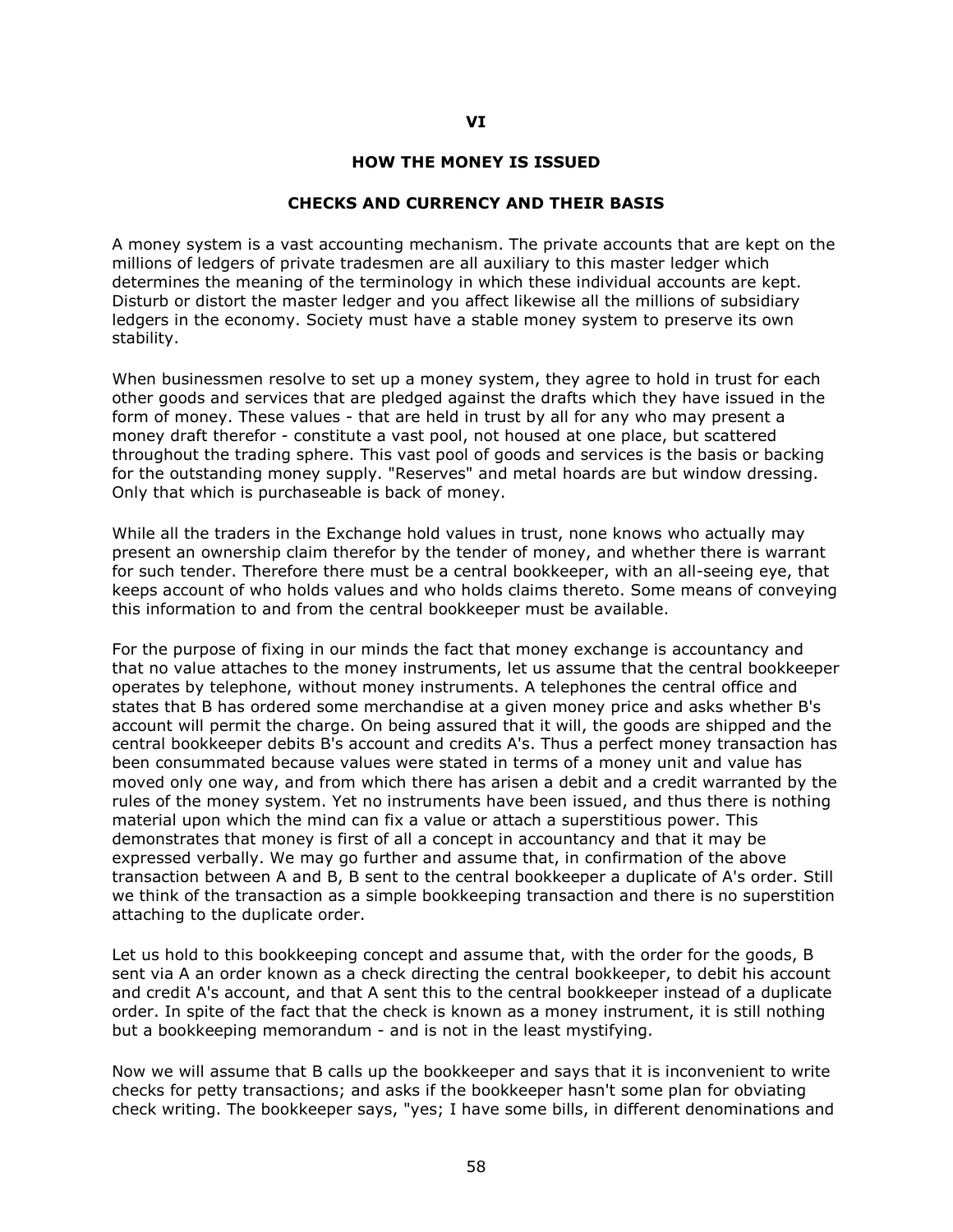# VI

## HOW THE MONEY IS ISSUED

### CHECKS AND CURRENCY AND THEIR BASIS

A money system is a vast accounting mechanism. The private accounts that are kept on the millions of ledgers of private tradesmen are all auxiliary to this master ledger which determines the meaning of the terminology in which these individual accounts are kept. Disturb or distort the master ledger and you affect likewise all the millions of subsidiary ledgers in the economy. Society must have a stable money system to preserve its own stability.

When businessmen resolve to set up a money system, they agree to hold in trust for each other goods and services that are pledged against the drafts which they have issued in the form of money. These values - that are held in trust by all for any who may present a money draft therefor - constitute a vast pool, not housed at one place, but scattered throughout the trading sphere. This vast pool of goods and services is the basis or backing for the outstanding money supply. "Reserves" and metal hoards are but window dressing. Only that which is purchaseable is back of money.

While all the traders in the Exchange hold values in trust, none knows who actually may present an ownership claim therefor by the tender of money, and whether there is warrant for such tender. Therefore there must be a central bookkeeper, with an all-seeing eye, that keeps account of who holds values and who holds claims thereto. Some means of conveying this information to and from the central bookkeeper must be available.

For the purpose of fixing in our minds the fact that money exchange is accountancy and that no value attaches to the money instruments, let us assume that the central bookkeeper operates by telephone, without money instruments. A telephones the central office and states that B has ordered some merchandise at a given money price and asks whether B's account will permit the charge. On being assured that it will, the goods are shipped and the central bookkeeper debits B's account and credits A's. Thus a perfect money transaction has been consummated because values were stated in terms of a money unit and value has moved only one way, and from which there has arisen a debit and a credit warranted by the rules of the money system. Yet no instruments have been issued, and thus there is nothing material upon which the mind can fix a value or attach a superstitious power. This demonstrates that money is first of all a concept in accountancy and that it may be expressed verbally. We may go further and assume that, in confirmation of the above transaction between A and B, B sent to the central bookkeeper a duplicate of A's order. Still we think of the transaction as a simple bookkeeping transaction and there is no superstition attaching to the duplicate order.

Let us hold to this bookkeeping concept and assume that, with the order for the goods, B sent via A an order known as a check directing the central bookkeeper, to debit his account and credit A's account, and that A sent this to the central bookkeeper instead of a duplicate order. In spite of the fact that the check is known as a money instrument, it is still nothing but a bookkeeping memorandum - and is not in the least mystifying.

Now we will assume that B calls up the bookkeeper and says that it is inconvenient to write checks for petty transactions; and asks if the bookkeeper hasn't some plan for obviating check writing. The bookkeeper says, "yes; I have some bills, in different denominations and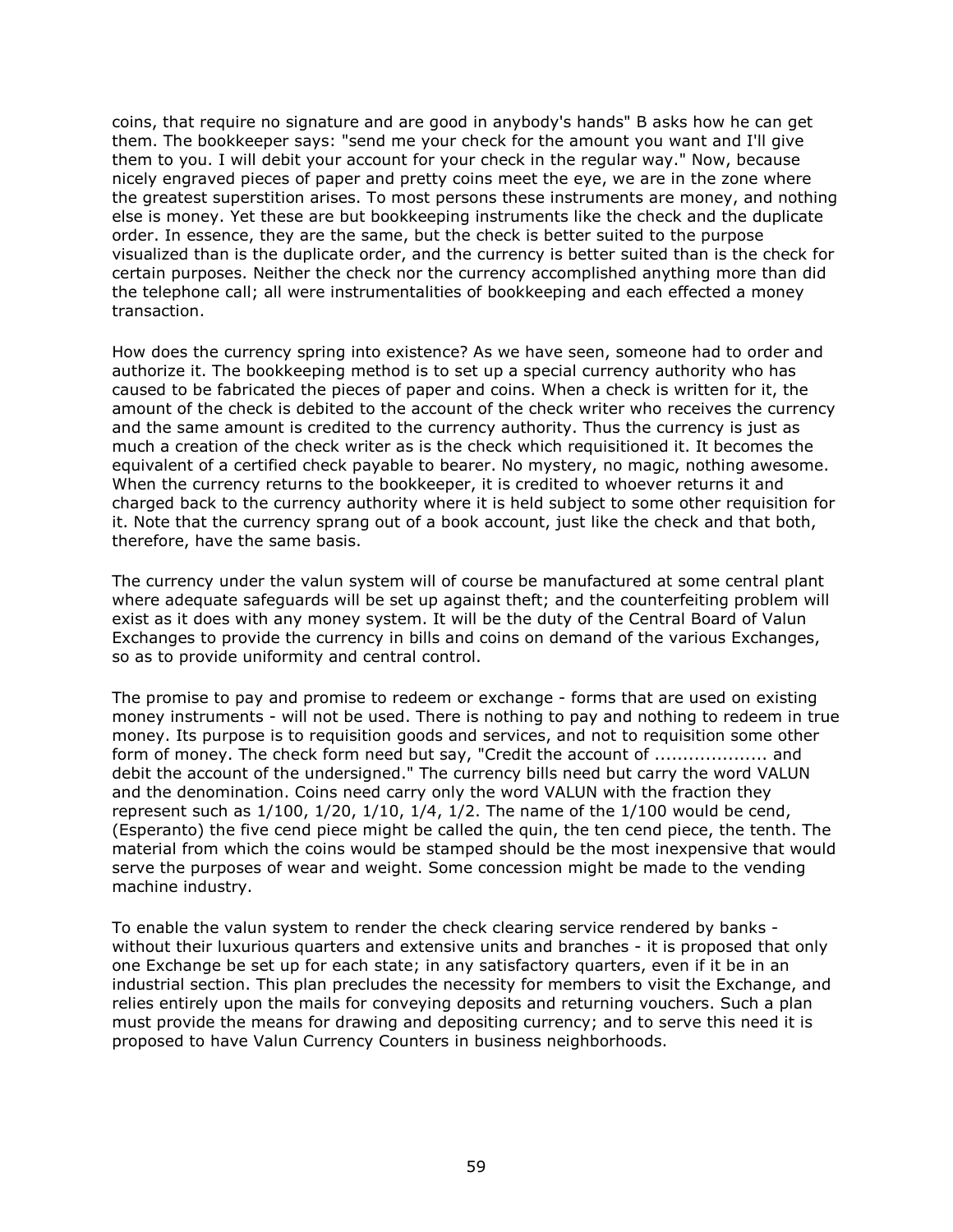coins, that require no signature and are good in anybody's hands" B asks how he can get them. The bookkeeper says: "send me your check for the amount you want and I'll give them to you. I will debit your account for your check in the regular way." Now, because nicely engraved pieces of paper and pretty coins meet the eye, we are in the zone where the greatest superstition arises. To most persons these instruments are money, and nothing else is money. Yet these are but bookkeeping instruments like the check and the duplicate order. In essence, they are the same, but the check is better suited to the purpose visualized than is the duplicate order, and the currency is better suited than is the check for certain purposes. Neither the check nor the currency accomplished anything more than did the telephone call; all were instrumentalities of bookkeeping and each effected a money transaction.

How does the currency spring into existence? As we have seen, someone had to order and authorize it. The bookkeeping method is to set up a special currency authority who has caused to be fabricated the pieces of paper and coins. When a check is written for it, the amount of the check is debited to the account of the check writer who receives the currency and the same amount is credited to the currency authority. Thus the currency is just as much a creation of the check writer as is the check which requisitioned it. It becomes the equivalent of a certified check payable to bearer. No mystery, no magic, nothing awesome. When the currency returns to the bookkeeper, it is credited to whoever returns it and charged back to the currency authority where it is held subject to some other requisition for it. Note that the currency sprang out of a book account, just like the check and that both, therefore, have the same basis.

The currency under the valun system will of course be manufactured at some central plant where adequate safeguards will be set up against theft; and the counterfeiting problem will exist as it does with any money system. It will be the duty of the Central Board of Valun Exchanges to provide the currency in bills and coins on demand of the various Exchanges, so as to provide uniformity and central control.

The promise to pay and promise to redeem or exchange - forms that are used on existing money instruments - will not be used. There is nothing to pay and nothing to redeem in true money. Its purpose is to requisition goods and services, and not to requisition some other form of money. The check form need but say, "Credit the account of .................... and debit the account of the undersigned." The currency bills need but carry the word VALUN and the denomination. Coins need carry only the word VALUN with the fraction they represent such as 1/100, 1/20, 1/10, 1/4, 1/2. The name of the 1/100 would be cend, (Esperanto) the five cend piece might be called the quin, the ten cend piece, the tenth. The material from which the coins would be stamped should be the most inexpensive that would serve the purposes of wear and weight. Some concession might be made to the vending machine industry.

To enable the valun system to render the check clearing service rendered by banks - without their luxurious quarters and extensive units and branches - it is proposed that only one Exchange be set up for each state; in any satisfactory quarters, even if it be in an industrial section. This plan precludes the necessity for members to visit the Exchange, and relies entirely upon the mails for conveying deposits and returning vouchers. Such a plan must provide the means for drawing and depositing currency; and to serve this need it is proposed to have Valun Currency Counters in business neighborhoods.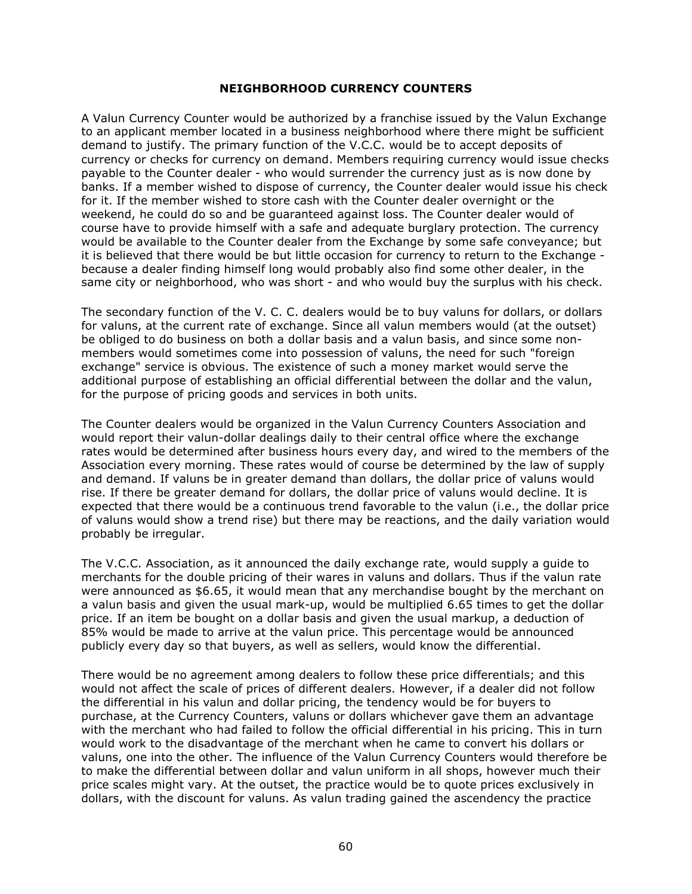## NEIGHBORHOOD CURRENCY COUNTERS

A Valun Currency Counter would be authorized by a franchise issued by the Valun Exchange to an applicant member located in a business neighborhood where there might be sufficient demand to justify. The primary function of the V.C.C. would be to accept deposits of currency or checks for currency on demand. Members requiring currency would issue checks payable to the Counter dealer - who would surrender the currency just as is now done by banks. If a member wished to dispose of currency, the Counter dealer would issue his check for it. If the member wished to store cash with the Counter dealer overnight or the weekend, he could do so and be guaranteed against loss. The Counter dealer would of course have to provide himself with a safe and adequate burglary protection. The currency would be available to the Counter dealer from the Exchange by some safe conveyance; but it is believed that there would be but little occasion for currency to return to the Exchange - because a dealer finding himself long would probably also find some other dealer, in the same city or neighborhood, who was short - and who would buy the surplus with his check.

The secondary function of the V. C. C. dealers would be to buy valuns for dollars, or dollars for valuns, at the current rate of exchange. Since all valun members would (at the outset) be obliged to do business on both a dollar basis and a valun basis, and since some non-members would sometimes come into possession of valuns, the need for such "foreign exchange" service is obvious. The existence of such a money market would serve the additional purpose of establishing an official differential between the dollar and the valun, for the purpose of pricing goods and services in both units.

The Counter dealers would be organized in the Valun Currency Counters Association and would report their valun-dollar dealings daily to their central office where the exchange rates would be determined after business hours every day, and wired to the members of the Association every morning. These rates would of course be determined by the law of supply and demand. If valuns be in greater demand than dollars, the dollar price of valuns would rise. If there be greater demand for dollars, the dollar price of valuns would decline. It is expected that there would be a continuous trend favorable to the valun (i.e., the dollar price of valuns would show a trend rise) but there may be reactions, and the daily variation would probably be irregular.

The V.C.C. Association, as it announced the daily exchange rate, would supply a guide to merchants for the double pricing of their wares in valuns and dollars. Thus if the valun rate were announced as $6.65, it would mean that any merchandise bought by the merchant on a valun basis and given the usual mark-up, would be multiplied 6.65 times to get the dollar price. If an item be bought on a dollar basis and given the usual markup, a deduction of 85% would be made to arrive at the valun price. This percentage would be announced publicly every day so that buyers, as well as sellers, would know the differential.

There would be no agreement among dealers to follow these price differentials; and this would not affect the scale of prices of different dealers. However, if a dealer did not follow the differential in his valun and dollar pricing, the tendency would be for buyers to purchase, at the Currency Counters, valuns or dollars whichever gave them an advantage with the merchant who had failed to follow the official differential in his pricing. This in turn would work to the disadvantage of the merchant when he came to convert his dollars or valuns, one into the other. The influence of the Valun Currency Counters would therefore be to make the differential between dollar and valun uniform in all shops, however much their price scales might vary. At the outset, the practice would be to quote prices exclusively in dollars, with the discount for valuns. As valun trading gained the ascendency the practice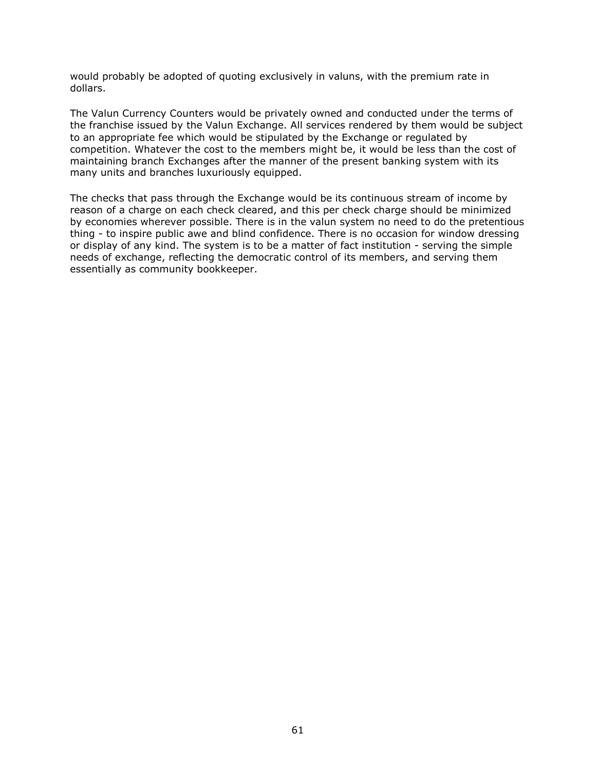would probably be adopted of quoting exclusively in valuns, with the premium rate in dollars.

The Valun Currency Counters would be privately owned and conducted under the terms of the franchise issued by the Valun Exchange. All services rendered by them would be subject to an appropriate fee which would be stipulated by the Exchange or regulated by competition. Whatever the cost to the members might be, it would be less than the cost of maintaining branch Exchanges after the manner of the present banking system with its many units and branches luxuriously equipped.

The checks that pass through the Exchange would be its continuous stream of income by reason of a charge on each check cleared, and this per check charge should be minimized by economies wherever possible. There is in the valun system no need to do the pretentious thing - to inspire public awe and blind confidence. There is no occasion for window dressing or display of any kind. The system is to be a matter of fact institution - serving the simple needs of exchange, reflecting the democratic control of its members, and serving them essentially as community bookkeeper.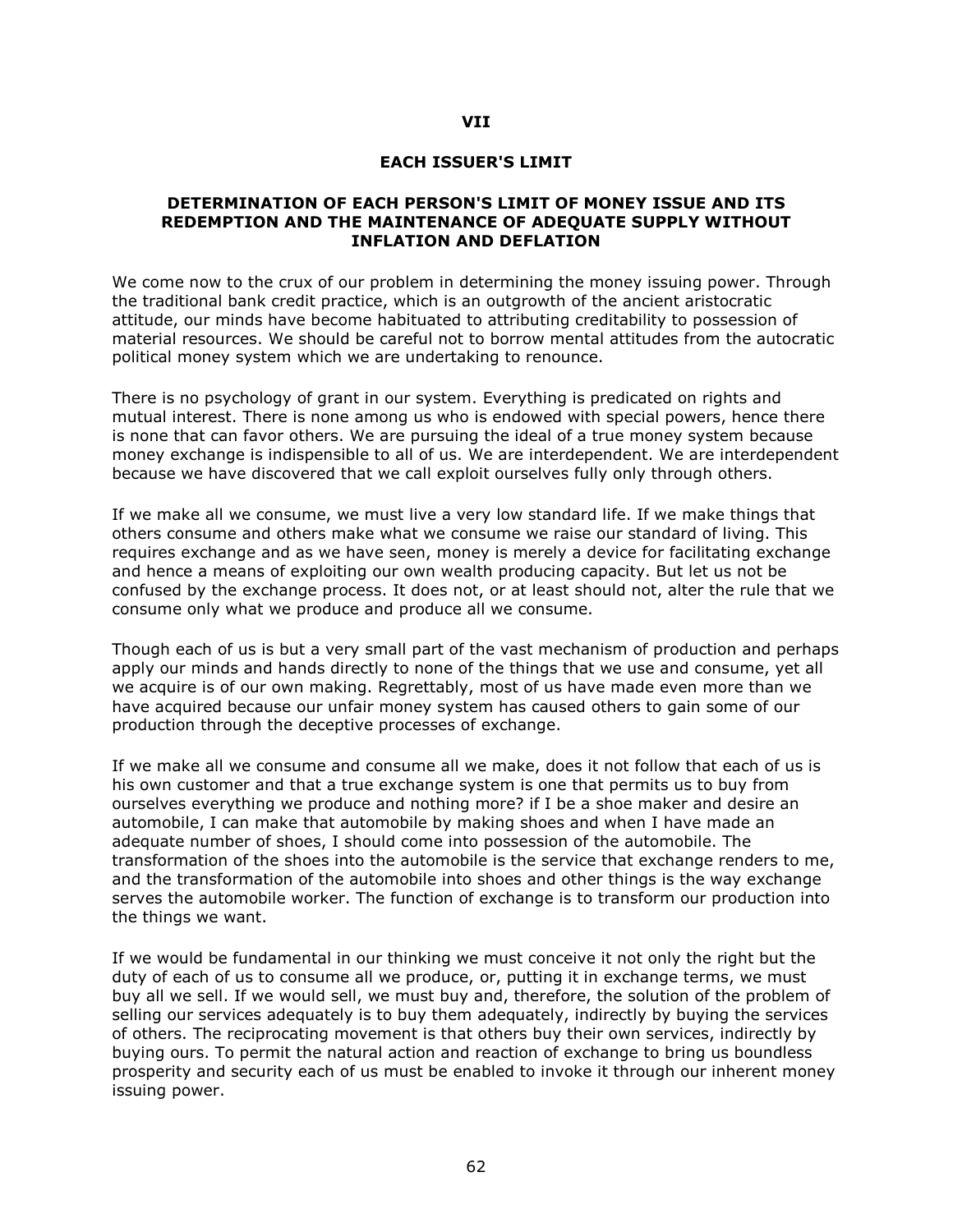## VII

## EACH ISSUER'S LIMIT

### DETERMINATION OF EACH PERSON'S LIMIT OF MONEY ISSUE AND ITS REDEMPTION AND THE MAINTENANCE OF ADEQUATE SUPPLY WITHOUT INFLATION AND DEFLATION

We come now to the crux of our problem in determining the money issuing power. Through the traditional bank credit practice, which is an outgrowth of the ancient aristocratic attitude, our minds have become habituated to attributing creditability to possession of material resources. We should be careful not to borrow mental attitudes from the autocratic political money system which we are undertaking to renounce.

There is no psychology of grant in our system. Everything is predicated on rights and mutual interest. There is none among us who is endowed with special powers, hence there is none that can favor others. We are pursuing the ideal of a true money system because money exchange is indispensible to all of us. We are interdependent. We are interdependent because we have discovered that we call exploit ourselves fully only through others.

If we make all we consume, we must live a very low standard life. If we make things that others consume and others make what we consume we raise our standard of living. This requires exchange and as we have seen, money is merely a device for facilitating exchange and hence a means of exploiting our own wealth producing capacity. But let us not be confused by the exchange process. It does not, or at least should not, alter the rule that we consume only what we produce and produce all we consume.

Though each of us is but a very small part of the vast mechanism of production and perhaps apply our minds and hands directly to none of the things that we use and consume, yet all we acquire is of our own making. Regrettably, most of us have made even more than we have acquired because our unfair money system has caused others to gain some of our production through the deceptive processes of exchange.

If we make all we consume and consume all we make, does it not follow that each of us is his own customer and that a true exchange system is one that permits us to buy from ourselves everything we produce and nothing more? if I be a shoe maker and desire an automobile, I can make that automobile by making shoes and when I have made an adequate number of shoes, I should come into possession of the automobile. The transformation of the shoes into the automobile is the service that exchange renders to me, and the transformation of the automobile into shoes and other things is the way exchange serves the automobile worker. The function of exchange is to transform our production into the things we want.

If we would be fundamental in our thinking we must conceive it not only the right but the duty of each of us to consume all we produce, or, putting it in exchange terms, we must buy all we sell. If we would sell, we must buy and, therefore, the solution of the problem of selling our services adequately is to buy them adequately, indirectly by buying the services of others. The reciprocating movement is that others buy their own services, indirectly by buying ours. To permit the natural action and reaction of exchange to bring us boundless prosperity and security each of us must be enabled to invoke it through our inherent money issuing power.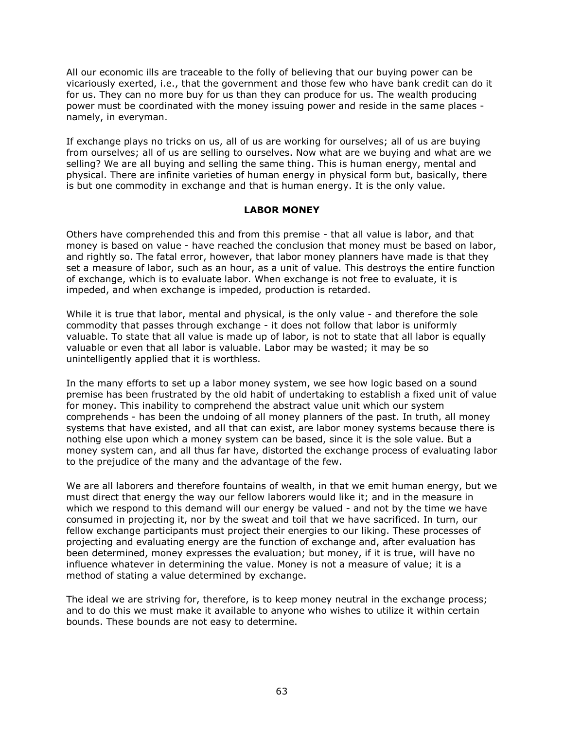All our economic ills are traceable to the folly of believing that our buying power can be vicariously exerted, i.e., that the government and those few who have bank credit can do it for us. They can no more buy for us than they can produce for us. The wealth producing power must be coordinated with the money issuing power and reside in the same places - namely, in everyman.

If exchange plays no tricks on us, all of us are working for ourselves; all of us are buying from ourselves; all of us are selling to ourselves. Now what are we buying and what are we selling? We are all buying and selling the same thing. This is human energy, mental and physical. There are infinite varieties of human energy in physical form but, basically, there is but one commodity in exchange and that is human energy. It is the only value.

## LABOR MONEY

Others have comprehended this and from this premise - that all value is labor, and that money is based on value - have reached the conclusion that money must be based on labor, and rightly so. The fatal error, however, that labor money planners have made is that they set a measure of labor, such as an hour, as a unit of value. This destroys the entire function of exchange, which is to evaluate labor. When exchange is not free to evaluate, it is impeded, and when exchange is impeded, production is retarded.

While it is true that labor, mental and physical, is the only value - and therefore the sole commodity that passes through exchange - it does not follow that labor is uniformly valuable. To state that all value is made up of labor, is not to state that all labor is equally valuable or even that all labor is valuable. Labor may be wasted; it may be so unintelligently applied that it is worthless.

In the many efforts to set up a labor money system, we see how logic based on a sound premise has been frustrated by the old habit of undertaking to establish a fixed unit of value for money. This inability to comprehend the abstract value unit which our system comprehends - has been the undoing of all money planners of the past. In truth, all money systems that have existed, and all that can exist, are labor money systems because there is nothing else upon which a money system can be based, since it is the sole value. But a money system can, and all thus far have, distorted the exchange process of evaluating labor to the prejudice of the many and the advantage of the few.

We are all laborers and therefore fountains of wealth, in that we emit human energy, but we must direct that energy the way our fellow laborers would like it; and in the measure in which we respond to this demand will our energy be valued - and not by the time we have consumed in projecting it, nor by the sweat and toil that we have sacrificed. In turn, our fellow exchange participants must project their energies to our liking. These processes of projecting and evaluating energy are the function of exchange and, after evaluation has been determined, money expresses the evaluation; but money, if it is true, will have no influence whatever in determining the value. Money is not a measure of value; it is a method of stating a value determined by exchange.

The ideal we are striving for, therefore, is to keep money neutral in the exchange process; and to do this we must make it available to anyone who wishes to utilize it within certain bounds. These bounds are not easy to determine.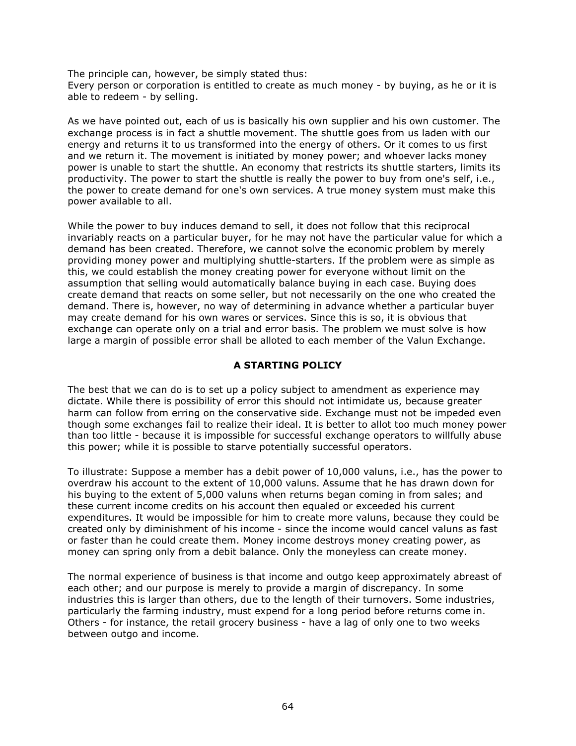The principle can, however, be simply stated thus:
Every person or corporation is entitled to create as much money - by buying, as he or it is able to redeem - by selling.

As we have pointed out, each of us is basically his own supplier and his own customer. The exchange process is in fact a shuttle movement. The shuttle goes from us laden with our energy and returns it to us transformed into the energy of others. Or it comes to us first and we return it. The movement is initiated by money power; and whoever lacks money power is unable to start the shuttle. An economy that restricts its shuttle starters, limits its productivity. The power to start the shuttle is really the power to buy from one's self, i.e., the power to create demand for one's own services. A true money system must make this power available to all.

While the power to buy induces demand to sell, it does not follow that this reciprocal invariably reacts on a particular buyer, for he may not have the particular value for which a demand has been created. Therefore, we cannot solve the economic problem by merely providing money power and multiplying shuttle-starters. If the problem were as simple as this, we could establish the money creating power for everyone without limit on the assumption that selling would automatically balance buying in each case. Buying does create demand that reacts on some seller, but not necessarily on the one who created the demand. There is, however, no way of determining in advance whether a particular buyer may create demand for his own wares or services. Since this is so, it is obvious that exchange can operate only on a trial and error basis. The problem we must solve is how large a margin of possible error shall be alloted to each member of the Valun Exchange.

## A STARTING POLICY

The best that we can do is to set up a policy subject to amendment as experience may dictate. While there is possibility of error this should not intimidate us, because greater harm can follow from erring on the conservative side. Exchange must not be impeded even though some exchanges fail to realize their ideal. It is better to allot too much money power than too little - because it is impossible for successful exchange operators to willfully abuse this power; while it is possible to starve potentially successful operators.

To illustrate: Suppose a member has a debit power of 10,000 valuns, i.e., has the power to overdraw his account to the extent of 10,000 valuns. Assume that he has drawn down for his buying to the extent of 5,000 valuns when returns began coming in from sales; and these current income credits on his account then equaled or exceeded his current expenditures. It would be impossible for him to create more valuns, because they could be created only by diminishment of his income - since the income would cancel valuns as fast or faster than he could create them. Money income destroys money creating power, as money can spring only from a debit balance. Only the moneyless can create money.

The normal experience of business is that income and outgo keep approximately abreast of each other; and our purpose is merely to provide a margin of discrepancy. In some industries this is larger than others, due to the length of their turnovers. Some industries, particularly the farming industry, must expend for a long period before returns come in. Others - for instance, the retail grocery business - have a lag of only one to two weeks between outgo and income.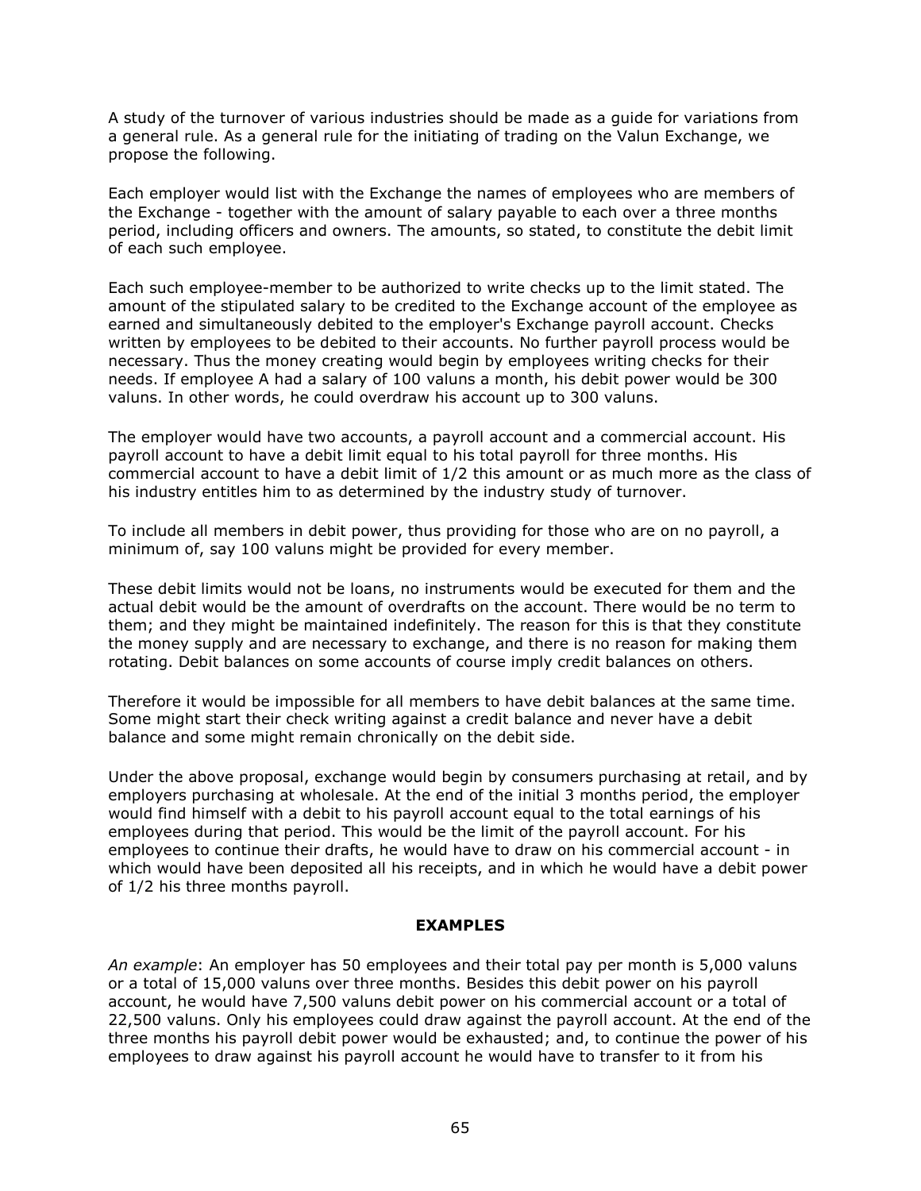A study of the turnover of various industries should be made as a guide for variations from a general rule. As a general rule for the initiating of trading on the Valun Exchange, we propose the following.

Each employer would list with the Exchange the names of employees who are members of the Exchange - together with the amount of salary payable to each over a three months period, including officers and owners. The amounts, so stated, to constitute the debit limit of each such employee.

Each such employee-member to be authorized to write checks up to the limit stated. The amount of the stipulated salary to be credited to the Exchange account of the employee as earned and simultaneously debited to the employer's Exchange payroll account. Checks written by employees to be debited to their accounts. No further payroll process would be necessary. Thus the money creating would begin by employees writing checks for their needs. If employee A had a salary of 100 valuns a month, his debit power would be 300 valuns. In other words, he could overdraw his account up to 300 valuns.

The employer would have two accounts, a payroll account and a commercial account. His payroll account to have a debit limit equal to his total payroll for three months. His commercial account to have a debit limit of 1/2 this amount or as much more as the class of his industry entitles him to as determined by the industry study of turnover.

To include all members in debit power, thus providing for those who are on no payroll, a minimum of, say 100 valuns might be provided for every member.

These debit limits would not be loans, no instruments would be executed for them and the actual debit would be the amount of overdrafts on the account. There would be no term to them; and they might be maintained indefinitely. The reason for this is that they constitute the money supply and are necessary to exchange, and there is no reason for making them rotating. Debit balances on some accounts of course imply credit balances on others.

Therefore it would be impossible for all members to have debit balances at the same time. Some might start their check writing against a credit balance and never have a debit balance and some might remain chronically on the debit side.

Under the above proposal, exchange would begin by consumers purchasing at retail, and by employers purchasing at wholesale. At the end of the initial 3 months period, the employer would find himself with a debit to his payroll account equal to the total earnings of his employees during that period. This would be the limit of the payroll account. For his employees to continue their drafts, he would have to draw on his commercial account - in which would have been deposited all his receipts, and in which he would have a debit power of 1/2 his three months payroll.

**EXAMPLES**

*An example*: An employer has 50 employees and their total pay per month is 5,000 valuns or a total of 15,000 valuns over three months. Besides this debit power on his payroll account, he would have 7,500 valuns debit power on his commercial account or a total of 22,500 valuns. Only his employees could draw against the payroll account. At the end of the three months his payroll debit power would be exhausted; and, to continue the power of his employees to draw against his payroll account he would have to transfer to it from his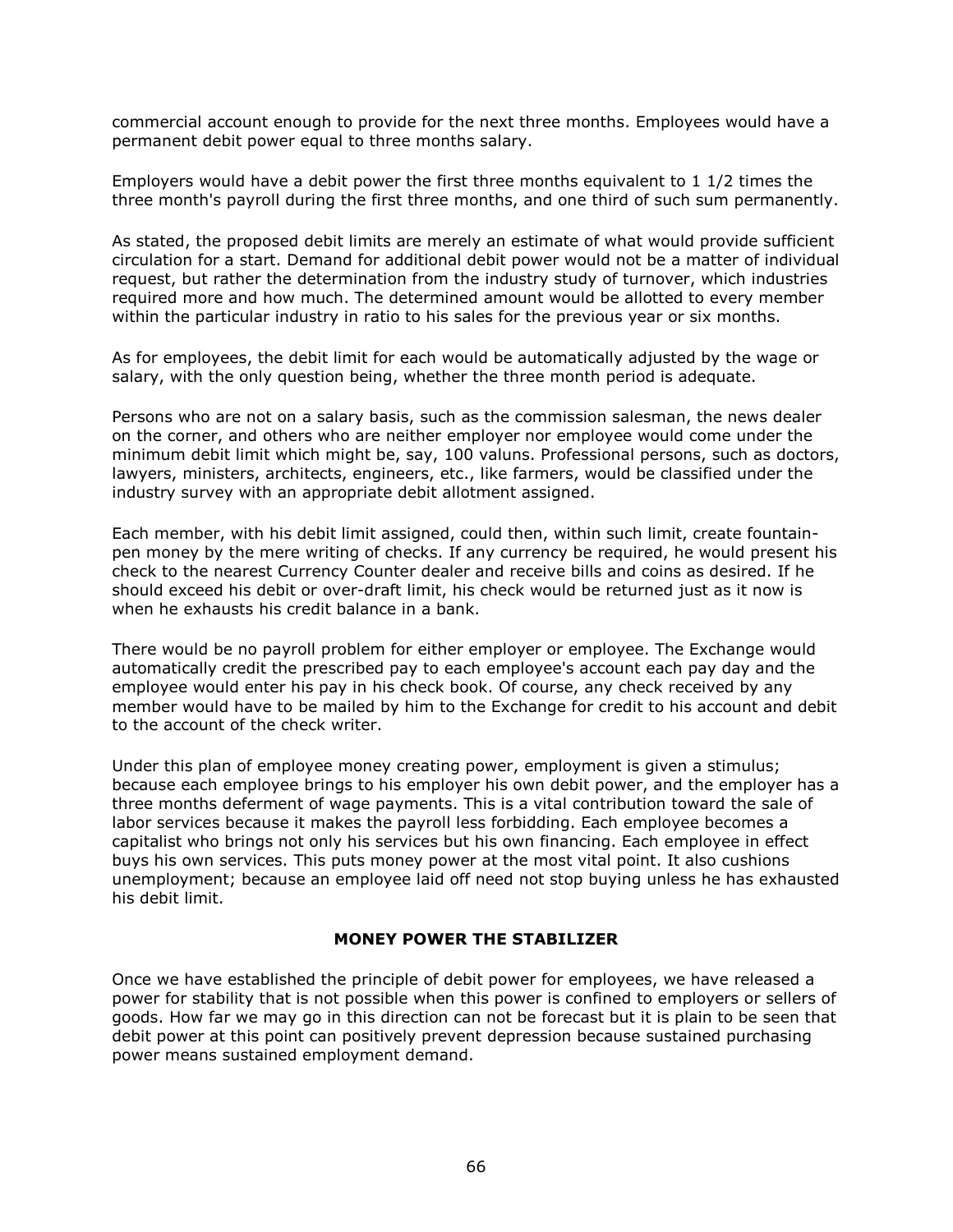commercial account enough to provide for the next three months. Employees would have a permanent debit power equal to three months salary.

Employers would have a debit power the first three months equivalent to 1 1/2 times the three month's payroll during the first three months, and one third of such sum permanently.

As stated, the proposed debit limits are merely an estimate of what would provide sufficient circulation for a start. Demand for additional debit power would not be a matter of individual request, but rather the determination from the industry study of turnover, which industries required more and how much. The determined amount would be allotted to every member within the particular industry in ratio to his sales for the previous year or six months.

As for employees, the debit limit for each would be automatically adjusted by the wage or salary, with the only question being, whether the three month period is adequate.

Persons who are not on a salary basis, such as the commission salesman, the news dealer on the corner, and others who are neither employer nor employee would come under the minimum debit limit which might be, say, 100 valuns. Professional persons, such as doctors, lawyers, ministers, architects, engineers, etc., like farmers, would be classified under the industry survey with an appropriate debit allotment assigned.

Each member, with his debit limit assigned, could then, within such limit, create fountain-pen money by the mere writing of checks. If any currency be required, he would present his check to the nearest Currency Counter dealer and receive bills and coins as desired. If he should exceed his debit or over-draft limit, his check would be returned just as it now is when he exhausts his credit balance in a bank.

There would be no payroll problem for either employer or employee. The Exchange would automatically credit the prescribed pay to each employee's account each pay day and the employee would enter his pay in his check book. Of course, any check received by any member would have to be mailed by him to the Exchange for credit to his account and debit to the account of the check writer.

Under this plan of employee money creating power, employment is given a stimulus; because each employee brings to his employer his own debit power, and the employer has a three months deferment of wage payments. This is a vital contribution toward the sale of labor services because it makes the payroll less forbidding. Each employee becomes a capitalist who brings not only his services but his own financing. Each employee in effect buys his own services. This puts money power at the most vital point. It also cushions unemployment; because an employee laid off need not stop buying unless he has exhausted his debit limit.

### MONEY POWER THE STABILIZER

Once we have established the principle of debit power for employees, we have released a power for stability that is not possible when this power is confined to employers or sellers of goods. How far we may go in this direction can not be forecast but it is plain to be seen that debit power at this point can positively prevent depression because sustained purchasing power means sustained employment demand.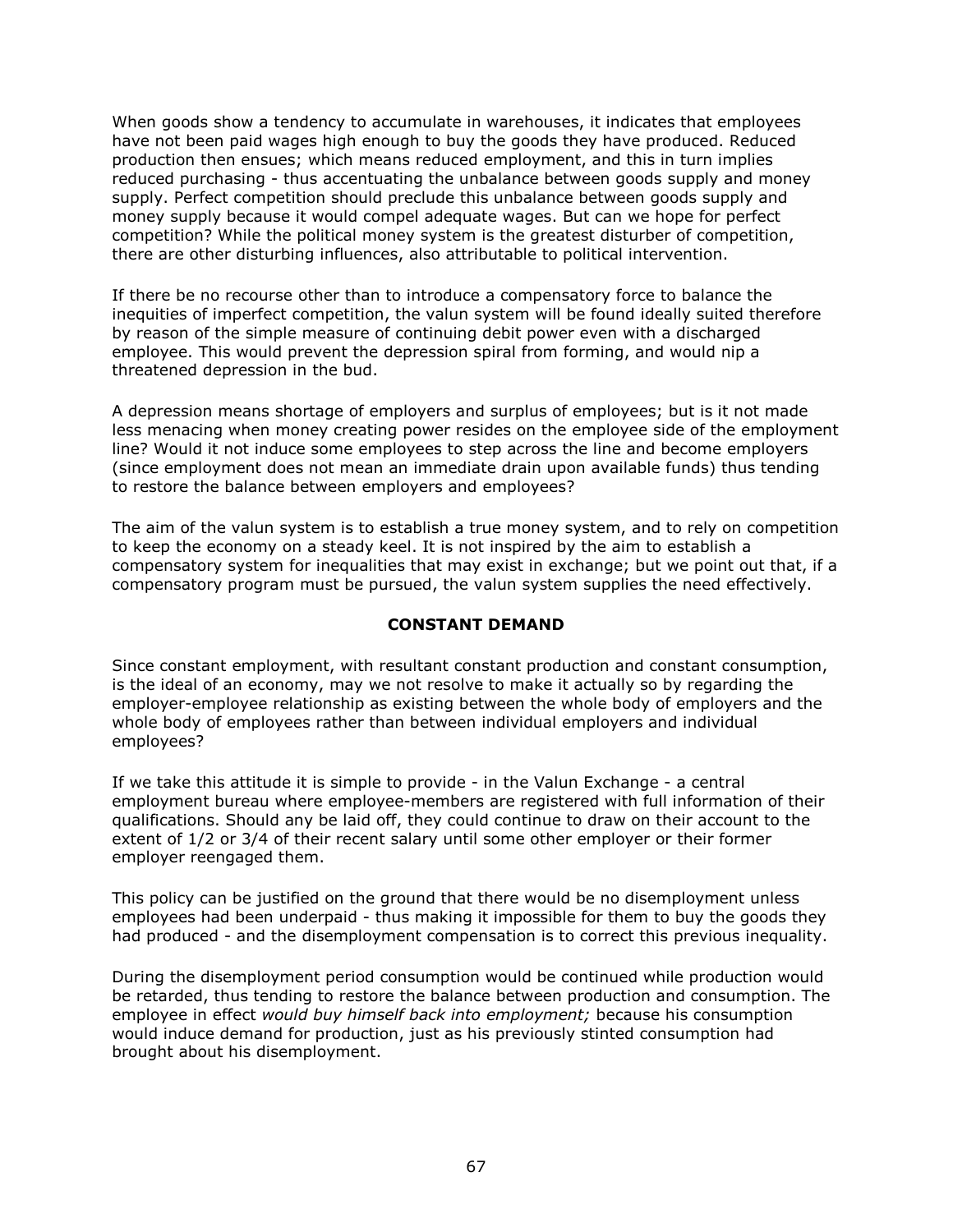When goods show a tendency to accumulate in warehouses, it indicates that employees have not been paid wages high enough to buy the goods they have produced. Reduced production then ensues; which means reduced employment, and this in turn implies reduced purchasing - thus accentuating the unbalance between goods supply and money supply. Perfect competition should preclude this unbalance between goods supply and money supply because it would compel adequate wages. But can we hope for perfect competition? While the political money system is the greatest disturber of competition, there are other disturbing influences, also attributable to political intervention.

If there be no recourse other than to introduce a compensatory force to balance the inequities of imperfect competition, the valun system will be found ideally suited therefore by reason of the simple measure of continuing debit power even with a discharged employee. This would prevent the depression spiral from forming, and would nip a threatened depression in the bud.

A depression means shortage of employers and surplus of employees; but is it not made less menacing when money creating power resides on the employee side of the employment line? Would it not induce some employees to step across the line and become employers (since employment does not mean an immediate drain upon available funds) thus tending to restore the balance between employers and employees?

The aim of the valun system is to establish a true money system, and to rely on competition to keep the economy on a steady keel. It is not inspired by the aim to establish a compensatory system for inequalities that may exist in exchange; but we point out that, if a compensatory program must be pursued, the valun system supplies the need effectively.

## CONSTANT DEMAND

Since constant employment, with resultant constant production and constant consumption, is the ideal of an economy, may we not resolve to make it actually so by regarding the employer-employee relationship as existing between the whole body of employers and the whole body of employees rather than between individual employers and individual employees?

If we take this attitude it is simple to provide - in the Valun Exchange - a central employment bureau where employee-members are registered with full information of their qualifications. Should any be laid off, they could continue to draw on their account to the extent of 1/2 or 3/4 of their recent salary until some other employer or their former employer reengaged them.

This policy can be justified on the ground that there would be no disemployment unless employees had been underpaid - thus making it impossible for them to buy the goods they had produced - and the disemployment compensation is to correct this previous inequality.

During the disemployment period consumption would be continued while production would be retarded, thus tending to restore the balance between production and consumption. The employee in effect *would buy himself back into employment;* because his consumption would induce demand for production, just as his previously stinted consumption had brought about his disemployment.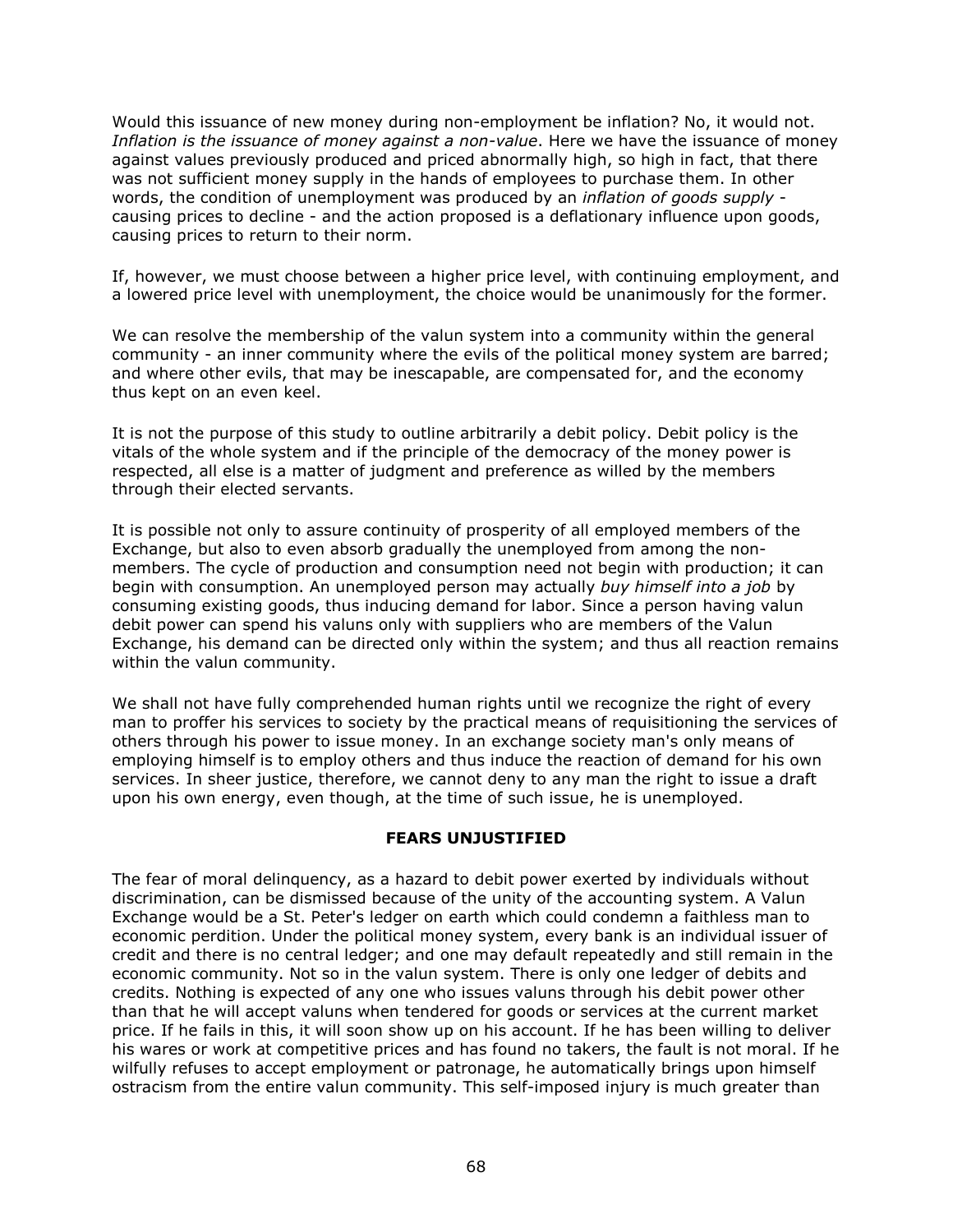Would this issuance of new money during non-employment be inflation? No, it would not. *Inflation is the issuance of money against a non-value*. Here we have the issuance of money against values previously produced and priced abnormally high, so high in fact, that there was not sufficient money supply in the hands of employees to purchase them. In other words, the condition of unemployment was produced by an *inflation of goods supply* - causing prices to decline - and the action proposed is a deflationary influence upon goods, causing prices to return to their norm.

If, however, we must choose between a higher price level, with continuing employment, and a lowered price level with unemployment, the choice would be unanimously for the former.

We can resolve the membership of the valun system into a community within the general community - an inner community where the evils of the political money system are barred; and where other evils, that may be inescapable, are compensated for, and the economy thus kept on an even keel.

It is not the purpose of this study to outline arbitrarily a debit policy. Debit policy is the vitals of the whole system and if the principle of the democracy of the money power is respected, all else is a matter of judgment and preference as willed by the members through their elected servants.

It is possible not only to assure continuity of prosperity of all employed members of the Exchange, but also to even absorb gradually the unemployed from among the non-members. The cycle of production and consumption need not begin with production; it can begin with consumption. An unemployed person may actually *buy himself into a job* by consuming existing goods, thus inducing demand for labor. Since a person having valun debit power can spend his valuns only with suppliers who are members of the Valun Exchange, his demand can be directed only within the system; and thus all reaction remains within the valun community.

We shall not have fully comprehended human rights until we recognize the right of every man to proffer his services to society by the practical means of requisitioning the services of others through his power to issue money. In an exchange society man's only means of employing himself is to employ others and thus induce the reaction of demand for his own services. In sheer justice, therefore, we cannot deny to any man the right to issue a draft upon his own energy, even though, at the time of such issue, he is unemployed.

## FEARS UNJUSTIFIED

The fear of moral delinquency, as a hazard to debit power exerted by individuals without discrimination, can be dismissed because of the unity of the accounting system. A Valun Exchange would be a St. Peter's ledger on earth which could condemn a faithless man to economic perdition. Under the political money system, every bank is an individual issuer of credit and there is no central ledger; and one may default repeatedly and still remain in the economic community. Not so in the valun system. There is only one ledger of debits and credits. Nothing is expected of any one who issues valuns through his debit power other than that he will accept valuns when tendered for goods or services at the current market price. If he fails in this, it will soon show up on his account. If he has been willing to deliver his wares or work at competitive prices and has found no takers, the fault is not moral. If he wilfully refuses to accept employment or patronage, he automatically brings upon himself ostracism from the entire valun community. This self-imposed injury is much greater than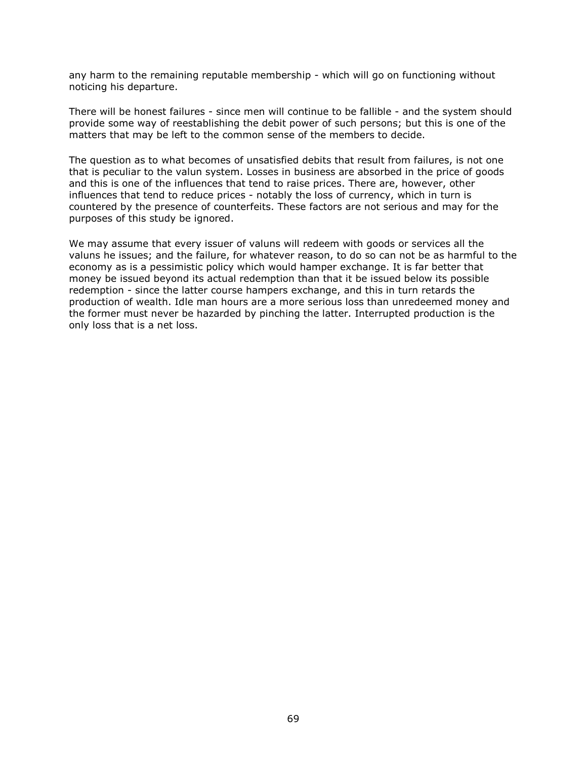any harm to the remaining reputable membership - which will go on functioning without noticing his departure.

There will be honest failures - since men will continue to be fallible - and the system should provide some way of reestablishing the debit power of such persons; but this is one of the matters that may be left to the common sense of the members to decide.

The question as to what becomes of unsatisfied debits that result from failures, is not one that is peculiar to the valun system. Losses in business are absorbed in the price of goods and this is one of the influences that tend to raise prices. There are, however, other influences that tend to reduce prices - notably the loss of currency, which in turn is countered by the presence of counterfeits. These factors are not serious and may for the purposes of this study be ignored.

We may assume that every issuer of valuns will redeem with goods or services all the valuns he issues; and the failure, for whatever reason, to do so can not be as harmful to the economy as is a pessimistic policy which would hamper exchange. It is far better that money be issued beyond its actual redemption than that it be issued below its possible redemption - since the latter course hampers exchange, and this in turn retards the production of wealth. Idle man hours are a more serious loss than unredeemed money and the former must never be hazarded by pinching the latter. Interrupted production is the only loss that is a net loss.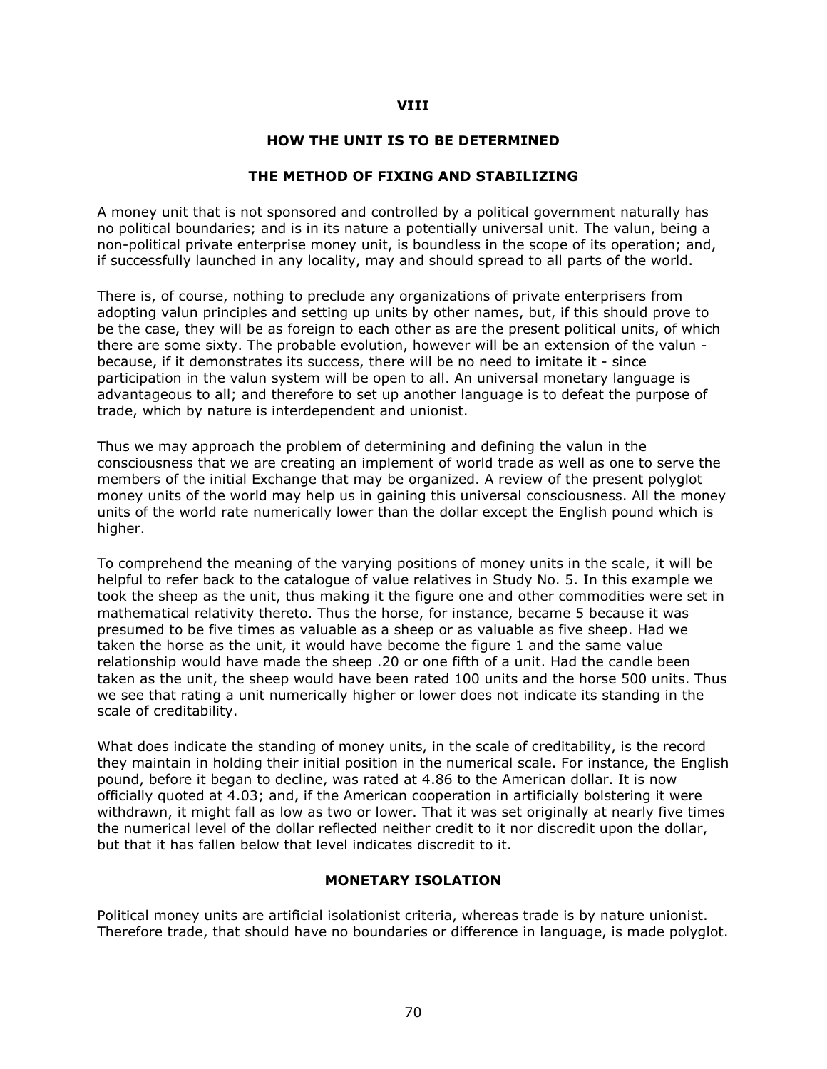## VIII

## HOW THE UNIT IS TO BE DETERMINED

### THE METHOD OF FIXING AND STABILIZING

A money unit that is not sponsored and controlled by a political government naturally has no political boundaries; and is in its nature a potentially universal unit. The valun, being a non-political private enterprise money unit, is boundless in the scope of its operation; and, if successfully launched in any locality, may and should spread to all parts of the world.

There is, of course, nothing to preclude any organizations of private enterprisers from adopting valun principles and setting up units by other names, but, if this should prove to be the case, they will be as foreign to each other as are the present political units, of which there are some sixty. The probable evolution, however will be an extension of the valun - because, if it demonstrates its success, there will be no need to imitate it - since participation in the valun system will be open to all. An universal monetary language is advantageous to all; and therefore to set up another language is to defeat the purpose of trade, which by nature is interdependent and unionist.

Thus we may approach the problem of determining and defining the valun in the consciousness that we are creating an implement of world trade as well as one to serve the members of the initial Exchange that may be organized. A review of the present polyglot money units of the world may help us in gaining this universal consciousness. All the money units of the world rate numerically lower than the dollar except the English pound which is higher.

To comprehend the meaning of the varying positions of money units in the scale, it will be helpful to refer back to the catalogue of value relatives in Study No. 5. In this example we took the sheep as the unit, thus making it the figure one and other commodities were set in mathematical relativity thereto. Thus the horse, for instance, became 5 because it was presumed to be five times as valuable as a sheep or as valuable as five sheep. Had we taken the horse as the unit, it would have become the figure 1 and the same value relationship would have made the sheep .20 or one fifth of a unit. Had the candle been taken as the unit, the sheep would have been rated 100 units and the horse 500 units. Thus we see that rating a unit numerically higher or lower does not indicate its standing in the scale of creditability.

What does indicate the standing of money units, in the scale of creditability, is the record they maintain in holding their initial position in the numerical scale. For instance, the English pound, before it began to decline, was rated at 4.86 to the American dollar. It is now officially quoted at 4.03; and, if the American cooperation in artificially bolstering it were withdrawn, it might fall as low as two or lower. That it was set originally at nearly five times the numerical level of the dollar reflected neither credit to it nor discredit upon the dollar, but that it has fallen below that level indicates discredit to it.

### MONETARY ISOLATION

Political money units are artificial isolationist criteria, whereas trade is by nature unionist. Therefore trade, that should have no boundaries or difference in language, is made polyglot.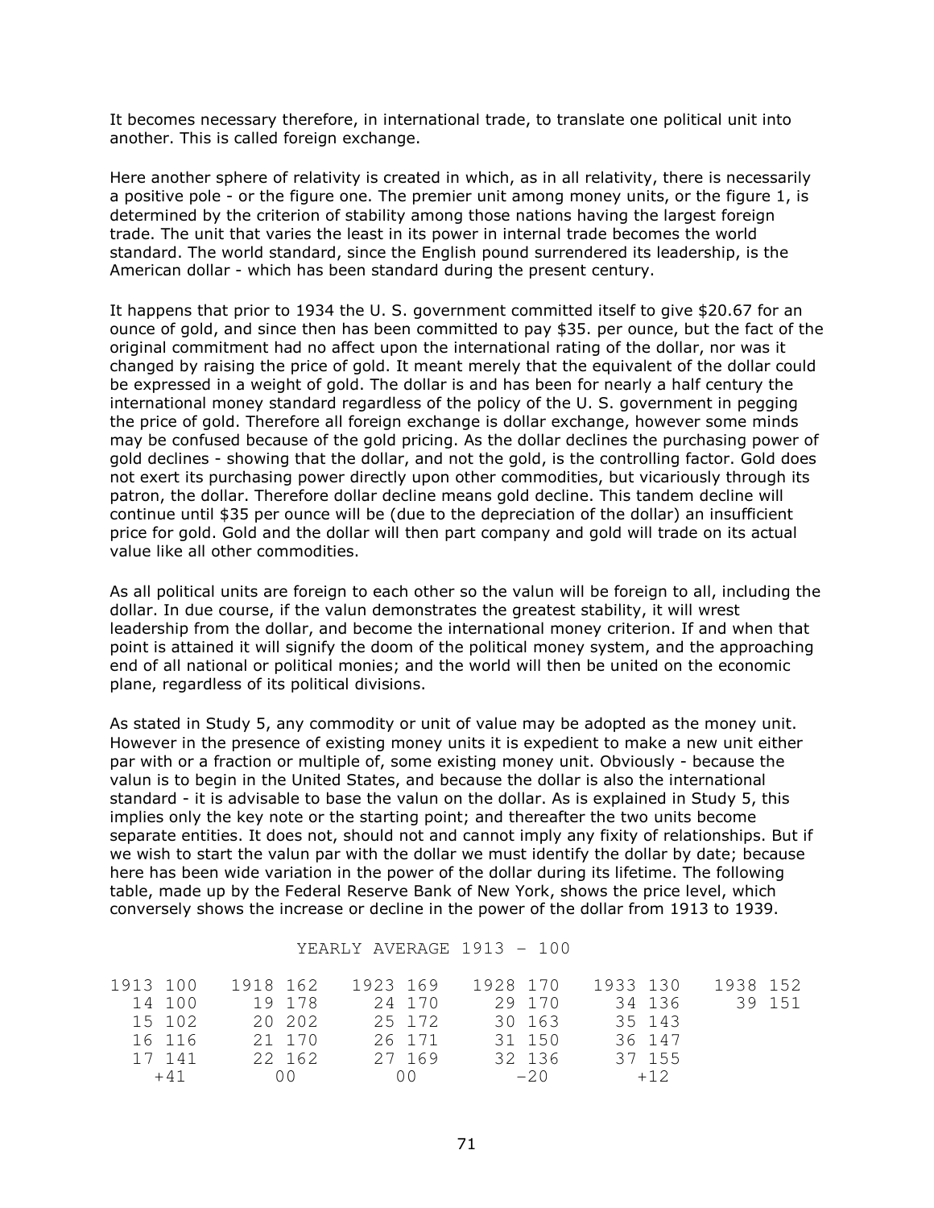It becomes necessary therefore, in international trade, to translate one political unit into another. This is called foreign exchange.

Here another sphere of relativity is created in which, as in all relativity, there is necessarily a positive pole - or the figure one. The premier unit among money units, or the figure 1, is determined by the criterion of stability among those nations having the largest foreign trade. The unit that varies the least in its power in internal trade becomes the world standard. The world standard, since the English pound surrendered its leadership, is the American dollar - which has been standard during the present century.

It happens that prior to 1934 the U. S. government committed itself to give $20.67 for an ounce of gold, and since then has been committed to pay $35. per ounce, but the fact of the original commitment had no affect upon the international rating of the dollar, nor was it changed by raising the price of gold. It meant merely that the equivalent of the dollar could be expressed in a weight of gold. The dollar is and has been for nearly a half century the international money standard regardless of the policy of the U. S. government in pegging the price of gold. Therefore all foreign exchange is dollar exchange, however some minds may be confused because of the gold pricing. As the dollar declines the purchasing power of gold declines - showing that the dollar, and not the gold, is the controlling factor. Gold does not exert its purchasing power directly upon other commodities, but vicariously through its patron, the dollar. Therefore dollar decline means gold decline. This tandem decline will continue until $35 per ounce will be (due to the depreciation of the dollar) an insufficient price for gold. Gold and the dollar will then part company and gold will trade on its actual value like all other commodities.

As all political units are foreign to each other so the valun will be foreign to all, including the dollar. In due course, if the valun demonstrates the greatest stability, it will wrest leadership from the dollar, and become the international money criterion. If and when that point is attained it will signify the doom of the political money system, and the approaching end of all national or political monies; and the world will then be united on the economic plane, regardless of its political divisions.

As stated in Study 5, any commodity or unit of value may be adopted as the money unit. However in the presence of existing money units it is expedient to make a new unit either par with or a fraction or multiple of, some existing money unit. Obviously - because the valun is to begin in the United States, and because the dollar is also the international standard - it is advisable to base the valun on the dollar. As is explained in Study 5, this implies only the key note or the starting point; and thereafter the two units become separate entities. It does not, should not and cannot imply any fixity of relationships. But if we wish to start the valun par with the dollar we must identify the dollar by date; because here has been wide variation in the power of the dollar during its lifetime. The following table, made up by the Federal Reserve Bank of New York, shows the price level, which conversely shows the increase or decline in the power of the dollar from 1913 to 1939.

YEARLY AVERAGE 1913 – 100

| | | | | | | | | | | | |
|---|---|---|---|---|---|---|---|---|---|---|---|
| 1913 | 100 | 1918 | 162 | 1923 | 169 | 1928 | 170 | 1933 | 130 | 1938 | 152 |
| 14 | 100 | 19 | 178 | 24 | 170 | 29 | 170 | 34 | 136 | 39 | 151 |
| 15 | 102 | 20 | 202 | 25 | 172 | 30 | 163 | 35 | 143 | | |
| 16 | 116 | 21 | 170 | 26 | 171 | 31 | 150 | 36 | 147 | | |
| 17 | 141 | 22 | 162 | 27 | 169 | 32 | 136 | 37 | 155 | | |
| | +41 | | 00 | | 00 | | -20 | | +12 | | |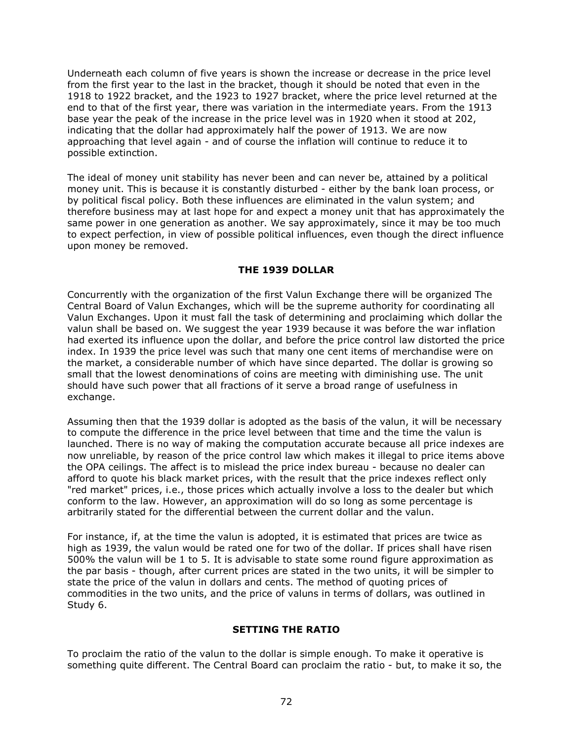Underneath each column of five years is shown the increase or decrease in the price level from the first year to the last in the bracket, though it should be noted that even in the 1918 to 1922 bracket, and the 1923 to 1927 bracket, where the price level returned at the end to that of the first year, there was variation in the intermediate years. From the 1913 base year the peak of the increase in the price level was in 1920 when it stood at 202, indicating that the dollar had approximately half the power of 1913. We are now approaching that level again - and of course the inflation will continue to reduce it to possible extinction.

The ideal of money unit stability has never been and can never be, attained by a political money unit. This is because it is constantly disturbed - either by the bank loan process, or by political fiscal policy. Both these influences are eliminated in the valun system; and therefore business may at last hope for and expect a money unit that has approximately the same power in one generation as another. We say approximately, since it may be too much to expect perfection, in view of possible political influences, even though the direct influence upon money be removed.

## THE 1939 DOLLAR

Concurrently with the organization of the first Valun Exchange there will be organized The Central Board of Valun Exchanges, which will be the supreme authority for coordinating all Valun Exchanges. Upon it must fall the task of determining and proclaiming which dollar the valun shall be based on. We suggest the year 1939 because it was before the war inflation had exerted its influence upon the dollar, and before the price control law distorted the price index. In 1939 the price level was such that many one cent items of merchandise were on the market, a considerable number of which have since departed. The dollar is growing so small that the lowest denominations of coins are meeting with diminishing use. The unit should have such power that all fractions of it serve a broad range of usefulness in exchange.

Assuming then that the 1939 dollar is adopted as the basis of the valun, it will be necessary to compute the difference in the price level between that time and the time the valun is launched. There is no way of making the computation accurate because all price indexes are now unreliable, by reason of the price control law which makes it illegal to price items above the OPA ceilings. The affect is to mislead the price index bureau - because no dealer can afford to quote his black market prices, with the result that the price indexes reflect only "red market" prices, i.e., those prices which actually involve a loss to the dealer but which conform to the law. However, an approximation will do so long as some percentage is arbitrarily stated for the differential between the current dollar and the valun.

For instance, if, at the time the valun is adopted, it is estimated that prices are twice as high as 1939, the valun would be rated one for two of the dollar. If prices shall have risen 500% the valun will be 1 to 5. It is advisable to state some round figure approximation as the par basis - though, after current prices are stated in the two units, it will be simpler to state the price of the valun in dollars and cents. The method of quoting prices of commodities in the two units, and the price of valuns in terms of dollars, was outlined in Study 6.

## SETTING THE RATIO

To proclaim the ratio of the valun to the dollar is simple enough. To make it operative is something quite different. The Central Board can proclaim the ratio - but, to make it so, the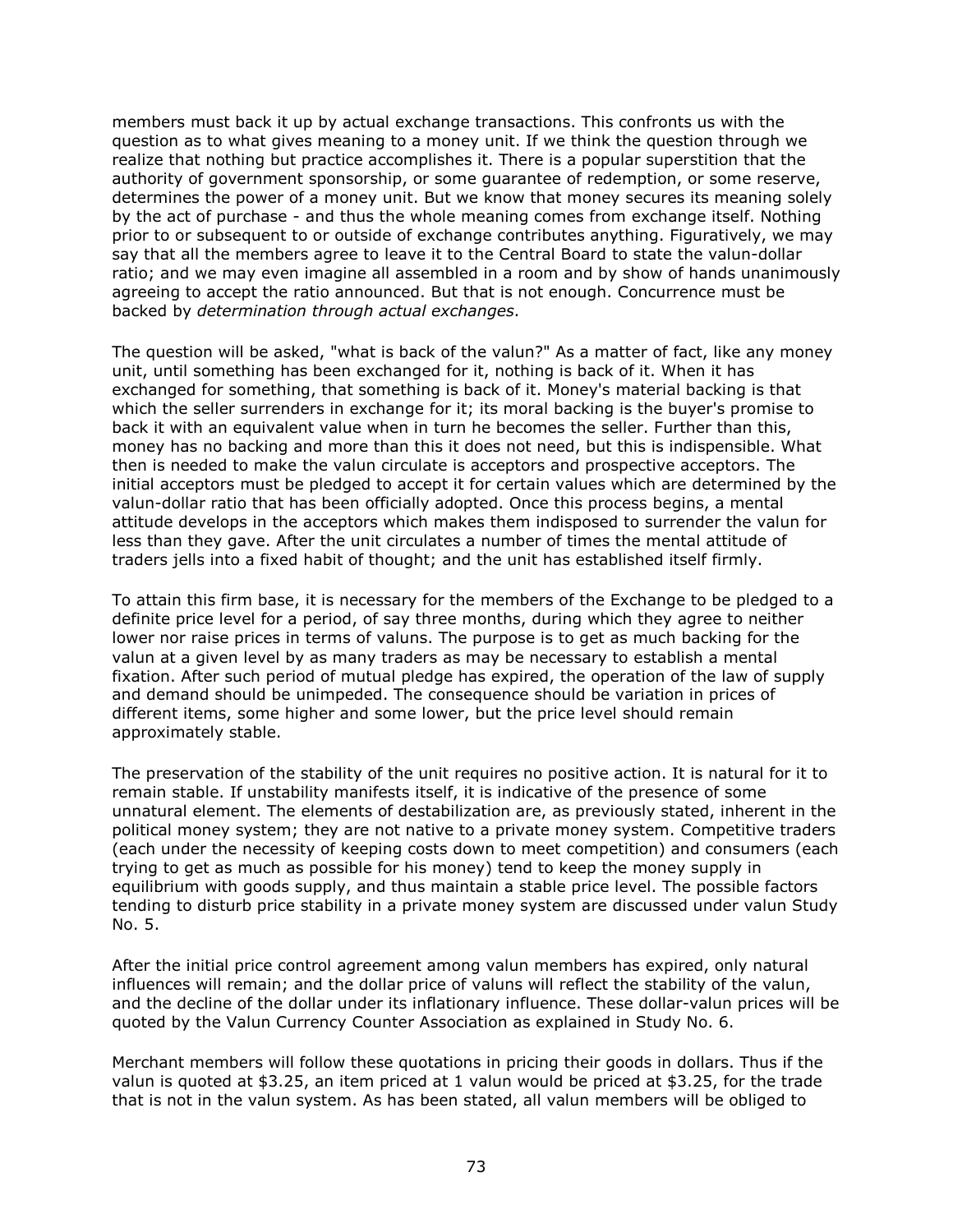members must back it up by actual exchange transactions. This confronts us with the question as to what gives meaning to a money unit. If we think the question through we realize that nothing but practice accomplishes it. There is a popular superstition that the authority of government sponsorship, or some guarantee of redemption, or some reserve, determines the power of a money unit. But we know that money secures its meaning solely by the act of purchase - and thus the whole meaning comes from exchange itself. Nothing prior to or subsequent to or outside of exchange contributes anything. Figuratively, we may say that all the members agree to leave it to the Central Board to state the valun-dollar ratio; and we may even imagine all assembled in a room and by show of hands unanimously agreeing to accept the ratio announced. But that is not enough. Concurrence must be backed by *determination through actual exchanges*.

The question will be asked, "what is back of the valun?" As a matter of fact, like any money unit, until something has been exchanged for it, nothing is back of it. When it has exchanged for something, that something is back of it. Money's material backing is that which the seller surrenders in exchange for it; its moral backing is the buyer's promise to back it with an equivalent value when in turn he becomes the seller. Further than this, money has no backing and more than this it does not need, but this is indispensible. What then is needed to make the valun circulate is acceptors and prospective acceptors. The initial acceptors must be pledged to accept it for certain values which are determined by the valun-dollar ratio that has been officially adopted. Once this process begins, a mental attitude develops in the acceptors which makes them indisposed to surrender the valun for less than they gave. After the unit circulates a number of times the mental attitude of traders jells into a fixed habit of thought; and the unit has established itself firmly.

To attain this firm base, it is necessary for the members of the Exchange to be pledged to a definite price level for a period, of say three months, during which they agree to neither lower nor raise prices in terms of valuns. The purpose is to get as much backing for the valun at a given level by as many traders as may be necessary to establish a mental fixation. After such period of mutual pledge has expired, the operation of the law of supply and demand should be unimpeded. The consequence should be variation in prices of different items, some higher and some lower, but the price level should remain approximately stable.

The preservation of the stability of the unit requires no positive action. It is natural for it to remain stable. If unstability manifests itself, it is indicative of the presence of some unnatural element. The elements of destabilization are, as previously stated, inherent in the political money system; they are not native to a private money system. Competitive traders (each under the necessity of keeping costs down to meet competition) and consumers (each trying to get as much as possible for his money) tend to keep the money supply in equilibrium with goods supply, and thus maintain a stable price level. The possible factors tending to disturb price stability in a private money system are discussed under valun Study No. 5.

After the initial price control agreement among valun members has expired, only natural influences will remain; and the dollar price of valuns will reflect the stability of the valun, and the decline of the dollar under its inflationary influence. These dollar-valun prices will be quoted by the Valun Currency Counter Association as explained in Study No. 6.

Merchant members will follow these quotations in pricing their goods in dollars. Thus if the valun is quoted at $3.25, an item priced at 1 valun would be priced at $3.25, for the trade that is not in the valun system. As has been stated, all valun members will be obliged to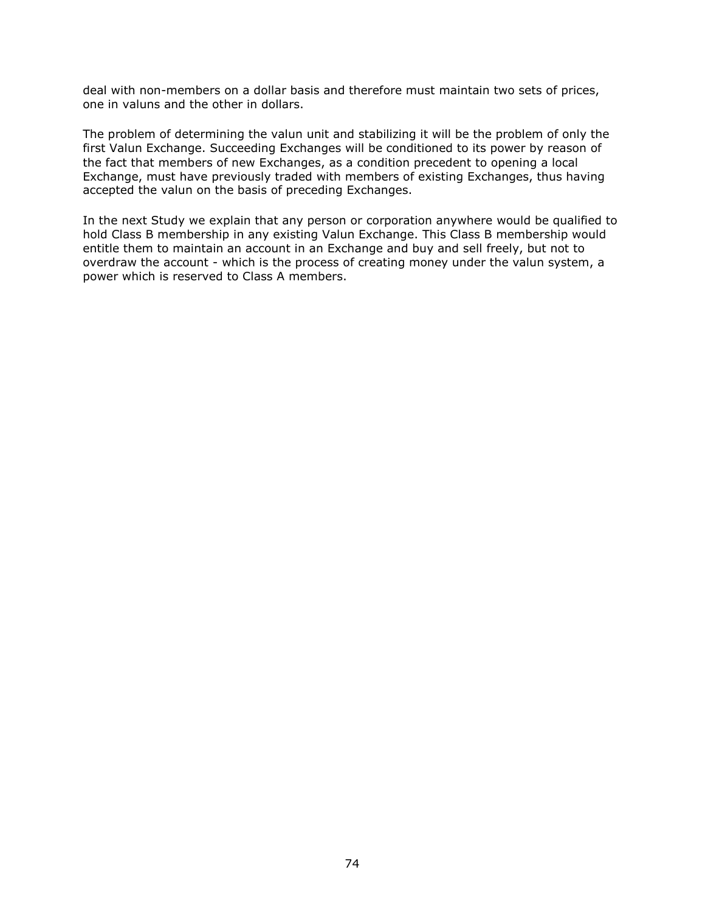deal with non-members on a dollar basis and therefore must maintain two sets of prices, one in valuns and the other in dollars.

The problem of determining the valun unit and stabilizing it will be the problem of only the first Valun Exchange. Succeeding Exchanges will be conditioned to its power by reason of the fact that members of new Exchanges, as a condition precedent to opening a local Exchange, must have previously traded with members of existing Exchanges, thus having accepted the valun on the basis of preceding Exchanges.

In the next Study we explain that any person or corporation anywhere would be qualified to hold Class B membership in any existing Valun Exchange. This Class B membership would entitle them to maintain an account in an Exchange and buy and sell freely, but not to overdraw the account - which is the process of creating money under the valun system, a power which is reserved to Class A members.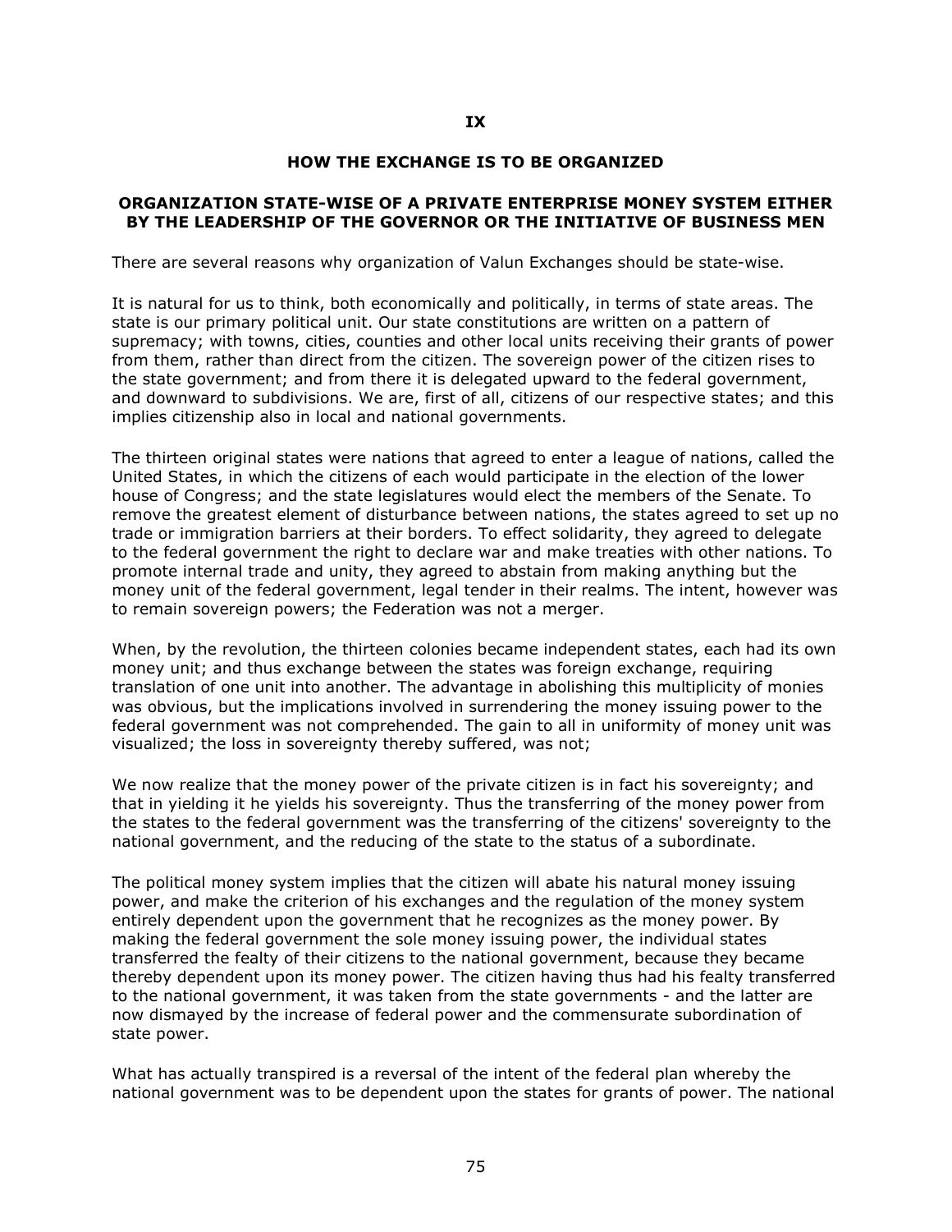# IX

## HOW THE EXCHANGE IS TO BE ORGANIZED

### ORGANIZATION STATE-WISE OF A PRIVATE ENTERPRISE MONEY SYSTEM EITHER BY THE LEADERSHIP OF THE GOVERNOR OR THE INITIATIVE OF BUSINESS MEN

There are several reasons why organization of Valun Exchanges should be state-wise.

It is natural for us to think, both economically and politically, in terms of state areas. The state is our primary political unit. Our state constitutions are written on a pattern of supremacy; with towns, cities, counties and other local units receiving their grants of power from them, rather than direct from the citizen. The sovereign power of the citizen rises to the state government; and from there it is delegated upward to the federal government, and downward to subdivisions. We are, first of all, citizens of our respective states; and this implies citizenship also in local and national governments.

The thirteen original states were nations that agreed to enter a league of nations, called the United States, in which the citizens of each would participate in the election of the lower house of Congress; and the state legislatures would elect the members of the Senate. To remove the greatest element of disturbance between nations, the states agreed to set up no trade or immigration barriers at their borders. To effect solidarity, they agreed to delegate to the federal government the right to declare war and make treaties with other nations. To promote internal trade and unity, they agreed to abstain from making anything but the money unit of the federal government, legal tender in their realms. The intent, however was to remain sovereign powers; the Federation was not a merger.

When, by the revolution, the thirteen colonies became independent states, each had its own money unit; and thus exchange between the states was foreign exchange, requiring translation of one unit into another. The advantage in abolishing this multiplicity of monies was obvious, but the implications involved in surrendering the money issuing power to the federal government was not comprehended. The gain to all in uniformity of money unit was visualized; the loss in sovereignty thereby suffered, was not;

We now realize that the money power of the private citizen is in fact his sovereignty; and that in yielding it he yields his sovereignty. Thus the transferring of the money power from the states to the federal government was the transferring of the citizens' sovereignty to the national government, and the reducing of the state to the status of a subordinate.

The political money system implies that the citizen will abate his natural money issuing power, and make the criterion of his exchanges and the regulation of the money system entirely dependent upon the government that he recognizes as the money power. By making the federal government the sole money issuing power, the individual states transferred the fealty of their citizens to the national government, because they became thereby dependent upon its money power. The citizen having thus had his fealty transferred to the national government, it was taken from the state governments - and the latter are now dismayed by the increase of federal power and the commensurate subordination of state power.

What has actually transpired is a reversal of the intent of the federal plan whereby the national government was to be dependent upon the states for grants of power. The national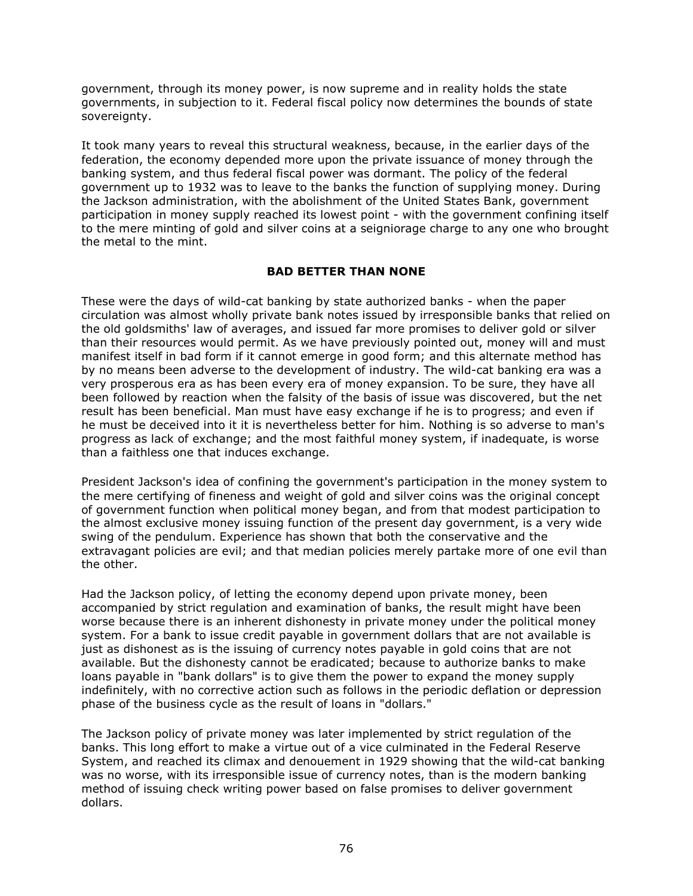government, through its money power, is now supreme and in reality holds the state governments, in subjection to it. Federal fiscal policy now determines the bounds of state sovereignty.

It took many years to reveal this structural weakness, because, in the earlier days of the federation, the economy depended more upon the private issuance of money through the banking system, and thus federal fiscal power was dormant. The policy of the federal government up to 1932 was to leave to the banks the function of supplying money. During the Jackson administration, with the abolishment of the United States Bank, government participation in money supply reached its lowest point - with the government confining itself to the mere minting of gold and silver coins at a seigniorage charge to any one who brought the metal to the mint.

## BAD BETTER THAN NONE

These were the days of wild-cat banking by state authorized banks - when the paper circulation was almost wholly private bank notes issued by irresponsible banks that relied on the old goldsmiths' law of averages, and issued far more promises to deliver gold or silver than their resources would permit. As we have previously pointed out, money will and must manifest itself in bad form if it cannot emerge in good form; and this alternate method has by no means been adverse to the development of industry. The wild-cat banking era was a very prosperous era as has been every era of money expansion. To be sure, they have all been followed by reaction when the falsity of the basis of issue was discovered, but the net result has been beneficial. Man must have easy exchange if he is to progress; and even if he must be deceived into it it is nevertheless better for him. Nothing is so adverse to man's progress as lack of exchange; and the most faithful money system, if inadequate, is worse than a faithless one that induces exchange.

President Jackson's idea of confining the government's participation in the money system to the mere certifying of fineness and weight of gold and silver coins was the original concept of government function when political money began, and from that modest participation to the almost exclusive money issuing function of the present day government, is a very wide swing of the pendulum. Experience has shown that both the conservative and the extravagant policies are evil; and that median policies merely partake more of one evil than the other.

Had the Jackson policy, of letting the economy depend upon private money, been accompanied by strict regulation and examination of banks, the result might have been worse because there is an inherent dishonesty in private money under the political money system. For a bank to issue credit payable in government dollars that are not available is just as dishonest as is the issuing of currency notes payable in gold coins that are not available. But the dishonesty cannot be eradicated; because to authorize banks to make loans payable in "bank dollars" is to give them the power to expand the money supply indefinitely, with no corrective action such as follows in the periodic deflation or depression phase of the business cycle as the result of loans in "dollars."

The Jackson policy of private money was later implemented by strict regulation of the banks. This long effort to make a virtue out of a vice culminated in the Federal Reserve System, and reached its climax and denouement in 1929 showing that the wild-cat banking was no worse, with its irresponsible issue of currency notes, than is the modern banking method of issuing check writing power based on false promises to deliver government dollars.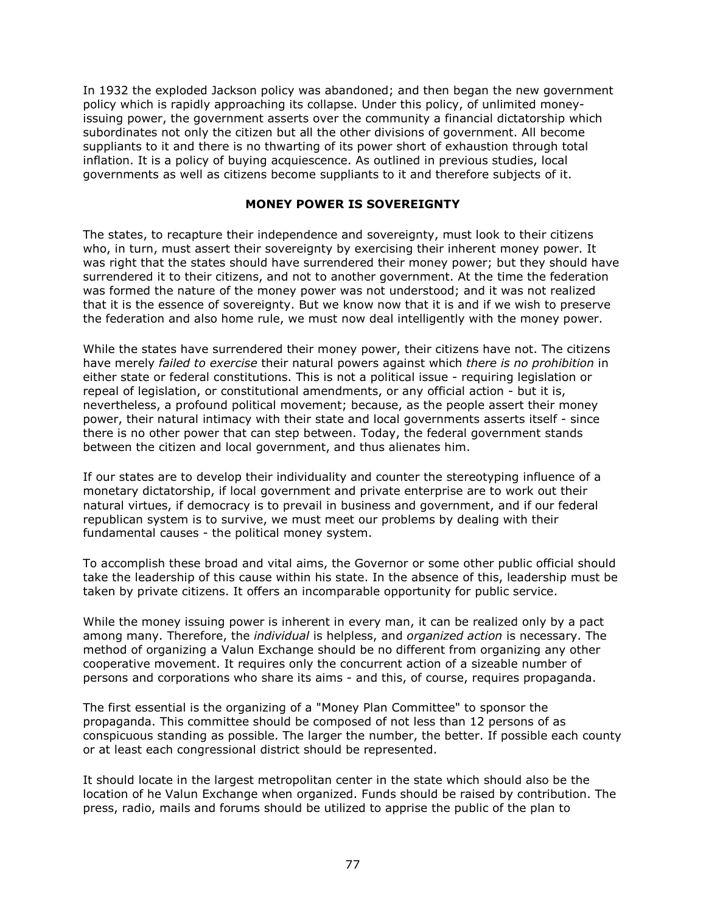In 1932 the exploded Jackson policy was abandoned; and then began the new government policy which is rapidly approaching its collapse. Under this policy, of unlimited money-issuing power, the government asserts over the community a financial dictatorship which subordinates not only the citizen but all the other divisions of government. All become suppliants to it and there is no thwarting of its power short of exhaustion through total inflation. It is a policy of buying acquiescence. As outlined in previous studies, local governments as well as citizens become suppliants to it and therefore subjects of it.

## MONEY POWER IS SOVEREIGNTY

The states, to recapture their independence and sovereignty, must look to their citizens who, in turn, must assert their sovereignty by exercising their inherent money power. It was right that the states should have surrendered their money power; but they should have surrendered it to their citizens, and not to another government. At the time the federation was formed the nature of the money power was not understood; and it was not realized that it is the essence of sovereignty. But we know now that it is and if we wish to preserve the federation and also home rule, we must now deal intelligently with the money power.

While the states have surrendered their money power, their citizens have not. The citizens have merely *failed to exercise* their natural powers against which *there is no prohibition* in either state or federal constitutions. This is not a political issue - requiring legislation or repeal of legislation, or constitutional amendments, or any official action - but it is, nevertheless, a profound political movement; because, as the people assert their money power, their natural intimacy with their state and local governments asserts itself - since there is no other power that can step between. Today, the federal government stands between the citizen and local government, and thus alienates him.

If our states are to develop their individuality and counter the stereotyping influence of a monetary dictatorship, if local government and private enterprise are to work out their natural virtues, if democracy is to prevail in business and government, and if our federal republican system is to survive, we must meet our problems by dealing with their fundamental causes - the political money system.

To accomplish these broad and vital aims, the Governor or some other public official should take the leadership of this cause within his state. In the absence of this, leadership must be taken by private citizens. It offers an incomparable opportunity for public service.

While the money issuing power is inherent in every man, it can be realized only by a pact among many. Therefore, the *individual* is helpless, and *organized action* is necessary. The method of organizing a Valun Exchange should be no different from organizing any other cooperative movement. It requires only the concurrent action of a sizeable number of persons and corporations who share its aims - and this, of course, requires propaganda.

The first essential is the organizing of a "Money Plan Committee" to sponsor the propaganda. This committee should be composed of not less than 12 persons of as conspicuous standing as possible. The larger the number, the better. If possible each county or at least each congressional district should be represented.

It should locate in the largest metropolitan center in the state which should also be the location of he Valun Exchange when organized. Funds should be raised by contribution. The press, radio, mails and forums should be utilized to apprise the public of the plan to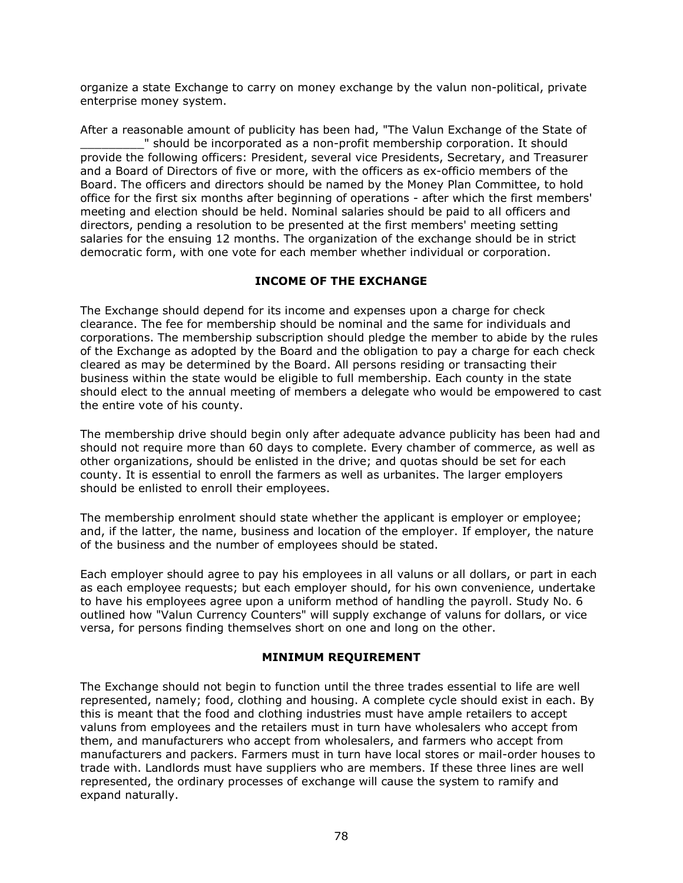organize a state Exchange to carry on money exchange by the valun non-political, private enterprise money system.

After a reasonable amount of publicity has been had, "The Valun Exchange of the State of _________" should be incorporated as a non-profit membership corporation. It should provide the following officers: President, several vice Presidents, Secretary, and Treasurer and a Board of Directors of five or more, with the officers as ex-officio members of the Board. The officers and directors should be named by the Money Plan Committee, to hold office for the first six months after beginning of operations - after which the first members' meeting and election should be held. Nominal salaries should be paid to all officers and directors, pending a resolution to be presented at the first members' meeting setting salaries for the ensuing 12 months. The organization of the exchange should be in strict democratic form, with one vote for each member whether individual or corporation.

**INCOME OF THE EXCHANGE**

The Exchange should depend for its income and expenses upon a charge for check clearance. The fee for membership should be nominal and the same for individuals and corporations. The membership subscription should pledge the member to abide by the rules of the Exchange as adopted by the Board and the obligation to pay a charge for each check cleared as may be determined by the Board. All persons residing or transacting their business within the state would be eligible to full membership. Each county in the state should elect to the annual meeting of members a delegate who would be empowered to cast the entire vote of his county.

The membership drive should begin only after adequate advance publicity has been had and should not require more than 60 days to complete. Every chamber of commerce, as well as other organizations, should be enlisted in the drive; and quotas should be set for each county. It is essential to enroll the farmers as well as urbanites. The larger employers should be enlisted to enroll their employees.

The membership enrolment should state whether the applicant is employer or employee; and, if the latter, the name, business and location of the employer. If employer, the nature of the business and the number of employees should be stated.

Each employer should agree to pay his employees in all valuns or all dollars, or part in each as each employee requests; but each employer should, for his own convenience, undertake to have his employees agree upon a uniform method of handling the payroll. Study No. 6 outlined how "Valun Currency Counters" will supply exchange of valuns for dollars, or vice versa, for persons finding themselves short on one and long on the other.

**MINIMUM REQUIREMENT**

The Exchange should not begin to function until the three trades essential to life are well represented, namely; food, clothing and housing. A complete cycle should exist in each. By this is meant that the food and clothing industries must have ample retailers to accept valuns from employees and the retailers must in turn have wholesalers who accept from them, and manufacturers who accept from wholesalers, and farmers who accept from manufacturers and packers. Farmers must in turn have local stores or mail-order houses to trade with. Landlords must have suppliers who are members. If these three lines are well represented, the ordinary processes of exchange will cause the system to ramify and expand naturally.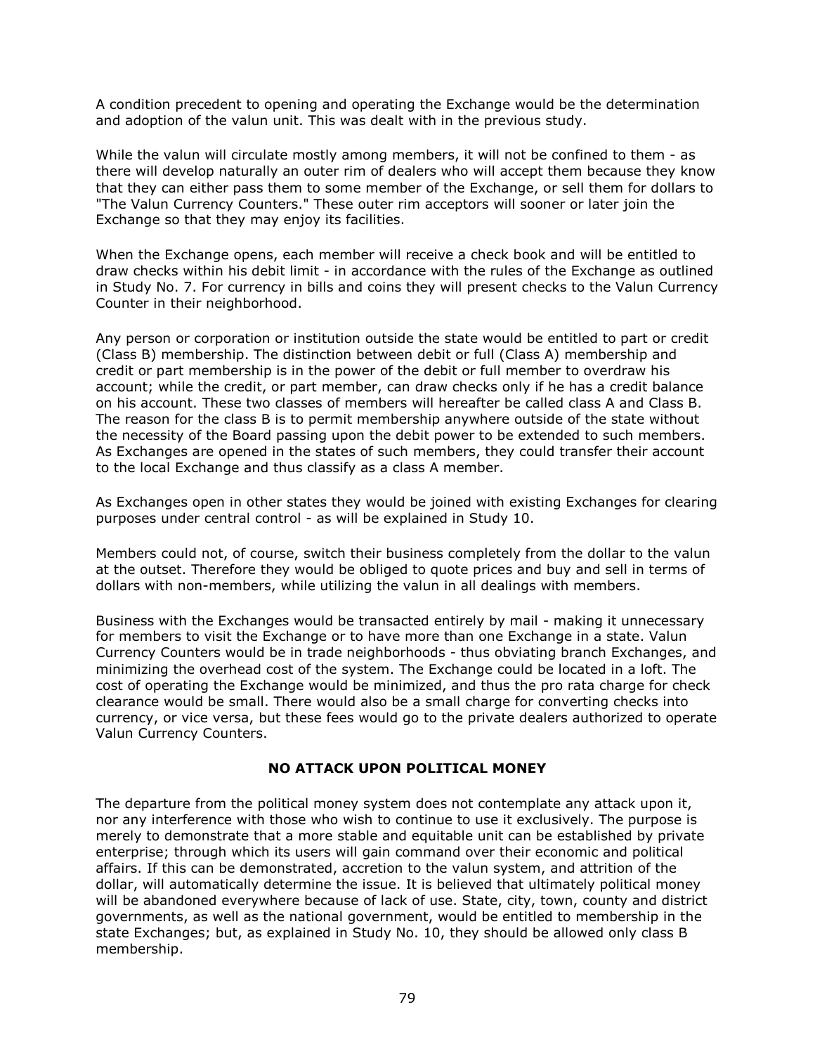A condition precedent to opening and operating the Exchange would be the determination and adoption of the valun unit. This was dealt with in the previous study.

While the valun will circulate mostly among members, it will not be confined to them - as there will develop naturally an outer rim of dealers who will accept them because they know that they can either pass them to some member of the Exchange, or sell them for dollars to "The Valun Currency Counters." These outer rim acceptors will sooner or later join the Exchange so that they may enjoy its facilities.

When the Exchange opens, each member will receive a check book and will be entitled to draw checks within his debit limit - in accordance with the rules of the Exchange as outlined in Study No. 7. For currency in bills and coins they will present checks to the Valun Currency Counter in their neighborhood.

Any person or corporation or institution outside the state would be entitled to part or credit (Class B) membership. The distinction between debit or full (Class A) membership and credit or part membership is in the power of the debit or full member to overdraw his account; while the credit, or part member, can draw checks only if he has a credit balance on his account. These two classes of members will hereafter be called class A and Class B. The reason for the class B is to permit membership anywhere outside of the state without the necessity of the Board passing upon the debit power to be extended to such members. As Exchanges are opened in the states of such members, they could transfer their account to the local Exchange and thus classify as a class A member.

As Exchanges open in other states they would be joined with existing Exchanges for clearing purposes under central control - as will be explained in Study 10.

Members could not, of course, switch their business completely from the dollar to the valun at the outset. Therefore they would be obliged to quote prices and buy and sell in terms of dollars with non-members, while utilizing the valun in all dealings with members.

Business with the Exchanges would be transacted entirely by mail - making it unnecessary for members to visit the Exchange or to have more than one Exchange in a state. Valun Currency Counters would be in trade neighborhoods - thus obviating branch Exchanges, and minimizing the overhead cost of the system. The Exchange could be located in a loft. The cost of operating the Exchange would be minimized, and thus the pro rata charge for check clearance would be small. There would also be a small charge for converting checks into currency, or vice versa, but these fees would go to the private dealers authorized to operate Valun Currency Counters.

## NO ATTACK UPON POLITICAL MONEY

The departure from the political money system does not contemplate any attack upon it, nor any interference with those who wish to continue to use it exclusively. The purpose is merely to demonstrate that a more stable and equitable unit can be established by private enterprise; through which its users will gain command over their economic and political affairs. If this can be demonstrated, accretion to the valun system, and attrition of the dollar, will automatically determine the issue. It is believed that ultimately political money will be abandoned everywhere because of lack of use. State, city, town, county and district governments, as well as the national government, would be entitled to membership in the state Exchanges; but, as explained in Study No. 10, they should be allowed only class B membership.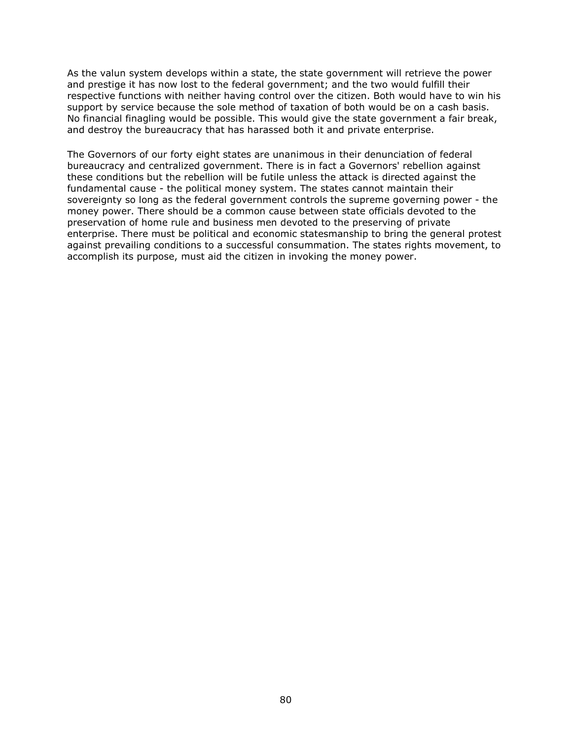As the valun system develops within a state, the state government will retrieve the power and prestige it has now lost to the federal government; and the two would fulfill their respective functions with neither having control over the citizen. Both would have to win his support by service because the sole method of taxation of both would be on a cash basis. No financial finagling would be possible. This would give the state government a fair break, and destroy the bureaucracy that has harassed both it and private enterprise.

The Governors of our forty eight states are unanimous in their denunciation of federal bureaucracy and centralized government. There is in fact a Governors' rebellion against these conditions but the rebellion will be futile unless the attack is directed against the fundamental cause - the political money system. The states cannot maintain their sovereignty so long as the federal government controls the supreme governing power - the money power. There should be a common cause between state officials devoted to the preservation of home rule and business men devoted to the preserving of private enterprise. There must be political and economic statesmanship to bring the general protest against prevailing conditions to a successful consummation. The states rights movement, to accomplish its purpose, must aid the citizen in invoking the money power.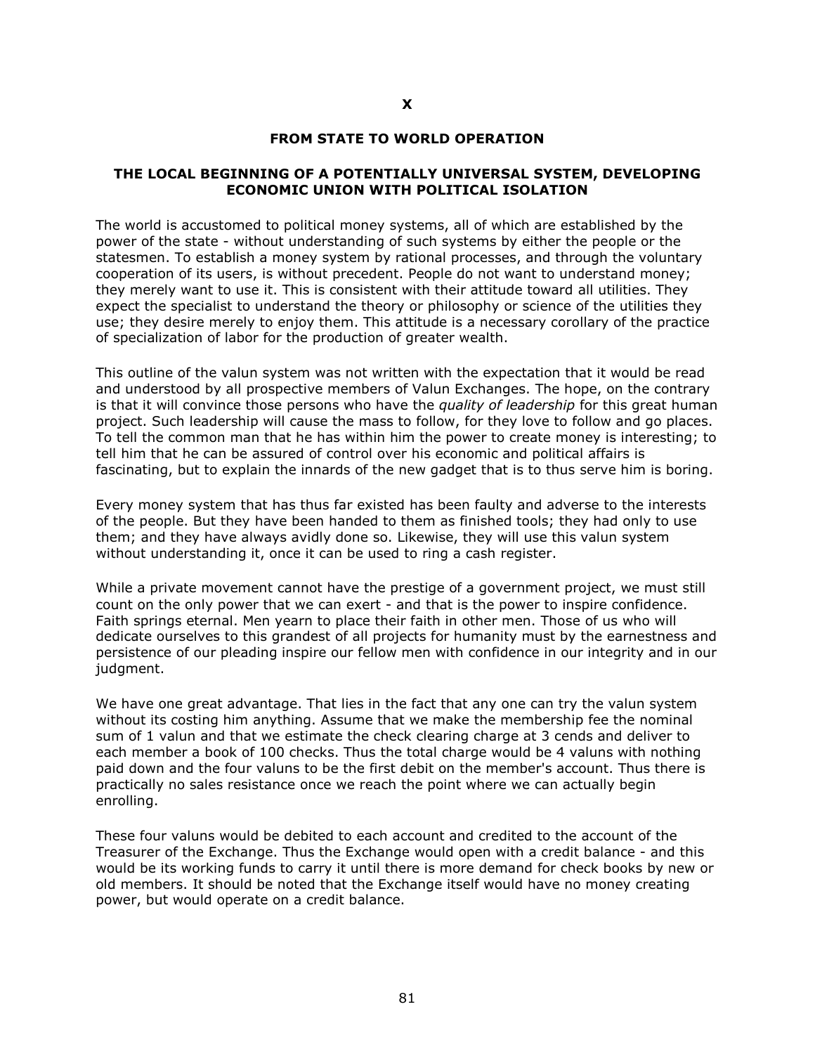# X

## FROM STATE TO WORLD OPERATION

### THE LOCAL BEGINNING OF A POTENTIALLY UNIVERSAL SYSTEM, DEVELOPING ECONOMIC UNION WITH POLITICAL ISOLATION

The world is accustomed to political money systems, all of which are established by the power of the state - without understanding of such systems by either the people or the statesmen. To establish a money system by rational processes, and through the voluntary cooperation of its users, is without precedent. People do not want to understand money; they merely want to use it. This is consistent with their attitude toward all utilities. They expect the specialist to understand the theory or philosophy or science of the utilities they use; they desire merely to enjoy them. This attitude is a necessary corollary of the practice of specialization of labor for the production of greater wealth.

This outline of the valun system was not written with the expectation that it would be read and understood by all prospective members of Valun Exchanges. The hope, on the contrary is that it will convince those persons who have the *quality of leadership* for this great human project. Such leadership will cause the mass to follow, for they love to follow and go places. To tell the common man that he has within him the power to create money is interesting; to tell him that he can be assured of control over his economic and political affairs is fascinating, but to explain the innards of the new gadget that is to thus serve him is boring.

Every money system that has thus far existed has been faulty and adverse to the interests of the people. But they have been handed to them as finished tools; they had only to use them; and they have always avidly done so. Likewise, they will use this valun system without understanding it, once it can be used to ring a cash register.

While a private movement cannot have the prestige of a government project, we must still count on the only power that we can exert - and that is the power to inspire confidence. Faith springs eternal. Men yearn to place their faith in other men. Those of us who will dedicate ourselves to this grandest of all projects for humanity must by the earnestness and persistence of our pleading inspire our fellow men with confidence in our integrity and in our judgment.

We have one great advantage. That lies in the fact that any one can try the valun system without its costing him anything. Assume that we make the membership fee the nominal sum of 1 valun and that we estimate the check clearing charge at 3 cends and deliver to each member a book of 100 checks. Thus the total charge would be 4 valuns with nothing paid down and the four valuns to be the first debit on the member's account. Thus there is practically no sales resistance once we reach the point where we can actually begin enrolling.

These four valuns would be debited to each account and credited to the account of the Treasurer of the Exchange. Thus the Exchange would open with a credit balance - and this would be its working funds to carry it until there is more demand for check books by new or old members. It should be noted that the Exchange itself would have no money creating power, but would operate on a credit balance.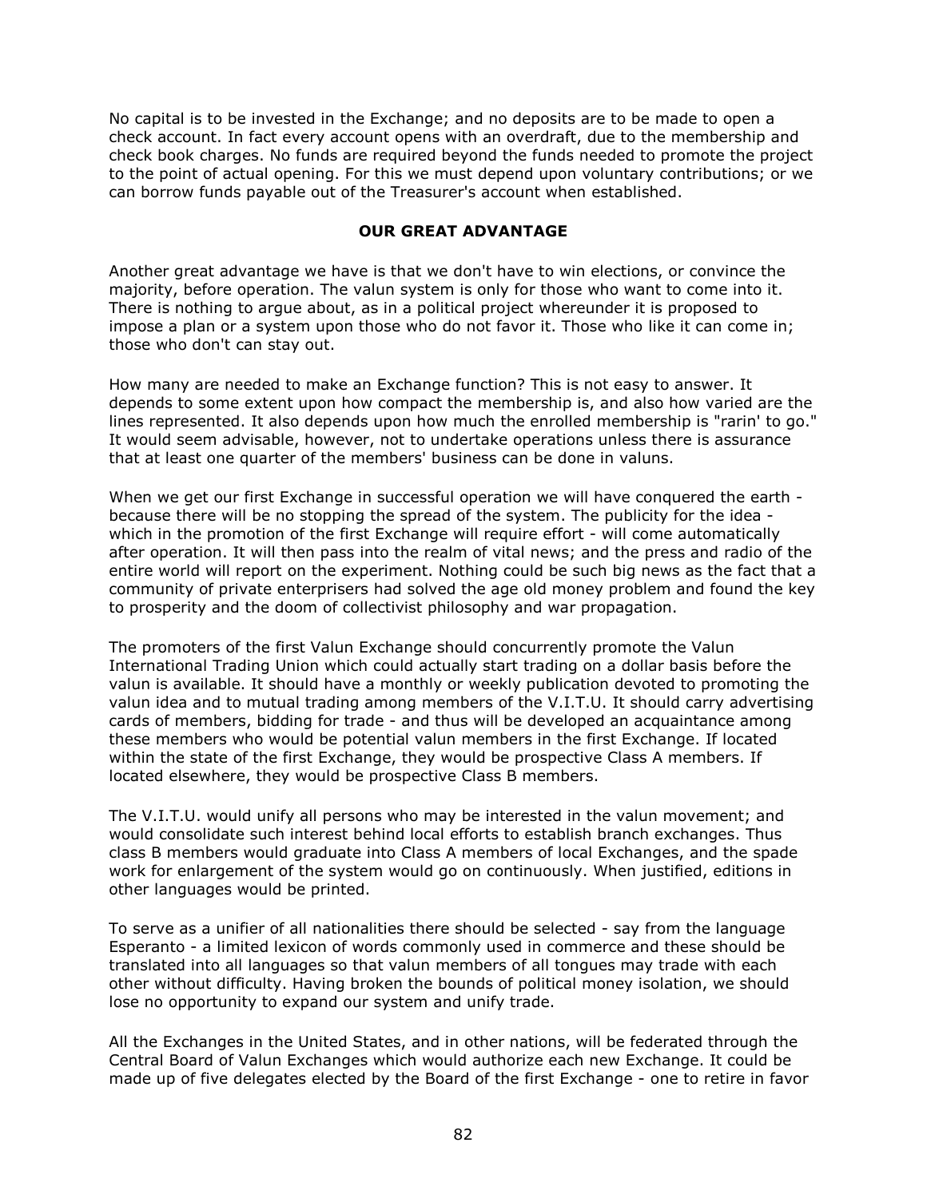No capital is to be invested in the Exchange; and no deposits are to be made to open a check account. In fact every account opens with an overdraft, due to the membership and check book charges. No funds are required beyond the funds needed to promote the project to the point of actual opening. For this we must depend upon voluntary contributions; or we can borrow funds payable out of the Treasurer's account when established.

### OUR GREAT ADVANTAGE

Another great advantage we have is that we don't have to win elections, or convince the majority, before operation. The valun system is only for those who want to come into it. There is nothing to argue about, as in a political project whereunder it is proposed to impose a plan or a system upon those who do not favor it. Those who like it can come in; those who don't can stay out.

How many are needed to make an Exchange function? This is not easy to answer. It depends to some extent upon how compact the membership is, and also how varied are the lines represented. It also depends upon how much the enrolled membership is "rarin' to go." It would seem advisable, however, not to undertake operations unless there is assurance that at least one quarter of the members' business can be done in valuns.

When we get our first Exchange in successful operation we will have conquered the earth - because there will be no stopping the spread of the system. The publicity for the idea - which in the promotion of the first Exchange will require effort - will come automatically after operation. It will then pass into the realm of vital news; and the press and radio of the entire world will report on the experiment. Nothing could be such big news as the fact that a community of private enterprisers had solved the age old money problem and found the key to prosperity and the doom of collectivist philosophy and war propagation.

The promoters of the first Valun Exchange should concurrently promote the Valun International Trading Union which could actually start trading on a dollar basis before the valun is available. It should have a monthly or weekly publication devoted to promoting the valun idea and to mutual trading among members of the V.I.T.U. It should carry advertising cards of members, bidding for trade - and thus will be developed an acquaintance among these members who would be potential valun members in the first Exchange. If located within the state of the first Exchange, they would be prospective Class A members. If located elsewhere, they would be prospective Class B members.

The V.I.T.U. would unify all persons who may be interested in the valun movement; and would consolidate such interest behind local efforts to establish branch exchanges. Thus class B members would graduate into Class A members of local Exchanges, and the spade work for enlargement of the system would go on continuously. When justified, editions in other languages would be printed.

To serve as a unifier of all nationalities there should be selected - say from the language Esperanto - a limited lexicon of words commonly used in commerce and these should be translated into all languages so that valun members of all tongues may trade with each other without difficulty. Having broken the bounds of political money isolation, we should lose no opportunity to expand our system and unify trade.

All the Exchanges in the United States, and in other nations, will be federated through the Central Board of Valun Exchanges which would authorize each new Exchange. It could be made up of five delegates elected by the Board of the first Exchange - one to retire in favor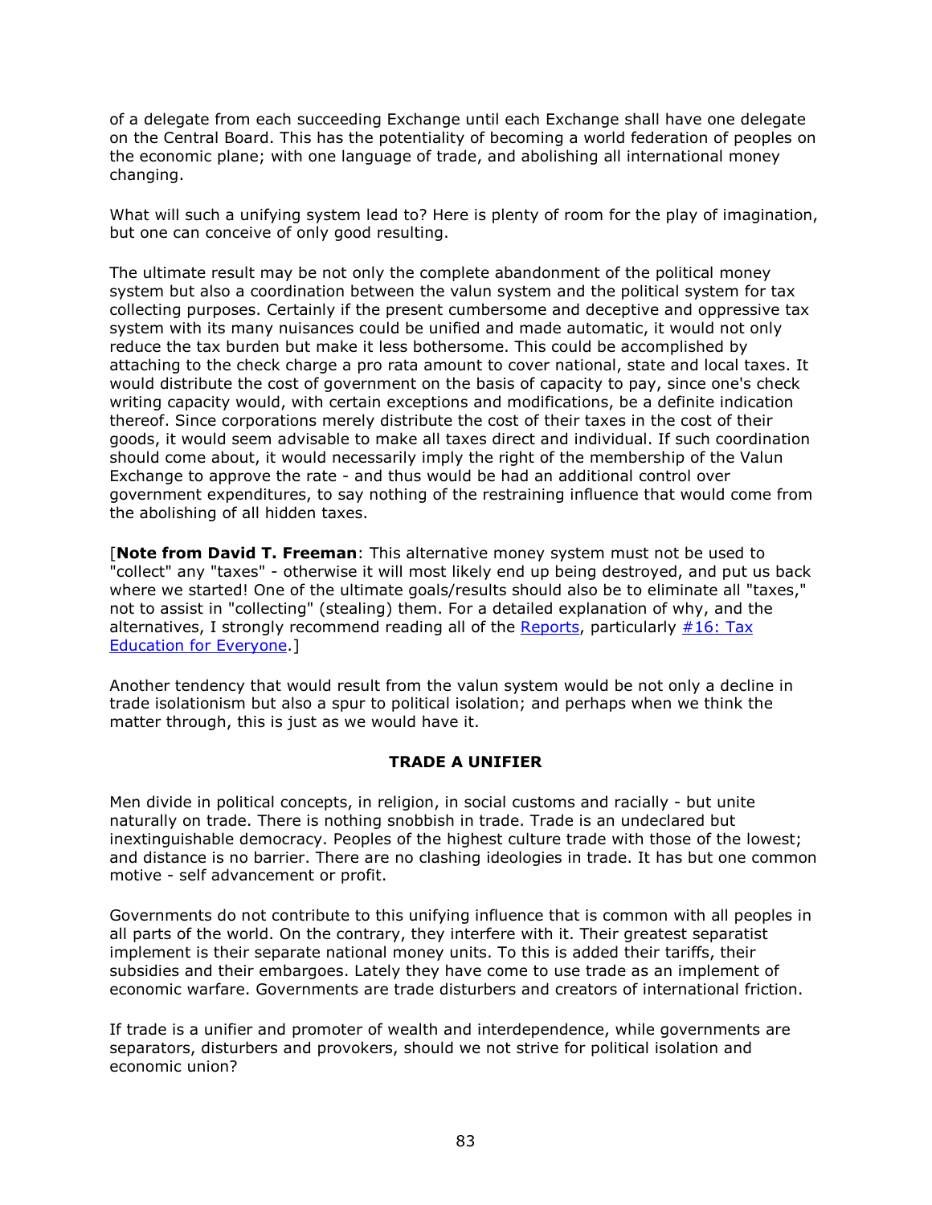of a delegate from each succeeding Exchange until each Exchange shall have one delegate on the Central Board. This has the potentiality of becoming a world federation of peoples on the economic plane; with one language of trade, and abolishing all international money changing.

What will such a unifying system lead to? Here is plenty of room for the play of imagination, but one can conceive of only good resulting.

The ultimate result may be not only the complete abandonment of the political money system but also a coordination between the valun system and the political system for tax collecting purposes. Certainly if the present cumbersome and deceptive and oppressive tax system with its many nuisances could be unified and made automatic, it would not only reduce the tax burden but make it less bothersome. This could be accomplished by attaching to the check charge a pro rata amount to cover national, state and local taxes. It would distribute the cost of government on the basis of capacity to pay, since one's check writing capacity would, with certain exceptions and modifications, be a definite indication thereof. Since corporations merely distribute the cost of their taxes in the cost of their goods, it would seem advisable to make all taxes direct and individual. If such coordination should come about, it would necessarily imply the right of the membership of the Valun Exchange to approve the rate - and thus would be had an additional control over government expenditures, to say nothing of the restraining influence that would come from the abolishing of all hidden taxes.

[**Note from David T. Freeman**: This alternative money system must not be used to "collect" any "taxes" - otherwise it will most likely end up being destroyed, and put us back where we started! One of the ultimate goals/results should also be to eliminate all "taxes," not to assist in "collecting" (stealing) them. For a detailed explanation of why, and the alternatives, I strongly recommend reading all of the Reports, particularly #16: Tax Education for Everyone.]

Another tendency that would result from the valun system would be not only a decline in trade isolationism but also a spur to political isolation; and perhaps when we think the matter through, this is just as we would have it.

## TRADE A UNIFIER

Men divide in political concepts, in religion, in social customs and racially - but unite naturally on trade. There is nothing snobbish in trade. Trade is an undeclared but inextinguishable democracy. Peoples of the highest culture trade with those of the lowest; and distance is no barrier. There are no clashing ideologies in trade. It has but one common motive - self advancement or profit.

Governments do not contribute to this unifying influence that is common with all peoples in all parts of the world. On the contrary, they interfere with it. Their greatest separatist implement is their separate national money units. To this is added their tariffs, their subsidies and their embargoes. Lately they have come to use trade as an implement of economic warfare. Governments are trade disturbers and creators of international friction.

If trade is a unifier and promoter of wealth and interdependence, while governments are separators, disturbers and provokers, should we not strive for political isolation and economic union?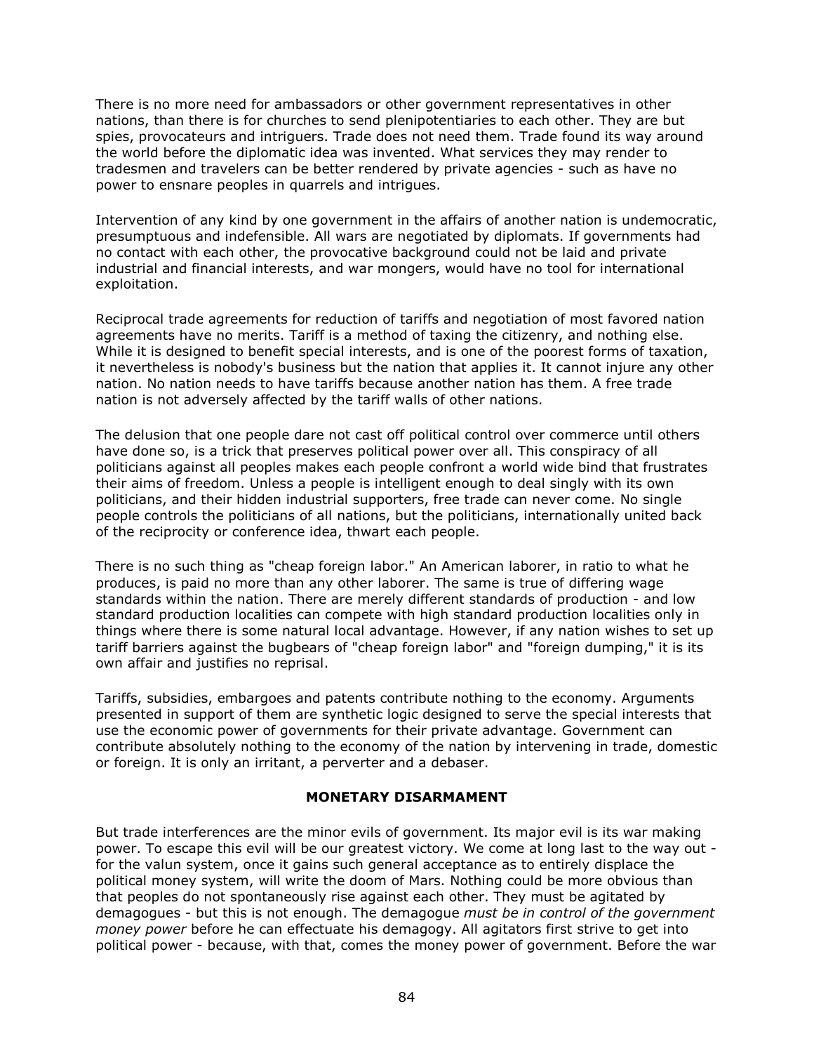There is no more need for ambassadors or other government representatives in other nations, than there is for churches to send plenipotentiaries to each other. They are but spies, provocateurs and intriguers. Trade does not need them. Trade found its way around the world before the diplomatic idea was invented. What services they may render to tradesmen and travelers can be better rendered by private agencies - such as have no power to ensnare peoples in quarrels and intrigues.

Intervention of any kind by one government in the affairs of another nation is undemocratic, presumptuous and indefensible. All wars are negotiated by diplomats. If governments had no contact with each other, the provocative background could not be laid and private industrial and financial interests, and war mongers, would have no tool for international exploitation.

Reciprocal trade agreements for reduction of tariffs and negotiation of most favored nation agreements have no merits. Tariff is a method of taxing the citizenry, and nothing else. While it is designed to benefit special interests, and is one of the poorest forms of taxation, it nevertheless is nobody's business but the nation that applies it. It cannot injure any other nation. No nation needs to have tariffs because another nation has them. A free trade nation is not adversely affected by the tariff walls of other nations.

The delusion that one people dare not cast off political control over commerce until others have done so, is a trick that preserves political power over all. This conspiracy of all politicians against all peoples makes each people confront a world wide bind that frustrates their aims of freedom. Unless a people is intelligent enough to deal singly with its own politicians, and their hidden industrial supporters, free trade can never come. No single people controls the politicians of all nations, but the politicians, internationally united back of the reciprocity or conference idea, thwart each people.

There is no such thing as "cheap foreign labor." An American laborer, in ratio to what he produces, is paid no more than any other laborer. The same is true of differing wage standards within the nation. There are merely different standards of production - and low standard production localities can compete with high standard production localities only in things where there is some natural local advantage. However, if any nation wishes to set up tariff barriers against the bugbears of "cheap foreign labor" and "foreign dumping," it is its own affair and justifies no reprisal.

Tariffs, subsidies, embargoes and patents contribute nothing to the economy. Arguments presented in support of them are synthetic logic designed to serve the special interests that use the economic power of governments for their private advantage. Government can contribute absolutely nothing to the economy of the nation by intervening in trade, domestic or foreign. It is only an irritant, a perverter and a debaser.

## MONETARY DISARMAMENT

But trade interferences are the minor evils of government. Its major evil is its war making power. To escape this evil will be our greatest victory. We come at long last to the way out - for the valun system, once it gains such general acceptance as to entirely displace the political money system, will write the doom of Mars. Nothing could be more obvious than that peoples do not spontaneously rise against each other. They must be agitated by demagogues - but this is not enough. The demagogue *must be in control of the government money power* before he can effectuate his demagogy. All agitators first strive to get into political power - because, with that, comes the money power of government. Before the war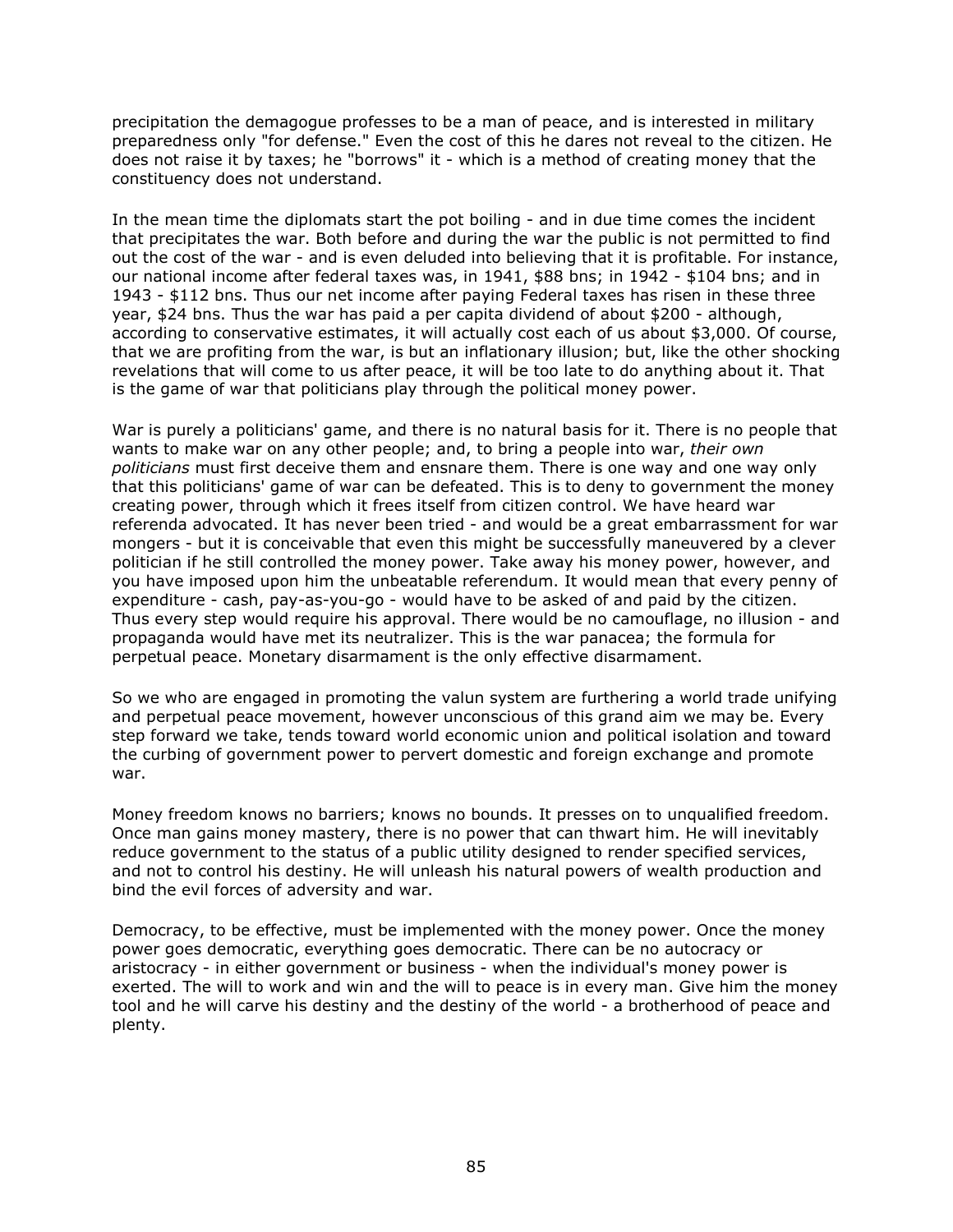precipitation the demagogue professes to be a man of peace, and is interested in military preparedness only "for defense." Even the cost of this he dares not reveal to the citizen. He does not raise it by taxes; he "borrows" it - which is a method of creating money that the constituency does not understand.

In the mean time the diplomats start the pot boiling - and in due time comes the incident that precipitates the war. Both before and during the war the public is not permitted to find out the cost of the war - and is even deluded into believing that it is profitable. For instance, our national income after federal taxes was, in 1941, $88 bns; in 1942 - $104 bns; and in 1943 - $112 bns. Thus our net income after paying Federal taxes has risen in these three year, $24 bns. Thus the war has paid a per capita dividend of about $200 - although, according to conservative estimates, it will actually cost each of us about $3,000. Of course, that we are profiting from the war, is but an inflationary illusion; but, like the other shocking revelations that will come to us after peace, it will be too late to do anything about it. That is the game of war that politicians play through the political money power.

War is purely a politicians' game, and there is no natural basis for it. There is no people that wants to make war on any other people; and, to bring a people into war, *their own politicians* must first deceive them and ensnare them. There is one way and one way only that this politicians' game of war can be defeated. This is to deny to government the money creating power, through which it frees itself from citizen control. We have heard war referenda advocated. It has never been tried - and would be a great embarrassment for war mongers - but it is conceivable that even this might be successfully maneuvered by a clever politician if he still controlled the money power. Take away his money power, however, and you have imposed upon him the unbeatable referendum. It would mean that every penny of expenditure - cash, pay-as-you-go - would have to be asked of and paid by the citizen. Thus every step would require his approval. There would be no camouflage, no illusion - and propaganda would have met its neutralizer. This is the war panacea; the formula for perpetual peace. Monetary disarmament is the only effective disarmament.

So we who are engaged in promoting the valun system are furthering a world trade unifying and perpetual peace movement, however unconscious of this grand aim we may be. Every step forward we take, tends toward world economic union and political isolation and toward the curbing of government power to pervert domestic and foreign exchange and promote war.

Money freedom knows no barriers; knows no bounds. It presses on to unqualified freedom. Once man gains money mastery, there is no power that can thwart him. He will inevitably reduce government to the status of a public utility designed to render specified services, and not to control his destiny. He will unleash his natural powers of wealth production and bind the evil forces of adversity and war.

Democracy, to be effective, must be implemented with the money power. Once the money power goes democratic, everything goes democratic. There can be no autocracy or aristocracy - in either government or business - when the individual's money power is exerted. The will to work and win and the will to peace is in every man. Give him the money tool and he will carve his destiny and the destiny of the world - a brotherhood of peace and plenty.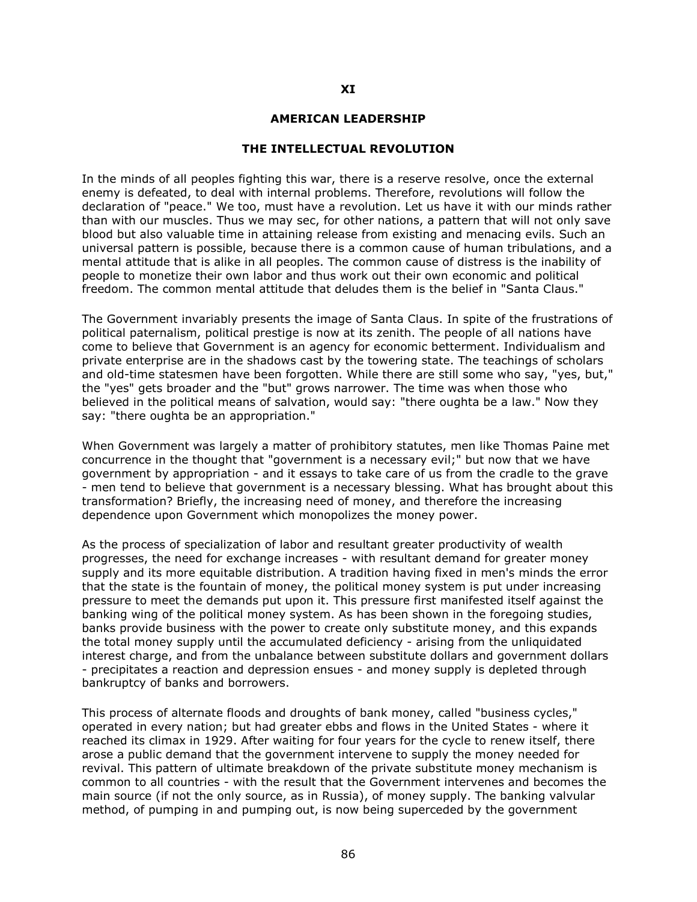# XI

## AMERICAN LEADERSHIP

### THE INTELLECTUAL REVOLUTION

In the minds of all peoples fighting this war, there is a reserve resolve, once the external enemy is defeated, to deal with internal problems. Therefore, revolutions will follow the declaration of "peace." We too, must have a revolution. Let us have it with our minds rather than with our muscles. Thus we may sec, for other nations, a pattern that will not only save blood but also valuable time in attaining release from existing and menacing evils. Such an universal pattern is possible, because there is a common cause of human tribulations, and a mental attitude that is alike in all peoples. The common cause of distress is the inability of people to monetize their own labor and thus work out their own economic and political freedom. The common mental attitude that deludes them is the belief in "Santa Claus."

The Government invariably presents the image of Santa Claus. In spite of the frustrations of political paternalism, political prestige is now at its zenith. The people of all nations have come to believe that Government is an agency for economic betterment. Individualism and private enterprise are in the shadows cast by the towering state. The teachings of scholars and old-time statesmen have been forgotten. While there are still some who say, "yes, but," the "yes" gets broader and the "but" grows narrower. The time was when those who believed in the political means of salvation, would say: "there oughta be a law." Now they say: "there oughta be an appropriation."

When Government was largely a matter of prohibitory statutes, men like Thomas Paine met concurrence in the thought that "government is a necessary evil;" but now that we have government by appropriation - and it essays to take care of us from the cradle to the grave - men tend to believe that government is a necessary blessing. What has brought about this transformation? Briefly, the increasing need of money, and therefore the increasing dependence upon Government which monopolizes the money power.

As the process of specialization of labor and resultant greater productivity of wealth progresses, the need for exchange increases - with resultant demand for greater money supply and its more equitable distribution. A tradition having fixed in men's minds the error that the state is the fountain of money, the political money system is put under increasing pressure to meet the demands put upon it. This pressure first manifested itself against the banking wing of the political money system. As has been shown in the foregoing studies, banks provide business with the power to create only substitute money, and this expands the total money supply until the accumulated deficiency - arising from the unliquidated interest charge, and from the unbalance between substitute dollars and government dollars - precipitates a reaction and depression ensues - and money supply is depleted through bankruptcy of banks and borrowers.

This process of alternate floods and droughts of bank money, called "business cycles," operated in every nation; but had greater ebbs and flows in the United States - where it reached its climax in 1929. After waiting for four years for the cycle to renew itself, there arose a public demand that the government intervene to supply the money needed for revival. This pattern of ultimate breakdown of the private substitute money mechanism is common to all countries - with the result that the Government intervenes and becomes the main source (if not the only source, as in Russia), of money supply. The banking valvular method, of pumping in and pumping out, is now being superceded by the government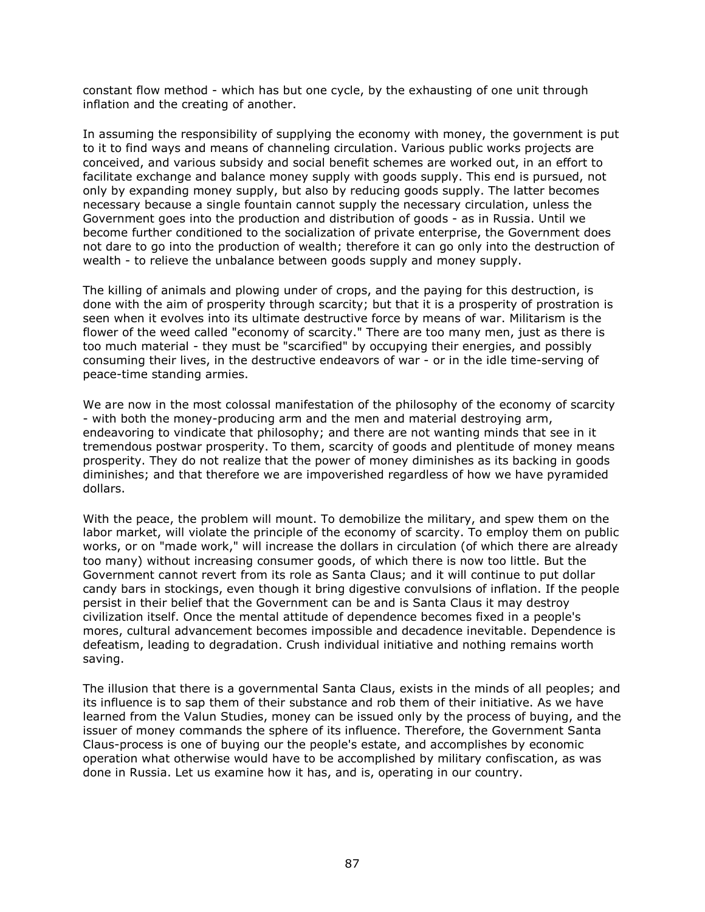constant flow method - which has but one cycle, by the exhausting of one unit through inflation and the creating of another.

In assuming the responsibility of supplying the economy with money, the government is put to it to find ways and means of channeling circulation. Various public works projects are conceived, and various subsidy and social benefit schemes are worked out, in an effort to facilitate exchange and balance money supply with goods supply. This end is pursued, not only by expanding money supply, but also by reducing goods supply. The latter becomes necessary because a single fountain cannot supply the necessary circulation, unless the Government goes into the production and distribution of goods - as in Russia. Until we become further conditioned to the socialization of private enterprise, the Government does not dare to go into the production of wealth; therefore it can go only into the destruction of wealth - to relieve the unbalance between goods supply and money supply.

The killing of animals and plowing under of crops, and the paying for this destruction, is done with the aim of prosperity through scarcity; but that it is a prosperity of prostration is seen when it evolves into its ultimate destructive force by means of war. Militarism is the flower of the weed called "economy of scarcity." There are too many men, just as there is too much material - they must be "scarcified" by occupying their energies, and possibly consuming their lives, in the destructive endeavors of war - or in the idle time-serving of peace-time standing armies.

We are now in the most colossal manifestation of the philosophy of the economy of scarcity - with both the money-producing arm and the men and material destroying arm, endeavoring to vindicate that philosophy; and there are not wanting minds that see in it tremendous postwar prosperity. To them, scarcity of goods and plentitude of money means prosperity. They do not realize that the power of money diminishes as its backing in goods diminishes; and that therefore we are impoverished regardless of how we have pyramided dollars.

With the peace, the problem will mount. To demobilize the military, and spew them on the labor market, will violate the principle of the economy of scarcity. To employ them on public works, or on "made work," will increase the dollars in circulation (of which there are already too many) without increasing consumer goods, of which there is now too little. But the Government cannot revert from its role as Santa Claus; and it will continue to put dollar candy bars in stockings, even though it bring digestive convulsions of inflation. If the people persist in their belief that the Government can be and is Santa Claus it may destroy civilization itself. Once the mental attitude of dependence becomes fixed in a people's mores, cultural advancement becomes impossible and decadence inevitable. Dependence is defeatism, leading to degradation. Crush individual initiative and nothing remains worth saving.

The illusion that there is a governmental Santa Claus, exists in the minds of all peoples; and its influence is to sap them of their substance and rob them of their initiative. As we have learned from the Valun Studies, money can be issued only by the process of buying, and the issuer of money commands the sphere of its influence. Therefore, the Government Santa Claus-process is one of buying our the people's estate, and accomplishes by economic operation what otherwise would have to be accomplished by military confiscation, as was done in Russia. Let us examine how it has, and is, operating in our country.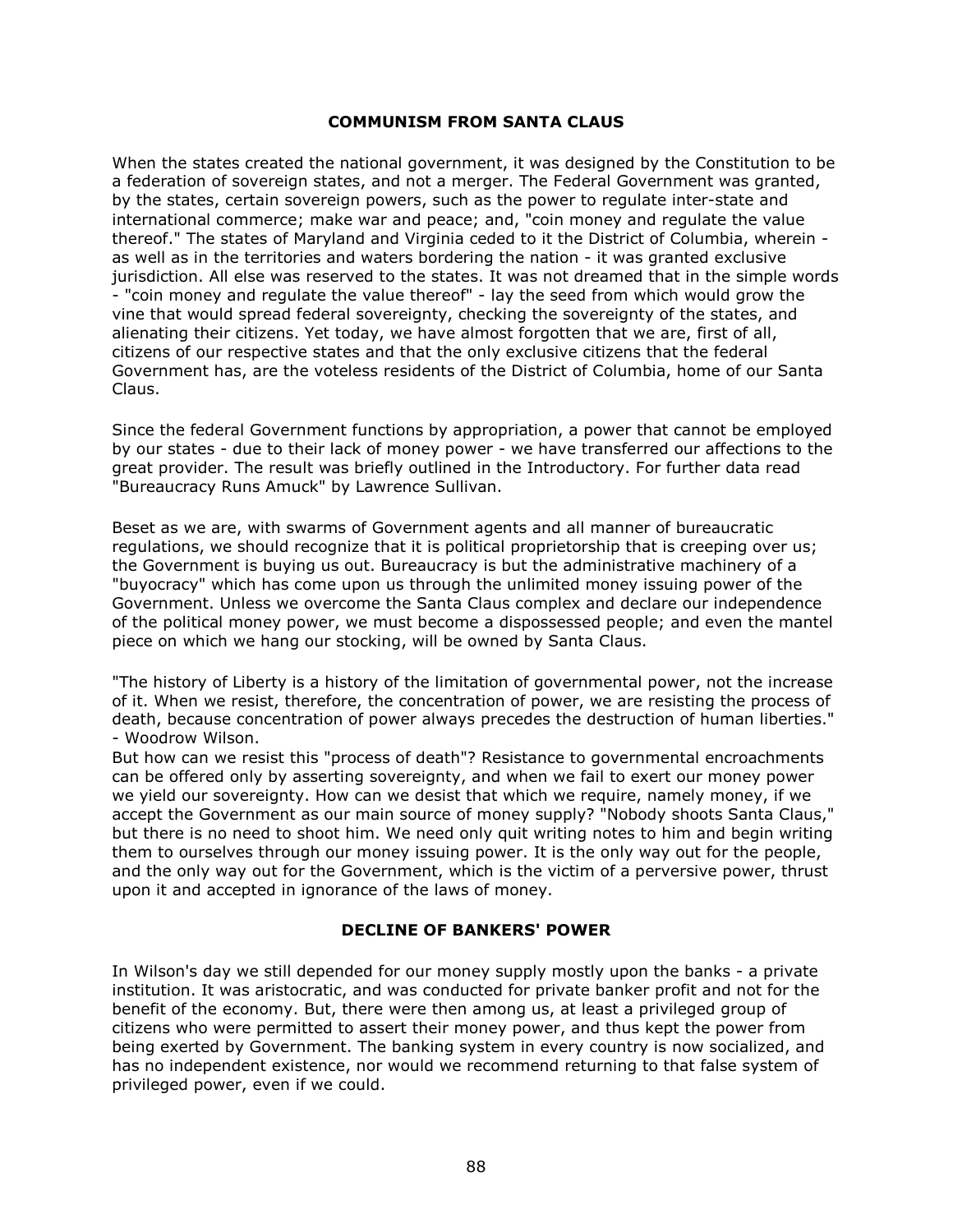## COMMUNISM FROM SANTA CLAUS

When the states created the national government, it was designed by the Constitution to be a federation of sovereign states, and not a merger. The Federal Government was granted, by the states, certain sovereign powers, such as the power to regulate inter-state and international commerce; make war and peace; and, "coin money and regulate the value thereof." The states of Maryland and Virginia ceded to it the District of Columbia, wherein - as well as in the territories and waters bordering the nation - it was granted exclusive jurisdiction. All else was reserved to the states. It was not dreamed that in the simple words - "coin money and regulate the value thereof" - lay the seed from which would grow the vine that would spread federal sovereignty, checking the sovereignty of the states, and alienating their citizens. Yet today, we have almost forgotten that we are, first of all, citizens of our respective states and that the only exclusive citizens that the federal Government has, are the voteless residents of the District of Columbia, home of our Santa Claus.

Since the federal Government functions by appropriation, a power that cannot be employed by our states - due to their lack of money power - we have transferred our affections to the great provider. The result was briefly outlined in the Introductory. For further data read "Bureaucracy Runs Amuck" by Lawrence Sullivan.

Beset as we are, with swarms of Government agents and all manner of bureaucratic regulations, we should recognize that it is political proprietorship that is creeping over us; the Government is buying us out. Bureaucracy is but the administrative machinery of a "buyocracy" which has come upon us through the unlimited money issuing power of the Government. Unless we overcome the Santa Claus complex and declare our independence of the political money power, we must become a dispossessed people; and even the mantel piece on which we hang our stocking, will be owned by Santa Claus.

"The history of Liberty is a history of the limitation of governmental power, not the increase of it. When we resist, therefore, the concentration of power, we are resisting the process of death, because concentration of power always precedes the destruction of human liberties." - Woodrow Wilson.

But how can we resist this "process of death"? Resistance to governmental encroachments can be offered only by asserting sovereignty, and when we fail to exert our money power we yield our sovereignty. How can we desist that which we require, namely money, if we accept the Government as our main source of money supply? "Nobody shoots Santa Claus," but there is no need to shoot him. We need only quit writing notes to him and begin writing them to ourselves through our money issuing power. It is the only way out for the people, and the only way out for the Government, which is the victim of a perversive power, thrust upon it and accepted in ignorance of the laws of money.

## DECLINE OF BANKERS' POWER

In Wilson's day we still depended for our money supply mostly upon the banks - a private institution. It was aristocratic, and was conducted for private banker profit and not for the benefit of the economy. But, there were then among us, at least a privileged group of citizens who were permitted to assert their money power, and thus kept the power from being exerted by Government. The banking system in every country is now socialized, and has no independent existence, nor would we recommend returning to that false system of privileged power, even if we could.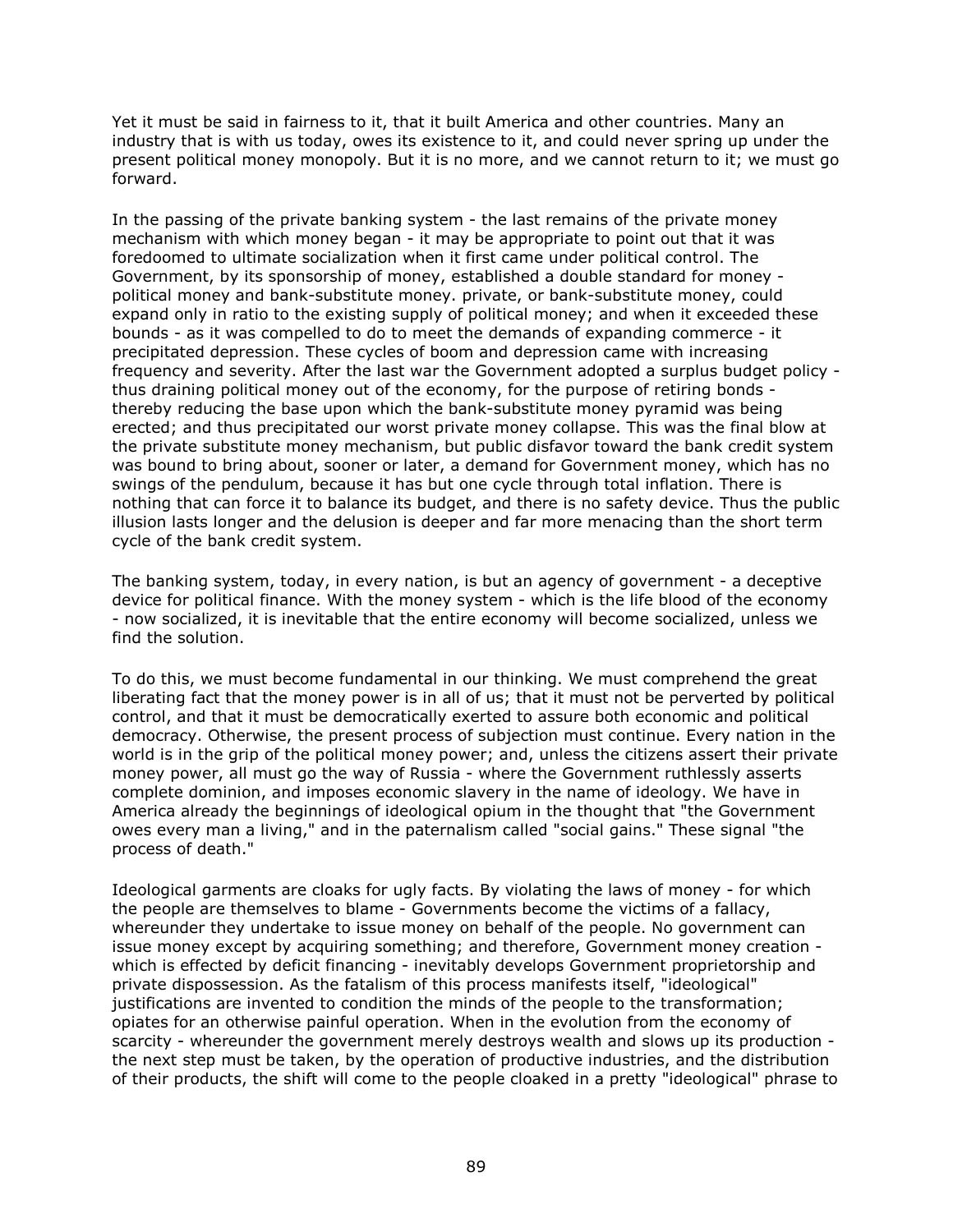Yet it must be said in fairness to it, that it built America and other countries. Many an industry that is with us today, owes its existence to it, and could never spring up under the present political money monopoly. But it is no more, and we cannot return to it; we must go forward.

In the passing of the private banking system - the last remains of the private money mechanism with which money began - it may be appropriate to point out that it was foredoomed to ultimate socialization when it first came under political control. The Government, by its sponsorship of money, established a double standard for money - political money and bank-substitute money. private, or bank-substitute money, could expand only in ratio to the existing supply of political money; and when it exceeded these bounds - as it was compelled to do to meet the demands of expanding commerce - it precipitated depression. These cycles of boom and depression came with increasing frequency and severity. After the last war the Government adopted a surplus budget policy - thus draining political money out of the economy, for the purpose of retiring bonds - thereby reducing the base upon which the bank-substitute money pyramid was being erected; and thus precipitated our worst private money collapse. This was the final blow at the private substitute money mechanism, but public disfavor toward the bank credit system was bound to bring about, sooner or later, a demand for Government money, which has no swings of the pendulum, because it has but one cycle through total inflation. There is nothing that can force it to balance its budget, and there is no safety device. Thus the public illusion lasts longer and the delusion is deeper and far more menacing than the short term cycle of the bank credit system.

The banking system, today, in every nation, is but an agency of government - a deceptive device for political finance. With the money system - which is the life blood of the economy - now socialized, it is inevitable that the entire economy will become socialized, unless we find the solution.

To do this, we must become fundamental in our thinking. We must comprehend the great liberating fact that the money power is in all of us; that it must not be perverted by political control, and that it must be democratically exerted to assure both economic and political democracy. Otherwise, the present process of subjection must continue. Every nation in the world is in the grip of the political money power; and, unless the citizens assert their private money power, all must go the way of Russia - where the Government ruthlessly asserts complete dominion, and imposes economic slavery in the name of ideology. We have in America already the beginnings of ideological opium in the thought that "the Government owes every man a living," and in the paternalism called "social gains." These signal "the process of death."

Ideological garments are cloaks for ugly facts. By violating the laws of money - for which the people are themselves to blame - Governments become the victims of a fallacy, whereunder they undertake to issue money on behalf of the people. No government can issue money except by acquiring something; and therefore, Government money creation - which is effected by deficit financing - inevitably develops Government proprietorship and private dispossession. As the fatalism of this process manifests itself, "ideological" justifications are invented to condition the minds of the people to the transformation; opiates for an otherwise painful operation. When in the evolution from the economy of scarcity - whereunder the government merely destroys wealth and slows up its production - the next step must be taken, by the operation of productive industries, and the distribution of their products, the shift will come to the people cloaked in a pretty "ideological" phrase to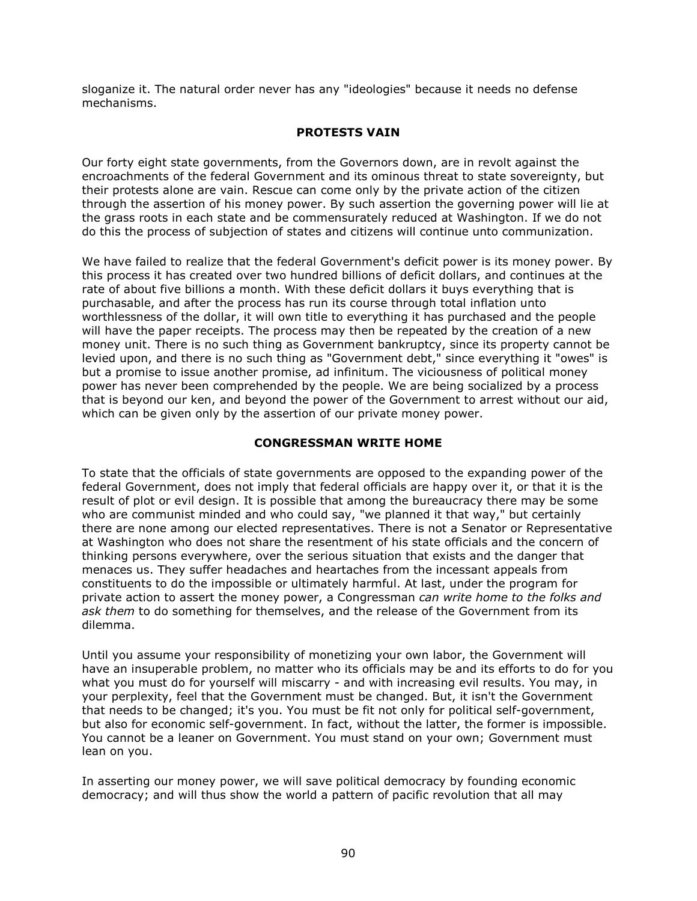sloganize it. The natural order never has any "ideologies" because it needs no defense mechanisms.

## PROTESTS VAIN

Our forty eight state governments, from the Governors down, are in revolt against the encroachments of the federal Government and its ominous threat to state sovereignty, but their protests alone are vain. Rescue can come only by the private action of the citizen through the assertion of his money power. By such assertion the governing power will lie at the grass roots in each state and be commensurately reduced at Washington. If we do not do this the process of subjection of states and citizens will continue unto communization.

We have failed to realize that the federal Government's deficit power is its money power. By this process it has created over two hundred billions of deficit dollars, and continues at the rate of about five billions a month. With these deficit dollars it buys everything that is purchasable, and after the process has run its course through total inflation unto worthlessness of the dollar, it will own title to everything it has purchased and the people will have the paper receipts. The process may then be repeated by the creation of a new money unit. There is no such thing as Government bankruptcy, since its property cannot be levied upon, and there is no such thing as "Government debt," since everything it "owes" is but a promise to issue another promise, ad infinitum. The viciousness of political money power has never been comprehended by the people. We are being socialized by a process that is beyond our ken, and beyond the power of the Government to arrest without our aid, which can be given only by the assertion of our private money power.

## CONGRESSMAN WRITE HOME

To state that the officials of state governments are opposed to the expanding power of the federal Government, does not imply that federal officials are happy over it, or that it is the result of plot or evil design. It is possible that among the bureaucracy there may be some who are communist minded and who could say, "we planned it that way," but certainly there are none among our elected representatives. There is not a Senator or Representative at Washington who does not share the resentment of his state officials and the concern of thinking persons everywhere, over the serious situation that exists and the danger that menaces us. They suffer headaches and heartaches from the incessant appeals from constituents to do the impossible or ultimately harmful. At last, under the program for private action to assert the money power, a Congressman *can write home to the folks and ask them* to do something for themselves, and the release of the Government from its dilemma.

Until you assume your responsibility of monetizing your own labor, the Government will have an insuperable problem, no matter who its officials may be and its efforts to do for you what you must do for yourself will miscarry - and with increasing evil results. You may, in your perplexity, feel that the Government must be changed. But, it isn't the Government that needs to be changed; it's you. You must be fit not only for political self-government, but also for economic self-government. In fact, without the latter, the former is impossible. You cannot be a leaner on Government. You must stand on your own; Government must lean on you.

In asserting our money power, we will save political democracy by founding economic democracy; and will thus show the world a pattern of pacific revolution that all may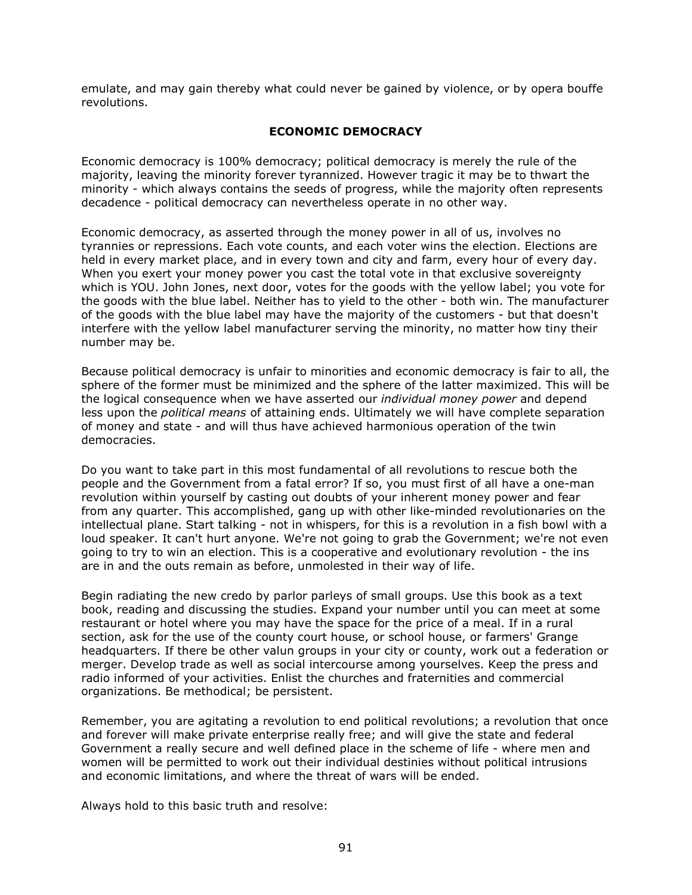emulate, and may gain thereby what could never be gained by violence, or by opera bouffe revolutions.

## ECONOMIC DEMOCRACY

Economic democracy is 100% democracy; political democracy is merely the rule of the majority, leaving the minority forever tyrannized. However tragic it may be to thwart the minority - which always contains the seeds of progress, while the majority often represents decadence - political democracy can nevertheless operate in no other way.

Economic democracy, as asserted through the money power in all of us, involves no tyrannies or repressions. Each vote counts, and each voter wins the election. Elections are held in every market place, and in every town and city and farm, every hour of every day. When you exert your money power you cast the total vote in that exclusive sovereignty which is YOU. John Jones, next door, votes for the goods with the yellow label; you vote for the goods with the blue label. Neither has to yield to the other - both win. The manufacturer of the goods with the blue label may have the majority of the customers - but that doesn't interfere with the yellow label manufacturer serving the minority, no matter how tiny their number may be.

Because political democracy is unfair to minorities and economic democracy is fair to all, the sphere of the former must be minimized and the sphere of the latter maximized. This will be the logical consequence when we have asserted our *individual money power* and depend less upon the *political means* of attaining ends. Ultimately we will have complete separation of money and state - and will thus have achieved harmonious operation of the twin democracies.

Do you want to take part in this most fundamental of all revolutions to rescue both the people and the Government from a fatal error? If so, you must first of all have a one-man revolution within yourself by casting out doubts of your inherent money power and fear from any quarter. This accomplished, gang up with other like-minded revolutionaries on the intellectual plane. Start talking - not in whispers, for this is a revolution in a fish bowl with a loud speaker. It can't hurt anyone. We're not going to grab the Government; we're not even going to try to win an election. This is a cooperative and evolutionary revolution - the ins are in and the outs remain as before, unmolested in their way of life.

Begin radiating the new credo by parlor parleys of small groups. Use this book as a text book, reading and discussing the studies. Expand your number until you can meet at some restaurant or hotel where you may have the space for the price of a meal. If in a rural section, ask for the use of the county court house, or school house, or farmers' Grange headquarters. If there be other valun groups in your city or county, work out a federation or merger. Develop trade as well as social intercourse among yourselves. Keep the press and radio informed of your activities. Enlist the churches and fraternities and commercial organizations. Be methodical; be persistent.

Remember, you are agitating a revolution to end political revolutions; a revolution that once and forever will make private enterprise really free; and will give the state and federal Government a really secure and well defined place in the scheme of life - where men and women will be permitted to work out their individual destinies without political intrusions and economic limitations, and where the threat of wars will be ended.

Always hold to this basic truth and resolve: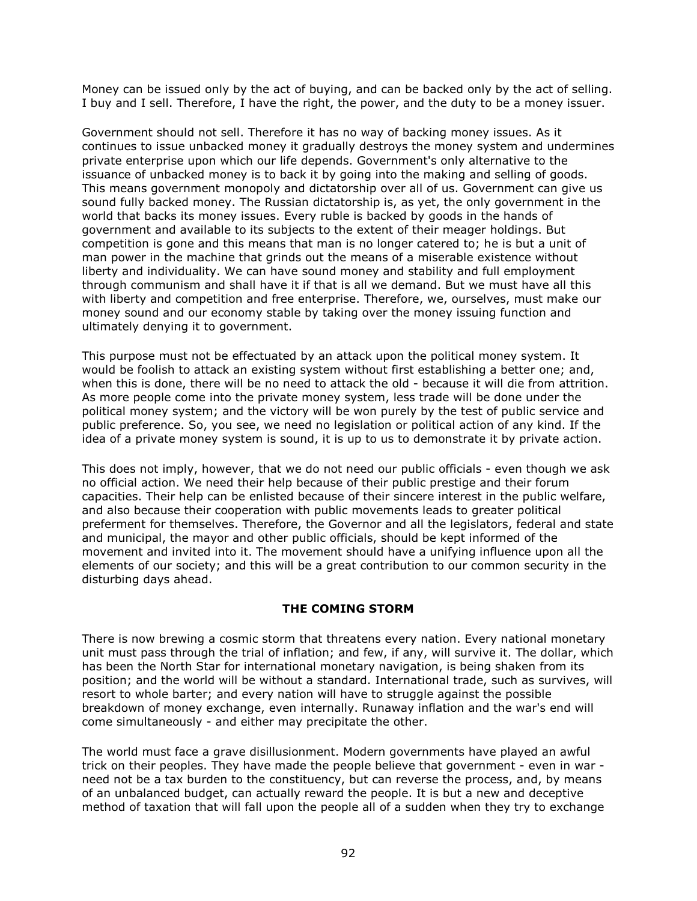Money can be issued only by the act of buying, and can be backed only by the act of selling. I buy and I sell. Therefore, I have the right, the power, and the duty to be a money issuer.

Government should not sell. Therefore it has no way of backing money issues. As it continues to issue unbacked money it gradually destroys the money system and undermines private enterprise upon which our life depends. Government's only alternative to the issuance of unbacked money is to back it by going into the making and selling of goods. This means government monopoly and dictatorship over all of us. Government can give us sound fully backed money. The Russian dictatorship is, as yet, the only government in the world that backs its money issues. Every ruble is backed by goods in the hands of government and available to its subjects to the extent of their meager holdings. But competition is gone and this means that man is no longer catered to; he is but a unit of man power in the machine that grinds out the means of a miserable existence without liberty and individuality. We can have sound money and stability and full employment through communism and shall have it if that is all we demand. But we must have all this with liberty and competition and free enterprise. Therefore, we, ourselves, must make our money sound and our economy stable by taking over the money issuing function and ultimately denying it to government.

This purpose must not be effectuated by an attack upon the political money system. It would be foolish to attack an existing system without first establishing a better one; and, when this is done, there will be no need to attack the old - because it will die from attrition. As more people come into the private money system, less trade will be done under the political money system; and the victory will be won purely by the test of public service and public preference. So, you see, we need no legislation or political action of any kind. If the idea of a private money system is sound, it is up to us to demonstrate it by private action.

This does not imply, however, that we do not need our public officials - even though we ask no official action. We need their help because of their public prestige and their forum capacities. Their help can be enlisted because of their sincere interest in the public welfare, and also because their cooperation with public movements leads to greater political preferment for themselves. Therefore, the Governor and all the legislators, federal and state and municipal, the mayor and other public officials, should be kept informed of the movement and invited into it. The movement should have a unifying influence upon all the elements of our society; and this will be a great contribution to our common security in the disturbing days ahead.

## THE COMING STORM

There is now brewing a cosmic storm that threatens every nation. Every national monetary unit must pass through the trial of inflation; and few, if any, will survive it. The dollar, which has been the North Star for international monetary navigation, is being shaken from its position; and the world will be without a standard. International trade, such as survives, will resort to whole barter; and every nation will have to struggle against the possible breakdown of money exchange, even internally. Runaway inflation and the war's end will come simultaneously - and either may precipitate the other.

The world must face a grave disillusionment. Modern governments have played an awful trick on their peoples. They have made the people believe that government - even in war - need not be a tax burden to the constituency, but can reverse the process, and, by means of an unbalanced budget, can actually reward the people. It is but a new and deceptive method of taxation that will fall upon the people all of a sudden when they try to exchange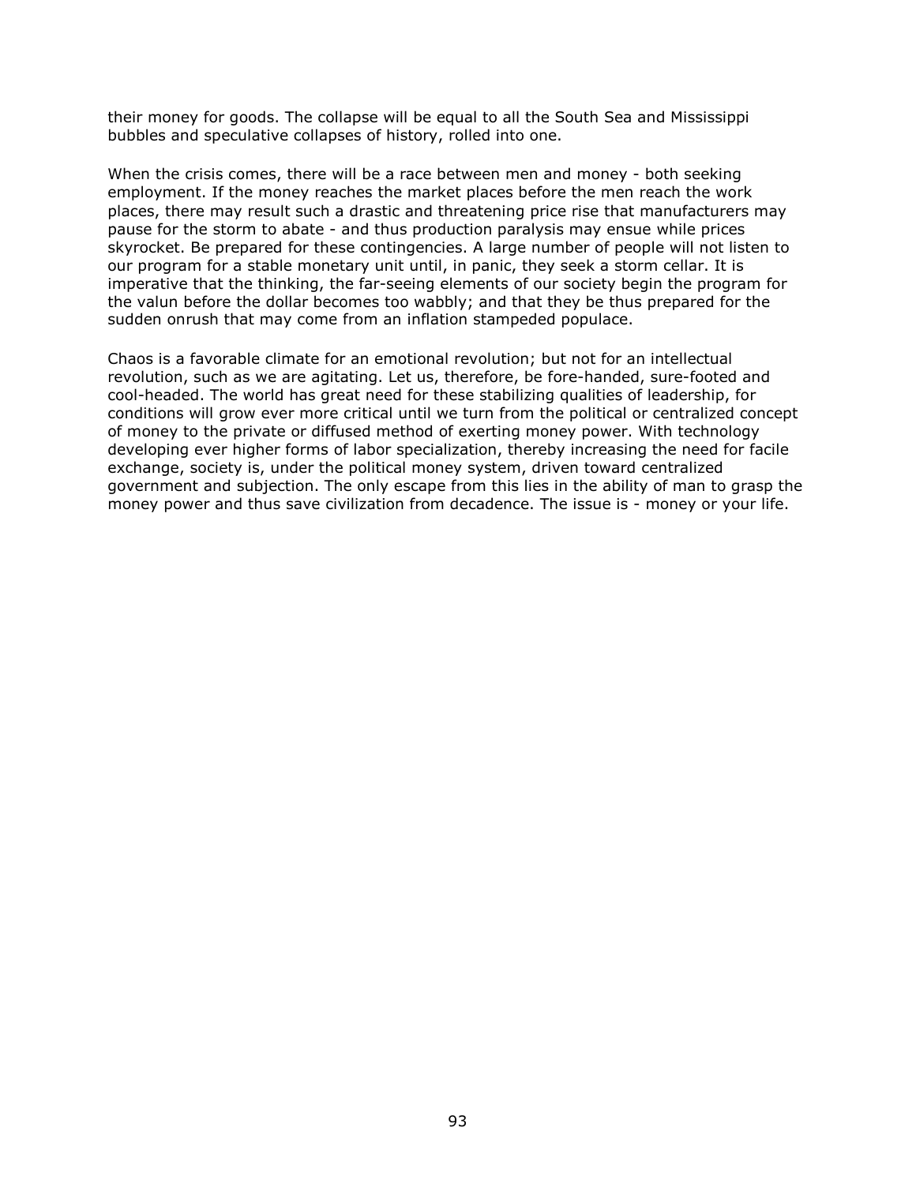their money for goods. The collapse will be equal to all the South Sea and Mississippi bubbles and speculative collapses of history, rolled into one.

When the crisis comes, there will be a race between men and money - both seeking employment. If the money reaches the market places before the men reach the work places, there may result such a drastic and threatening price rise that manufacturers may pause for the storm to abate - and thus production paralysis may ensue while prices skyrocket. Be prepared for these contingencies. A large number of people will not listen to our program for a stable monetary unit until, in panic, they seek a storm cellar. It is imperative that the thinking, the far-seeing elements of our society begin the program for the valun before the dollar becomes too wabbly; and that they be thus prepared for the sudden onrush that may come from an inflation stampeded populace.

Chaos is a favorable climate for an emotional revolution; but not for an intellectual revolution, such as we are agitating. Let us, therefore, be fore-handed, sure-footed and cool-headed. The world has great need for these stabilizing qualities of leadership, for conditions will grow ever more critical until we turn from the political or centralized concept of money to the private or diffused method of exerting money power. With technology developing ever higher forms of labor specialization, thereby increasing the need for facile exchange, society is, under the political money system, driven toward centralized government and subjection. The only escape from this lies in the ability of man to grasp the money power and thus save civilization from decadence. The issue is - money or your life.